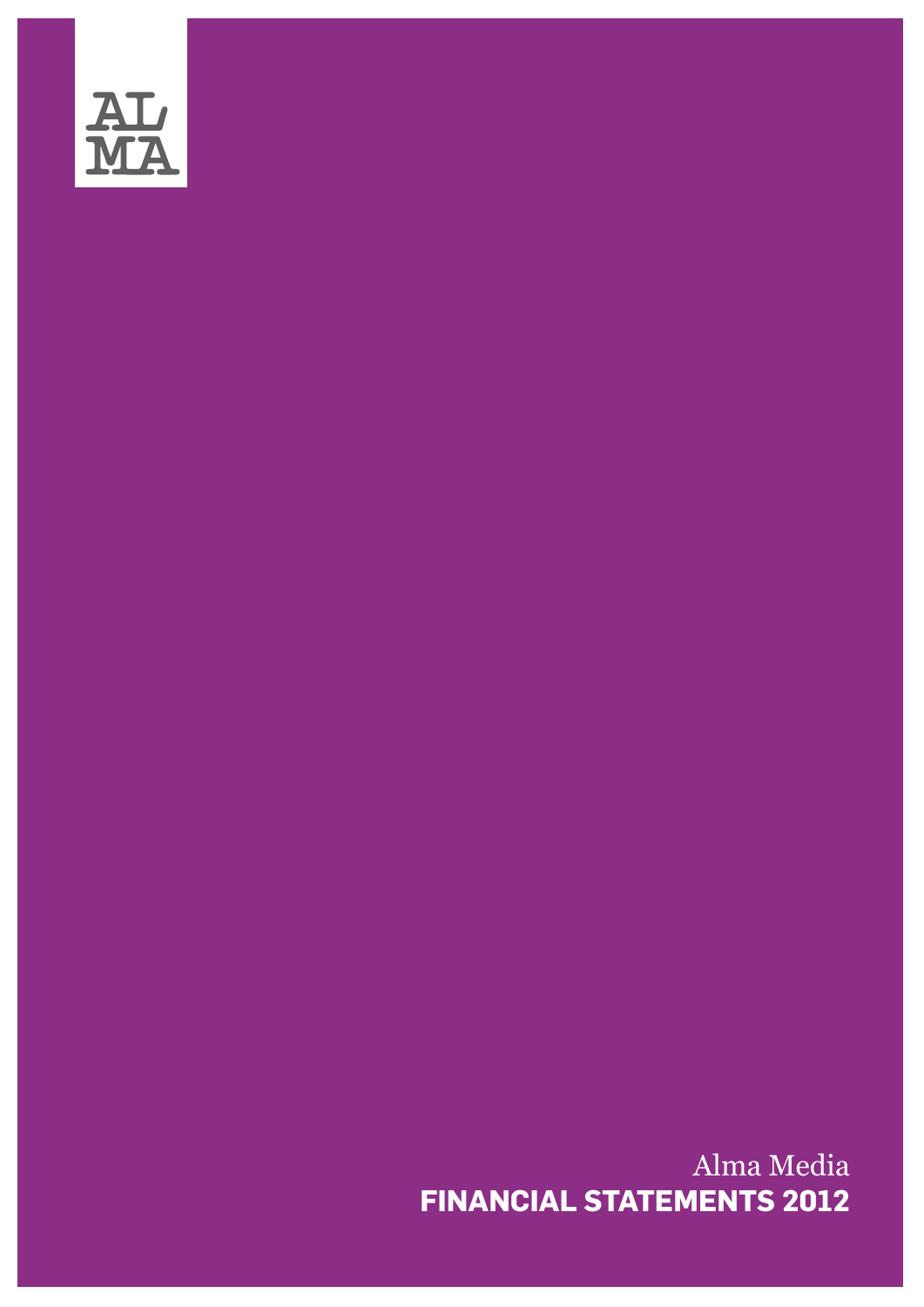AL
MA

Alma Media

# FINANCIAL STATEMENTS 2012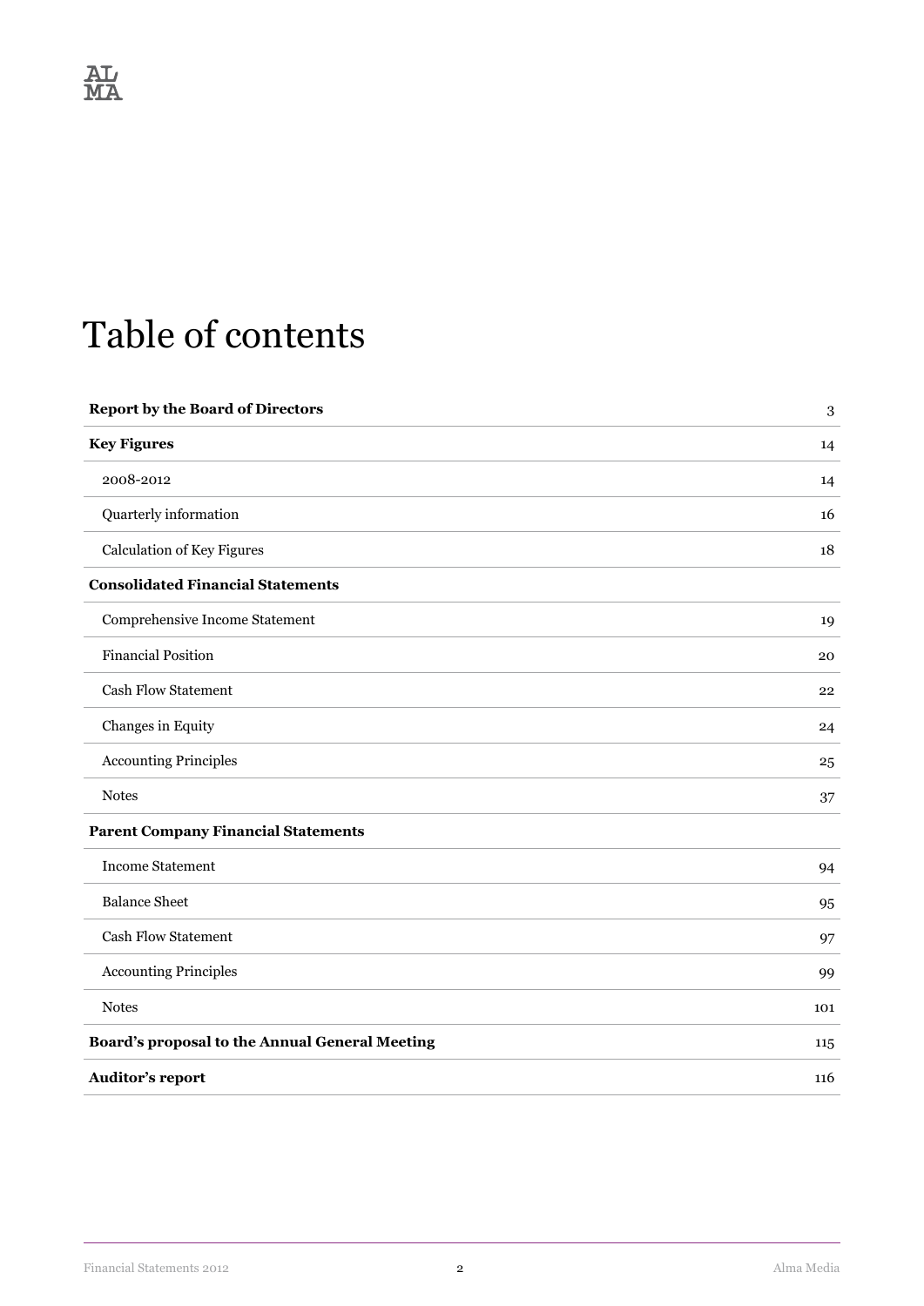# Table of contents

| | |
|---|---|
| **Report by the Board of Directors** | 3 |
| **Key Figures** | 14 |
| 2008-2012 | 14 |
| Quarterly information | 16 |
| Calculation of Key Figures | 18 |
| **Consolidated Financial Statements** | |
| Comprehensive Income Statement | 19 |
| Financial Position | 20 |
| Cash Flow Statement | 22 |
| Changes in Equity | 24 |
| Accounting Principles | 25 |
| Notes | 37 |
| **Parent Company Financial Statements** | |
| Income Statement | 94 |
| Balance Sheet | 95 |
| Cash Flow Statement | 97 |
| Accounting Principles | 99 |
| Notes | 101 |
| **Board's proposal to the Annual General Meeting** | 115 |
| **Auditor's report** | 116 |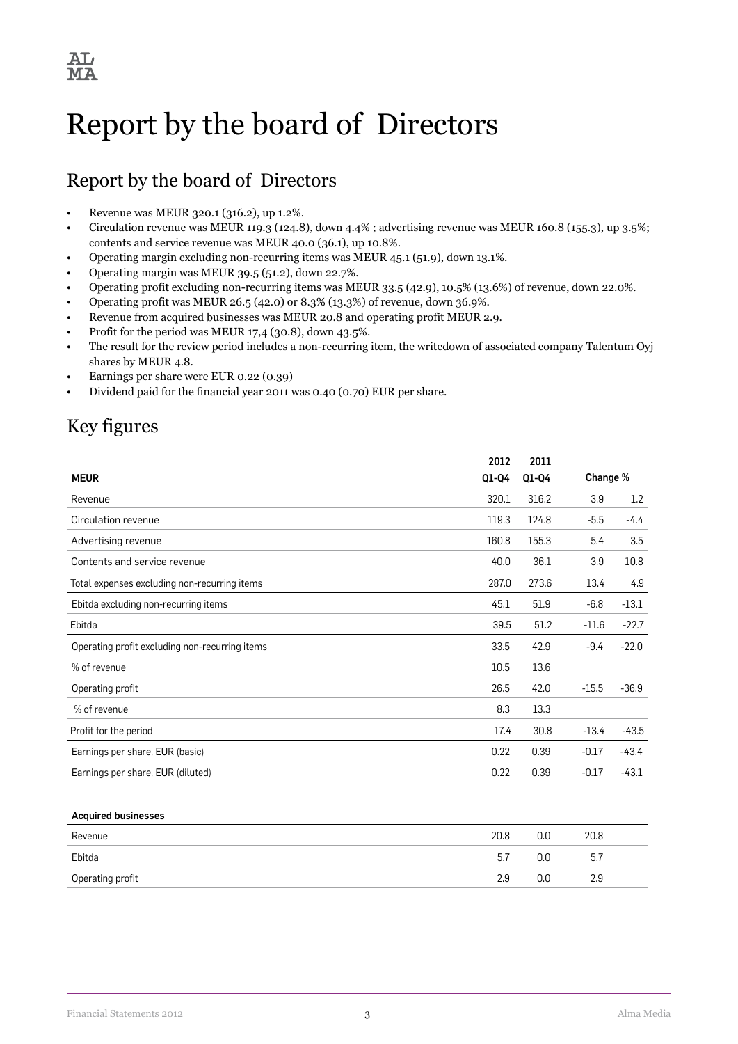# Report by the board of Directors

## Report by the board of Directors

- Revenue was MEUR 320.1 (316.2), up 1.2%.
- Circulation revenue was MEUR 119.3 (124.8), down 4.4% ; advertising revenue was MEUR 160.8 (155.3), up 3.5%; contents and service revenue was MEUR 40.0 (36.1), up 10.8%.
- Operating margin excluding non-recurring items was MEUR 45.1 (51.9), down 13.1%.
- Operating margin was MEUR 39.5 (51.2), down 22.7%.
- Operating profit excluding non-recurring items was MEUR 33.5 (42.9), 10.5% (13.6%) of revenue, down 22.0%.
- Operating profit was MEUR 26.5 (42.0) or 8.3% (13.3%) of revenue, down 36.9%.
- Revenue from acquired businesses was MEUR 20.8 and operating profit MEUR 2.9.
- Profit for the period was MEUR 17,4 (30.8), down 43.5%.
- The result for the review period includes a non-recurring item, the writedown of associated company Talentum Oyj shares by MEUR 4.8.
- Earnings per share were EUR 0.22 (0.39)
- Dividend paid for the financial year 2011 was 0.40 (0.70) EUR per share.

## Key figures

| MEUR | 2012 Q1-Q4 | 2011 Q1-Q4 | Change % | |
|---|---|---|---|---|
| Revenue | 320.1 | 316.2 | 3.9 | 1.2 |
| Circulation revenue | 119.3 | 124.8 | -5.5 | -4.4 |
| Advertising revenue | 160.8 | 155.3 | 5.4 | 3.5 |
| Contents and service revenue | 40.0 | 36.1 | 3.9 | 10.8 |
| Total expenses excluding non-recurring items | 287.0 | 273.6 | 13.4 | 4.9 |
| Ebitda excluding non-recurring items | 45.1 | 51.9 | -6.8 | -13.1 |
| Ebitda | 39.5 | 51.2 | -11.6 | -22.7 |
| Operating profit excluding non-recurring items | 33.5 | 42.9 | -9.4 | -22.0 |
| % of revenue | 10.5 | 13.6 | | |
| Operating profit | 26.5 | 42.0 | -15.5 | -36.9 |
| % of revenue | 8.3 | 13.3 | | |
| Profit for the period | 17.4 | 30.8 | -13.4 | -43.5 |
| Earnings per share, EUR (basic) | 0.22 | 0.39 | -0.17 | -43.4 |
| Earnings per share, EUR (diluted) | 0.22 | 0.39 | -0.17 | -43.1 |

| Acquired businesses | | | |
|---|---|---|---|
| Revenue | 20.8 | 0.0 | 20.8 |
| Ebitda | 5.7 | 0.0 | 5.7 |
| Operating profit | 2.9 | 0.0 | 2.9 |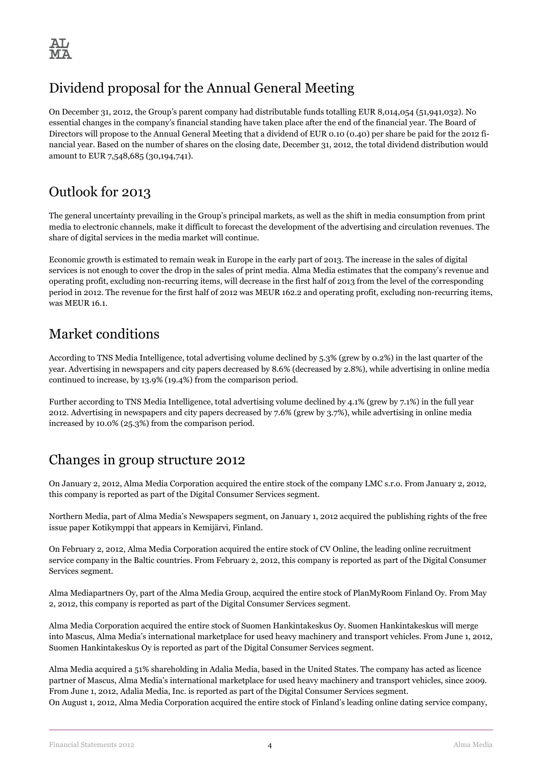## Dividend proposal for the Annual General Meeting

On December 31, 2012, the Group's parent company had distributable funds totalling EUR 8,014,054 (51,941,032). No essential changes in the company's financial standing have taken place after the end of the financial year. The Board of Directors will propose to the Annual General Meeting that a dividend of EUR 0.10 (0.40) per share be paid for the 2012 financial year. Based on the number of shares on the closing date, December 31, 2012, the total dividend distribution would amount to EUR 7,548,685 (30,194,741).

## Outlook for 2013

The general uncertainty prevailing in the Group's principal markets, as well as the shift in media consumption from print media to electronic channels, make it difficult to forecast the development of the advertising and circulation revenues. The share of digital services in the media market will continue.

Economic growth is estimated to remain weak in Europe in the early part of 2013. The increase in the sales of digital services is not enough to cover the drop in the sales of print media. Alma Media estimates that the company's revenue and operating profit, excluding non-recurring items, will decrease in the first half of 2013 from the level of the corresponding period in 2012. The revenue for the first half of 2012 was MEUR 162.2 and operating profit, excluding non-recurring items, was MEUR 16.1.

## Market conditions

According to TNS Media Intelligence, total advertising volume declined by 5.3% (grew by 0.2%) in the last quarter of the year. Advertising in newspapers and city papers decreased by 8.6% (decreased by 2.8%), while advertising in online media continued to increase, by 13.9% (19.4%) from the comparison period.

Further according to TNS Media Intelligence, total advertising volume declined by 4.1% (grew by 7.1%) in the full year 2012. Advertising in newspapers and city papers decreased by 7.6% (grew by 3.7%), while advertising in online media increased by 10.0% (25.3%) from the comparison period.

## Changes in group structure 2012

On January 2, 2012, Alma Media Corporation acquired the entire stock of the company LMC s.r.o. From January 2, 2012, this company is reported as part of the Digital Consumer Services segment.

Northern Media, part of Alma Media's Newspapers segment, on January 1, 2012 acquired the publishing rights of the free issue paper Kotikymppi that appears in Kemijärvi, Finland.

On February 2, 2012, Alma Media Corporation acquired the entire stock of CV Online, the leading online recruitment service company in the Baltic countries. From February 2, 2012, this company is reported as part of the Digital Consumer Services segment.

Alma Mediapartners Oy, part of the Alma Media Group, acquired the entire stock of PlanMyRoom Finland Oy. From May 2, 2012, this company is reported as part of the Digital Consumer Services segment.

Alma Media Corporation acquired the entire stock of Suomen Hankintakeskus Oy. Suomen Hankintakeskus will merge into Mascus, Alma Media's international marketplace for used heavy machinery and transport vehicles. From June 1, 2012, Suomen Hankintakeskus Oy is reported as part of the Digital Consumer Services segment.

Alma Media acquired a 51% shareholding in Adalia Media, based in the United States. The company has acted as licence partner of Mascus, Alma Media's international marketplace for used heavy machinery and transport vehicles, since 2009. From June 1, 2012, Adalia Media, Inc. is reported as part of the Digital Consumer Services segment.
On August 1, 2012, Alma Media Corporation acquired the entire stock of Finland's leading online dating service company,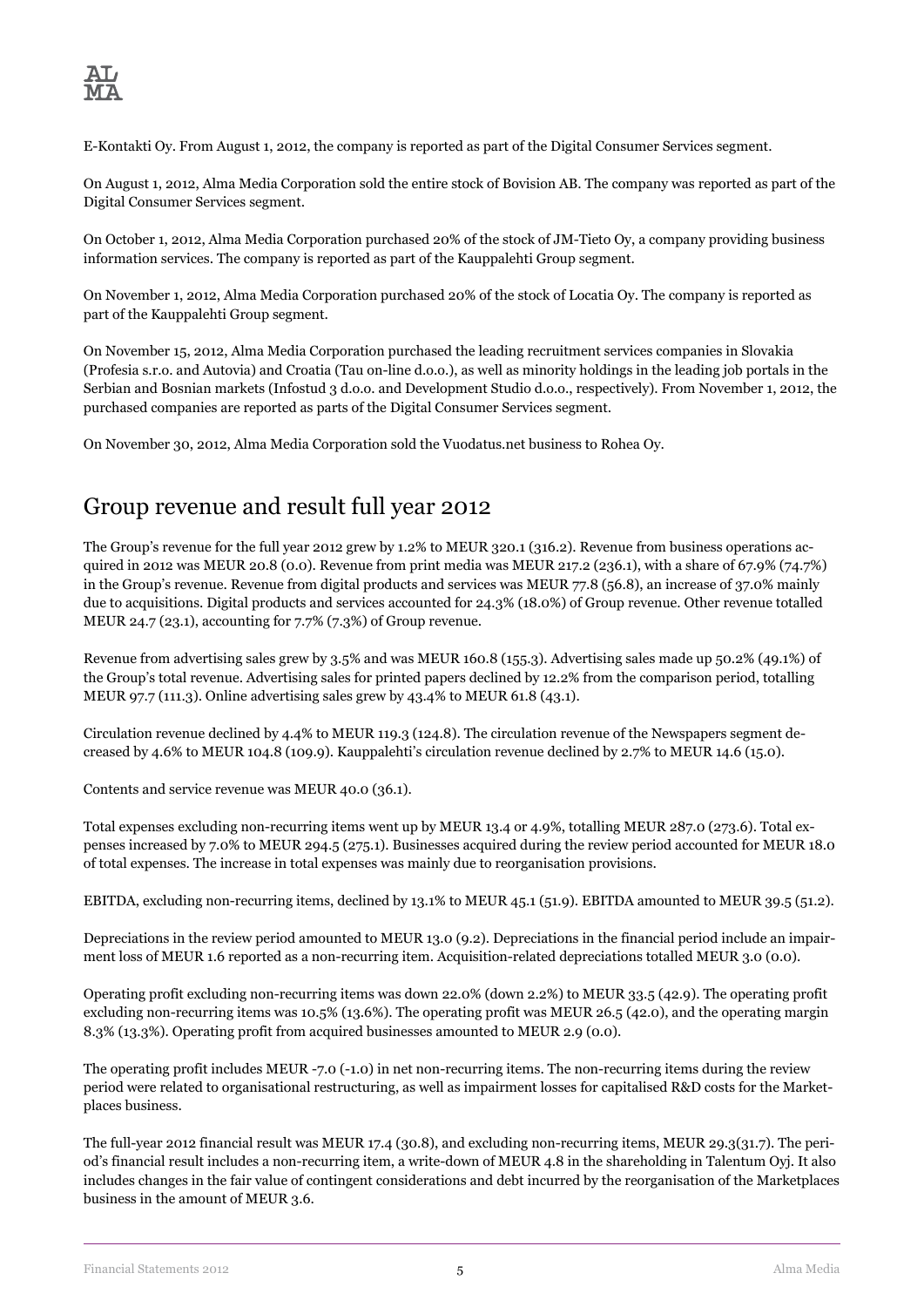E-Kontakti Oy. From August 1, 2012, the company is reported as part of the Digital Consumer Services segment.

On August 1, 2012, Alma Media Corporation sold the entire stock of Bovision AB. The company was reported as part of the Digital Consumer Services segment.

On October 1, 2012, Alma Media Corporation purchased 20% of the stock of JM-Tieto Oy, a company providing business information services. The company is reported as part of the Kauppalehti Group segment.

On November 1, 2012, Alma Media Corporation purchased 20% of the stock of Locatia Oy. The company is reported as part of the Kauppalehti Group segment.

On November 15, 2012, Alma Media Corporation purchased the leading recruitment services companies in Slovakia (Profesia s.r.o. and Autovia) and Croatia (Tau on-line d.o.o.), as well as minority holdings in the leading job portals in the Serbian and Bosnian markets (Infostud 3 d.o.o. and Development Studio d.o.o., respectively). From November 1, 2012, the purchased companies are reported as parts of the Digital Consumer Services segment.

On November 30, 2012, Alma Media Corporation sold the Vuodatus.net business to Rohea Oy.

## Group revenue and result full year 2012

The Group's revenue for the full year 2012 grew by 1.2% to MEUR 320.1 (316.2). Revenue from business operations acquired in 2012 was MEUR 20.8 (0.0). Revenue from print media was MEUR 217.2 (236.1), with a share of 67.9% (74.7%) in the Group's revenue. Revenue from digital products and services was MEUR 77.8 (56.8), an increase of 37.0% mainly due to acquisitions. Digital products and services accounted for 24.3% (18.0%) of Group revenue. Other revenue totalled MEUR 24.7 (23.1), accounting for 7.7% (7.3%) of Group revenue.

Revenue from advertising sales grew by 3.5% and was MEUR 160.8 (155.3). Advertising sales made up 50.2% (49.1%) of the Group's total revenue. Advertising sales for printed papers declined by 12.2% from the comparison period, totalling MEUR 97.7 (111.3). Online advertising sales grew by 43.4% to MEUR 61.8 (43.1).

Circulation revenue declined by 4.4% to MEUR 119.3 (124.8). The circulation revenue of the Newspapers segment decreased by 4.6% to MEUR 104.8 (109.9). Kauppalehti's circulation revenue declined by 2.7% to MEUR 14.6 (15.0).

Contents and service revenue was MEUR 40.0 (36.1).

Total expenses excluding non-recurring items went up by MEUR 13.4 or 4.9%, totalling MEUR 287.0 (273.6). Total expenses increased by 7.0% to MEUR 294.5 (275.1). Businesses acquired during the review period accounted for MEUR 18.0 of total expenses. The increase in total expenses was mainly due to reorganisation provisions.

EBITDA, excluding non-recurring items, declined by 13.1% to MEUR 45.1 (51.9). EBITDA amounted to MEUR 39.5 (51.2).

Depreciations in the review period amounted to MEUR 13.0 (9.2). Depreciations in the financial period include an impairment loss of MEUR 1.6 reported as a non-recurring item. Acquisition-related depreciations totalled MEUR 3.0 (0.0).

Operating profit excluding non-recurring items was down 22.0% (down 2.2%) to MEUR 33.5 (42.9). The operating profit excluding non-recurring items was 10.5% (13.6%). The operating profit was MEUR 26.5 (42.0), and the operating margin 8.3% (13.3%). Operating profit from acquired businesses amounted to MEUR 2.9 (0.0).

The operating profit includes MEUR -7.0 (-1.0) in net non-recurring items. The non-recurring items during the review period were related to organisational restructuring, as well as impairment losses for capitalised R&D costs for the Marketplaces business.

The full-year 2012 financial result was MEUR 17.4 (30.8), and excluding non-recurring items, MEUR 29.3(31.7). The period's financial result includes a non-recurring item, a write-down of MEUR 4.8 in the shareholding in Talentum Oyj. It also includes changes in the fair value of contingent considerations and debt incurred by the reorganisation of the Marketplaces business in the amount of MEUR 3.6.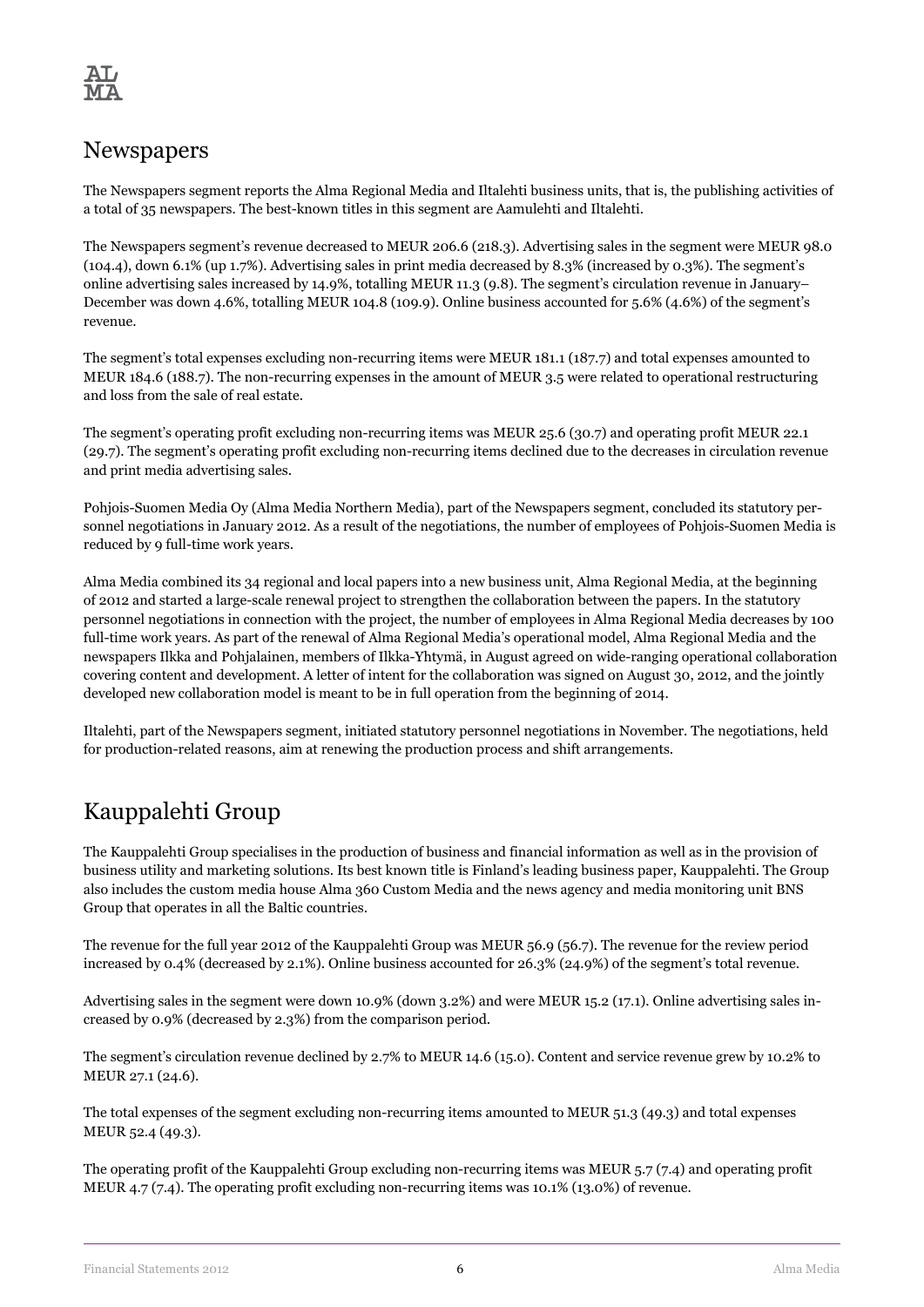## Newspapers

The Newspapers segment reports the Alma Regional Media and Iltalehti business units, that is, the publishing activities of a total of 35 newspapers. The best-known titles in this segment are Aamulehti and Iltalehti.

The Newspapers segment's revenue decreased to MEUR 206.6 (218.3). Advertising sales in the segment were MEUR 98.0 (104.4), down 6.1% (up 1.7%). Advertising sales in print media decreased by 8.3% (increased by 0.3%). The segment's online advertising sales increased by 14.9%, totalling MEUR 11.3 (9.8). The segment's circulation revenue in January–December was down 4.6%, totalling MEUR 104.8 (109.9). Online business accounted for 5.6% (4.6%) of the segment's revenue.

The segment's total expenses excluding non-recurring items were MEUR 181.1 (187.7) and total expenses amounted to MEUR 184.6 (188.7). The non-recurring expenses in the amount of MEUR 3.5 were related to operational restructuring and loss from the sale of real estate.

The segment's operating profit excluding non-recurring items was MEUR 25.6 (30.7) and operating profit MEUR 22.1 (29.7). The segment's operating profit excluding non-recurring items declined due to the decreases in circulation revenue and print media advertising sales.

Pohjois-Suomen Media Oy (Alma Media Northern Media), part of the Newspapers segment, concluded its statutory personnel negotiations in January 2012. As a result of the negotiations, the number of employees of Pohjois-Suomen Media is reduced by 9 full-time work years.

Alma Media combined its 34 regional and local papers into a new business unit, Alma Regional Media, at the beginning of 2012 and started a large-scale renewal project to strengthen the collaboration between the papers. In the statutory personnel negotiations in connection with the project, the number of employees in Alma Regional Media decreases by 100 full-time work years. As part of the renewal of Alma Regional Media's operational model, Alma Regional Media and the newspapers Ilkka and Pohjalainen, members of Ilkka-Yhtymä, in August agreed on wide-ranging operational collaboration covering content and development. A letter of intent for the collaboration was signed on August 30, 2012, and the jointly developed new collaboration model is meant to be in full operation from the beginning of 2014.

Iltalehti, part of the Newspapers segment, initiated statutory personnel negotiations in November. The negotiations, held for production-related reasons, aim at renewing the production process and shift arrangements.

## Kauppalehti Group

The Kauppalehti Group specialises in the production of business and financial information as well as in the provision of business utility and marketing solutions. Its best known title is Finland's leading business paper, Kauppalehti. The Group also includes the custom media house Alma 360 Custom Media and the news agency and media monitoring unit BNS Group that operates in all the Baltic countries.

The revenue for the full year 2012 of the Kauppalehti Group was MEUR 56.9 (56.7). The revenue for the review period increased by 0.4% (decreased by 2.1%). Online business accounted for 26.3% (24.9%) of the segment's total revenue.

Advertising sales in the segment were down 10.9% (down 3.2%) and were MEUR 15.2 (17.1). Online advertising sales increased by 0.9% (decreased by 2.3%) from the comparison period.

The segment's circulation revenue declined by 2.7% to MEUR 14.6 (15.0). Content and service revenue grew by 10.2% to MEUR 27.1 (24.6).

The total expenses of the segment excluding non-recurring items amounted to MEUR 51.3 (49.3) and total expenses MEUR 52.4 (49.3).

The operating profit of the Kauppalehti Group excluding non-recurring items was MEUR 5.7 (7.4) and operating profit MEUR 4.7 (7.4). The operating profit excluding non-recurring items was 10.1% (13.0%) of revenue.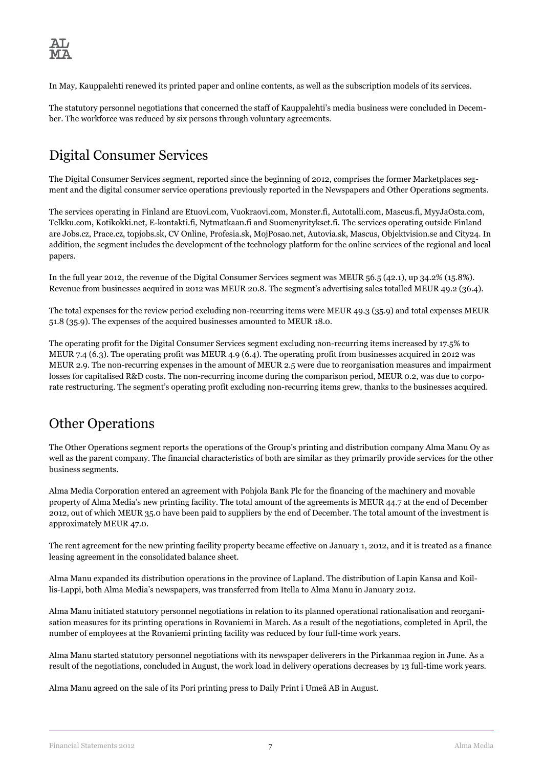In May, Kauppalehti renewed its printed paper and online contents, as well as the subscription models of its services.

The statutory personnel negotiations that concerned the staff of Kauppalehti's media business were concluded in December. The workforce was reduced by six persons through voluntary agreements.

## Digital Consumer Services

The Digital Consumer Services segment, reported since the beginning of 2012, comprises the former Marketplaces segment and the digital consumer service operations previously reported in the Newspapers and Other Operations segments.

The services operating in Finland are Etuovi.com, Vuokraovi.com, Monster.fi, Autotalli.com, Mascus.fi, MyyJaOsta.com, Telkku.com, Kotikokki.net, E-kontakti.fi, Nytmatkaan.fi and Suomenyritykset.fi. The services operating outside Finland are Jobs.cz, Prace.cz, topjobs.sk, CV Online, Profesia.sk, MojPosao.net, Autovia.sk, Mascus, Objektvision.se and City24. In addition, the segment includes the development of the technology platform for the online services of the regional and local papers.

In the full year 2012, the revenue of the Digital Consumer Services segment was MEUR 56.5 (42.1), up 34.2% (15.8%). Revenue from businesses acquired in 2012 was MEUR 20.8. The segment's advertising sales totalled MEUR 49.2 (36.4).

The total expenses for the review period excluding non-recurring items were MEUR 49.3 (35.9) and total expenses MEUR 51.8 (35.9). The expenses of the acquired businesses amounted to MEUR 18.0.

The operating profit for the Digital Consumer Services segment excluding non-recurring items increased by 17.5% to MEUR 7.4 (6.3). The operating profit was MEUR 4.9 (6.4). The operating profit from businesses acquired in 2012 was MEUR 2.9. The non-recurring expenses in the amount of MEUR 2.5 were due to reorganisation measures and impairment losses for capitalised R&D costs. The non-recurring income during the comparison period, MEUR 0.2, was due to corporate restructuring. The segment's operating profit excluding non-recurring items grew, thanks to the businesses acquired.

## Other Operations

The Other Operations segment reports the operations of the Group's printing and distribution company Alma Manu Oy as well as the parent company. The financial characteristics of both are similar as they primarily provide services for the other business segments.

Alma Media Corporation entered an agreement with Pohjola Bank Plc for the financing of the machinery and movable property of Alma Media's new printing facility. The total amount of the agreements is MEUR 44.7 at the end of December 2012, out of which MEUR 35.0 have been paid to suppliers by the end of December. The total amount of the investment is approximately MEUR 47.0.

The rent agreement for the new printing facility property became effective on January 1, 2012, and it is treated as a finance leasing agreement in the consolidated balance sheet.

Alma Manu expanded its distribution operations in the province of Lapland. The distribution of Lapin Kansa and Koillis-Lappi, both Alma Media's newspapers, was transferred from Itella to Alma Manu in January 2012.

Alma Manu initiated statutory personnel negotiations in relation to its planned operational rationalisation and reorganisation measures for its printing operations in Rovaniemi in March. As a result of the negotiations, completed in April, the number of employees at the Rovaniemi printing facility was reduced by four full-time work years.

Alma Manu started statutory personnel negotiations with its newspaper deliverers in the Pirkanmaa region in June. As a result of the negotiations, concluded in August, the work load in delivery operations decreases by 13 full-time work years.

Alma Manu agreed on the sale of its Pori printing press to Daily Print i Umeå AB in August.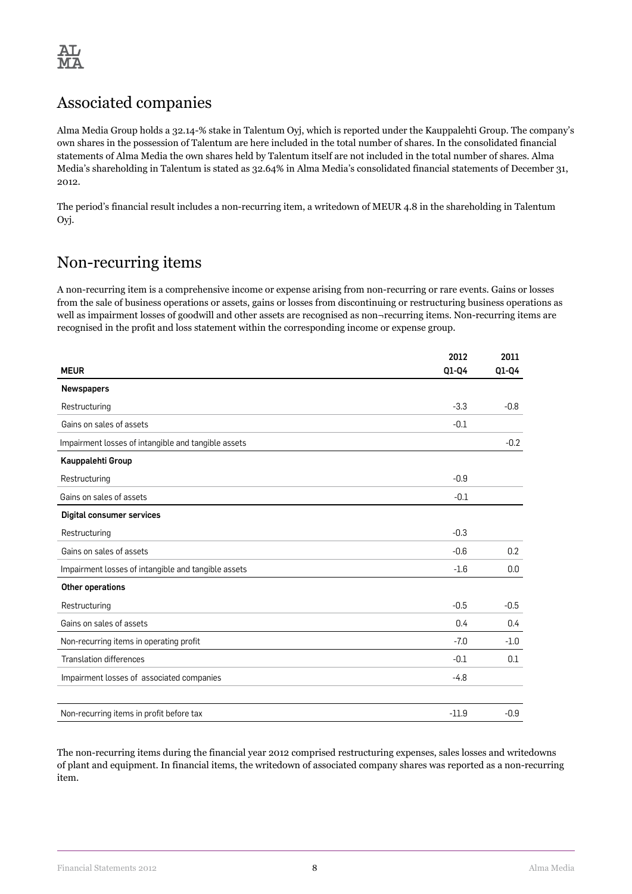## Associated companies

Alma Media Group holds a 32.14-% stake in Talentum Oyj, which is reported under the Kauppalehti Group. The company's own shares in the possession of Talentum are here included in the total number of shares. In the consolidated financial statements of Alma Media the own shares held by Talentum itself are not included in the total number of shares. Alma Media's shareholding in Talentum is stated as 32.64% in Alma Media's consolidated financial statements of December 31, 2012.

The period's financial result includes a non-recurring item, a writedown of MEUR 4.8 in the shareholding in Talentum Oyj.

## Non-recurring items

A non-recurring item is a comprehensive income or expense arising from non-recurring or rare events. Gains or losses from the sale of business operations or assets, gains or losses from discontinuing or restructuring business operations as well as impairment losses of goodwill and other assets are recognised as non¬recurring items. Non-recurring items are recognised in the profit and loss statement within the corresponding income or expense group.

| MEUR | 2012 Q1-Q4 | 2011 Q1-Q4 |
|---|---|---|
| **Newspapers** | | |
| Restructuring | -3.3 | -0.8 |
| Gains on sales of assets | -0.1 | |
| Impairment losses of intangible and tangible assets | | -0.2 |
| **Kauppalehti Group** | | |
| Restructuring | -0.9 | |
| Gains on sales of assets | -0.1 | |
| **Digital consumer services** | | |
| Restructuring | -0.3 | |
| Gains on sales of assets | -0.6 | 0.2 |
| Impairment losses of intangible and tangible assets | -1.6 | 0.0 |
| **Other operations** | | |
| Restructuring | -0.5 | -0.5 |
| Gains on sales of assets | 0.4 | 0.4 |
| Non-recurring items in operating profit | -7.0 | -1.0 |
| Translation differences | -0.1 | 0.1 |
| Impairment losses of associated companies | -4.8 | |
| | | |
| Non-recurring items in profit before tax | -11.9 | -0.9 |

The non-recurring items during the financial year 2012 comprised restructuring expenses, sales losses and writedowns of plant and equipment. In financial items, the writedown of associated company shares was reported as a non-recurring item.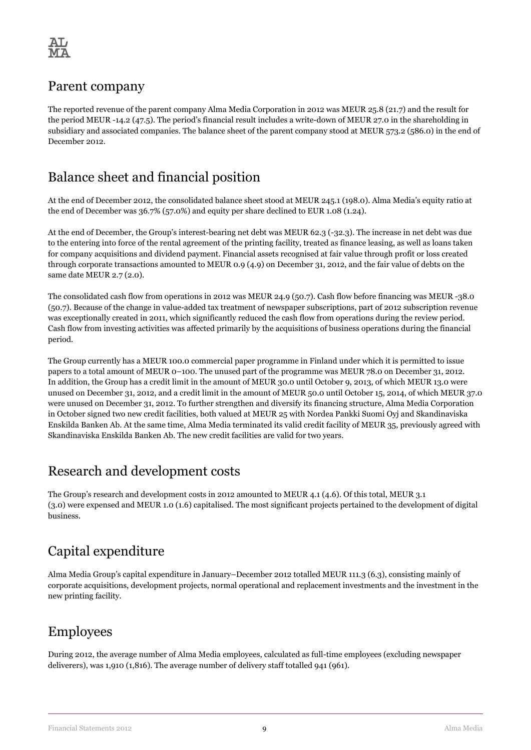## Parent company

The reported revenue of the parent company Alma Media Corporation in 2012 was MEUR 25.8 (21.7) and the result for the period MEUR -14.2 (47.5). The period's financial result includes a write-down of MEUR 27.0 in the shareholding in subsidiary and associated companies. The balance sheet of the parent company stood at MEUR 573.2 (586.0) in the end of December 2012.

## Balance sheet and financial position

At the end of December 2012, the consolidated balance sheet stood at MEUR 245.1 (198.0). Alma Media's equity ratio at the end of December was 36.7% (57.0%) and equity per share declined to EUR 1.08 (1.24).

At the end of December, the Group's interest-bearing net debt was MEUR 62.3 (-32.3). The increase in net debt was due to the entering into force of the rental agreement of the printing facility, treated as finance leasing, as well as loans taken for company acquisitions and dividend payment. Financial assets recognised at fair value through profit or loss created through corporate transactions amounted to MEUR 0.9 (4.9) on December 31, 2012, and the fair value of debts on the same date MEUR 2.7 (2.0).

The consolidated cash flow from operations in 2012 was MEUR 24.9 (50.7). Cash flow before financing was MEUR -38.0 (50.7). Because of the change in value-added tax treatment of newspaper subscriptions, part of 2012 subscription revenue was exceptionally created in 2011, which significantly reduced the cash flow from operations during the review period. Cash flow from investing activities was affected primarily by the acquisitions of business operations during the financial period.

The Group currently has a MEUR 100.0 commercial paper programme in Finland under which it is permitted to issue papers to a total amount of MEUR 0–100. The unused part of the programme was MEUR 78.0 on December 31, 2012. In addition, the Group has a credit limit in the amount of MEUR 30.0 until October 9, 2013, of which MEUR 13.0 were unused on December 31, 2012, and a credit limit in the amount of MEUR 50.0 until October 15, 2014, of which MEUR 37.0 were unused on December 31, 2012. To further strengthen and diversify its financing structure, Alma Media Corporation in October signed two new credit facilities, both valued at MEUR 25 with Nordea Pankki Suomi Oyj and Skandinaviska Enskilda Banken Ab. At the same time, Alma Media terminated its valid credit facility of MEUR 35, previously agreed with Skandinaviska Enskilda Banken Ab. The new credit facilities are valid for two years.

## Research and development costs

The Group's research and development costs in 2012 amounted to MEUR 4.1 (4.6). Of this total, MEUR 3.1 (3.0) were expensed and MEUR 1.0 (1.6) capitalised. The most significant projects pertained to the development of digital business.

## Capital expenditure

Alma Media Group's capital expenditure in January–December 2012 totalled MEUR 111.3 (6.3), consisting mainly of corporate acquisitions, development projects, normal operational and replacement investments and the investment in the new printing facility.

## Employees

During 2012, the average number of Alma Media employees, calculated as full-time employees (excluding newspaper deliverers), was 1,910 (1,816). The average number of delivery staff totalled 941 (961).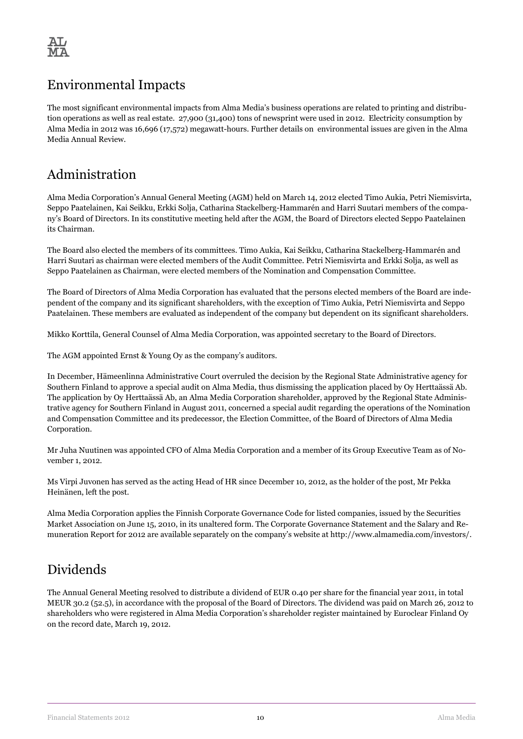## Environmental Impacts

The most significant environmental impacts from Alma Media's business operations are related to printing and distribution operations as well as real estate. 27,900 (31,400) tons of newsprint were used in 2012. Electricity consumption by Alma Media in 2012 was 16,696 (17,572) megawatt-hours. Further details on environmental issues are given in the Alma Media Annual Review.

## Administration

Alma Media Corporation's Annual General Meeting (AGM) held on March 14, 2012 elected Timo Aukia, Petri Niemisvirta, Seppo Paatelainen, Kai Seikku, Erkki Solja, Catharina Stackelberg-Hammarén and Harri Suutari members of the company's Board of Directors. In its constitutive meeting held after the AGM, the Board of Directors elected Seppo Paatelainen its Chairman.

The Board also elected the members of its committees. Timo Aukia, Kai Seikku, Catharina Stackelberg-Hammarén and Harri Suutari as chairman were elected members of the Audit Committee. Petri Niemisvirta and Erkki Solja, as well as Seppo Paatelainen as Chairman, were elected members of the Nomination and Compensation Committee.

The Board of Directors of Alma Media Corporation has evaluated that the persons elected members of the Board are independent of the company and its significant shareholders, with the exception of Timo Aukia, Petri Niemisvirta and Seppo Paatelainen. These members are evaluated as independent of the company but dependent on its significant shareholders.

Mikko Korttila, General Counsel of Alma Media Corporation, was appointed secretary to the Board of Directors.

The AGM appointed Ernst & Young Oy as the company's auditors.

In December, Hämeenlinna Administrative Court overruled the decision by the Regional State Administrative agency for Southern Finland to approve a special audit on Alma Media, thus dismissing the application placed by Oy Herttaässä Ab. The application by Oy Herttaässä Ab, an Alma Media Corporation shareholder, approved by the Regional State Administrative agency for Southern Finland in August 2011, concerned a special audit regarding the operations of the Nomination and Compensation Committee and its predecessor, the Election Committee, of the Board of Directors of Alma Media Corporation.

Mr Juha Nuutinen was appointed CFO of Alma Media Corporation and a member of its Group Executive Team as of November 1, 2012.

Ms Virpi Juvonen has served as the acting Head of HR since December 10, 2012, as the holder of the post, Mr Pekka Heinänen, left the post.

Alma Media Corporation applies the Finnish Corporate Governance Code for listed companies, issued by the Securities Market Association on June 15, 2010, in its unaltered form. The Corporate Governance Statement and the Salary and Remuneration Report for 2012 are available separately on the company's website at http://www.almamedia.com/investors/.

## Dividends

The Annual General Meeting resolved to distribute a dividend of EUR 0.40 per share for the financial year 2011, in total MEUR 30.2 (52.5), in accordance with the proposal of the Board of Directors. The dividend was paid on March 26, 2012 to shareholders who were registered in Alma Media Corporation's shareholder register maintained by Euroclear Finland Oy on the record date, March 19, 2012.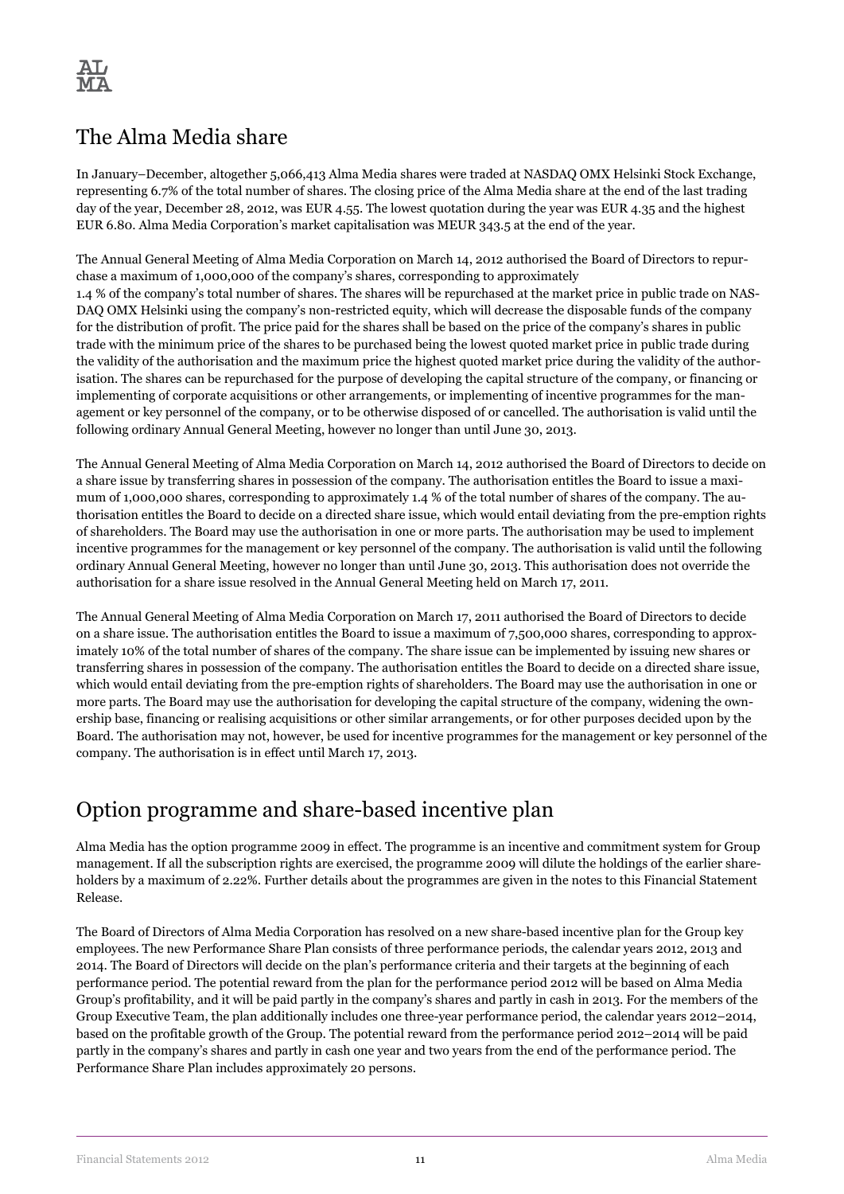# The Alma Media share

In January–December, altogether 5,066,413 Alma Media shares were traded at NASDAQ OMX Helsinki Stock Exchange, representing 6.7% of the total number of shares. The closing price of the Alma Media share at the end of the last trading day of the year, December 28, 2012, was EUR 4.55. The lowest quotation during the year was EUR 4.35 and the highest EUR 6.80. Alma Media Corporation's market capitalisation was MEUR 343.5 at the end of the year.

The Annual General Meeting of Alma Media Corporation on March 14, 2012 authorised the Board of Directors to repurchase a maximum of 1,000,000 of the company's shares, corresponding to approximately 1.4 % of the company's total number of shares. The shares will be repurchased at the market price in public trade on NASDAQ OMX Helsinki using the company's non-restricted equity, which will decrease the disposable funds of the company for the distribution of profit. The price paid for the shares shall be based on the price of the company's shares in public trade with the minimum price of the shares to be purchased being the lowest quoted market price in public trade during the validity of the authorisation and the maximum price the highest quoted market price during the validity of the authorisation. The shares can be repurchased for the purpose of developing the capital structure of the company, or financing or implementing of corporate acquisitions or other arrangements, or implementing of incentive programmes for the management or key personnel of the company, or to be otherwise disposed of or cancelled. The authorisation is valid until the following ordinary Annual General Meeting, however no longer than until June 30, 2013.

The Annual General Meeting of Alma Media Corporation on March 14, 2012 authorised the Board of Directors to decide on a share issue by transferring shares in possession of the company. The authorisation entitles the Board to issue a maximum of 1,000,000 shares, corresponding to approximately 1.4 % of the total number of shares of the company. The authorisation entitles the Board to decide on a directed share issue, which would entail deviating from the pre-emption rights of shareholders. The Board may use the authorisation in one or more parts. The authorisation may be used to implement incentive programmes for the management or key personnel of the company. The authorisation is valid until the following ordinary Annual General Meeting, however no longer than until June 30, 2013. This authorisation does not override the authorisation for a share issue resolved in the Annual General Meeting held on March 17, 2011.

The Annual General Meeting of Alma Media Corporation on March 17, 2011 authorised the Board of Directors to decide on a share issue. The authorisation entitles the Board to issue a maximum of 7,500,000 shares, corresponding to approximately 10% of the total number of shares of the company. The share issue can be implemented by issuing new shares or transferring shares in possession of the company. The authorisation entitles the Board to decide on a directed share issue, which would entail deviating from the pre-emption rights of shareholders. The Board may use the authorisation in one or more parts. The Board may use the authorisation for developing the capital structure of the company, widening the ownership base, financing or realising acquisitions or other similar arrangements, or for other purposes decided upon by the Board. The authorisation may not, however, be used for incentive programmes for the management or key personnel of the company. The authorisation is in effect until March 17, 2013.

# Option programme and share-based incentive plan

Alma Media has the option programme 2009 in effect. The programme is an incentive and commitment system for Group management. If all the subscription rights are exercised, the programme 2009 will dilute the holdings of the earlier shareholders by a maximum of 2.22%. Further details about the programmes are given in the notes to this Financial Statement Release.

The Board of Directors of Alma Media Corporation has resolved on a new share-based incentive plan for the Group key employees. The new Performance Share Plan consists of three performance periods, the calendar years 2012, 2013 and 2014. The Board of Directors will decide on the plan's performance criteria and their targets at the beginning of each performance period. The potential reward from the plan for the performance period 2012 will be based on Alma Media Group's profitability, and it will be paid partly in the company's shares and partly in cash in 2013. For the members of the Group Executive Team, the plan additionally includes one three-year performance period, the calendar years 2012–2014, based on the profitable growth of the Group. The potential reward from the performance period 2012–2014 will be paid partly in the company's shares and partly in cash one year and two years from the end of the performance period. The Performance Share Plan includes approximately 20 persons.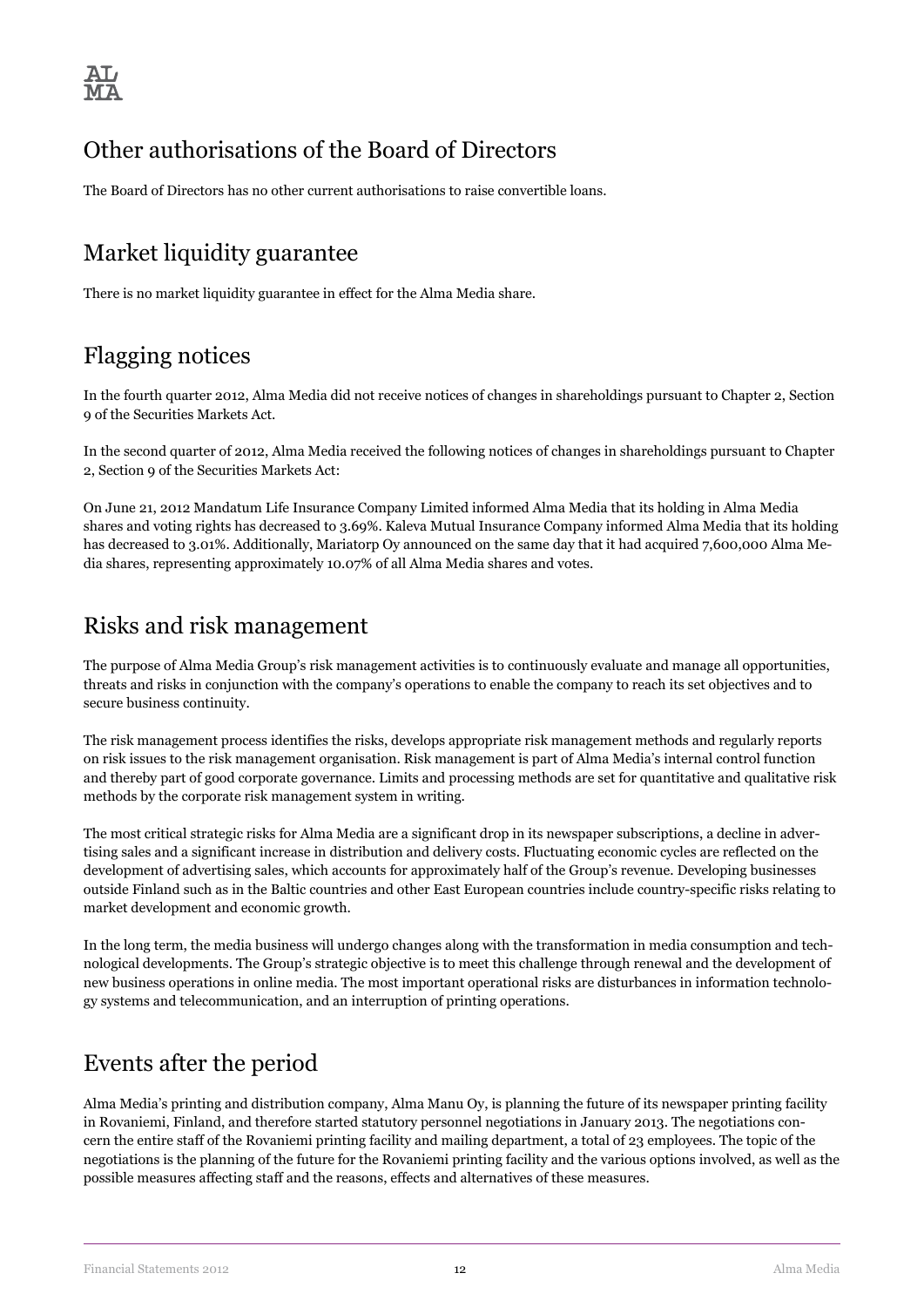## Other authorisations of the Board of Directors

The Board of Directors has no other current authorisations to raise convertible loans.

## Market liquidity guarantee

There is no market liquidity guarantee in effect for the Alma Media share.

## Flagging notices

In the fourth quarter 2012, Alma Media did not receive notices of changes in shareholdings pursuant to Chapter 2, Section 9 of the Securities Markets Act.

In the second quarter of 2012, Alma Media received the following notices of changes in shareholdings pursuant to Chapter 2, Section 9 of the Securities Markets Act:

On June 21, 2012 Mandatum Life Insurance Company Limited informed Alma Media that its holding in Alma Media shares and voting rights has decreased to 3.69%. Kaleva Mutual Insurance Company informed Alma Media that its holding has decreased to 3.01%. Additionally, Mariatorp Oy announced on the same day that it had acquired 7,600,000 Alma Media shares, representing approximately 10.07% of all Alma Media shares and votes.

## Risks and risk management

The purpose of Alma Media Group's risk management activities is to continuously evaluate and manage all opportunities, threats and risks in conjunction with the company's operations to enable the company to reach its set objectives and to secure business continuity.

The risk management process identifies the risks, develops appropriate risk management methods and regularly reports on risk issues to the risk management organisation. Risk management is part of Alma Media's internal control function and thereby part of good corporate governance. Limits and processing methods are set for quantitative and qualitative risk methods by the corporate risk management system in writing.

The most critical strategic risks for Alma Media are a significant drop in its newspaper subscriptions, a decline in advertising sales and a significant increase in distribution and delivery costs. Fluctuating economic cycles are reflected on the development of advertising sales, which accounts for approximately half of the Group's revenue. Developing businesses outside Finland such as in the Baltic countries and other East European countries include country-specific risks relating to market development and economic growth.

In the long term, the media business will undergo changes along with the transformation in media consumption and technological developments. The Group's strategic objective is to meet this challenge through renewal and the development of new business operations in online media. The most important operational risks are disturbances in information technology systems and telecommunication, and an interruption of printing operations.

## Events after the period

Alma Media's printing and distribution company, Alma Manu Oy, is planning the future of its newspaper printing facility in Rovaniemi, Finland, and therefore started statutory personnel negotiations in January 2013. The negotiations concern the entire staff of the Rovaniemi printing facility and mailing department, a total of 23 employees. The topic of the negotiations is the planning of the future for the Rovaniemi printing facility and the various options involved, as well as the possible measures affecting staff and the reasons, effects and alternatives of these measures.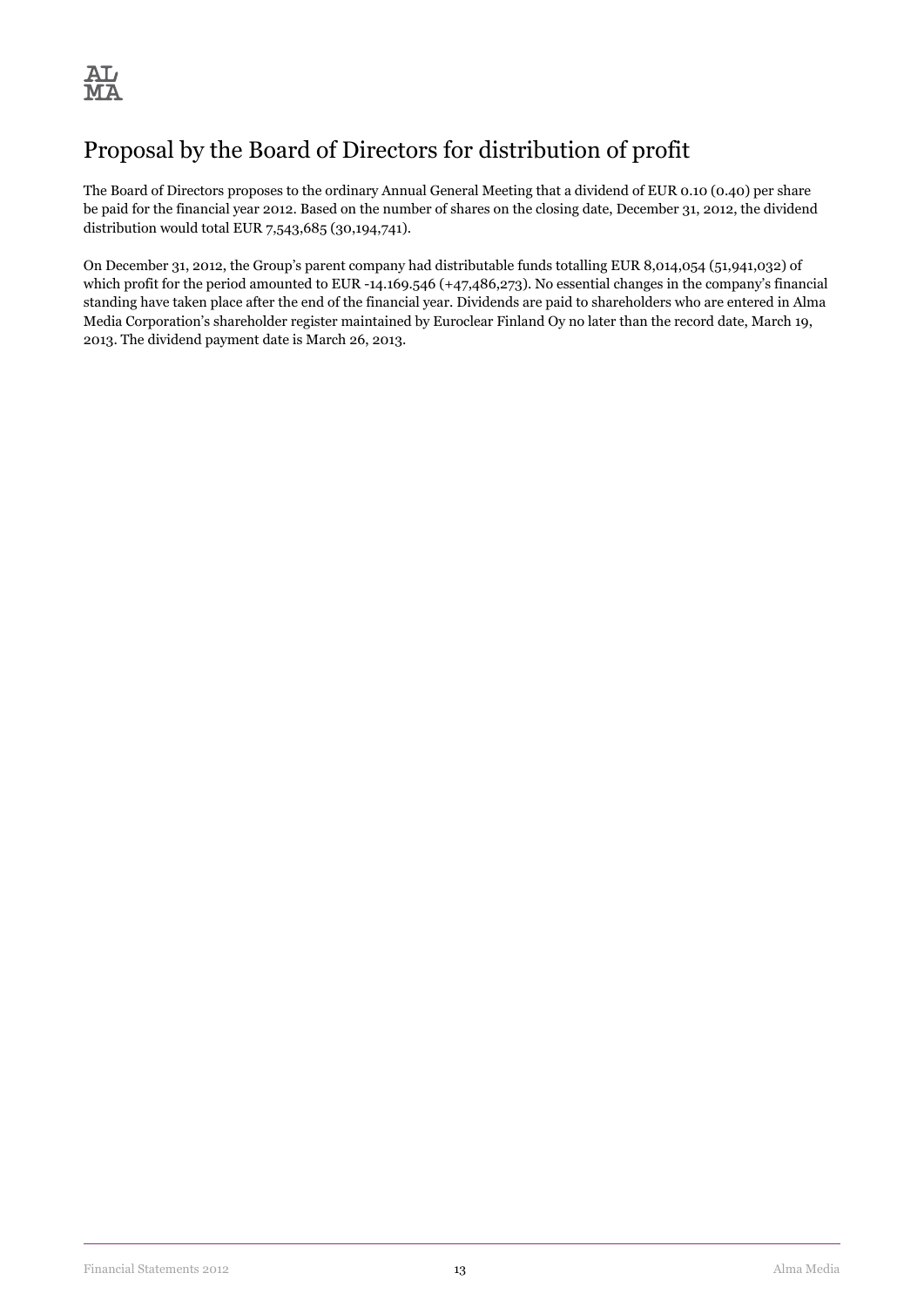# Proposal by the Board of Directors for distribution of profit

The Board of Directors proposes to the ordinary Annual General Meeting that a dividend of EUR 0.10 (0.40) per share be paid for the financial year 2012. Based on the number of shares on the closing date, December 31, 2012, the dividend distribution would total EUR 7,543,685 (30,194,741).

On December 31, 2012, the Group's parent company had distributable funds totalling EUR 8,014,054 (51,941,032) of which profit for the period amounted to EUR -14.169.546 (+47,486,273). No essential changes in the company's financial standing have taken place after the end of the financial year. Dividends are paid to shareholders who are entered in Alma Media Corporation's shareholder register maintained by Euroclear Finland Oy no later than the record date, March 19, 2013. The dividend payment date is March 26, 2013.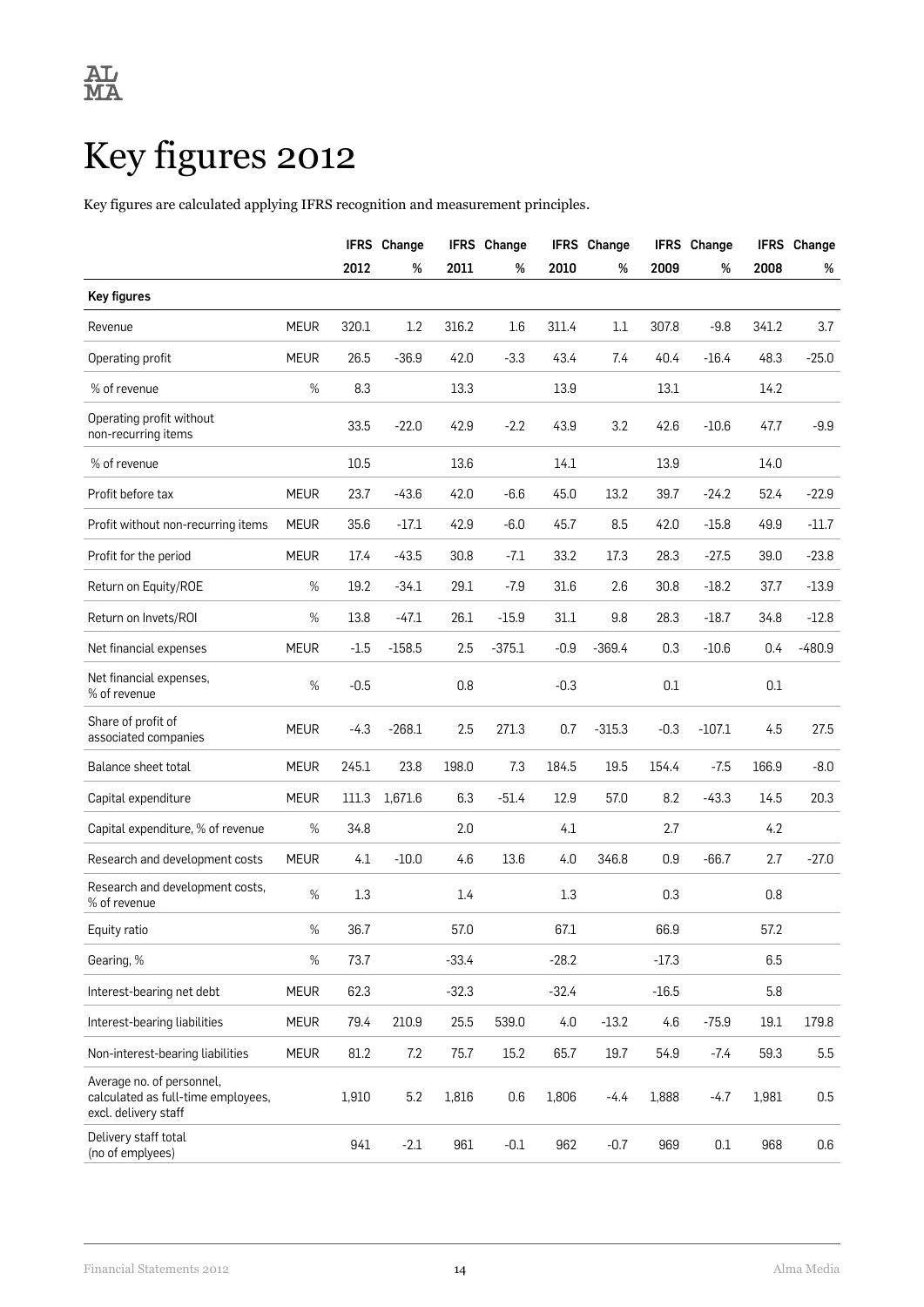# Key figures 2012

Key figures are calculated applying IFRS recognition and measurement principles.

| | | IFRS 2012 | Change % | IFRS 2011 | Change % | IFRS 2010 | Change % | IFRS 2009 | Change % | IFRS 2008 | Change % |
|---|---|---|---|---|---|---|---|---|---|---|---|
| **Key figures** | | | | | | | | | | | |
| Revenue | MEUR | 320.1 | 1.2 | 316.2 | 1.6 | 311.4 | 1.1 | 307.8 | -9.8 | 341.2 | 3.7 |
| Operating profit | MEUR | 26.5 | -36.9 | 42.0 | -3.3 | 43.4 | 7.4 | 40.4 | -16.4 | 48.3 | -25.0 |
| % of revenue | % | 8.3 | | 13.3 | | 13.9 | | 13.1 | | 14.2 | |
| Operating profit without non-recurring items | | 33.5 | -22.0 | 42.9 | -2.2 | 43.9 | 3.2 | 42.6 | -10.6 | 47.7 | -9.9 |
| % of revenue | | 10.5 | | 13.6 | | 14.1 | | 13.9 | | 14.0 | |
| Profit before tax | MEUR | 23.7 | -43.6 | 42.0 | -6.6 | 45.0 | 13.2 | 39.7 | -24.2 | 52.4 | -22.9 |
| Profit without non-recurring items | MEUR | 35.6 | -17.1 | 42.9 | -6.0 | 45.7 | 8.5 | 42.0 | -15.8 | 49.9 | -11.7 |
| Profit for the period | MEUR | 17.4 | -43.5 | 30.8 | -7.1 | 33.2 | 17.3 | 28.3 | -27.5 | 39.0 | -23.8 |
| Return on Equity/ROE | % | 19.2 | -34.1 | 29.1 | -7.9 | 31.6 | 2.6 | 30.8 | -18.2 | 37.7 | -13.9 |
| Return on Invets/ROI | % | 13.8 | -47.1 | 26.1 | -15.9 | 31.1 | 9.8 | 28.3 | -18.7 | 34.8 | -12.8 |
| Net financial expenses | MEUR | -1.5 | -158.5 | 2.5 | -375.1 | -0.9 | -369.4 | 0.3 | -10.6 | 0.4 | -480.9 |
| Net financial expenses, % of revenue | % | -0.5 | | 0.8 | | -0.3 | | 0.1 | | 0.1 | |
| Share of profit of associated companies | MEUR | -4.3 | -268.1 | 2.5 | 271.3 | 0.7 | -315.3 | -0.3 | -107.1 | 4.5 | 27.5 |
| Balance sheet total | MEUR | 245.1 | 23.8 | 198.0 | 7.3 | 184.5 | 19.5 | 154.4 | -7.5 | 166.9 | -8.0 |
| Capital expenditure | MEUR | 111.3 | 1,671.6 | 6.3 | -51.4 | 12.9 | 57.0 | 8.2 | -43.3 | 14.5 | 20.3 |
| Capital expenditure, % of revenue | % | 34.8 | | 2.0 | | 4.1 | | 2.7 | | 4.2 | |
| Research and development costs | MEUR | 4.1 | -10.0 | 4.6 | 13.6 | 4.0 | 346.8 | 0.9 | -66.7 | 2.7 | -27.0 |
| Research and development costs, % of revenue | % | 1.3 | | 1.4 | | 1.3 | | 0.3 | | 0.8 | |
| Equity ratio | % | 36.7 | | 57.0 | | 67.1 | | 66.9 | | 57.2 | |
| Gearing, % | % | 73.7 | | -33.4 | | -28.2 | | -17.3 | | 6.5 | |
| Interest-bearing net debt | MEUR | 62.3 | | -32.3 | | -32.4 | | -16.5 | | 5.8 | |
| Interest-bearing liabilities | MEUR | 79.4 | 210.9 | 25.5 | 539.0 | 4.0 | -13.2 | 4.6 | -75.9 | 19.1 | 179.8 |
| Non-interest-bearing liabilities | MEUR | 81.2 | 7.2 | 75.7 | 15.2 | 65.7 | 19.7 | 54.9 | -7.4 | 59.3 | 5.5 |
| Average no. of personnel, calculated as full-time employees, excl. delivery staff | | 1,910 | 5.2 | 1,816 | 0.6 | 1,806 | -4.4 | 1,888 | -4.7 | 1,981 | 0.5 |
| Delivery staff total (no of emplyees) | | 941 | -2.1 | 961 | -0.1 | 962 | -0.7 | 969 | 0.1 | 968 | 0.6 |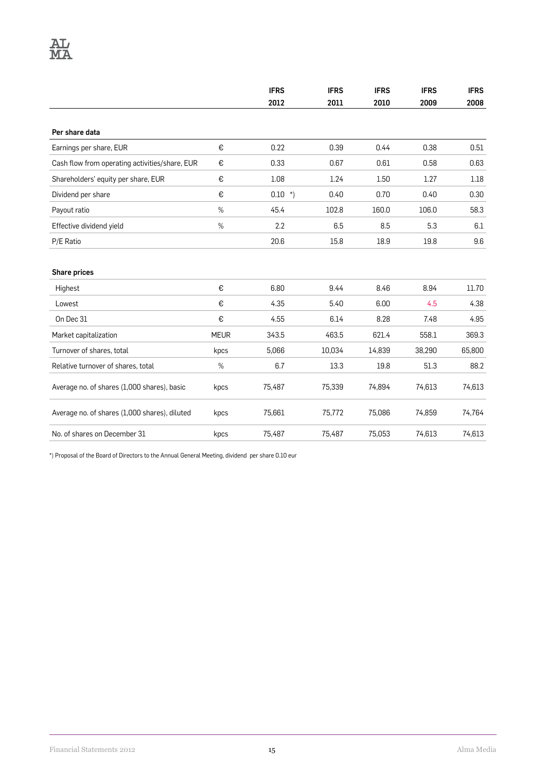| | | IFRS 2012 | IFRS 2011 | IFRS 2010 | IFRS 2009 | IFRS 2008 |
|---|---|---|---|---|---|---|
| **Per share data** | | | | | | |
| Earnings per share, EUR | € | 0.22 | 0.39 | 0.44 | 0.38 | 0.51 |
| Cash flow from operating activities/share, EUR | € | 0.33 | 0.67 | 0.61 | 0.58 | 0.63 |
| Shareholders' equity per share, EUR | € | 1.08 | 1.24 | 1.50 | 1.27 | 1.18 |
| Dividend per share | € | 0.10 *) | 0.40 | 0.70 | 0.40 | 0.30 |
| Payout ratio | % | 45.4 | 102.8 | 160.0 | 106.0 | 58.3 |
| Effective dividend yield | % | 2.2 | 6.5 | 8.5 | 5.3 | 6.1 |
| P/E Ratio | | 20.6 | 15.8 | 18.9 | 19.8 | 9.6 |
| **Share prices** | | | | | | |
| Highest | € | 6.80 | 9.44 | 8.46 | 8.94 | 11.70 |
| Lowest | € | 4.35 | 5.40 | 6.00 | 4.5 | 4.38 |
| On Dec 31 | € | 4.55 | 6.14 | 8.28 | 7.48 | 4.95 |
| Market capitalization | MEUR | 343.5 | 463.5 | 621.4 | 558.1 | 369.3 |
| Turnover of shares, total | kpcs | 5,066 | 10,034 | 14,839 | 38,290 | 65,800 |
| Relative turnover of shares, total | % | 6.7 | 13.3 | 19.8 | 51.3 | 88.2 |
| Average no. of shares (1,000 shares), basic | kpcs | 75,487 | 75,339 | 74,894 | 74,613 | 74,613 |
| Average no. of shares (1,000 shares), diluted | kpcs | 75,661 | 75,772 | 75,086 | 74,859 | 74,764 |
| No. of shares on December 31 | kpcs | 75,487 | 75,487 | 75,053 | 74,613 | 74,613 |

*) Proposal of the Board of Directors to the Annual General Meeting, dividend per share 0.10 eur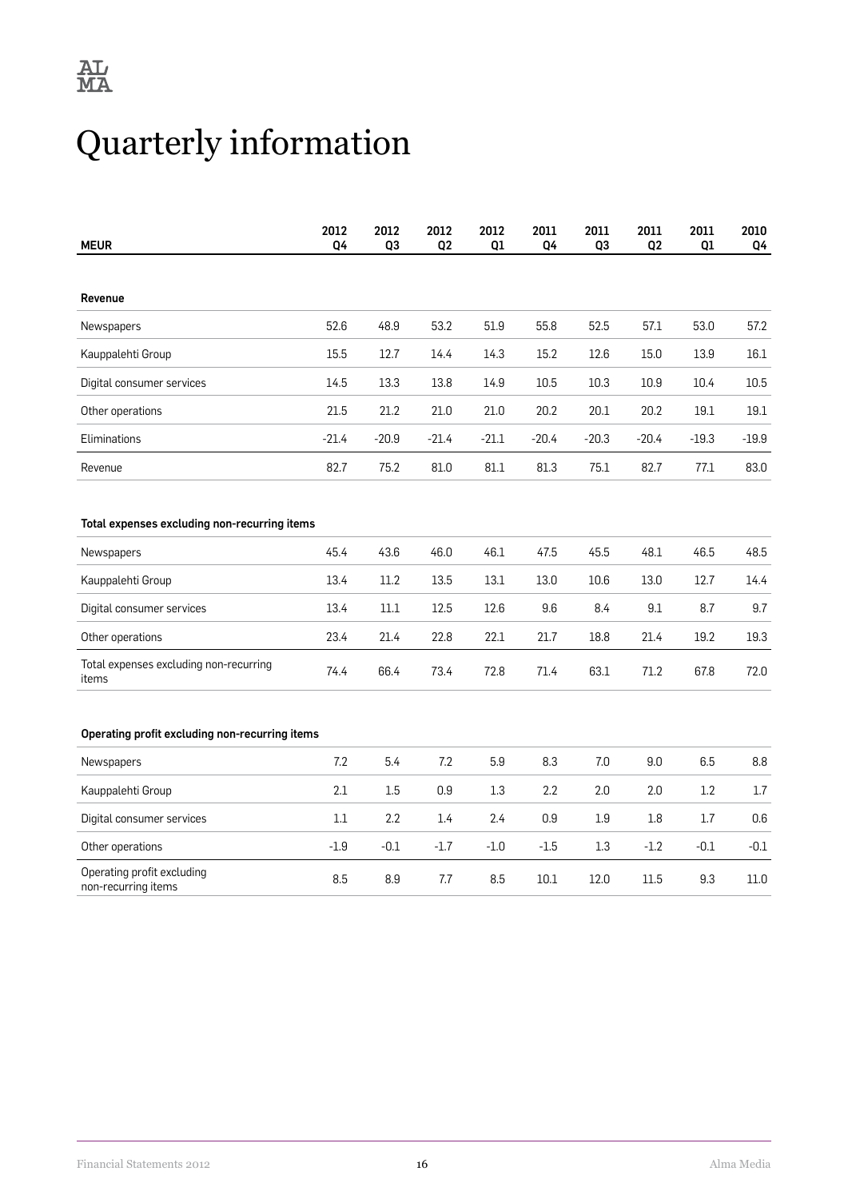# Quarterly information

| MEUR | 2012 Q4 | 2012 Q3 | 2012 Q2 | 2012 Q1 | 2011 Q4 | 2011 Q3 | 2011 Q2 | 2011 Q1 | 2010 Q4 |
|---|---|---|---|---|---|---|---|---|---|
| **Revenue** | | | | | | | | | |
| Newspapers | 52.6 | 48.9 | 53.2 | 51.9 | 55.8 | 52.5 | 57.1 | 53.0 | 57.2 |
| Kauppalehti Group | 15.5 | 12.7 | 14.4 | 14.3 | 15.2 | 12.6 | 15.0 | 13.9 | 16.1 |
| Digital consumer services | 14.5 | 13.3 | 13.8 | 14.9 | 10.5 | 10.3 | 10.9 | 10.4 | 10.5 |
| Other operations | 21.5 | 21.2 | 21.0 | 21.0 | 20.2 | 20.1 | 20.2 | 19.1 | 19.1 |
| Eliminations | -21.4 | -20.9 | -21.4 | -21.1 | -20.4 | -20.3 | -20.4 | -19.3 | -19.9 |
| Revenue | 82.7 | 75.2 | 81.0 | 81.1 | 81.3 | 75.1 | 82.7 | 77.1 | 83.0 |
| **Total expenses excluding non-recurring items** | | | | | | | | | |
| Newspapers | 45.4 | 43.6 | 46.0 | 46.1 | 47.5 | 45.5 | 48.1 | 46.5 | 48.5 |
| Kauppalehti Group | 13.4 | 11.2 | 13.5 | 13.1 | 13.0 | 10.6 | 13.0 | 12.7 | 14.4 |
| Digital consumer services | 13.4 | 11.1 | 12.5 | 12.6 | 9.6 | 8.4 | 9.1 | 8.7 | 9.7 |
| Other operations | 23.4 | 21.4 | 22.8 | 22.1 | 21.7 | 18.8 | 21.4 | 19.2 | 19.3 |
| Total expenses excluding non-recurring items | 74.4 | 66.4 | 73.4 | 72.8 | 71.4 | 63.1 | 71.2 | 67.8 | 72.0 |
| **Operating profit excluding non-recurring items** | | | | | | | | | |
| Newspapers | 7.2 | 5.4 | 7.2 | 5.9 | 8.3 | 7.0 | 9.0 | 6.5 | 8.8 |
| Kauppalehti Group | 2.1 | 1.5 | 0.9 | 1.3 | 2.2 | 2.0 | 2.0 | 1.2 | 1.7 |
| Digital consumer services | 1.1 | 2.2 | 1.4 | 2.4 | 0.9 | 1.9 | 1.8 | 1.7 | 0.6 |
| Other operations | -1.9 | -0.1 | -1.7 | -1.0 | -1.5 | 1.3 | -1.2 | -0.1 | -0.1 |
| Operating profit excluding non-recurring items | 8.5 | 8.9 | 7.7 | 8.5 | 10.1 | 12.0 | 11.5 | 9.3 | 11.0 |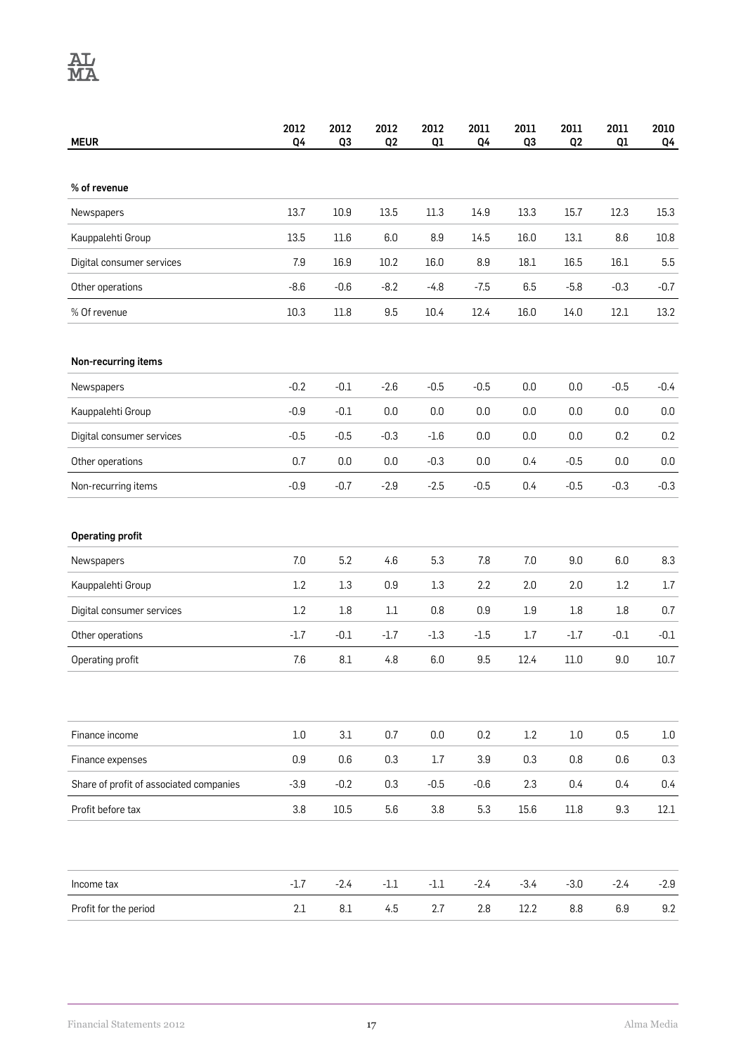| MEUR | 2012 Q4 | 2012 Q3 | 2012 Q2 | 2012 Q1 | 2011 Q4 | 2011 Q3 | 2011 Q2 | 2011 Q1 | 2010 Q4 |
|---|---|---|---|---|---|---|---|---|---|
| **% of revenue** | | | | | | | | | |
| Newspapers | 13.7 | 10.9 | 13.5 | 11.3 | 14.9 | 13.3 | 15.7 | 12.3 | 15.3 |
| Kauppalehti Group | 13.5 | 11.6 | 6.0 | 8.9 | 14.5 | 16.0 | 13.1 | 8.6 | 10.8 |
| Digital consumer services | 7.9 | 16.9 | 10.2 | 16.0 | 8.9 | 18.1 | 16.5 | 16.1 | 5.5 |
| Other operations | -8.6 | -0.6 | -8.2 | -4.8 | -7.5 | 6.5 | -5.8 | -0.3 | -0.7 |
| % Of revenue | 10.3 | 11.8 | 9.5 | 10.4 | 12.4 | 16.0 | 14.0 | 12.1 | 13.2 |
| **Non-recurring items** | | | | | | | | | |
| Newspapers | -0.2 | -0.1 | -2.6 | -0.5 | -0.5 | 0.0 | 0.0 | -0.5 | -0.4 |
| Kauppalehti Group | -0.9 | -0.1 | 0.0 | 0.0 | 0.0 | 0.0 | 0.0 | 0.0 | 0.0 |
| Digital consumer services | -0.5 | -0.5 | -0.3 | -1.6 | 0.0 | 0.0 | 0.0 | 0.2 | 0.2 |
| Other operations | 0.7 | 0.0 | 0.0 | -0.3 | 0.0 | 0.4 | -0.5 | 0.0 | 0.0 |
| Non-recurring items | -0.9 | -0.7 | -2.9 | -2.5 | -0.5 | 0.4 | -0.5 | -0.3 | -0.3 |
| **Operating profit** | | | | | | | | | |
| Newspapers | 7.0 | 5.2 | 4.6 | 5.3 | 7.8 | 7.0 | 9.0 | 6.0 | 8.3 |
| Kauppalehti Group | 1.2 | 1.3 | 0.9 | 1.3 | 2.2 | 2.0 | 2.0 | 1.2 | 1.7 |
| Digital consumer services | 1.2 | 1.8 | 1.1 | 0.8 | 0.9 | 1.9 | 1.8 | 1.8 | 0.7 |
| Other operations | -1.7 | -0.1 | -1.7 | -1.3 | -1.5 | 1.7 | -1.7 | -0.1 | -0.1 |
| Operating profit | 7.6 | 8.1 | 4.8 | 6.0 | 9.5 | 12.4 | 11.0 | 9.0 | 10.7 |
| | | | | | | | | | |
| Finance income | 1.0 | 3.1 | 0.7 | 0.0 | 0.2 | 1.2 | 1.0 | 0.5 | 1.0 |
| Finance expenses | 0.9 | 0.6 | 0.3 | 1.7 | 3.9 | 0.3 | 0.8 | 0.6 | 0.3 |
| Share of profit of associated companies | -3.9 | -0.2 | 0.3 | -0.5 | -0.6 | 2.3 | 0.4 | 0.4 | 0.4 |
| Profit before tax | 3.8 | 10.5 | 5.6 | 3.8 | 5.3 | 15.6 | 11.8 | 9.3 | 12.1 |
| | | | | | | | | | |
| Income tax | -1.7 | -2.4 | -1.1 | -1.1 | -2.4 | -3.4 | -3.0 | -2.4 | -2.9 |
| Profit for the period | 2.1 | 8.1 | 4.5 | 2.7 | 2.8 | 12.2 | 8.8 | 6.9 | 9.2 |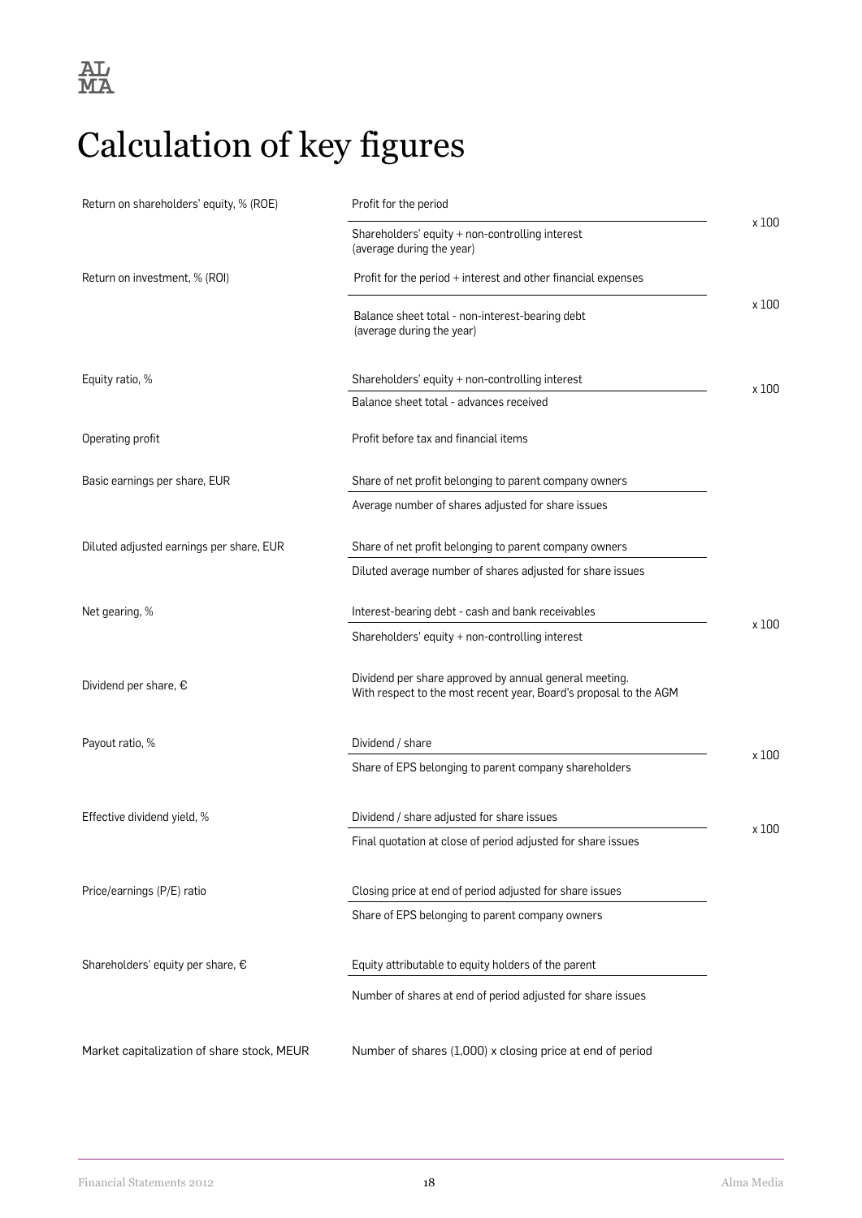# Calculation of key figures

| Key figure | Formula | |
|---|---|---|
| Return on shareholders' equity, % (ROE) | Profit for the period / Shareholders' equity + non-controlling interest (average during the year) | x 100 |
| Return on investment, % (ROI) | Profit for the period + interest and other financial expenses / Balance sheet total - non-interest-bearing debt (average during the year) | x 100 |
| Equity ratio, % | Shareholders' equity + non-controlling interest / Balance sheet total - advances received | x 100 |
| Operating profit | Profit before tax and financial items | |
| Basic earnings per share, EUR | Share of net profit belonging to parent company owners / Average number of shares adjusted for share issues | |
| Diluted adjusted earnings per share, EUR | Share of net profit belonging to parent company owners / Diluted average number of shares adjusted for share issues | |
| Net gearing, % | Interest-bearing debt - cash and bank receivables / Shareholders' equity + non-controlling interest | x 100 |
| Dividend per share, € | Dividend per share approved by annual general meeting. With respect to the most recent year, Board's proposal to the AGM | |
| Payout ratio, % | Dividend / share / Share of EPS belonging to parent company shareholders | x 100 |
| Effective dividend yield, % | Dividend / share adjusted for share issues / Final quotation at close of period adjusted for share issues | x 100 |
| Price/earnings (P/E) ratio | Closing price at end of period adjusted for share issues / Share of EPS belonging to parent company owners | |
| Shareholders' equity per share, € | Equity attributable to equity holders of the parent / Number of shares at end of period adjusted for share issues | |
| Market capitalization of share stock, MEUR | Number of shares (1,000) x closing price at end of period | |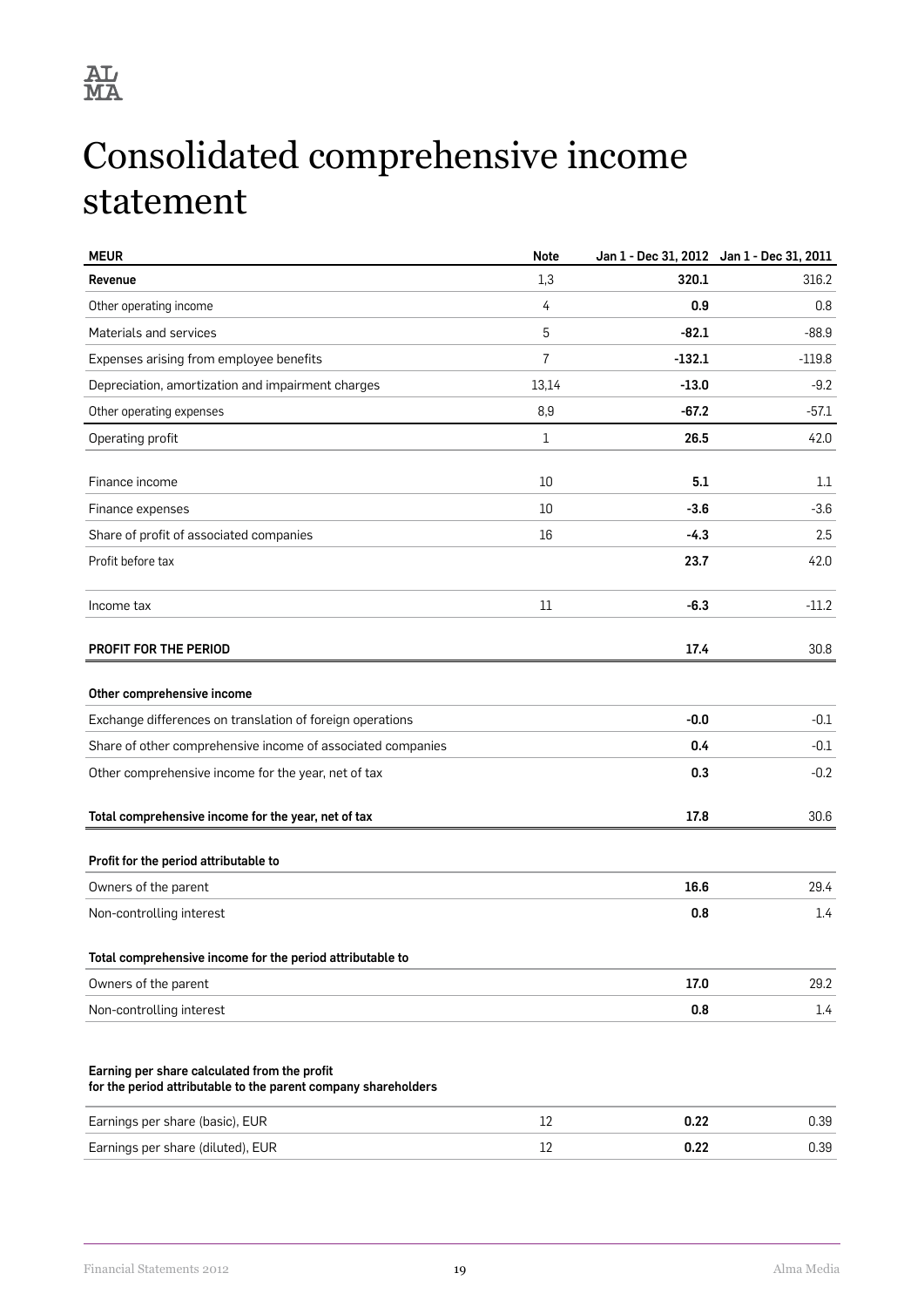# Consolidated comprehensive income statement

| MEUR | Note | Jan 1 - Dec 31, 2012 | Jan 1 - Dec 31, 2011 |
|---|---|---|---|
| **Revenue** | 1,3 | **320.1** | 316.2 |
| Other operating income | 4 | **0.9** | 0.8 |
| Materials and services | 5 | **-82.1** | -88.9 |
| Expenses arising from employee benefits | 7 | **-132.1** | -119.8 |
| Depreciation, amortization and impairment charges | 13,14 | **-13.0** | -9.2 |
| Other operating expenses | 8,9 | **-67.2** | -57.1 |
| Operating profit | 1 | **26.5** | 42.0 |
| Finance income | 10 | **5.1** | 1.1 |
| Finance expenses | 10 | **-3.6** | -3.6 |
| Share of profit of associated companies | 16 | **-4.3** | 2.5 |
| Profit before tax | | **23.7** | 42.0 |
| Income tax | 11 | **-6.3** | -11.2 |
| **PROFIT FOR THE PERIOD** | | **17.4** | 30.8 |
| **Other comprehensive income** | | | |
| Exchange differences on translation of foreign operations | | **-0.0** | -0.1 |
| Share of other comprehensive income of associated companies | | **0.4** | -0.1 |
| Other comprehensive income for the year, net of tax | | **0.3** | -0.2 |
| **Total comprehensive income for the year, net of tax** | | **17.8** | 30.6 |
| **Profit for the period attributable to** | | | |
| Owners of the parent | | **16.6** | 29.4 |
| Non-controlling interest | | **0.8** | 1.4 |
| **Total comprehensive income for the period attributable to** | | | |
| Owners of the parent | | **17.0** | 29.2 |
| Non-controlling interest | | **0.8** | 1.4 |
| **Earning per share calculated from the profit for the period attributable to the parent company shareholders** | | | |
| Earnings per share (basic), EUR | 12 | **0.22** | 0.39 |
| Earnings per share (diluted), EUR | 12 | **0.22** | 0.39 |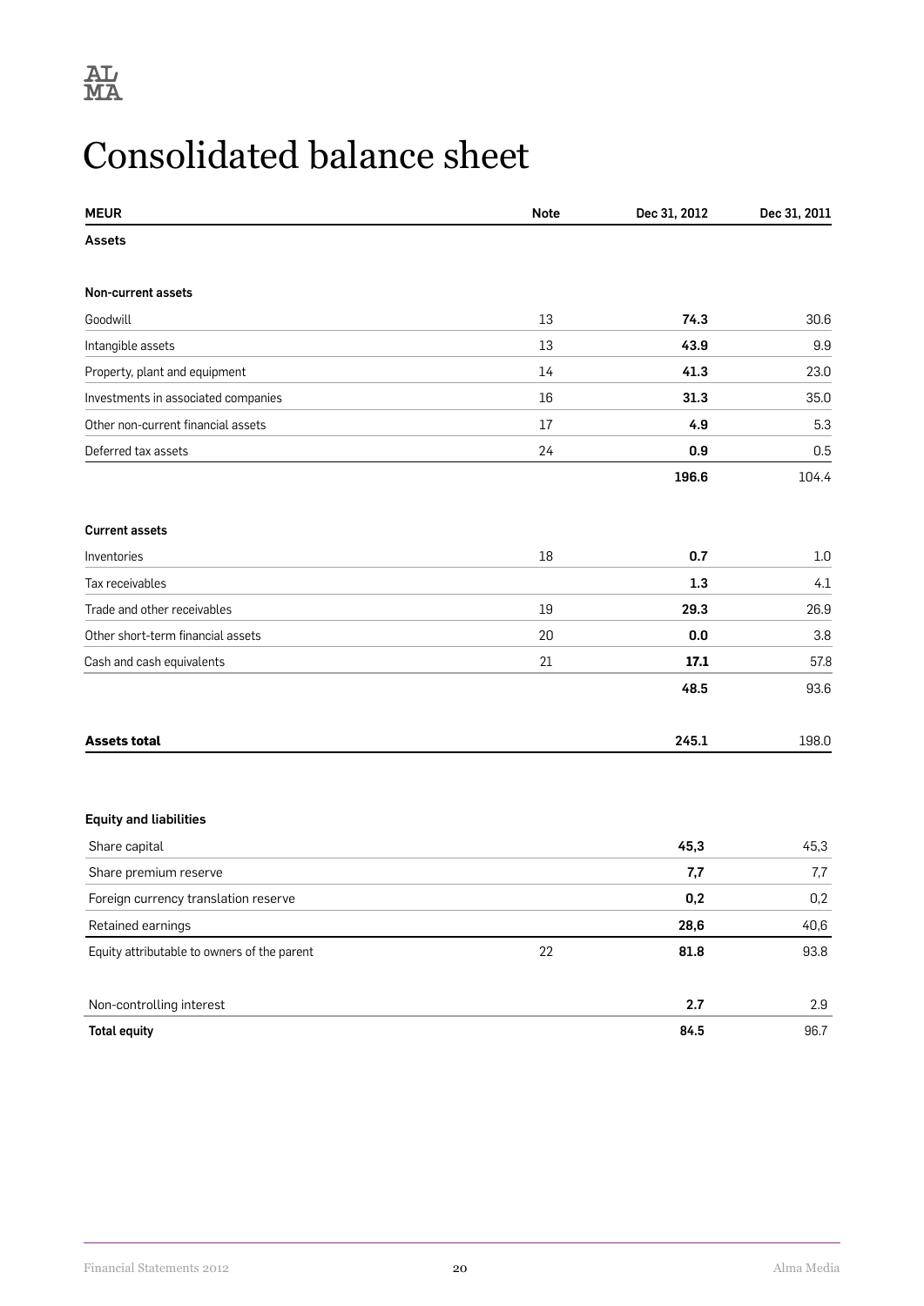# Consolidated balance sheet

| MEUR | Note | Dec 31, 2012 | Dec 31, 2011 |
|---|---|---|---|
| **Assets** | | | |
| | | | |
| **Non-current assets** | | | |
| Goodwill | 13 | **74.3** | 30.6 |
| Intangible assets | 13 | **43.9** | 9.9 |
| Property, plant and equipment | 14 | **41.3** | 23.0 |
| Investments in associated companies | 16 | **31.3** | 35.0 |
| Other non-current financial assets | 17 | **4.9** | 5.3 |
| Deferred tax assets | 24 | **0.9** | 0.5 |
| | | **196.6** | 104.4 |
| | | | |
| **Current assets** | | | |
| Inventories | 18 | **0.7** | 1.0 |
| Tax receivables | | **1.3** | 4.1 |
| Trade and other receivables | 19 | **29.3** | 26.9 |
| Other short-term financial assets | 20 | **0.0** | 3.8 |
| Cash and cash equivalents | 21 | **17.1** | 57.8 |
| | | **48.5** | 93.6 |
| | | | |
| **Assets total** | | **245.1** | 198.0 |
| | | | |
| **Equity and liabilities** | | | |
| Share capital | | **45,3** | 45,3 |
| Share premium reserve | | **7,7** | 7,7 |
| Foreign currency translation reserve | | **0,2** | 0,2 |
| Retained earnings | | **28,6** | 40,6 |
| Equity attributable to owners of the parent | 22 | **81.8** | 93.8 |
| | | | |
| Non-controlling interest | | **2.7** | 2.9 |
| **Total equity** | | **84.5** | 96.7 |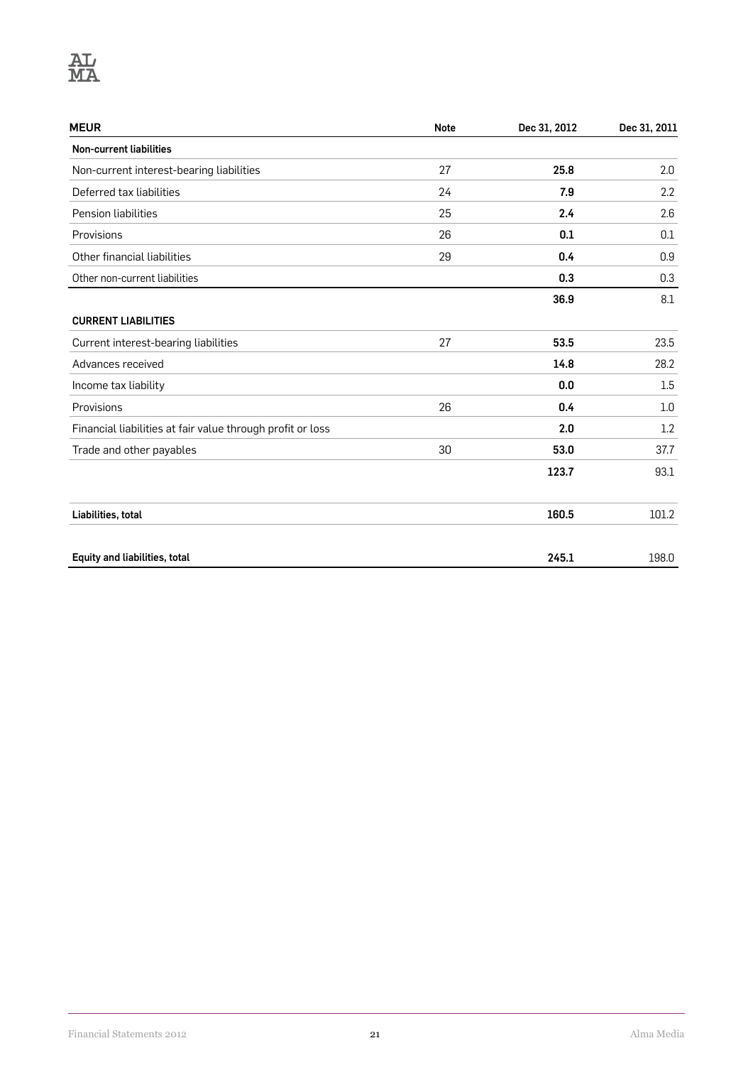| MEUR | Note | Dec 31, 2012 | Dec 31, 2011 |
|---|---|---|---|
| **Non-current liabilities** | | | |
| Non-current interest-bearing liabilities | 27 | **25.8** | 2.0 |
| Deferred tax liabilities | 24 | **7.9** | 2.2 |
| Pension liabilities | 25 | **2.4** | 2.6 |
| Provisions | 26 | **0.1** | 0.1 |
| Other financial liabilities | 29 | **0.4** | 0.9 |
| Other non-current liabilities | | **0.3** | 0.3 |
| | | **36.9** | 8.1 |
| **CURRENT LIABILITIES** | | | |
| Current interest-bearing liabilities | 27 | **53.5** | 23.5 |
| Advances received | | **14.8** | 28.2 |
| Income tax liability | | **0.0** | 1.5 |
| Provisions | 26 | **0.4** | 1.0 |
| Financial liabilities at fair value through profit or loss | | **2.0** | 1.2 |
| Trade and other payables | 30 | **53.0** | 37.7 |
| | | **123.7** | 93.1 |
| **Liabilities, total** | | **160.5** | 101.2 |
| **Equity and liabilities, total** | | **245.1** | 198.0 |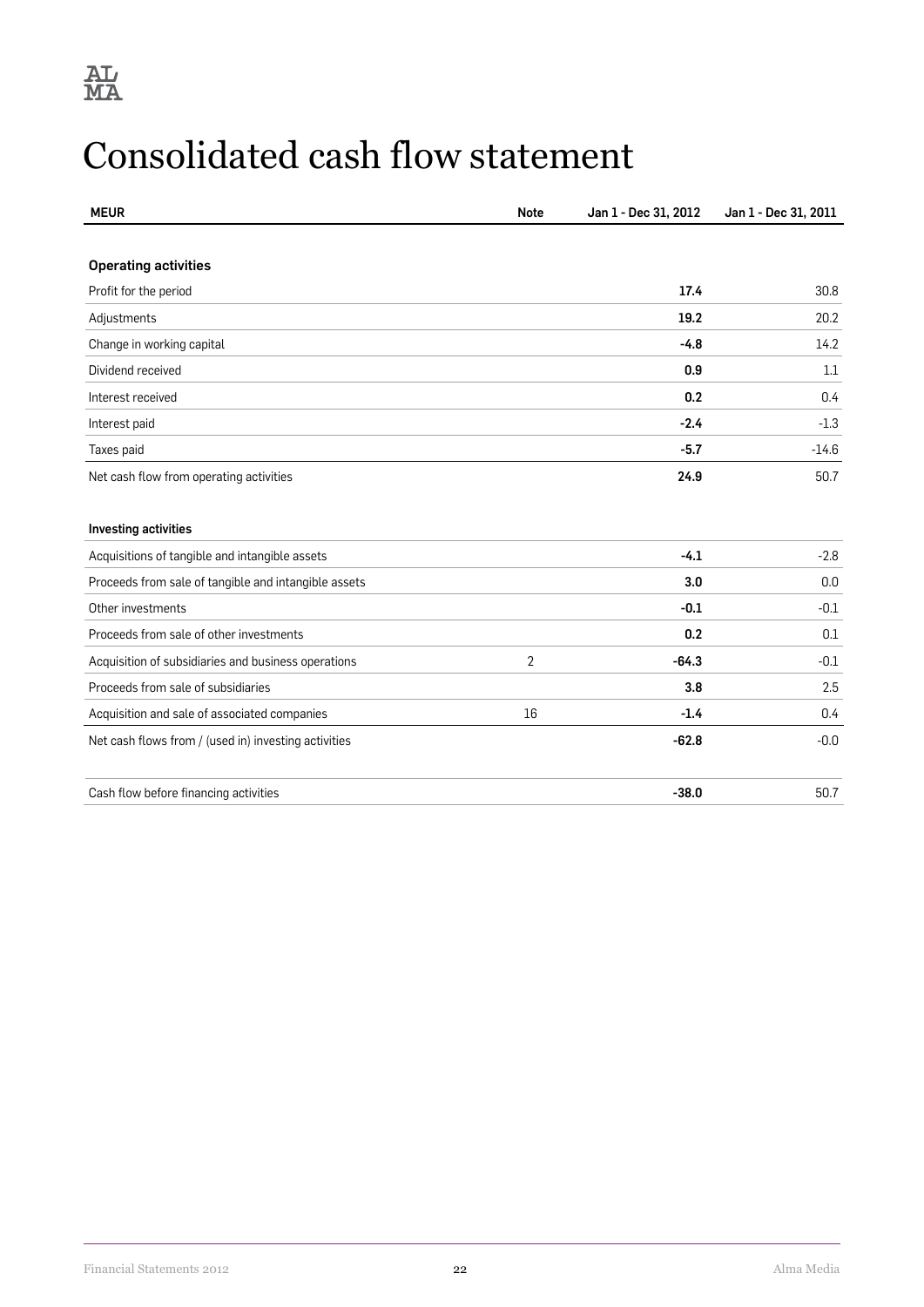# Consolidated cash flow statement

| MEUR | Note | Jan 1 - Dec 31, 2012 | Jan 1 - Dec 31, 2011 |
|---|---|---|---|
| **Operating activities** | | | |
| Profit for the period | | **17.4** | 30.8 |
| Adjustments | | **19.2** | 20.2 |
| Change in working capital | | **-4.8** | 14.2 |
| Dividend received | | **0.9** | 1.1 |
| Interest received | | **0.2** | 0.4 |
| Interest paid | | **-2.4** | -1.3 |
| Taxes paid | | **-5.7** | -14.6 |
| Net cash flow from operating activities | | **24.9** | 50.7 |
| | | | |
| **Investing activities** | | | |
| Acquisitions of tangible and intangible assets | | **-4.1** | -2.8 |
| Proceeds from sale of tangible and intangible assets | | **3.0** | 0.0 |
| Other investments | | **-0.1** | -0.1 |
| Proceeds from sale of other investments | | **0.2** | 0.1 |
| Acquisition of subsidiaries and business operations | 2 | **-64.3** | -0.1 |
| Proceeds from sale of subsidiaries | | **3.8** | 2.5 |
| Acquisition and sale of associated companies | 16 | **-1.4** | 0.4 |
| Net cash flows from / (used in) investing activities | | **-62.8** | -0.0 |
| | | | |
| Cash flow before financing activities | | **-38.0** | 50.7 |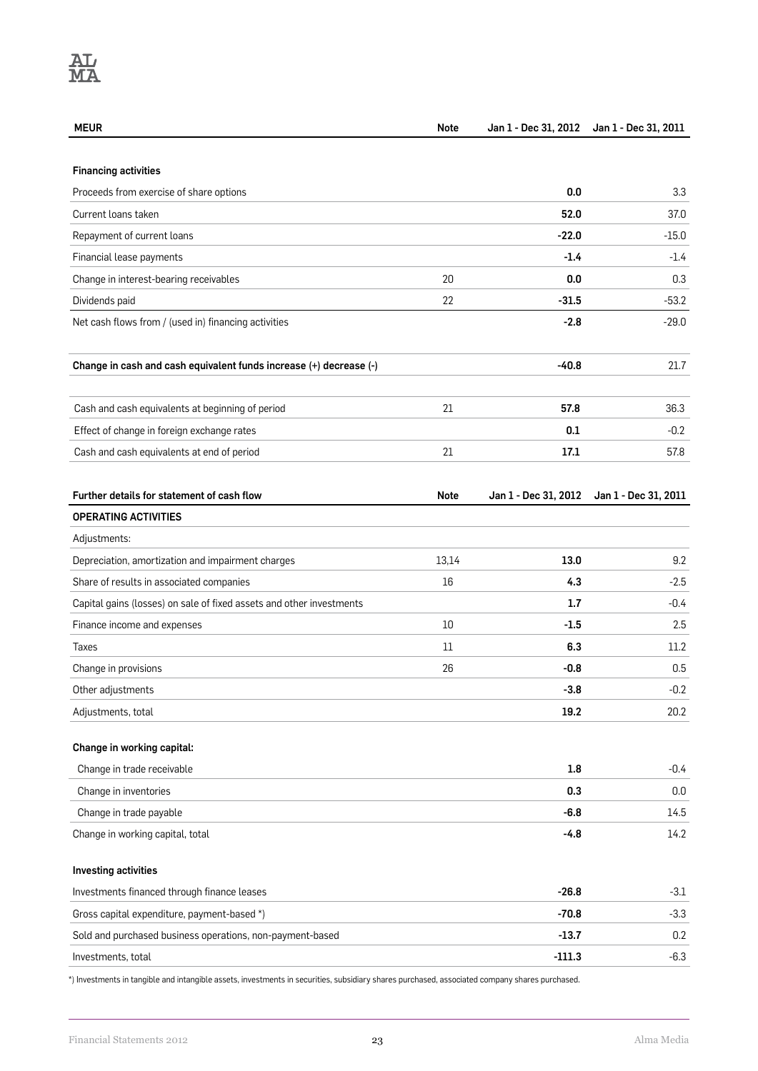| MEUR | Note | Jan 1 - Dec 31, 2012 | Jan 1 - Dec 31, 2011 |
|---|---|---|---|
| **Financing activities** | | | |
| Proceeds from exercise of share options | | **0.0** | 3.3 |
| Current loans taken | | **52.0** | 37.0 |
| Repayment of current loans | | **-22.0** | -15.0 |
| Financial lease payments | | **-1.4** | -1.4 |
| Change in interest-bearing receivables | 20 | **0.0** | 0.3 |
| Dividends paid | 22 | **-31.5** | -53.2 |
| Net cash flows from / (used in) financing activities | | **-2.8** | -29.0 |
| | | | |
| **Change in cash and cash equivalent funds increase (+) decrease (-)** | | **-40.8** | 21.7 |
| | | | |
| Cash and cash equivalents at beginning of period | 21 | **57.8** | 36.3 |
| Effect of change in foreign exchange rates | | **0.1** | -0.2 |
| Cash and cash equivalents at end of period | 21 | **17.1** | 57.8 |

| Further details for statement of cash flow | Note | Jan 1 - Dec 31, 2012 | Jan 1 - Dec 31, 2011 |
|---|---|---|---|
| **OPERATING ACTIVITIES** | | | |
| Adjustments: | | | |
| Depreciation, amortization and impairment charges | 13,14 | **13.0** | 9.2 |
| Share of results in associated companies | 16 | **4.3** | -2.5 |
| Capital gains (losses) on sale of fixed assets and other investments | | **1.7** | -0.4 |
| Finance income and expenses | 10 | **-1.5** | 2.5 |
| Taxes | 11 | **6.3** | 11.2 |
| Change in provisions | 26 | **-0.8** | 0.5 |
| Other adjustments | | **-3.8** | -0.2 |
| Adjustments, total | | **19.2** | 20.2 |
| | | | |
| **Change in working capital:** | | | |
| Change in trade receivable | | **1.8** | -0.4 |
| Change in inventories | | **0.3** | 0.0 |
| Change in trade payable | | **-6.8** | 14.5 |
| Change in working capital, total | | **-4.8** | 14.2 |
| | | | |
| **Investing activities** | | | |
| Investments financed through finance leases | | **-26.8** | -3.1 |
| Gross capital expenditure, payment-based *) | | **-70.8** | -3.3 |
| Sold and purchased business operations, non-payment-based | | **-13.7** | 0.2 |
| Investments, total | | **-111.3** | -6.3 |

*) Investments in tangible and intangible assets, investments in securities, subsidiary shares purchased, associated company shares purchased.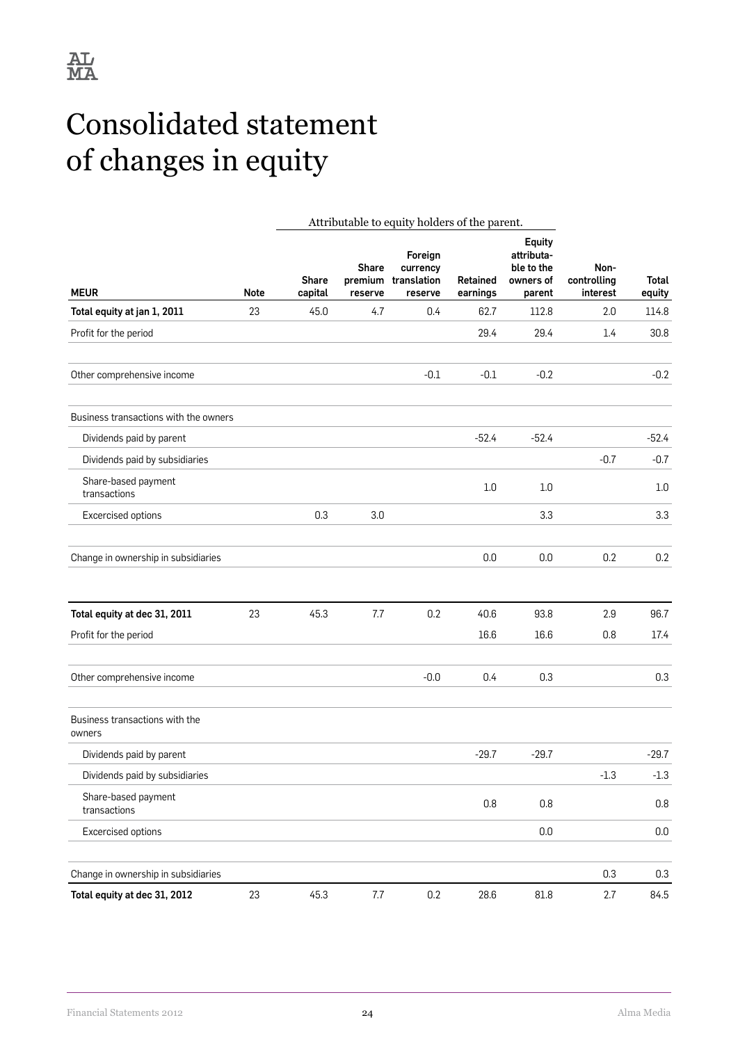# Consolidated statement of changes in equity

| MEUR | Note | Attributable to equity holders of the parent. | | | | | Non-controlling interest | Total equity |
|---|---|---|---|---|---|---|---|---|
| | | Share capital | Share premium reserve | Foreign currency translation reserve | Retained earnings | Equity attributable to the owners of parent | | |
| **Total equity at jan 1, 2011** | 23 | 45.0 | 4.7 | 0.4 | 62.7 | 112.8 | 2.0 | 114.8 |
| Profit for the period | | | | | 29.4 | 29.4 | 1.4 | 30.8 |
| Other comprehensive income | | | | -0.1 | -0.1 | -0.2 | | -0.2 |
| Business transactions with the owners | | | | | | | | |
| Dividends paid by parent | | | | | -52.4 | -52.4 | | -52.4 |
| Dividends paid by subsidiaries | | | | | | | -0.7 | -0.7 |
| Share-based payment transactions | | | | | 1.0 | 1.0 | | 1.0 |
| Excercised options | | 0.3 | 3.0 | | | 3.3 | | 3.3 |
| Change in ownership in subsidiaries | | | | | 0.0 | 0.0 | 0.2 | 0.2 |
| **Total equity at dec 31, 2011** | 23 | 45.3 | 7.7 | 0.2 | 40.6 | 93.8 | 2.9 | 96.7 |
| Profit for the period | | | | | 16.6 | 16.6 | 0.8 | 17.4 |
| Other comprehensive income | | | | -0.0 | 0.4 | 0.3 | | 0.3 |
| Business transactions with the owners | | | | | | | | |
| Dividends paid by parent | | | | | -29.7 | -29.7 | | -29.7 |
| Dividends paid by subsidiaries | | | | | | | -1.3 | -1.3 |
| Share-based payment transactions | | | | | 0.8 | 0.8 | | 0.8 |
| Excercised options | | | | | | 0.0 | | 0.0 |
| Change in ownership in subsidiaries | | | | | | | 0.3 | 0.3 |
| **Total equity at dec 31, 2012** | 23 | 45.3 | 7.7 | 0.2 | 28.6 | 81.8 | 2.7 | 84.5 |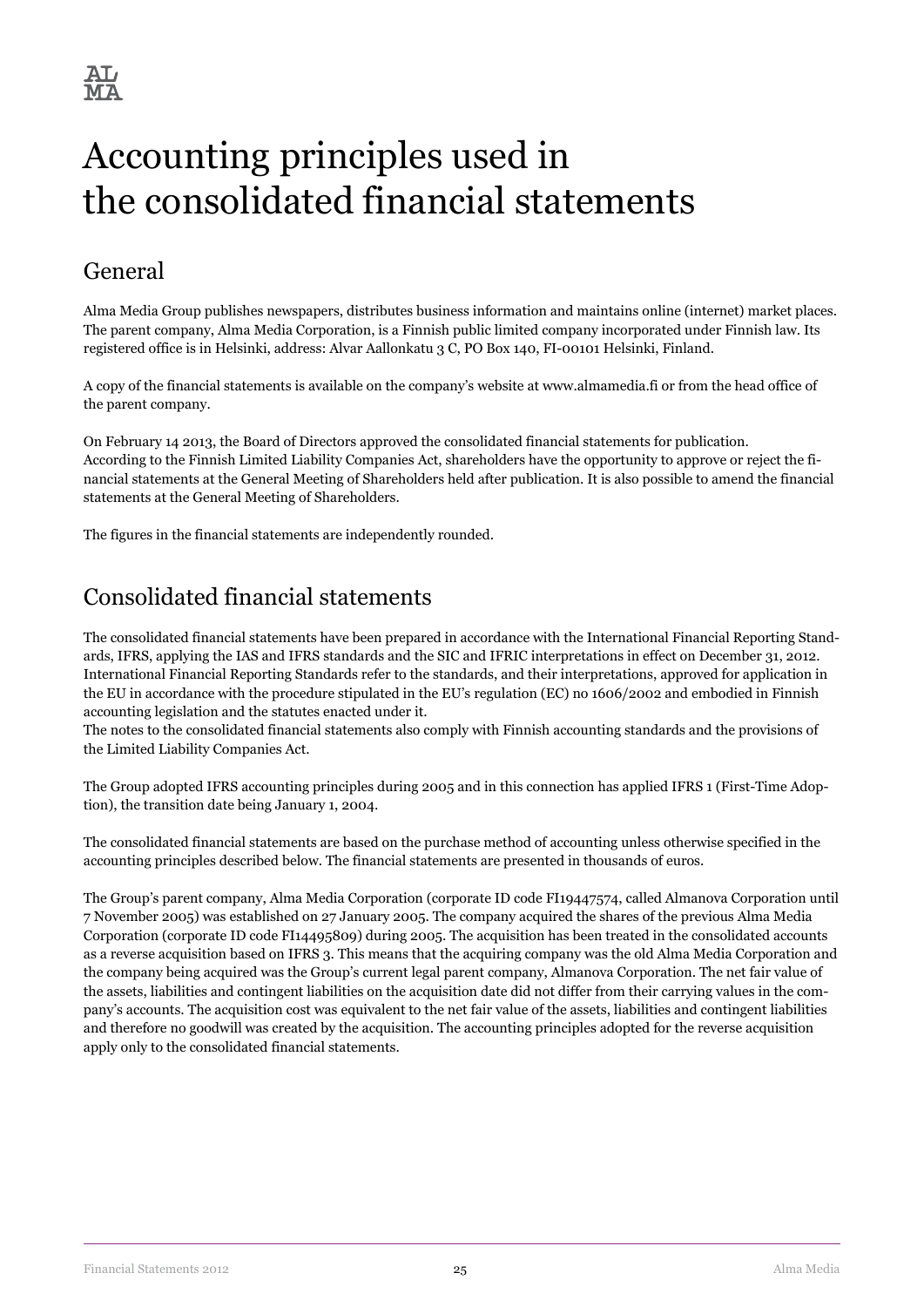# Accounting principles used in the consolidated financial statements

## General

Alma Media Group publishes newspapers, distributes business information and maintains online (internet) market places. The parent company, Alma Media Corporation, is a Finnish public limited company incorporated under Finnish law. Its registered office is in Helsinki, address: Alvar Aallonkatu 3 C, PO Box 140, FI-00101 Helsinki, Finland.

A copy of the financial statements is available on the company's website at www.almamedia.fi or from the head office of the parent company.

On February 14 2013, the Board of Directors approved the consolidated financial statements for publication. According to the Finnish Limited Liability Companies Act, shareholders have the opportunity to approve or reject the financial statements at the General Meeting of Shareholders held after publication. It is also possible to amend the financial statements at the General Meeting of Shareholders.

The figures in the financial statements are independently rounded.

## Consolidated financial statements

The consolidated financial statements have been prepared in accordance with the International Financial Reporting Standards, IFRS, applying the IAS and IFRS standards and the SIC and IFRIC interpretations in effect on December 31, 2012. International Financial Reporting Standards refer to the standards, and their interpretations, approved for application in the EU in accordance with the procedure stipulated in the EU's regulation (EC) no 1606/2002 and embodied in Finnish accounting legislation and the statutes enacted under it.
The notes to the consolidated financial statements also comply with Finnish accounting standards and the provisions of the Limited Liability Companies Act.

The Group adopted IFRS accounting principles during 2005 and in this connection has applied IFRS 1 (First-Time Adoption), the transition date being January 1, 2004.

The consolidated financial statements are based on the purchase method of accounting unless otherwise specified in the accounting principles described below. The financial statements are presented in thousands of euros.

The Group's parent company, Alma Media Corporation (corporate ID code FI19447574, called Almanova Corporation until 7 November 2005) was established on 27 January 2005. The company acquired the shares of the previous Alma Media Corporation (corporate ID code FI14495809) during 2005. The acquisition has been treated in the consolidated accounts as a reverse acquisition based on IFRS 3. This means that the acquiring company was the old Alma Media Corporation and the company being acquired was the Group's current legal parent company, Almanova Corporation. The net fair value of the assets, liabilities and contingent liabilities on the acquisition date did not differ from their carrying values in the company's accounts. The acquisition cost was equivalent to the net fair value of the assets, liabilities and contingent liabilities and therefore no goodwill was created by the acquisition. The accounting principles adopted for the reverse acquisition apply only to the consolidated financial statements.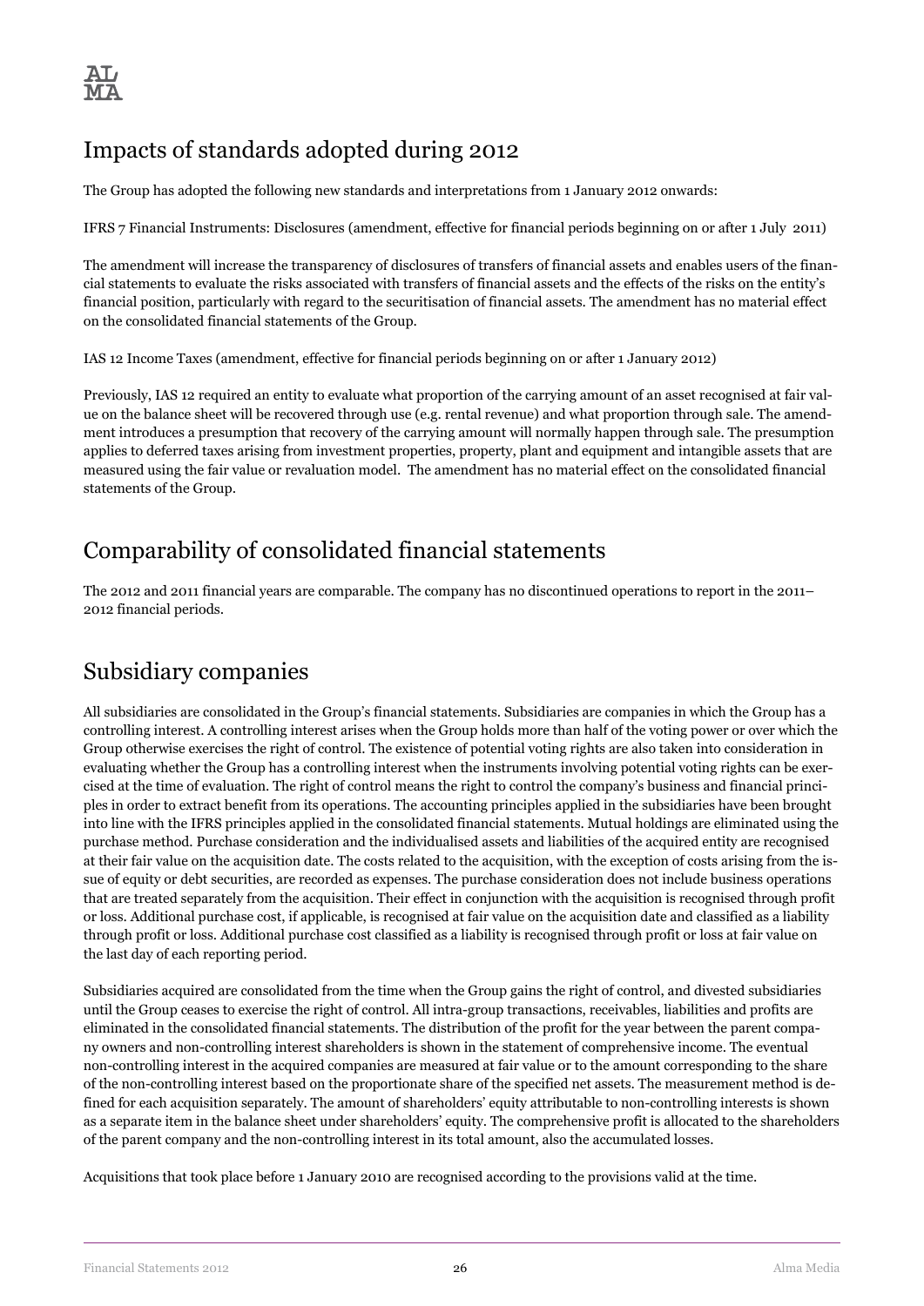## Impacts of standards adopted during 2012

The Group has adopted the following new standards and interpretations from 1 January 2012 onwards:

IFRS 7 Financial Instruments: Disclosures (amendment, effective for financial periods beginning on or after 1 July 2011)

The amendment will increase the transparency of disclosures of transfers of financial assets and enables users of the financial statements to evaluate the risks associated with transfers of financial assets and the effects of the risks on the entity's financial position, particularly with regard to the securitisation of financial assets. The amendment has no material effect on the consolidated financial statements of the Group.

IAS 12 Income Taxes (amendment, effective for financial periods beginning on or after 1 January 2012)

Previously, IAS 12 required an entity to evaluate what proportion of the carrying amount of an asset recognised at fair value on the balance sheet will be recovered through use (e.g. rental revenue) and what proportion through sale. The amendment introduces a presumption that recovery of the carrying amount will normally happen through sale. The presumption applies to deferred taxes arising from investment properties, property, plant and equipment and intangible assets that are measured using the fair value or revaluation model. The amendment has no material effect on the consolidated financial statements of the Group.

## Comparability of consolidated financial statements

The 2012 and 2011 financial years are comparable. The company has no discontinued operations to report in the 2011–2012 financial periods.

## Subsidiary companies

All subsidiaries are consolidated in the Group's financial statements. Subsidiaries are companies in which the Group has a controlling interest. A controlling interest arises when the Group holds more than half of the voting power or over which the Group otherwise exercises the right of control. The existence of potential voting rights are also taken into consideration in evaluating whether the Group has a controlling interest when the instruments involving potential voting rights can be exercised at the time of evaluation. The right of control means the right to control the company's business and financial principles in order to extract benefit from its operations. The accounting principles applied in the subsidiaries have been brought into line with the IFRS principles applied in the consolidated financial statements. Mutual holdings are eliminated using the purchase method. Purchase consideration and the individualised assets and liabilities of the acquired entity are recognised at their fair value on the acquisition date. The costs related to the acquisition, with the exception of costs arising from the issue of equity or debt securities, are recorded as expenses. The purchase consideration does not include business operations that are treated separately from the acquisition. Their effect in conjunction with the acquisition is recognised through profit or loss. Additional purchase cost, if applicable, is recognised at fair value on the acquisition date and classified as a liability through profit or loss. Additional purchase cost classified as a liability is recognised through profit or loss at fair value on the last day of each reporting period.

Subsidiaries acquired are consolidated from the time when the Group gains the right of control, and divested subsidiaries until the Group ceases to exercise the right of control. All intra-group transactions, receivables, liabilities and profits are eliminated in the consolidated financial statements. The distribution of the profit for the year between the parent company owners and non-controlling interest shareholders is shown in the statement of comprehensive income. The eventual non-controlling interest in the acquired companies are measured at fair value or to the amount corresponding to the share of the non-controlling interest based on the proportionate share of the specified net assets. The measurement method is defined for each acquisition separately. The amount of shareholders' equity attributable to non-controlling interests is shown as a separate item in the balance sheet under shareholders' equity. The comprehensive profit is allocated to the shareholders of the parent company and the non-controlling interest in its total amount, also the accumulated losses.

Acquisitions that took place before 1 January 2010 are recognised according to the provisions valid at the time.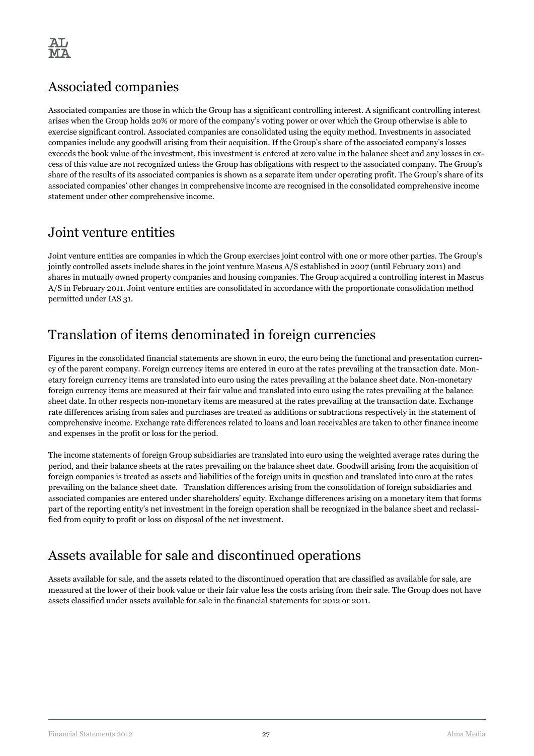## Associated companies

Associated companies are those in which the Group has a significant controlling interest. A significant controlling interest arises when the Group holds 20% or more of the company's voting power or over which the Group otherwise is able to exercise significant control. Associated companies are consolidated using the equity method. Investments in associated companies include any goodwill arising from their acquisition. If the Group's share of the associated company's losses exceeds the book value of the investment, this investment is entered at zero value in the balance sheet and any losses in excess of this value are not recognized unless the Group has obligations with respect to the associated company. The Group's share of the results of its associated companies is shown as a separate item under operating profit. The Group's share of its associated companies' other changes in comprehensive income are recognised in the consolidated comprehensive income statement under other comprehensive income.

## Joint venture entities

Joint venture entities are companies in which the Group exercises joint control with one or more other parties. The Group's jointly controlled assets include shares in the joint venture Mascus A/S established in 2007 (until February 2011) and shares in mutually owned property companies and housing companies. The Group acquired a controlling interest in Mascus A/S in February 2011. Joint venture entities are consolidated in accordance with the proportionate consolidation method permitted under IAS 31.

## Translation of items denominated in foreign currencies

Figures in the consolidated financial statements are shown in euro, the euro being the functional and presentation currency of the parent company. Foreign currency items are entered in euro at the rates prevailing at the transaction date. Monetary foreign currency items are translated into euro using the rates prevailing at the balance sheet date. Non-monetary foreign currency items are measured at their fair value and translated into euro using the rates prevailing at the balance sheet date. In other respects non-monetary items are measured at the rates prevailing at the transaction date. Exchange rate differences arising from sales and purchases are treated as additions or subtractions respectively in the statement of comprehensive income. Exchange rate differences related to loans and loan receivables are taken to other finance income and expenses in the profit or loss for the period.

The income statements of foreign Group subsidiaries are translated into euro using the weighted average rates during the period, and their balance sheets at the rates prevailing on the balance sheet date. Goodwill arising from the acquisition of foreign companies is treated as assets and liabilities of the foreign units in question and translated into euro at the rates prevailing on the balance sheet date. Translation differences arising from the consolidation of foreign subsidiaries and associated companies are entered under shareholders' equity. Exchange differences arising on a monetary item that forms part of the reporting entity's net investment in the foreign operation shall be recognized in the balance sheet and reclassified from equity to profit or loss on disposal of the net investment.

## Assets available for sale and discontinued operations

Assets available for sale, and the assets related to the discontinued operation that are classified as available for sale, are measured at the lower of their book value or their fair value less the costs arising from their sale. The Group does not have assets classified under assets available for sale in the financial statements for 2012 or 2011.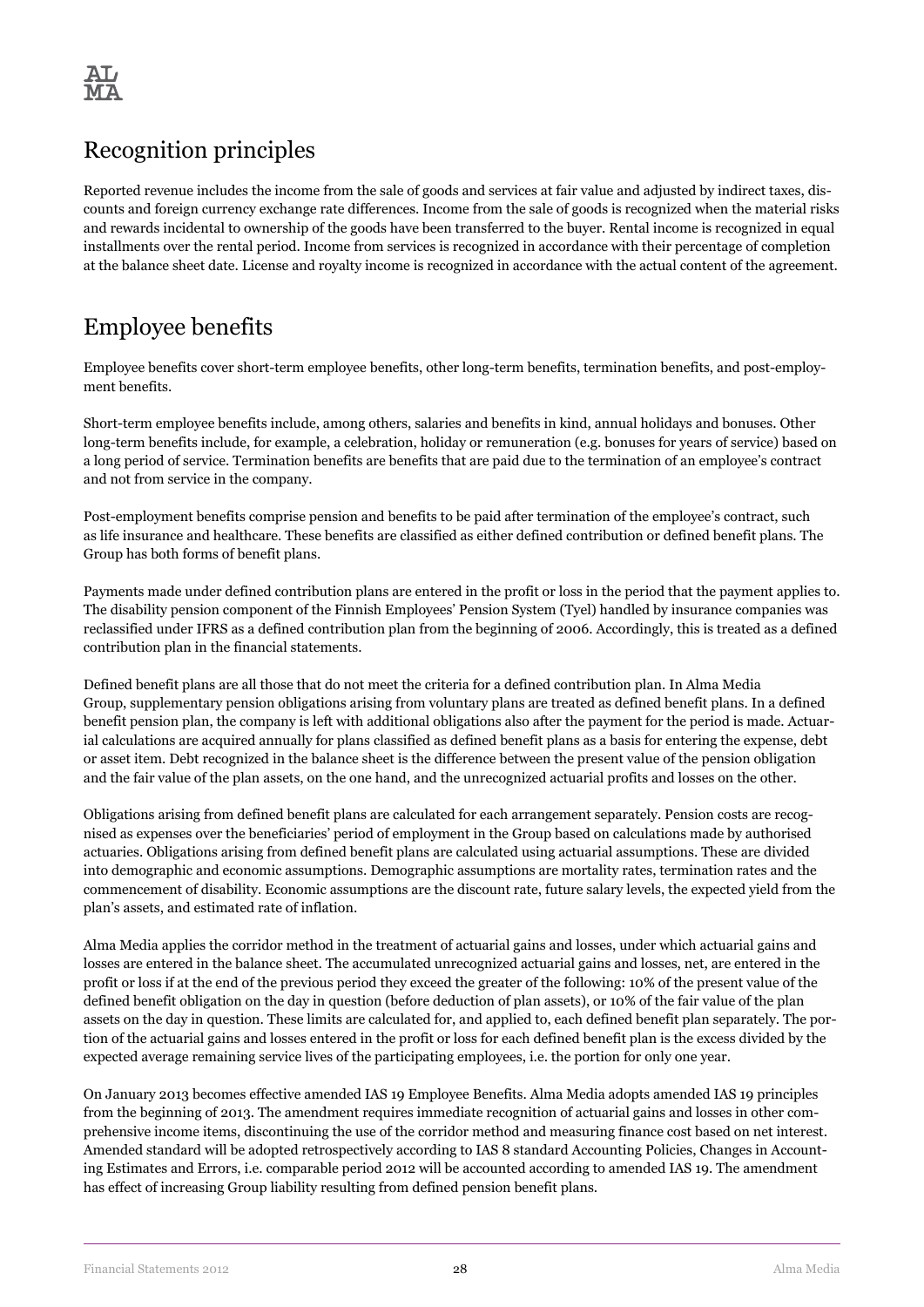## Recognition principles

Reported revenue includes the income from the sale of goods and services at fair value and adjusted by indirect taxes, discounts and foreign currency exchange rate differences. Income from the sale of goods is recognized when the material risks and rewards incidental to ownership of the goods have been transferred to the buyer. Rental income is recognized in equal installments over the rental period. Income from services is recognized in accordance with their percentage of completion at the balance sheet date. License and royalty income is recognized in accordance with the actual content of the agreement.

## Employee benefits

Employee benefits cover short-term employee benefits, other long-term benefits, termination benefits, and post-employment benefits.

Short-term employee benefits include, among others, salaries and benefits in kind, annual holidays and bonuses. Other long-term benefits include, for example, a celebration, holiday or remuneration (e.g. bonuses for years of service) based on a long period of service. Termination benefits are benefits that are paid due to the termination of an employee's contract and not from service in the company.

Post-employment benefits comprise pension and benefits to be paid after termination of the employee's contract, such as life insurance and healthcare. These benefits are classified as either defined contribution or defined benefit plans. The Group has both forms of benefit plans.

Payments made under defined contribution plans are entered in the profit or loss in the period that the payment applies to. The disability pension component of the Finnish Employees' Pension System (Tyel) handled by insurance companies was reclassified under IFRS as a defined contribution plan from the beginning of 2006. Accordingly, this is treated as a defined contribution plan in the financial statements.

Defined benefit plans are all those that do not meet the criteria for a defined contribution plan. In Alma Media Group, supplementary pension obligations arising from voluntary plans are treated as defined benefit plans. In a defined benefit pension plan, the company is left with additional obligations also after the payment for the period is made. Actuarial calculations are acquired annually for plans classified as defined benefit plans as a basis for entering the expense, debt or asset item. Debt recognized in the balance sheet is the difference between the present value of the pension obligation and the fair value of the plan assets, on the one hand, and the unrecognized actuarial profits and losses on the other.

Obligations arising from defined benefit plans are calculated for each arrangement separately. Pension costs are recognised as expenses over the beneficiaries' period of employment in the Group based on calculations made by authorised actuaries. Obligations arising from defined benefit plans are calculated using actuarial assumptions. These are divided into demographic and economic assumptions. Demographic assumptions are mortality rates, termination rates and the commencement of disability. Economic assumptions are the discount rate, future salary levels, the expected yield from the plan's assets, and estimated rate of inflation.

Alma Media applies the corridor method in the treatment of actuarial gains and losses, under which actuarial gains and losses are entered in the balance sheet. The accumulated unrecognized actuarial gains and losses, net, are entered in the profit or loss if at the end of the previous period they exceed the greater of the following: 10% of the present value of the defined benefit obligation on the day in question (before deduction of plan assets), or 10% of the fair value of the plan assets on the day in question. These limits are calculated for, and applied to, each defined benefit plan separately. The portion of the actuarial gains and losses entered in the profit or loss for each defined benefit plan is the excess divided by the expected average remaining service lives of the participating employees, i.e. the portion for only one year.

On January 2013 becomes effective amended IAS 19 Employee Benefits. Alma Media adopts amended IAS 19 principles from the beginning of 2013. The amendment requires immediate recognition of actuarial gains and losses in other comprehensive income items, discontinuing the use of the corridor method and measuring finance cost based on net interest. Amended standard will be adopted retrospectively according to IAS 8 standard Accounting Policies, Changes in Accounting Estimates and Errors, i.e. comparable period 2012 will be accounted according to amended IAS 19. The amendment has effect of increasing Group liability resulting from defined pension benefit plans.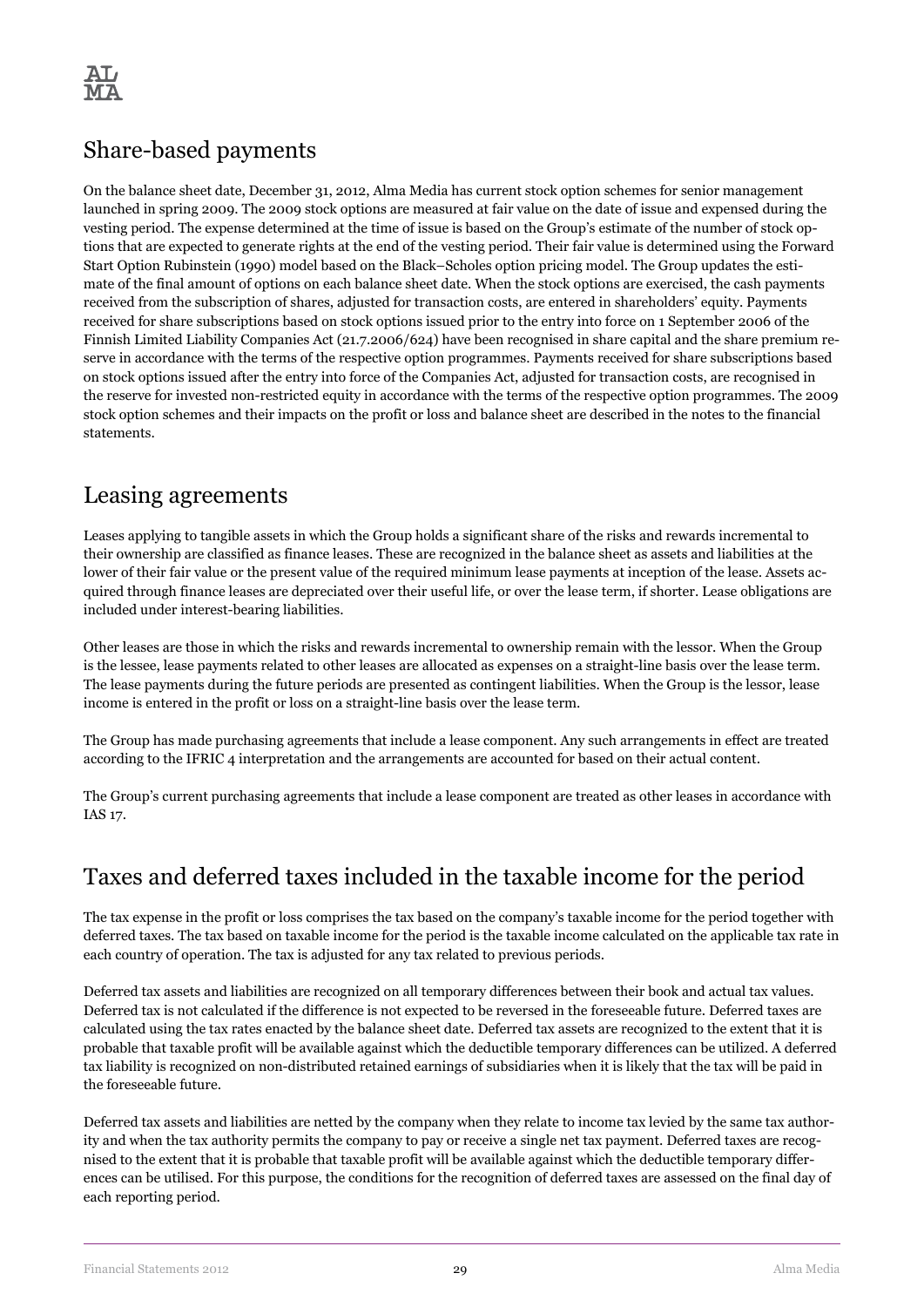## Share-based payments

On the balance sheet date, December 31, 2012, Alma Media has current stock option schemes for senior management launched in spring 2009. The 2009 stock options are measured at fair value on the date of issue and expensed during the vesting period. The expense determined at the time of issue is based on the Group's estimate of the number of stock options that are expected to generate rights at the end of the vesting period. Their fair value is determined using the Forward Start Option Rubinstein (1990) model based on the Black–Scholes option pricing model. The Group updates the estimate of the final amount of options on each balance sheet date. When the stock options are exercised, the cash payments received from the subscription of shares, adjusted for transaction costs, are entered in shareholders' equity. Payments received for share subscriptions based on stock options issued prior to the entry into force on 1 September 2006 of the Finnish Limited Liability Companies Act (21.7.2006/624) have been recognised in share capital and the share premium reserve in accordance with the terms of the respective option programmes. Payments received for share subscriptions based on stock options issued after the entry into force of the Companies Act, adjusted for transaction costs, are recognised in the reserve for invested non-restricted equity in accordance with the terms of the respective option programmes. The 2009 stock option schemes and their impacts on the profit or loss and balance sheet are described in the notes to the financial statements.

## Leasing agreements

Leases applying to tangible assets in which the Group holds a significant share of the risks and rewards incremental to their ownership are classified as finance leases. These are recognized in the balance sheet as assets and liabilities at the lower of their fair value or the present value of the required minimum lease payments at inception of the lease. Assets acquired through finance leases are depreciated over their useful life, or over the lease term, if shorter. Lease obligations are included under interest-bearing liabilities.

Other leases are those in which the risks and rewards incremental to ownership remain with the lessor. When the Group is the lessee, lease payments related to other leases are allocated as expenses on a straight-line basis over the lease term. The lease payments during the future periods are presented as contingent liabilities. When the Group is the lessor, lease income is entered in the profit or loss on a straight-line basis over the lease term.

The Group has made purchasing agreements that include a lease component. Any such arrangements in effect are treated according to the IFRIC 4 interpretation and the arrangements are accounted for based on their actual content.

The Group's current purchasing agreements that include a lease component are treated as other leases in accordance with IAS 17.

## Taxes and deferred taxes included in the taxable income for the period

The tax expense in the profit or loss comprises the tax based on the company's taxable income for the period together with deferred taxes. The tax based on taxable income for the period is the taxable income calculated on the applicable tax rate in each country of operation. The tax is adjusted for any tax related to previous periods.

Deferred tax assets and liabilities are recognized on all temporary differences between their book and actual tax values. Deferred tax is not calculated if the difference is not expected to be reversed in the foreseeable future. Deferred taxes are calculated using the tax rates enacted by the balance sheet date. Deferred tax assets are recognized to the extent that it is probable that taxable profit will be available against which the deductible temporary differences can be utilized. A deferred tax liability is recognized on non-distributed retained earnings of subsidiaries when it is likely that the tax will be paid in the foreseeable future.

Deferred tax assets and liabilities are netted by the company when they relate to income tax levied by the same tax authority and when the tax authority permits the company to pay or receive a single net tax payment. Deferred taxes are recognised to the extent that it is probable that taxable profit will be available against which the deductible temporary differences can be utilised. For this purpose, the conditions for the recognition of deferred taxes are assessed on the final day of each reporting period.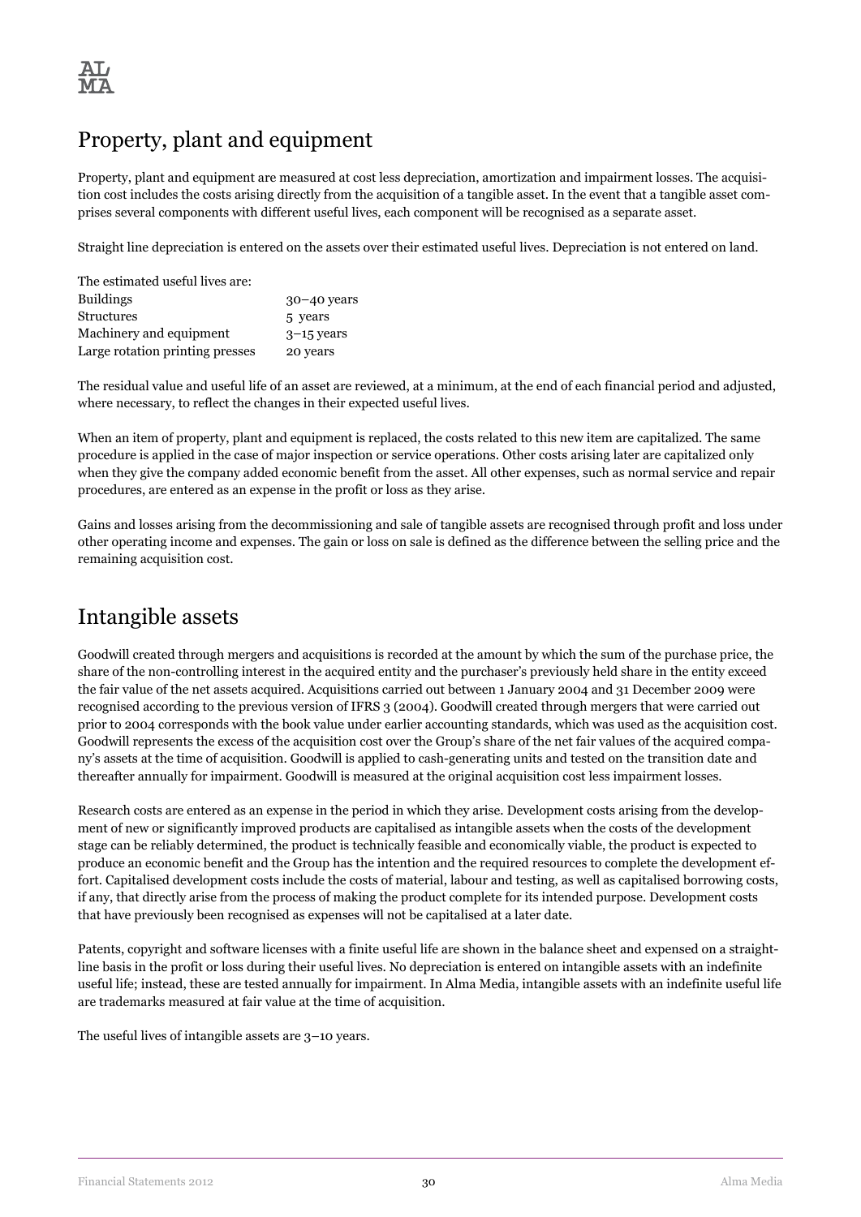## Property, plant and equipment

Property, plant and equipment are measured at cost less depreciation, amortization and impairment losses. The acquisition cost includes the costs arising directly from the acquisition of a tangible asset. In the event that a tangible asset comprises several components with different useful lives, each component will be recognised as a separate asset.

Straight line depreciation is entered on the assets over their estimated useful lives. Depreciation is not entered on land.

The estimated useful lives are:

| | |
|---|---|
| Buildings | 30–40 years |
| Structures | 5 years |
| Machinery and equipment | 3–15 years |
| Large rotation printing presses | 20 years |

The residual value and useful life of an asset are reviewed, at a minimum, at the end of each financial period and adjusted, where necessary, to reflect the changes in their expected useful lives.

When an item of property, plant and equipment is replaced, the costs related to this new item are capitalized. The same procedure is applied in the case of major inspection or service operations. Other costs arising later are capitalized only when they give the company added economic benefit from the asset. All other expenses, such as normal service and repair procedures, are entered as an expense in the profit or loss as they arise.

Gains and losses arising from the decommissioning and sale of tangible assets are recognised through profit and loss under other operating income and expenses. The gain or loss on sale is defined as the difference between the selling price and the remaining acquisition cost.

## Intangible assets

Goodwill created through mergers and acquisitions is recorded at the amount by which the sum of the purchase price, the share of the non-controlling interest in the acquired entity and the purchaser's previously held share in the entity exceed the fair value of the net assets acquired. Acquisitions carried out between 1 January 2004 and 31 December 2009 were recognised according to the previous version of IFRS 3 (2004). Goodwill created through mergers that were carried out prior to 2004 corresponds with the book value under earlier accounting standards, which was used as the acquisition cost. Goodwill represents the excess of the acquisition cost over the Group's share of the net fair values of the acquired company's assets at the time of acquisition. Goodwill is applied to cash-generating units and tested on the transition date and thereafter annually for impairment. Goodwill is measured at the original acquisition cost less impairment losses.

Research costs are entered as an expense in the period in which they arise. Development costs arising from the development of new or significantly improved products are capitalised as intangible assets when the costs of the development stage can be reliably determined, the product is technically feasible and economically viable, the product is expected to produce an economic benefit and the Group has the intention and the required resources to complete the development effort. Capitalised development costs include the costs of material, labour and testing, as well as capitalised borrowing costs, if any, that directly arise from the process of making the product complete for its intended purpose. Development costs that have previously been recognised as expenses will not be capitalised at a later date.

Patents, copyright and software licenses with a finite useful life are shown in the balance sheet and expensed on a straight-line basis in the profit or loss during their useful lives. No depreciation is entered on intangible assets with an indefinite useful life; instead, these are tested annually for impairment. In Alma Media, intangible assets with an indefinite useful life are trademarks measured at fair value at the time of acquisition.

The useful lives of intangible assets are 3–10 years.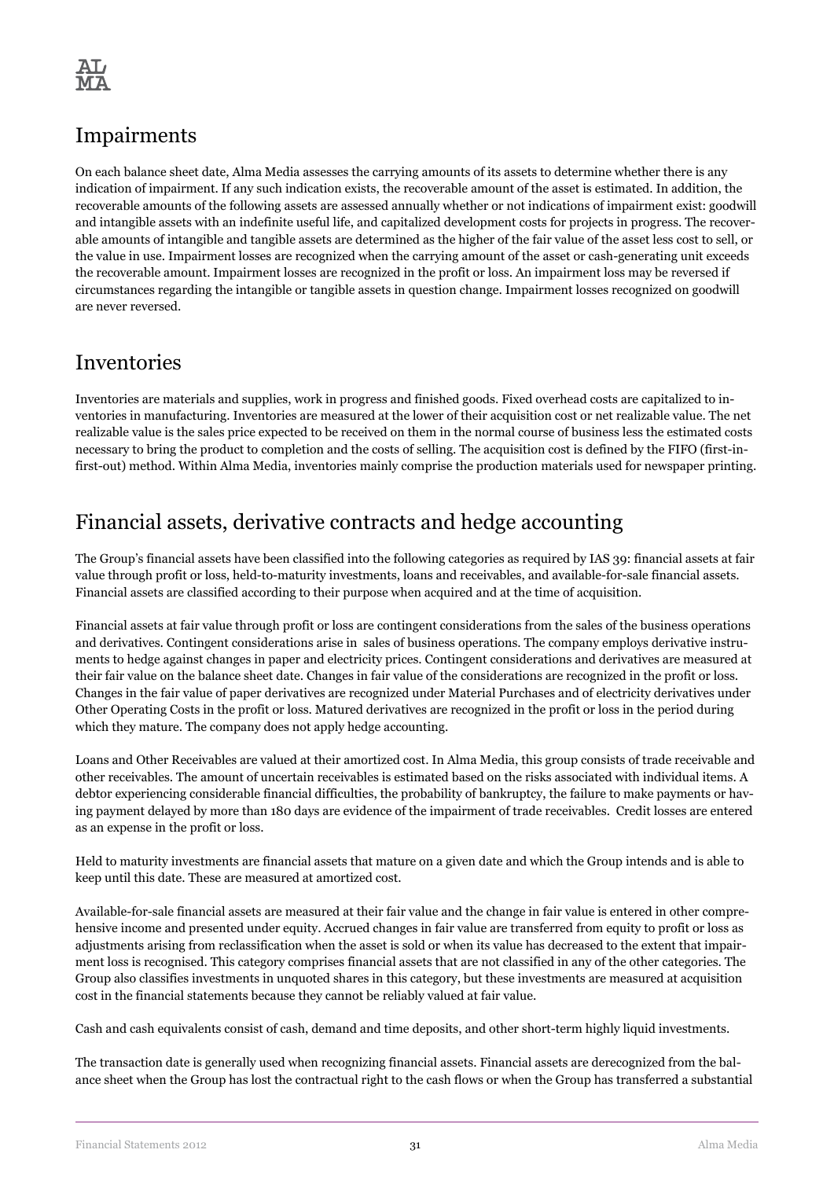## Impairments

On each balance sheet date, Alma Media assesses the carrying amounts of its assets to determine whether there is any indication of impairment. If any such indication exists, the recoverable amount of the asset is estimated. In addition, the recoverable amounts of the following assets are assessed annually whether or not indications of impairment exist: goodwill and intangible assets with an indefinite useful life, and capitalized development costs for projects in progress. The recoverable amounts of intangible and tangible assets are determined as the higher of the fair value of the asset less cost to sell, or the value in use. Impairment losses are recognized when the carrying amount of the asset or cash-generating unit exceeds the recoverable amount. Impairment losses are recognized in the profit or loss. An impairment loss may be reversed if circumstances regarding the intangible or tangible assets in question change. Impairment losses recognized on goodwill are never reversed.

## Inventories

Inventories are materials and supplies, work in progress and finished goods. Fixed overhead costs are capitalized to inventories in manufacturing. Inventories are measured at the lower of their acquisition cost or net realizable value. The net realizable value is the sales price expected to be received on them in the normal course of business less the estimated costs necessary to bring the product to completion and the costs of selling. The acquisition cost is defined by the FIFO (first-in-first-out) method. Within Alma Media, inventories mainly comprise the production materials used for newspaper printing.

## Financial assets, derivative contracts and hedge accounting

The Group's financial assets have been classified into the following categories as required by IAS 39: financial assets at fair value through profit or loss, held-to-maturity investments, loans and receivables, and available-for-sale financial assets. Financial assets are classified according to their purpose when acquired and at the time of acquisition.

Financial assets at fair value through profit or loss are contingent considerations from the sales of the business operations and derivatives. Contingent considerations arise in sales of business operations. The company employs derivative instruments to hedge against changes in paper and electricity prices. Contingent considerations and derivatives are measured at their fair value on the balance sheet date. Changes in fair value of the considerations are recognized in the profit or loss. Changes in the fair value of paper derivatives are recognized under Material Purchases and of electricity derivatives under Other Operating Costs in the profit or loss. Matured derivatives are recognized in the profit or loss in the period during which they mature. The company does not apply hedge accounting.

Loans and Other Receivables are valued at their amortized cost. In Alma Media, this group consists of trade receivable and other receivables. The amount of uncertain receivables is estimated based on the risks associated with individual items. A debtor experiencing considerable financial difficulties, the probability of bankruptcy, the failure to make payments or having payment delayed by more than 180 days are evidence of the impairment of trade receivables. Credit losses are entered as an expense in the profit or loss.

Held to maturity investments are financial assets that mature on a given date and which the Group intends and is able to keep until this date. These are measured at amortized cost.

Available-for-sale financial assets are measured at their fair value and the change in fair value is entered in other comprehensive income and presented under equity. Accrued changes in fair value are transferred from equity to profit or loss as adjustments arising from reclassification when the asset is sold or when its value has decreased to the extent that impairment loss is recognised. This category comprises financial assets that are not classified in any of the other categories. The Group also classifies investments in unquoted shares in this category, but these investments are measured at acquisition cost in the financial statements because they cannot be reliably valued at fair value.

Cash and cash equivalents consist of cash, demand and time deposits, and other short-term highly liquid investments.

The transaction date is generally used when recognizing financial assets. Financial assets are derecognized from the balance sheet when the Group has lost the contractual right to the cash flows or when the Group has transferred a substantial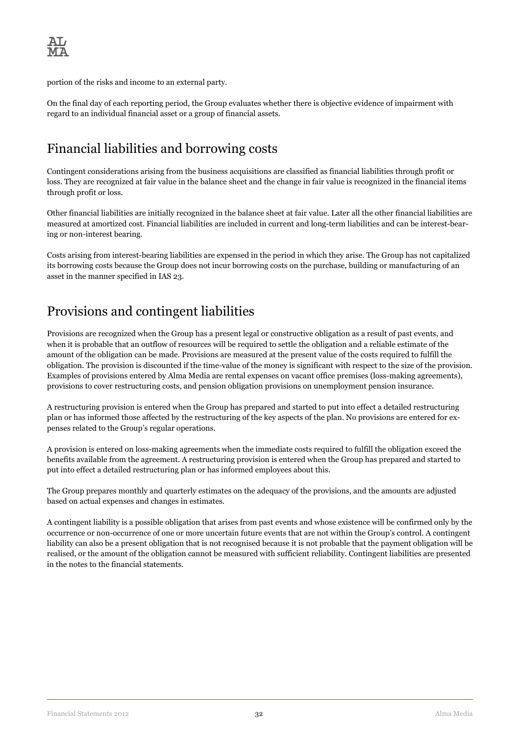portion of the risks and income to an external party.

On the final day of each reporting period, the Group evaluates whether there is objective evidence of impairment with regard to an individual financial asset or a group of financial assets.

## Financial liabilities and borrowing costs

Contingent considerations arising from the business acquisitions are classified as financial liabilities through profit or loss. They are recognized at fair value in the balance sheet and the change in fair value is recognized in the financial items through profit or loss.

Other financial liabilities are initially recognized in the balance sheet at fair value. Later all the other financial liabilities are measured at amortized cost. Financial liabilities are included in current and long-term liabilities and can be interest-bearing or non-interest bearing.

Costs arising from interest-bearing liabilities are expensed in the period in which they arise. The Group has not capitalized its borrowing costs because the Group does not incur borrowing costs on the purchase, building or manufacturing of an asset in the manner specified in IAS 23.

## Provisions and contingent liabilities

Provisions are recognized when the Group has a present legal or constructive obligation as a result of past events, and when it is probable that an outflow of resources will be required to settle the obligation and a reliable estimate of the amount of the obligation can be made. Provisions are measured at the present value of the costs required to fulfill the obligation. The provision is discounted if the time-value of the money is significant with respect to the size of the provision. Examples of provisions entered by Alma Media are rental expenses on vacant office premises (loss-making agreements), provisions to cover restructuring costs, and pension obligation provisions on unemployment pension insurance.

A restructuring provision is entered when the Group has prepared and started to put into effect a detailed restructuring plan or has informed those affected by the restructuring of the key aspects of the plan. No provisions are entered for expenses related to the Group's regular operations.

A provision is entered on loss-making agreements when the immediate costs required to fulfill the obligation exceed the benefits available from the agreement. A restructuring provision is entered when the Group has prepared and started to put into effect a detailed restructuring plan or has informed employees about this.

The Group prepares monthly and quarterly estimates on the adequacy of the provisions, and the amounts are adjusted based on actual expenses and changes in estimates.

A contingent liability is a possible obligation that arises from past events and whose existence will be confirmed only by the occurrence or non-occurrence of one or more uncertain future events that are not within the Group's control. A contingent liability can also be a present obligation that is not recognised because it is not probable that the payment obligation will be realised, or the amount of the obligation cannot be measured with sufficient reliability. Contingent liabilities are presented in the notes to the financial statements.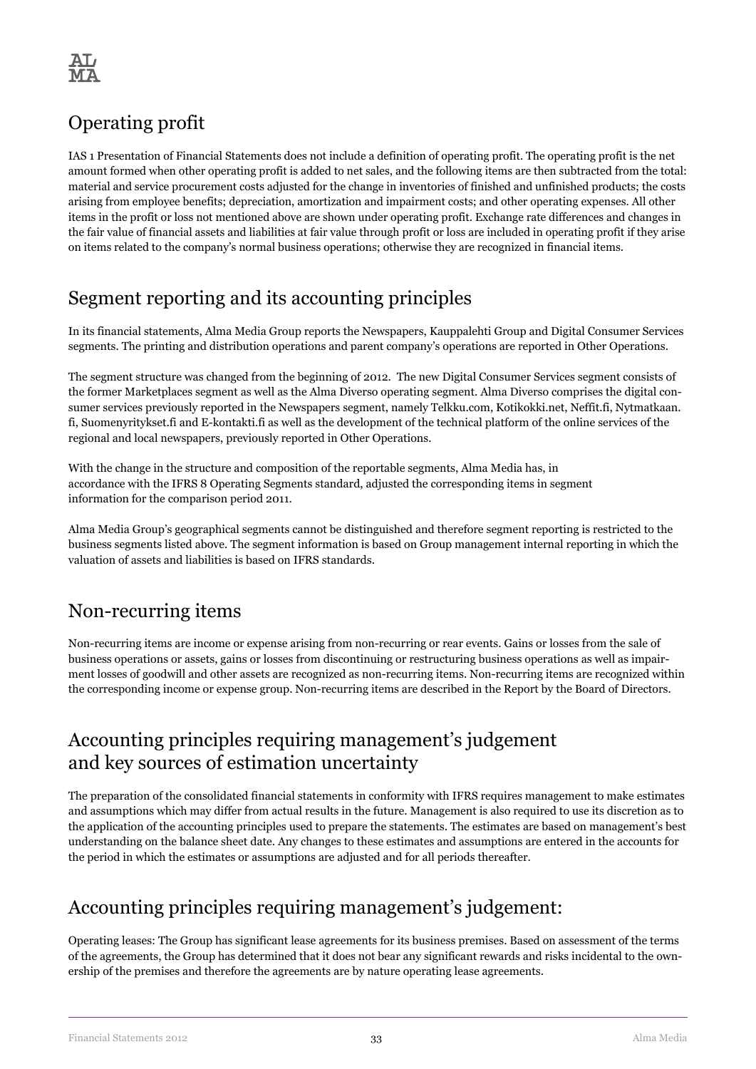## Operating profit

IAS 1 Presentation of Financial Statements does not include a definition of operating profit. The operating profit is the net amount formed when other operating profit is added to net sales, and the following items are then subtracted from the total: material and service procurement costs adjusted for the change in inventories of finished and unfinished products; the costs arising from employee benefits; depreciation, amortization and impairment costs; and other operating expenses. All other items in the profit or loss not mentioned above are shown under operating profit. Exchange rate differences and changes in the fair value of financial assets and liabilities at fair value through profit or loss are included in operating profit if they arise on items related to the company's normal business operations; otherwise they are recognized in financial items.

## Segment reporting and its accounting principles

In its financial statements, Alma Media Group reports the Newspapers, Kauppalehti Group and Digital Consumer Services segments. The printing and distribution operations and parent company's operations are reported in Other Operations.

The segment structure was changed from the beginning of 2012. The new Digital Consumer Services segment consists of the former Marketplaces segment as well as the Alma Diverso operating segment. Alma Diverso comprises the digital consumer services previously reported in the Newspapers segment, namely Telkku.com, Kotikokki.net, Neffit.fi, Nytmatkaan.fi, Suomenyritykset.fi and E-kontakti.fi as well as the development of the technical platform of the online services of the regional and local newspapers, previously reported in Other Operations.

With the change in the structure and composition of the reportable segments, Alma Media has, in accordance with the IFRS 8 Operating Segments standard, adjusted the corresponding items in segment information for the comparison period 2011.

Alma Media Group's geographical segments cannot be distinguished and therefore segment reporting is restricted to the business segments listed above. The segment information is based on Group management internal reporting in which the valuation of assets and liabilities is based on IFRS standards.

## Non-recurring items

Non-recurring items are income or expense arising from non-recurring or rear events. Gains or losses from the sale of business operations or assets, gains or losses from discontinuing or restructuring business operations as well as impairment losses of goodwill and other assets are recognized as non-recurring items. Non-recurring items are recognized within the corresponding income or expense group. Non-recurring items are described in the Report by the Board of Directors.

## Accounting principles requiring management's judgement and key sources of estimation uncertainty

The preparation of the consolidated financial statements in conformity with IFRS requires management to make estimates and assumptions which may differ from actual results in the future. Management is also required to use its discretion as to the application of the accounting principles used to prepare the statements. The estimates are based on management's best understanding on the balance sheet date. Any changes to these estimates and assumptions are entered in the accounts for the period in which the estimates or assumptions are adjusted and for all periods thereafter.

## Accounting principles requiring management's judgement:

Operating leases: The Group has significant lease agreements for its business premises. Based on assessment of the terms of the agreements, the Group has determined that it does not bear any significant rewards and risks incidental to the ownership of the premises and therefore the agreements are by nature operating lease agreements.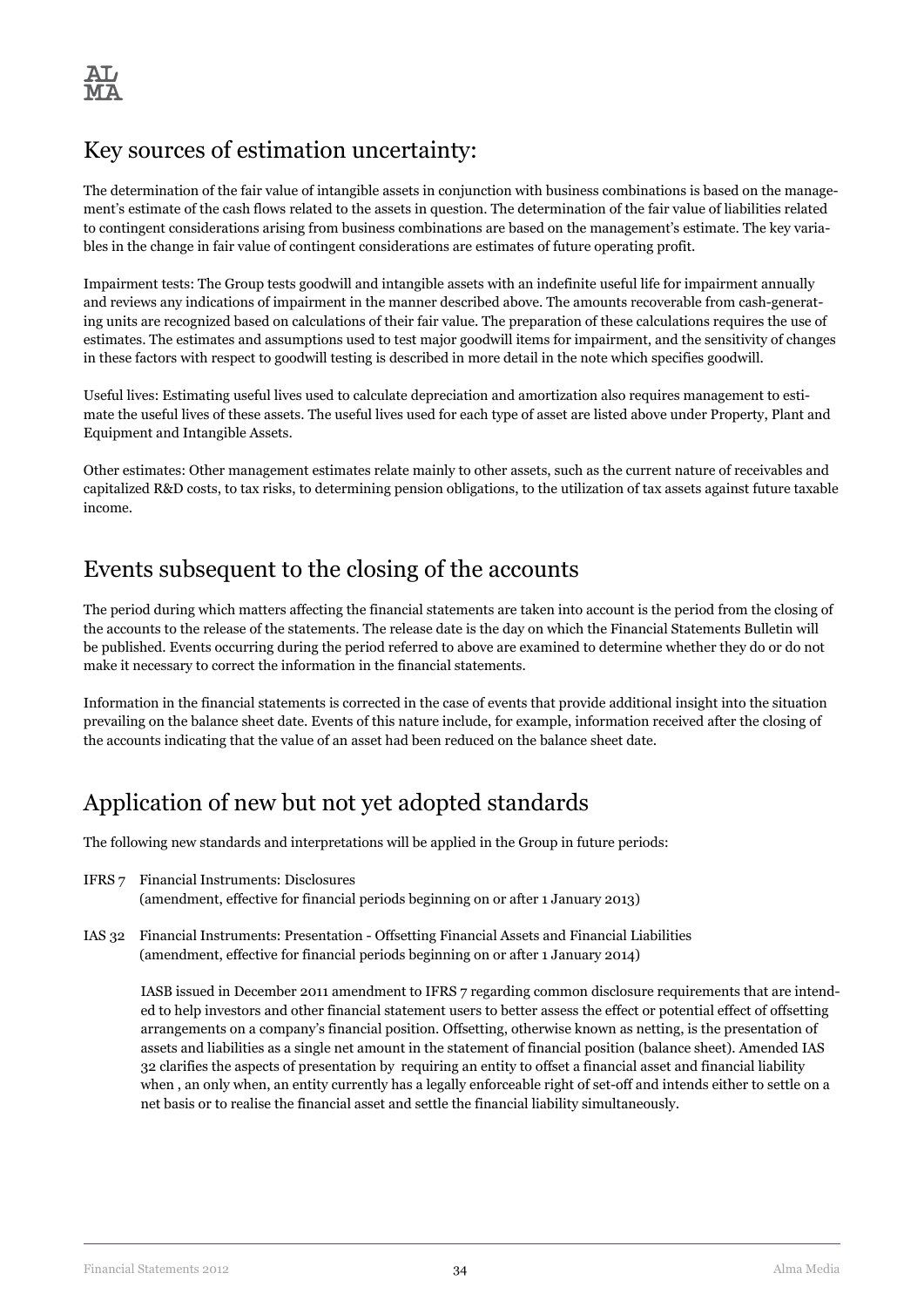## Key sources of estimation uncertainty:

The determination of the fair value of intangible assets in conjunction with business combinations is based on the management's estimate of the cash flows related to the assets in question. The determination of the fair value of liabilities related to contingent considerations arising from business combinations are based on the management's estimate. The key variables in the change in fair value of contingent considerations are estimates of future operating profit.

Impairment tests: The Group tests goodwill and intangible assets with an indefinite useful life for impairment annually and reviews any indications of impairment in the manner described above. The amounts recoverable from cash-generating units are recognized based on calculations of their fair value. The preparation of these calculations requires the use of estimates. The estimates and assumptions used to test major goodwill items for impairment, and the sensitivity of changes in these factors with respect to goodwill testing is described in more detail in the note which specifies goodwill.

Useful lives: Estimating useful lives used to calculate depreciation and amortization also requires management to estimate the useful lives of these assets. The useful lives used for each type of asset are listed above under Property, Plant and Equipment and Intangible Assets.

Other estimates: Other management estimates relate mainly to other assets, such as the current nature of receivables and capitalized R&D costs, to tax risks, to determining pension obligations, to the utilization of tax assets against future taxable income.

## Events subsequent to the closing of the accounts

The period during which matters affecting the financial statements are taken into account is the period from the closing of the accounts to the release of the statements. The release date is the day on which the Financial Statements Bulletin will be published. Events occurring during the period referred to above are examined to determine whether they do or do not make it necessary to correct the information in the financial statements.

Information in the financial statements is corrected in the case of events that provide additional insight into the situation prevailing on the balance sheet date. Events of this nature include, for example, information received after the closing of the accounts indicating that the value of an asset had been reduced on the balance sheet date.

## Application of new but not yet adopted standards

The following new standards and interpretations will be applied in the Group in future periods:

IFRS 7 Financial Instruments: Disclosures
(amendment, effective for financial periods beginning on or after 1 January 2013)

IAS 32 Financial Instruments: Presentation - Offsetting Financial Assets and Financial Liabilities
(amendment, effective for financial periods beginning on or after 1 January 2014)

IASB issued in December 2011 amendment to IFRS 7 regarding common disclosure requirements that are intended to help investors and other financial statement users to better assess the effect or potential effect of offsetting arrangements on a company's financial position. Offsetting, otherwise known as netting, is the presentation of assets and liabilities as a single net amount in the statement of financial position (balance sheet). Amended IAS 32 clarifies the aspects of presentation by requiring an entity to offset a financial asset and financial liability when , an only when, an entity currently has a legally enforceable right of set-off and intends either to settle on a net basis or to realise the financial asset and settle the financial liability simultaneously.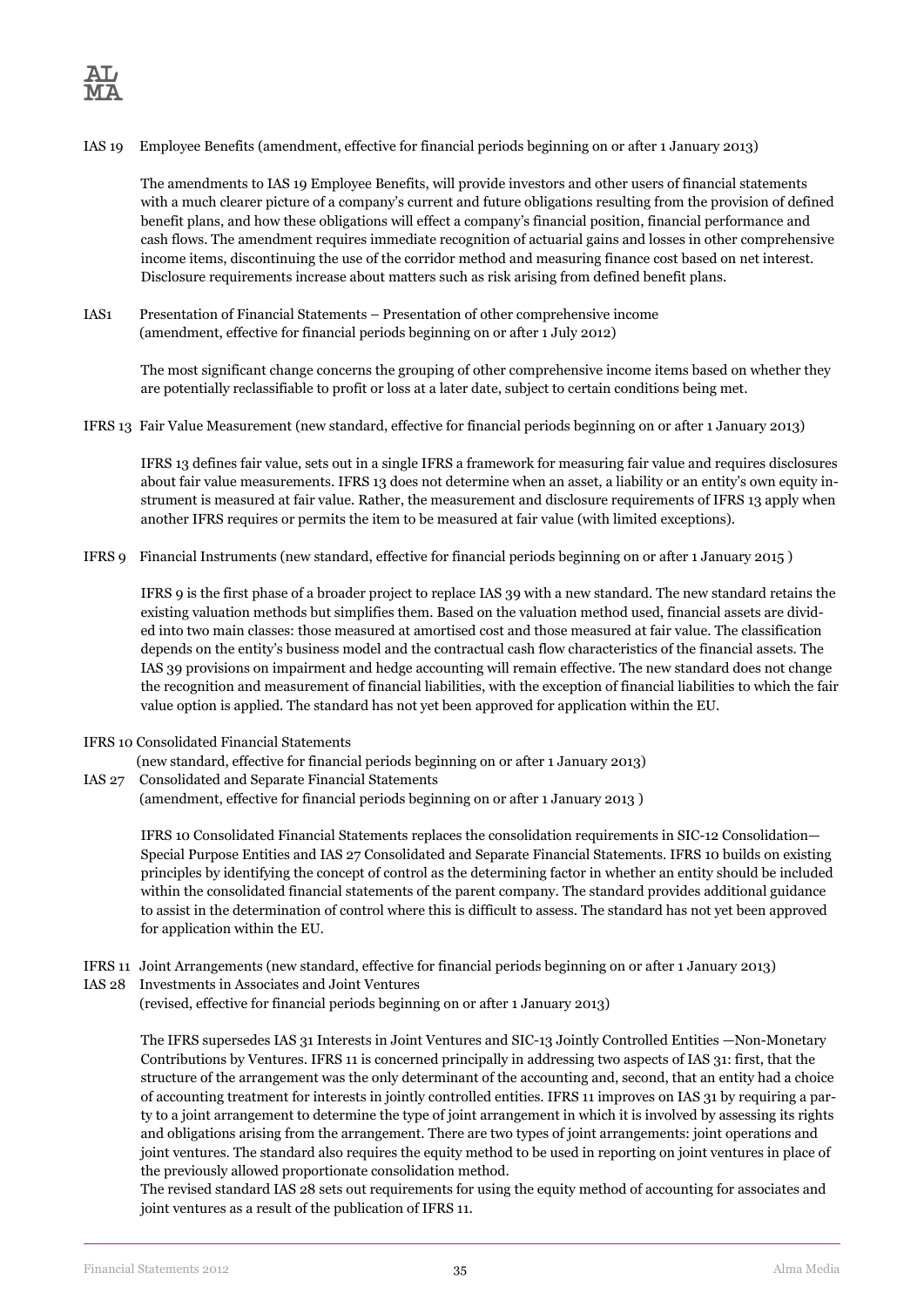IAS 19 Employee Benefits (amendment, effective for financial periods beginning on or after 1 January 2013)

The amendments to IAS 19 Employee Benefits, will provide investors and other users of financial statements with a much clearer picture of a company's current and future obligations resulting from the provision of defined benefit plans, and how these obligations will effect a company's financial position, financial performance and cash flows. The amendment requires immediate recognition of actuarial gains and losses in other comprehensive income items, discontinuing the use of the corridor method and measuring finance cost based on net interest. Disclosure requirements increase about matters such as risk arising from defined benefit plans.

IAS1 Presentation of Financial Statements – Presentation of other comprehensive income (amendment, effective for financial periods beginning on or after 1 July 2012)

The most significant change concerns the grouping of other comprehensive income items based on whether they are potentially reclassifiable to profit or loss at a later date, subject to certain conditions being met.

IFRS 13 Fair Value Measurement (new standard, effective for financial periods beginning on or after 1 January 2013)

IFRS 13 defines fair value, sets out in a single IFRS a framework for measuring fair value and requires disclosures about fair value measurements. IFRS 13 does not determine when an asset, a liability or an entity's own equity instrument is measured at fair value. Rather, the measurement and disclosure requirements of IFRS 13 apply when another IFRS requires or permits the item to be measured at fair value (with limited exceptions).

IFRS 9 Financial Instruments (new standard, effective for financial periods beginning on or after 1 January 2015 )

IFRS 9 is the first phase of a broader project to replace IAS 39 with a new standard. The new standard retains the existing valuation methods but simplifies them. Based on the valuation method used, financial assets are divided into two main classes: those measured at amortised cost and those measured at fair value. The classification depends on the entity's business model and the contractual cash flow characteristics of the financial assets. The IAS 39 provisions on impairment and hedge accounting will remain effective. The new standard does not change the recognition and measurement of financial liabilities, with the exception of financial liabilities to which the fair value option is applied. The standard has not yet been approved for application within the EU.

IFRS 10 Consolidated Financial Statements
(new standard, effective for financial periods beginning on or after 1 January 2013)
IAS 27 Consolidated and Separate Financial Statements
(amendment, effective for financial periods beginning on or after 1 January 2013 )

IFRS 10 Consolidated Financial Statements replaces the consolidation requirements in SIC-12 Consolidation—Special Purpose Entities and IAS 27 Consolidated and Separate Financial Statements. IFRS 10 builds on existing principles by identifying the concept of control as the determining factor in whether an entity should be included within the consolidated financial statements of the parent company. The standard provides additional guidance to assist in the determination of control where this is difficult to assess. The standard has not yet been approved for application within the EU.

IFRS 11 Joint Arrangements (new standard, effective for financial periods beginning on or after 1 January 2013)
IAS 28 Investments in Associates and Joint Ventures
(revised, effective for financial periods beginning on or after 1 January 2013)

The IFRS supersedes IAS 31 Interests in Joint Ventures and SIC-13 Jointly Controlled Entities —Non-Monetary Contributions by Ventures. IFRS 11 is concerned principally in addressing two aspects of IAS 31: first, that the structure of the arrangement was the only determinant of the accounting and, second, that an entity had a choice of accounting treatment for interests in jointly controlled entities. IFRS 11 improves on IAS 31 by requiring a party to a joint arrangement to determine the type of joint arrangement in which it is involved by assessing its rights and obligations arising from the arrangement. There are two types of joint arrangements: joint operations and joint ventures. The standard also requires the equity method to be used in reporting on joint ventures in place of the previously allowed proportionate consolidation method.
The revised standard IAS 28 sets out requirements for using the equity method of accounting for associates and joint ventures as a result of the publication of IFRS 11.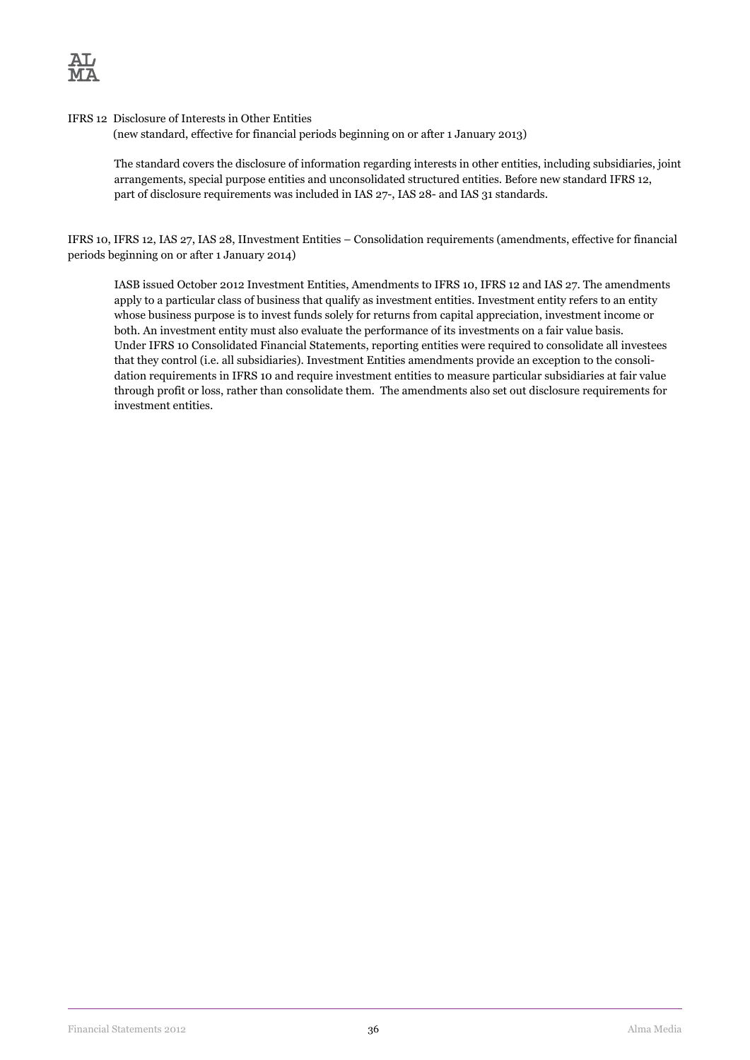IFRS 12 Disclosure of Interests in Other Entities
(new standard, effective for financial periods beginning on or after 1 January 2013)

The standard covers the disclosure of information regarding interests in other entities, including subsidiaries, joint arrangements, special purpose entities and unconsolidated structured entities. Before new standard IFRS 12, part of disclosure requirements was included in IAS 27-, IAS 28- and IAS 31 standards.

IFRS 10, IFRS 12, IAS 27, IAS 28, IInvestment Entities – Consolidation requirements (amendments, effective for financial periods beginning on or after 1 January 2014)

IASB issued October 2012 Investment Entities, Amendments to IFRS 10, IFRS 12 and IAS 27. The amendments apply to a particular class of business that qualify as investment entities. Investment entity refers to an entity whose business purpose is to invest funds solely for returns from capital appreciation, investment income or both. An investment entity must also evaluate the performance of its investments on a fair value basis. Under IFRS 10 Consolidated Financial Statements, reporting entities were required to consolidate all investees that they control (i.e. all subsidiaries). Investment Entities amendments provide an exception to the consolidation requirements in IFRS 10 and require investment entities to measure particular subsidiaries at fair value through profit or loss, rather than consolidate them. The amendments also set out disclosure requirements for investment entities.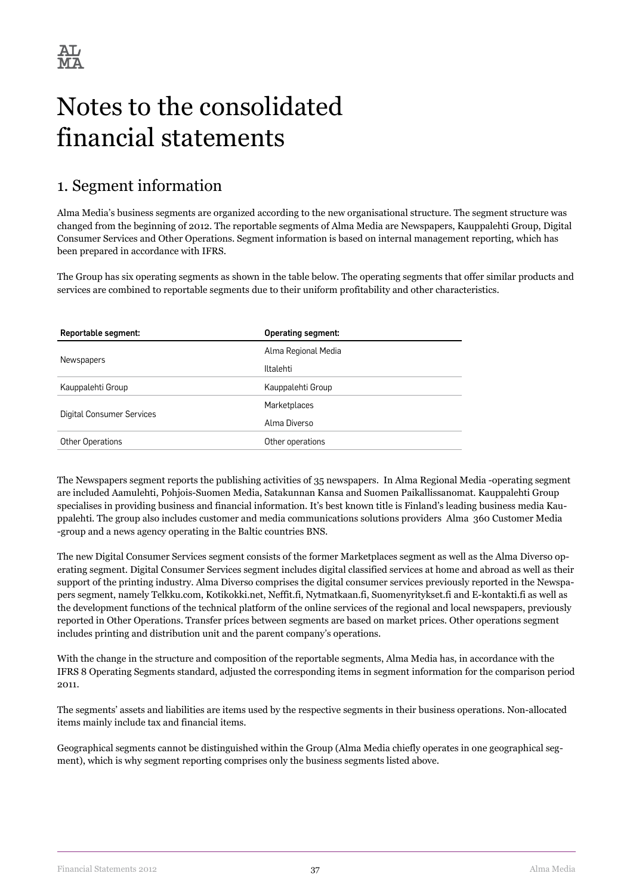# Notes to the consolidated financial statements

## 1. Segment information

Alma Media's business segments are organized according to the new organisational structure. The segment structure was changed from the beginning of 2012. The reportable segments of Alma Media are Newspapers, Kauppalehti Group, Digital Consumer Services and Other Operations. Segment information is based on internal management reporting, which has been prepared in accordance with IFRS.

The Group has six operating segments as shown in the table below. The operating segments that offer similar products and services are combined to reportable segments due to their uniform profitability and other characteristics.

| Reportable segment: | Operating segment: |
|---|---|
| Newspapers | Alma Regional Media |
| | Iltalehti |
| Kauppalehti Group | Kauppalehti Group |
| Digital Consumer Services | Marketplaces |
| | Alma Diverso |
| Other Operations | Other operations |

The Newspapers segment reports the publishing activities of 35 newspapers. In Alma Regional Media -operating segment are included Aamulehti, Pohjois-Suomen Media, Satakunnan Kansa and Suomen Paikallissanomat. Kauppalehti Group specialises in providing business and financial information. It's best known title is Finland's leading business media Kauppalehti. The group also includes customer and media communications solutions providers Alma 360 Customer Media -group and a news agency operating in the Baltic countries BNS.

The new Digital Consumer Services segment consists of the former Marketplaces segment as well as the Alma Diverso operating segment. Digital Consumer Services segment includes digital classified services at home and abroad as well as their support of the printing industry. Alma Diverso comprises the digital consumer services previously reported in the Newspapers segment, namely Telkku.com, Kotikokki.net, Neffit.fi, Nytmatkaan.fi, Suomenyritykset.fi and E-kontakti.fi as well as the development functions of the technical platform of the online services of the regional and local newspapers, previously reported in Other Operations. Transfer prices between segments are based on market prices. Other operations segment includes printing and distribution unit and the parent company's operations.

With the change in the structure and composition of the reportable segments, Alma Media has, in accordance with the IFRS 8 Operating Segments standard, adjusted the corresponding items in segment information for the comparison period 2011.

The segments' assets and liabilities are items used by the respective segments in their business operations. Non-allocated items mainly include tax and financial items.

Geographical segments cannot be distinguished within the Group (Alma Media chiefly operates in one geographical segment), which is why segment reporting comprises only the business segments listed above.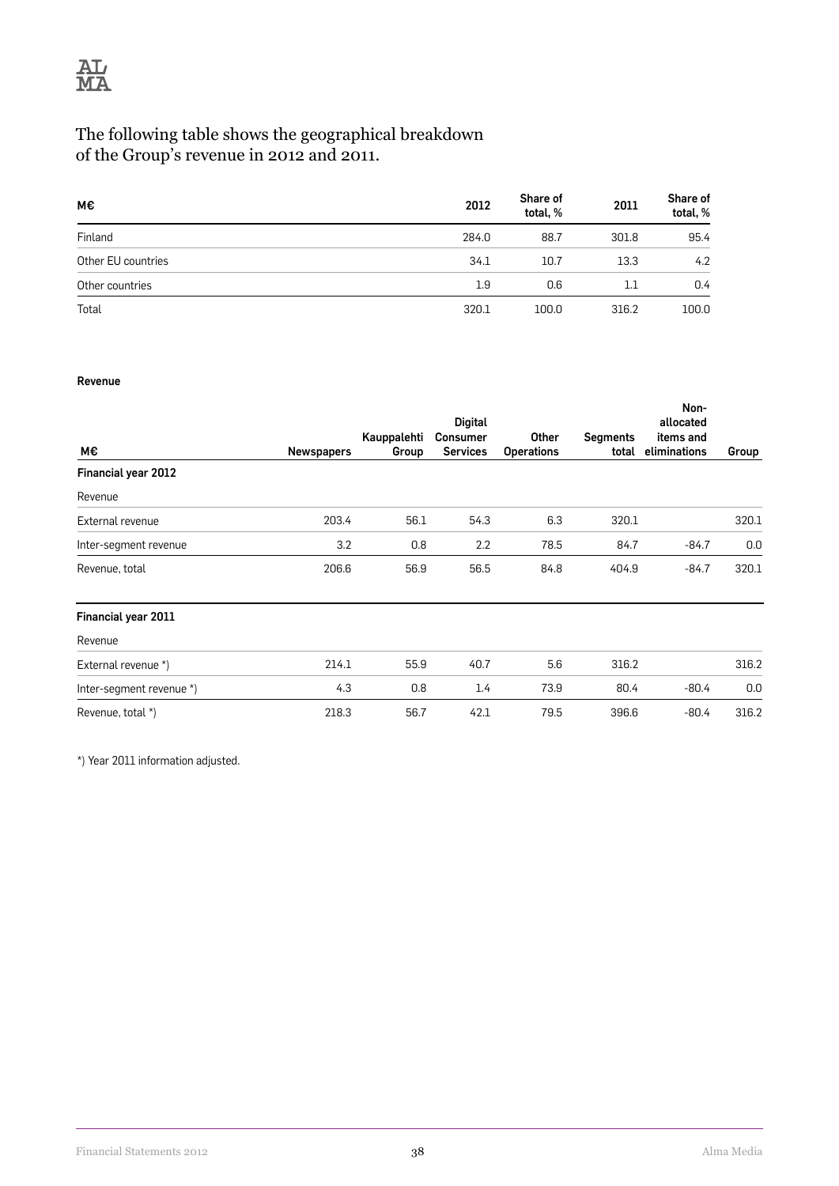The following table shows the geographical breakdown of the Group's revenue in 2012 and 2011.

| M€ | 2012 | Share of total, % | 2011 | Share of total, % |
|---|---|---|---|---|
| Finland | 284.0 | 88.7 | 301.8 | 95.4 |
| Other EU countries | 34.1 | 10.7 | 13.3 | 4.2 |
| Other countries | 1.9 | 0.6 | 1.1 | 0.4 |
| Total | 320.1 | 100.0 | 316.2 | 100.0 |

**Revenue**

| M€ | Newspapers | Kauppalehti Group | Digital Consumer Services | Other Operations | Segments total | Non-allocated items and eliminations | Group |
|---|---|---|---|---|---|---|---|
| **Financial year 2012** | | | | | | | |
| Revenue | | | | | | | |
| External revenue | 203.4 | 56.1 | 54.3 | 6.3 | 320.1 | | 320.1 |
| Inter-segment revenue | 3.2 | 0.8 | 2.2 | 78.5 | 84.7 | -84.7 | 0.0 |
| Revenue, total | 206.6 | 56.9 | 56.5 | 84.8 | 404.9 | -84.7 | 320.1 |
| **Financial year 2011** | | | | | | | |
| Revenue | | | | | | | |
| External revenue *) | 214.1 | 55.9 | 40.7 | 5.6 | 316.2 | | 316.2 |
| Inter-segment revenue *) | 4.3 | 0.8 | 1.4 | 73.9 | 80.4 | -80.4 | 0.0 |
| Revenue, total *) | 218.3 | 56.7 | 42.1 | 79.5 | 396.6 | -80.4 | 316.2 |

*) Year 2011 information adjusted.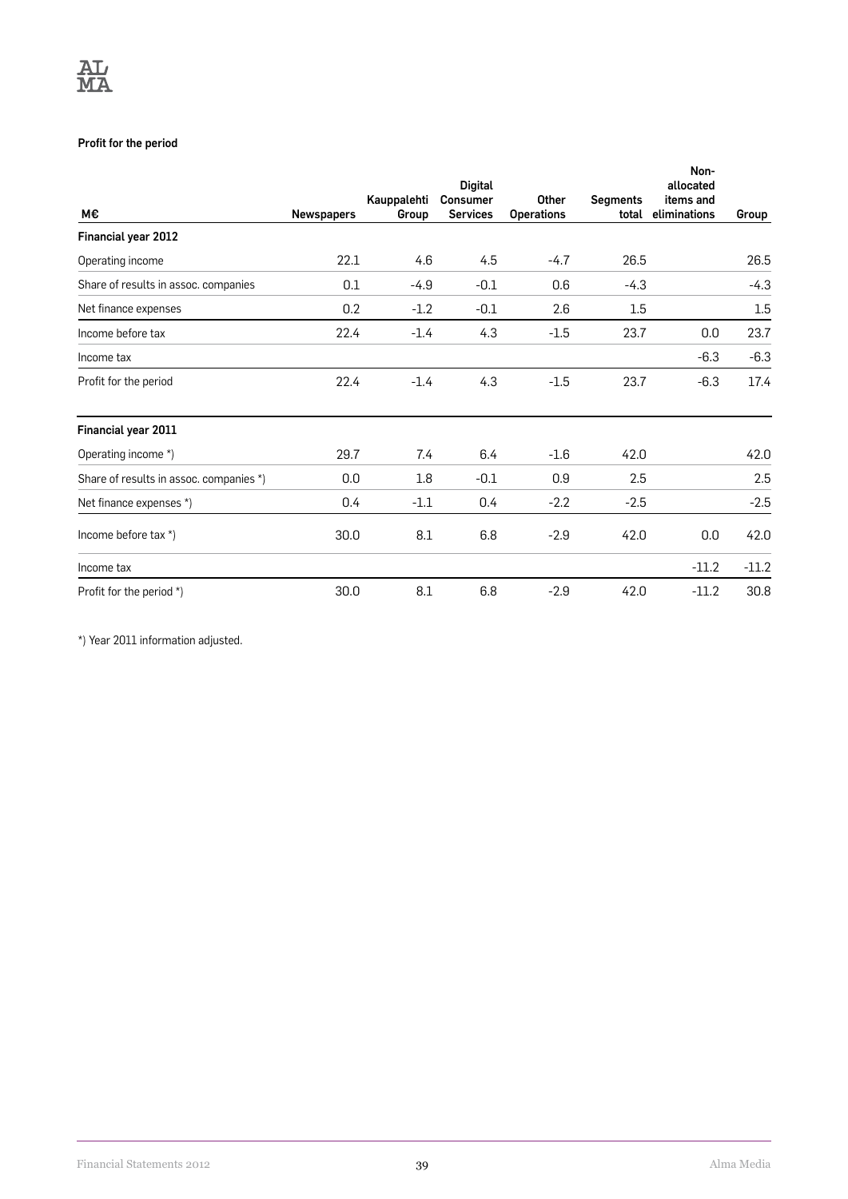**Profit for the period**

| M€ | Newspapers | Kauppalehti Group | Digital Consumer Services | Other Operations | Segments total | Non-allocated items and eliminations | Group |
|---|---|---|---|---|---|---|---|
| **Financial year 2012** | | | | | | | |
| Operating income | 22.1 | 4.6 | 4.5 | -4.7 | 26.5 | | 26.5 |
| Share of results in assoc. companies | 0.1 | -4.9 | -0.1 | 0.6 | -4.3 | | -4.3 |
| Net finance expenses | 0.2 | -1.2 | -0.1 | 2.6 | 1.5 | | 1.5 |
| Income before tax | 22.4 | -1.4 | 4.3 | -1.5 | 23.7 | 0.0 | 23.7 |
| Income tax | | | | | | -6.3 | -6.3 |
| Profit for the period | 22.4 | -1.4 | 4.3 | -1.5 | 23.7 | -6.3 | 17.4 |
| **Financial year 2011** | | | | | | | |
| Operating income *) | 29.7 | 7.4 | 6.4 | -1.6 | 42.0 | | 42.0 |
| Share of results in assoc. companies *) | 0.0 | 1.8 | -0.1 | 0.9 | 2.5 | | 2.5 |
| Net finance expenses *) | 0.4 | -1.1 | 0.4 | -2.2 | -2.5 | | -2.5 |
| Income before tax *) | 30.0 | 8.1 | 6.8 | -2.9 | 42.0 | 0.0 | 42.0 |
| Income tax | | | | | | -11.2 | -11.2 |
| Profit for the period *) | 30.0 | 8.1 | 6.8 | -2.9 | 42.0 | -11.2 | 30.8 |

*) Year 2011 information adjusted.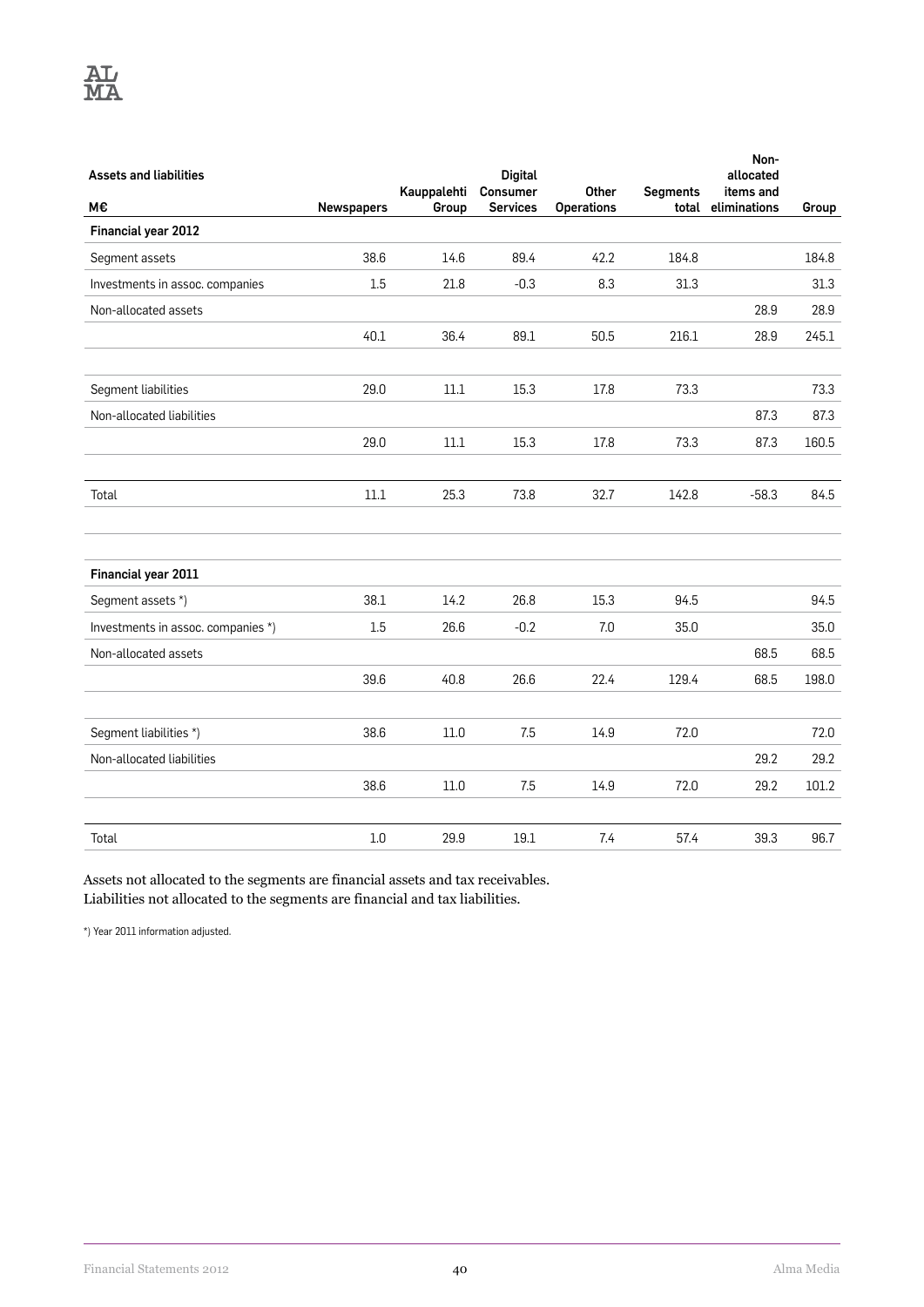| Assets and liabilities M€ | Newspapers | Kauppalehti Group | Digital Consumer Services | Other Operations | Segments total | Non-allocated items and eliminations | Group |
|---|---|---|---|---|---|---|---|
| **Financial year 2012** | | | | | | | |
| Segment assets | 38.6 | 14.6 | 89.4 | 42.2 | 184.8 | | 184.8 |
| Investments in assoc. companies | 1.5 | 21.8 | -0.3 | 8.3 | 31.3 | | 31.3 |
| Non-allocated assets | | | | | | 28.9 | 28.9 |
| | 40.1 | 36.4 | 89.1 | 50.5 | 216.1 | 28.9 | 245.1 |
| | | | | | | | |
| Segment liabilities | 29.0 | 11.1 | 15.3 | 17.8 | 73.3 | | 73.3 |
| Non-allocated liabilities | | | | | | 87.3 | 87.3 |
| | 29.0 | 11.1 | 15.3 | 17.8 | 73.3 | 87.3 | 160.5 |
| | | | | | | | |
| Total | 11.1 | 25.3 | 73.8 | 32.7 | 142.8 | -58.3 | 84.5 |
| | | | | | | | |
| **Financial year 2011** | | | | | | | |
| Segment assets *) | 38.1 | 14.2 | 26.8 | 15.3 | 94.5 | | 94.5 |
| Investments in assoc. companies *) | 1.5 | 26.6 | -0.2 | 7.0 | 35.0 | | 35.0 |
| Non-allocated assets | | | | | | 68.5 | 68.5 |
| | 39.6 | 40.8 | 26.6 | 22.4 | 129.4 | 68.5 | 198.0 |
| | | | | | | | |
| Segment liabilities *) | 38.6 | 11.0 | 7.5 | 14.9 | 72.0 | | 72.0 |
| Non-allocated liabilities | | | | | | 29.2 | 29.2 |
| | 38.6 | 11.0 | 7.5 | 14.9 | 72.0 | 29.2 | 101.2 |
| | | | | | | | |
| Total | 1.0 | 29.9 | 19.1 | 7.4 | 57.4 | 39.3 | 96.7 |

Assets not allocated to the segments are financial assets and tax receivables.
Liabilities not allocated to the segments are financial and tax liabilities.

*) Year 2011 information adjusted.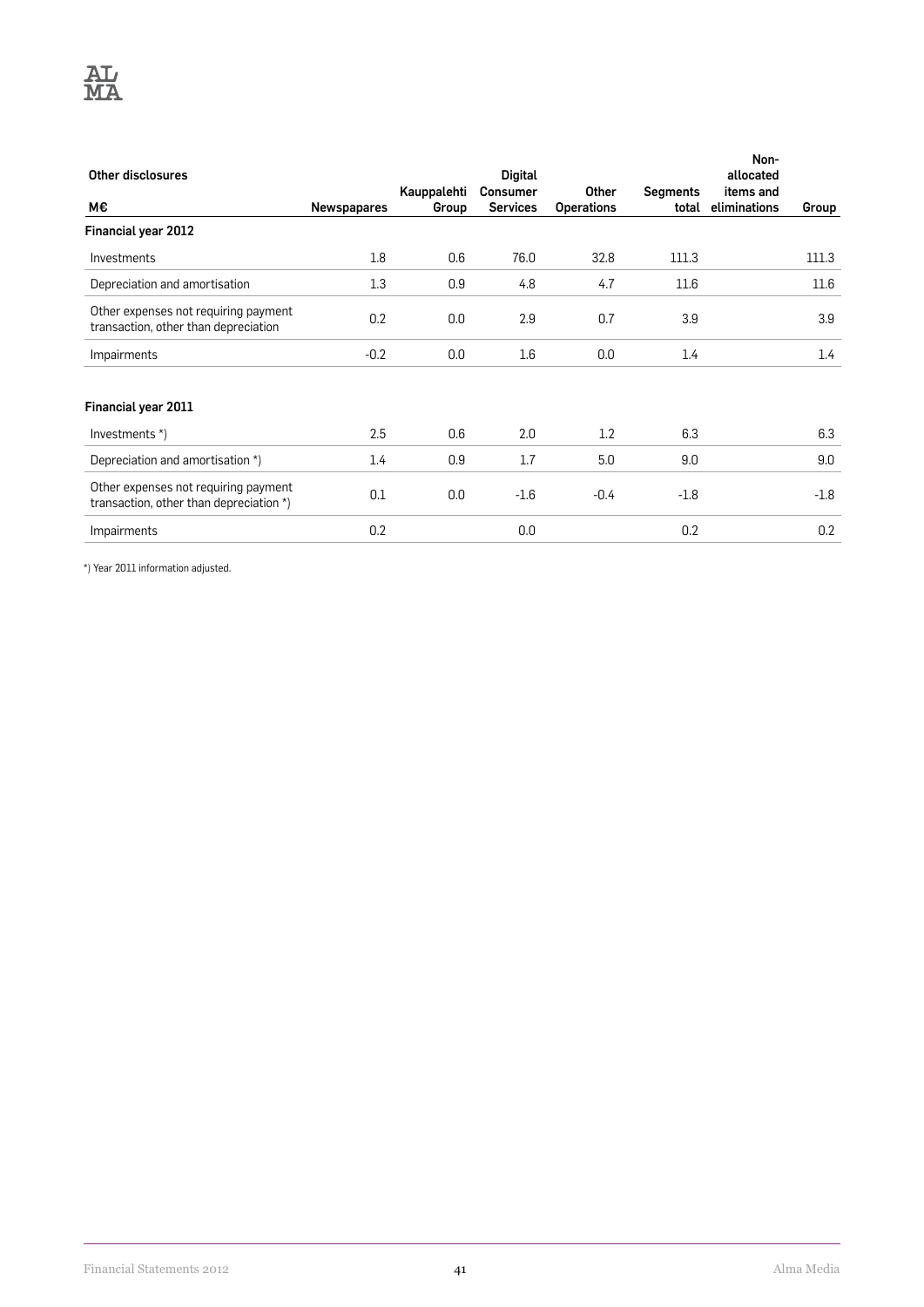| Other disclosures<br>M€ | Newspapares | Kauppalehti Group | Digital Consumer Services | Other Operations | Segments total | Non-allocated items and eliminations | Group |
|---|---|---|---|---|---|---|---|
| **Financial year 2012** | | | | | | | |
| Investments | 1.8 | 0.6 | 76.0 | 32.8 | 111.3 | | 111.3 |
| Depreciation and amortisation | 1.3 | 0.9 | 4.8 | 4.7 | 11.6 | | 11.6 |
| Other expenses not requiring payment transaction, other than depreciation | 0.2 | 0.0 | 2.9 | 0.7 | 3.9 | | 3.9 |
| Impairments | -0.2 | 0.0 | 1.6 | 0.0 | 1.4 | | 1.4 |
| **Financial year 2011** | | | | | | | |
| Investments *) | 2.5 | 0.6 | 2.0 | 1.2 | 6.3 | | 6.3 |
| Depreciation and amortisation *) | 1.4 | 0.9 | 1.7 | 5.0 | 9.0 | | 9.0 |
| Other expenses not requiring payment transaction, other than depreciation *) | 0.1 | 0.0 | -1.6 | -0.4 | -1.8 | | -1.8 |
| Impairments | 0.2 | | 0.0 | | 0.2 | | 0.2 |

*) Year 2011 information adjusted.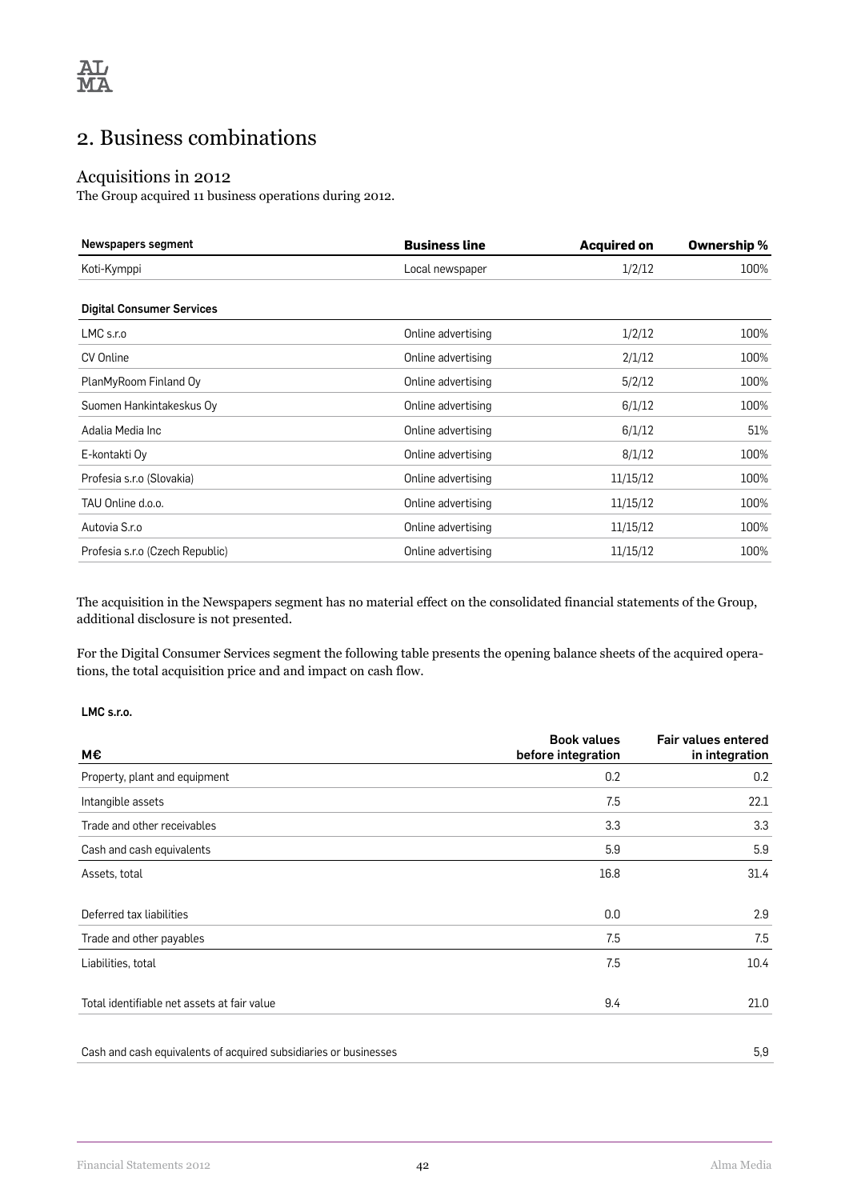## 2. Business combinations

### Acquisitions in 2012

The Group acquired 11 business operations during 2012.

| Newspapers segment | Business line | Acquired on | Ownership % |
|---|---|---|---|
| Koti-Kymppi | Local newspaper | 1/2/12 | 100% |
| **Digital Consumer Services** | | | |
| LMC s.r.o | Online advertising | 1/2/12 | 100% |
| CV Online | Online advertising | 2/1/12 | 100% |
| PlanMyRoom Finland Oy | Online advertising | 5/2/12 | 100% |
| Suomen Hankintakeskus Oy | Online advertising | 6/1/12 | 100% |
| Adalia Media Inc | Online advertising | 6/1/12 | 51% |
| E-kontakti Oy | Online advertising | 8/1/12 | 100% |
| Profesia s.r.o (Slovakia) | Online advertising | 11/15/12 | 100% |
| TAU Online d.o.o. | Online advertising | 11/15/12 | 100% |
| Autovia S.r.o | Online advertising | 11/15/12 | 100% |
| Profesia s.r.o (Czech Republic) | Online advertising | 11/15/12 | 100% |

The acquisition in the Newspapers segment has no material effect on the consolidated financial statements of the Group, additional disclosure is not presented.

For the Digital Consumer Services segment the following table presents the opening balance sheets of the acquired operations, the total acquisition price and and impact on cash flow.

**LMC s.r.o.**

| M€ | Book values before integration | Fair values entered in integration |
|---|---|---|
| Property, plant and equipment | 0.2 | 0.2 |
| Intangible assets | 7.5 | 22.1 |
| Trade and other receivables | 3.3 | 3.3 |
| Cash and cash equivalents | 5.9 | 5.9 |
| Assets, total | 16.8 | 31.4 |
| Deferred tax liabilities | 0.0 | 2.9 |
| Trade and other payables | 7.5 | 7.5 |
| Liabilities, total | 7.5 | 10.4 |
| Total identifiable net assets at fair value | 9.4 | 21.0 |
| Cash and cash equivalents of acquired subsidiaries or businesses | | 5,9 |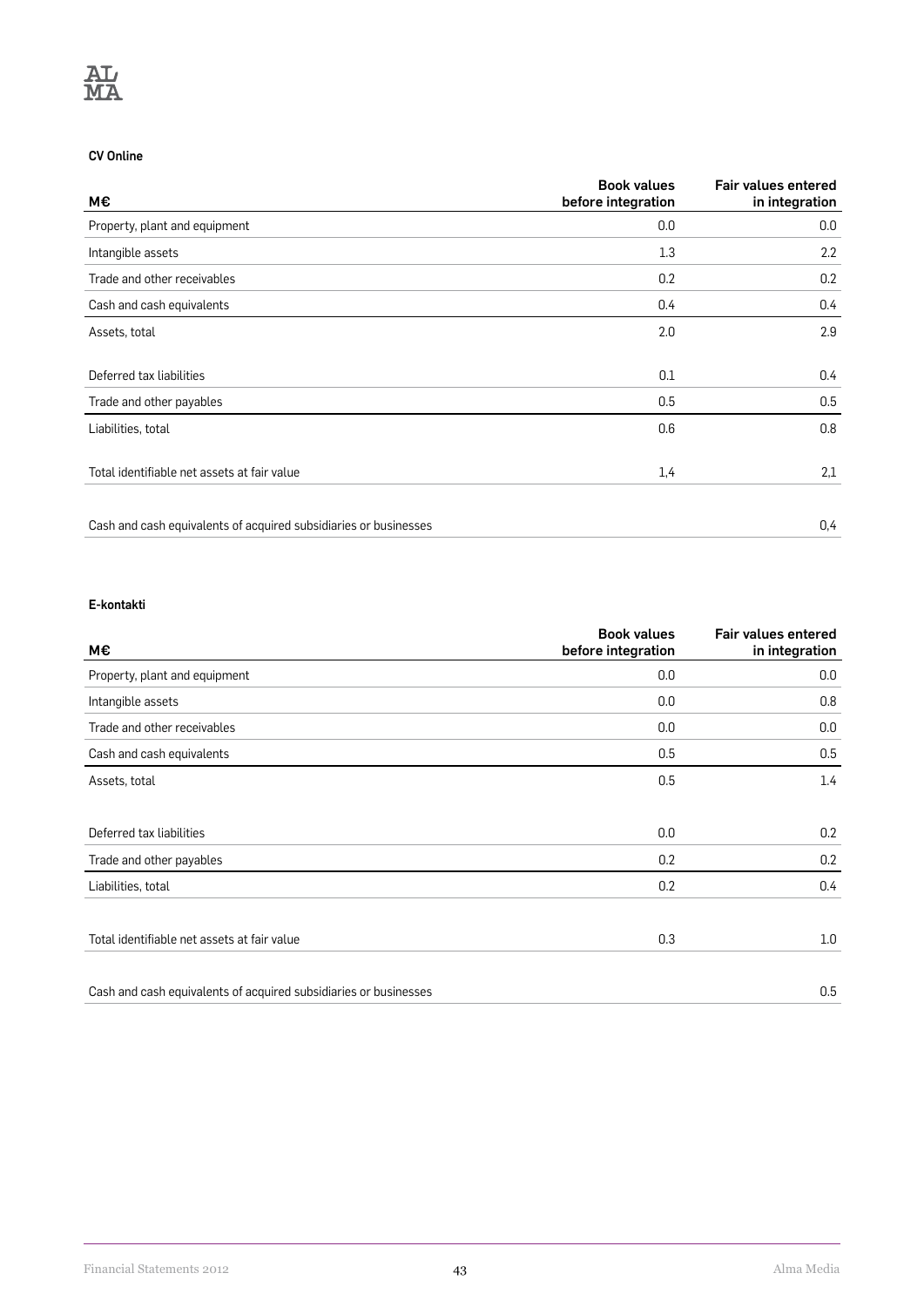**CV Online**

| M€ | Book values before integration | Fair values entered in integration |
|---|---|---|
| Property, plant and equipment | 0.0 | 0.0 |
| Intangible assets | 1.3 | 2.2 |
| Trade and other receivables | 0.2 | 0.2 |
| Cash and cash equivalents | 0.4 | 0.4 |
| Assets, total | 2.0 | 2.9 |
| | | |
| Deferred tax liabilities | 0.1 | 0.4 |
| Trade and other payables | 0.5 | 0.5 |
| Liabilities, total | 0.6 | 0.8 |
| | | |
| Total identifiable net assets at fair value | 1,4 | 2,1 |
| | | |
| Cash and cash equivalents of acquired subsidiaries or businesses | | 0,4 |

**E-kontakti**

| M€ | Book values before integration | Fair values entered in integration |
|---|---|---|
| Property, plant and equipment | 0.0 | 0.0 |
| Intangible assets | 0.0 | 0.8 |
| Trade and other receivables | 0.0 | 0.0 |
| Cash and cash equivalents | 0.5 | 0.5 |
| Assets, total | 0.5 | 1.4 |
| | | |
| Deferred tax liabilities | 0.0 | 0.2 |
| Trade and other payables | 0.2 | 0.2 |
| Liabilities, total | 0.2 | 0.4 |
| | | |
| Total identifiable net assets at fair value | 0.3 | 1.0 |
| | | |
| Cash and cash equivalents of acquired subsidiaries or businesses | | 0.5 |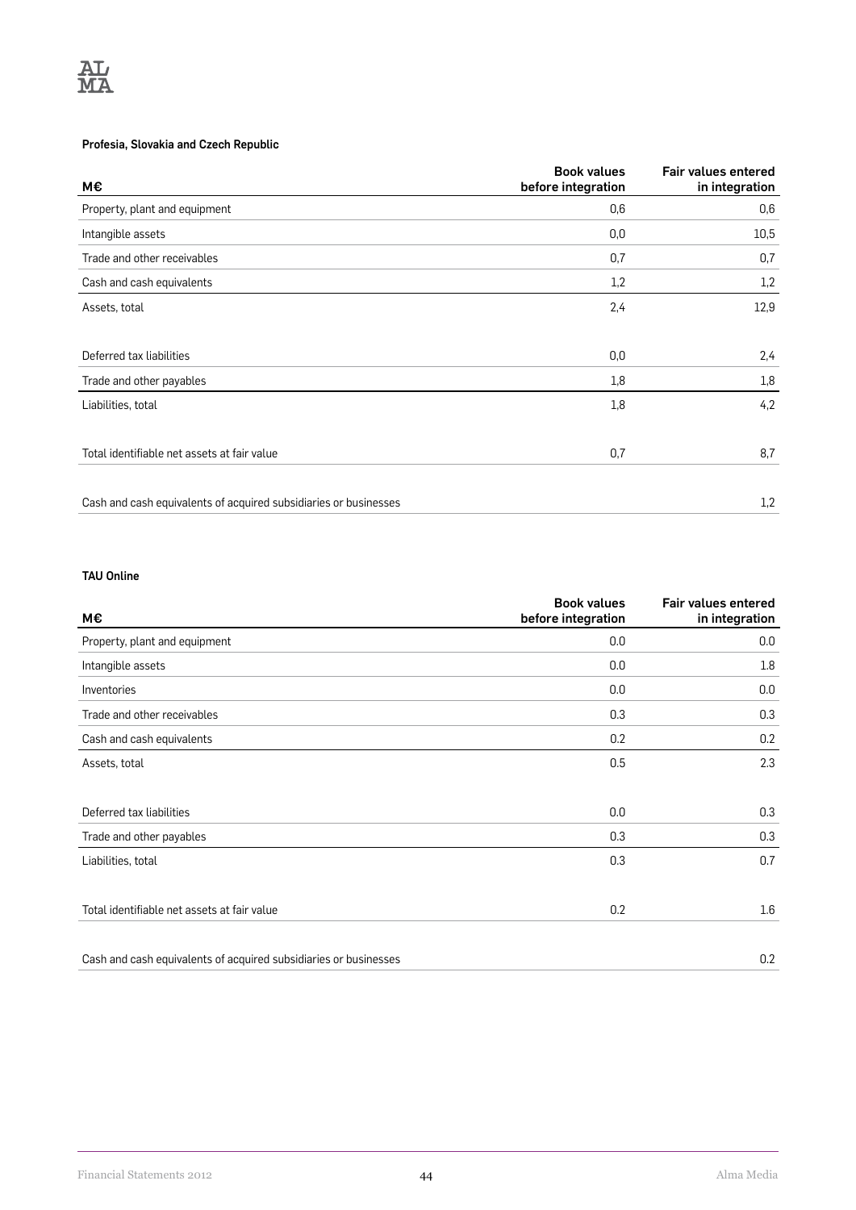**Profesia, Slovakia and Czech Republic**

| M€ | Book values before integration | Fair values entered in integration |
|---|---|---|
| Property, plant and equipment | 0,6 | 0,6 |
| Intangible assets | 0,0 | 10,5 |
| Trade and other receivables | 0,7 | 0,7 |
| Cash and cash equivalents | 1,2 | 1,2 |
| Assets, total | 2,4 | 12,9 |
| | | |
| Deferred tax liabilities | 0,0 | 2,4 |
| Trade and other payables | 1,8 | 1,8 |
| Liabilities, total | 1,8 | 4,2 |
| | | |
| Total identifiable net assets at fair value | 0,7 | 8,7 |
| | | |
| Cash and cash equivalents of acquired subsidiaries or businesses | | 1,2 |

**TAU Online**

| M€ | Book values before integration | Fair values entered in integration |
|---|---|---|
| Property, plant and equipment | 0.0 | 0.0 |
| Intangible assets | 0.0 | 1.8 |
| Inventories | 0.0 | 0.0 |
| Trade and other receivables | 0.3 | 0.3 |
| Cash and cash equivalents | 0.2 | 0.2 |
| Assets, total | 0.5 | 2.3 |
| | | |
| Deferred tax liabilities | 0.0 | 0.3 |
| Trade and other payables | 0.3 | 0.3 |
| Liabilities, total | 0.3 | 0.7 |
| | | |
| Total identifiable net assets at fair value | 0.2 | 1.6 |
| | | |
| Cash and cash equivalents of acquired subsidiaries or businesses | | 0.2 |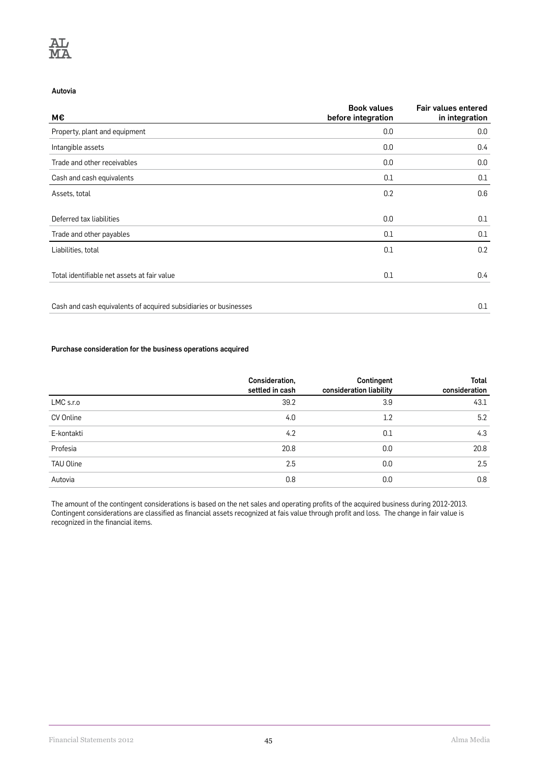**Autovia**

| M€ | Book values before integration | Fair values entered in integration |
|---|---|---|
| Property, plant and equipment | 0.0 | 0.0 |
| Intangible assets | 0.0 | 0.4 |
| Trade and other receivables | 0.0 | 0.0 |
| Cash and cash equivalents | 0.1 | 0.1 |
| Assets, total | 0.2 | 0.6 |
| | | |
| Deferred tax liabilities | 0.0 | 0.1 |
| Trade and other payables | 0.1 | 0.1 |
| Liabilities, total | 0.1 | 0.2 |
| | | |
| Total identifiable net assets at fair value | 0.1 | 0.4 |
| | | |
| Cash and cash equivalents of acquired subsidiaries or businesses | | 0.1 |

**Purchase consideration for the business operations acquired**

| | Consideration, settled in cash | Contingent consideration liability | Total consideration |
|---|---|---|---|
| LMC s.r.o | 39.2 | 3.9 | 43.1 |
| CV Online | 4.0 | 1.2 | 5.2 |
| E-kontakti | 4.2 | 0.1 | 4.3 |
| Profesia | 20.8 | 0.0 | 20.8 |
| TAU Oline | 2.5 | 0.0 | 2.5 |
| Autovia | 0.8 | 0.0 | 0.8 |

The amount of the contingent considerations is based on the net sales and operating profits of the acquired business during 2012-2013. Contingent considerations are classified as financial assets recognized at fais value through profit and loss. The change in fair value is recognized in the financial items.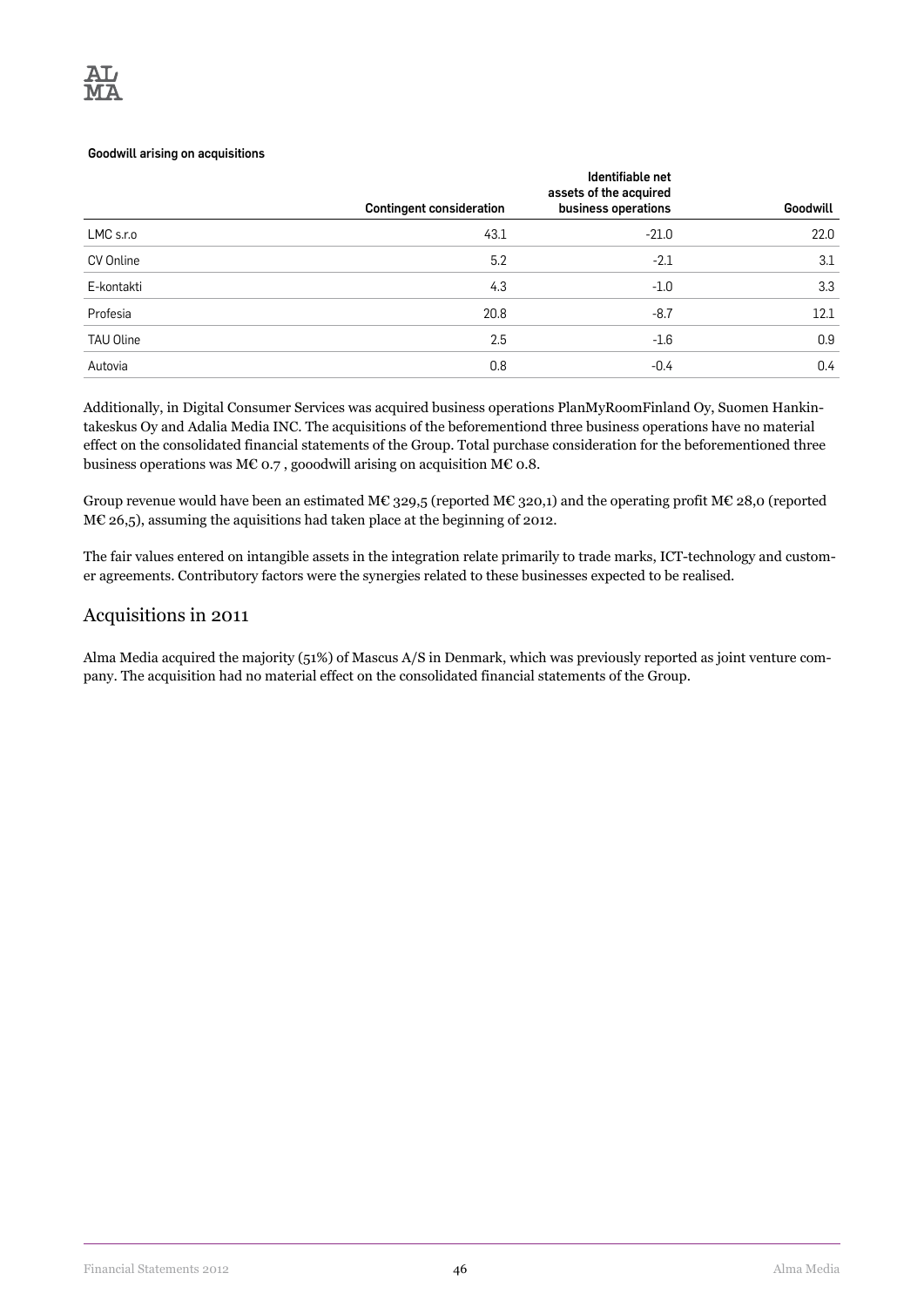**Goodwill arising on acquisitions**

| | Contingent consideration | Identifiable net assets of the acquired business operations | Goodwill |
|---|---|---|---|
| LMC s.r.o | 43.1 | -21.0 | 22.0 |
| CV Online | 5.2 | -2.1 | 3.1 |
| E-kontakti | 4.3 | -1.0 | 3.3 |
| Profesia | 20.8 | -8.7 | 12.1 |
| TAU Oline | 2.5 | -1.6 | 0.9 |
| Autovia | 0.8 | -0.4 | 0.4 |

Additionally, in Digital Consumer Services was acquired business operations PlanMyRoomFinland Oy, Suomen Hankintakeskus Oy and Adalia Media INC. The acquisitions of the beforementiond three business operations have no material effect on the consolidated financial statements of the Group. Total purchase consideration for the beforementioned three business operations was M€ 0.7 , gooodwill arising on acquisition M€ 0.8.

Group revenue would have been an estimated M€ 329,5 (reported M€ 320,1) and the operating profit M€ 28,0 (reported M€ 26,5), assuming the aquisitions had taken place at the beginning of 2012.

The fair values entered on intangible assets in the integration relate primarily to trade marks, ICT-technology and customer agreements. Contributory factors were the synergies related to these businesses expected to be realised.

## Acquisitions in 2011

Alma Media acquired the majority (51%) of Mascus A/S in Denmark, which was previously reported as joint venture company. The acquisition had no material effect on the consolidated financial statements of the Group.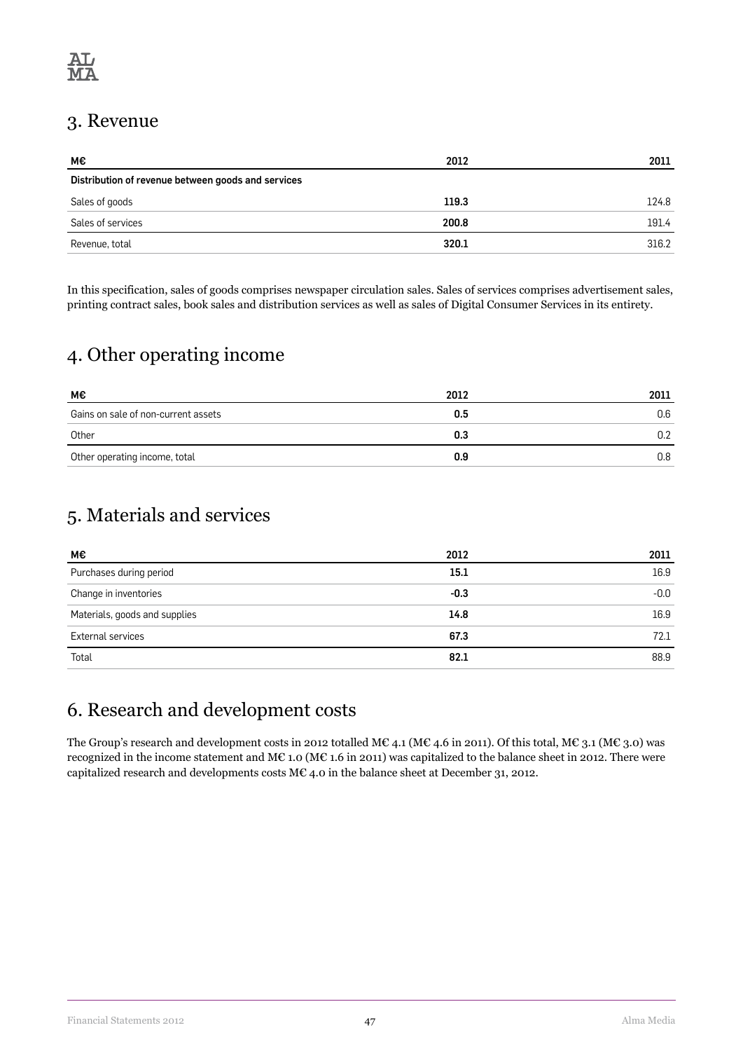## 3. Revenue

| M€ | 2012 | 2011 |
|---|---|---|
| **Distribution of revenue between goods and services** | | |
| Sales of goods | **119.3** | 124.8 |
| Sales of services | **200.8** | 191.4 |
| Revenue, total | **320.1** | 316.2 |

In this specification, sales of goods comprises newspaper circulation sales. Sales of services comprises advertisement sales, printing contract sales, book sales and distribution services as well as sales of Digital Consumer Services in its entirety.

## 4. Other operating income

| M€ | 2012 | 2011 |
|---|---|---|
| Gains on sale of non-current assets | **0.5** | 0.6 |
| Other | **0.3** | 0.2 |
| Other operating income, total | **0.9** | 0.8 |

## 5. Materials and services

| M€ | 2012 | 2011 |
|---|---|---|
| Purchases during period | **15.1** | 16.9 |
| Change in inventories | **-0.3** | -0.0 |
| Materials, goods and supplies | **14.8** | 16.9 |
| External services | **67.3** | 72.1 |
| Total | **82.1** | 88.9 |

## 6. Research and development costs

The Group's research and development costs in 2012 totalled M€ 4.1 (M€ 4.6 in 2011). Of this total, M€ 3.1 (M€ 3.0) was recognized in the income statement and M€ 1.0 (M€ 1.6 in 2011) was capitalized to the balance sheet in 2012. There were capitalized research and developments costs M€ 4.0 in the balance sheet at December 31, 2012.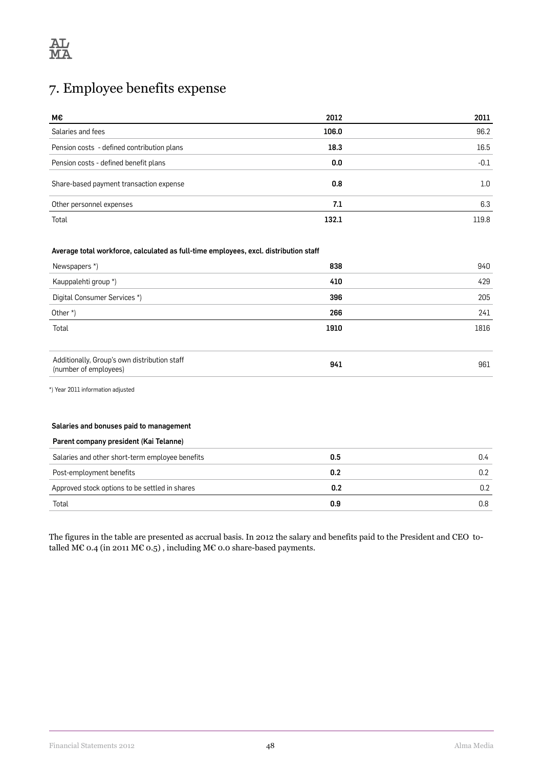# 7. Employee benefits expense

| M€ | 2012 | 2011 |
|---|---|---|
| Salaries and fees | **106.0** | 96.2 |
| Pension costs - defined contribution plans | **18.3** | 16.5 |
| Pension costs - defined benefit plans | **0.0** | -0.1 |
| Share-based payment transaction expense | **0.8** | 1.0 |
| Other personnel expenses | **7.1** | 6.3 |
| Total | **132.1** | 119.8 |

**Average total workforce, calculated as full-time employees, excl. distribution staff**

| | 2012 | 2011 |
|---|---|---|
| Newspapers *) | **838** | 940 |
| Kauppalehti group *) | **410** | 429 |
| Digital Consumer Services *) | **396** | 205 |
| Other *) | **266** | 241 |
| Total | **1910** | 1816 |
| Additionally, Group's own distribution staff (number of employees) | **941** | 961 |

*) Year 2011 information adjusted

**Salaries and bonuses paid to management**

**Parent company president (Kai Telanne)**

| | 2012 | 2011 |
|---|---|---|
| Salaries and other short-term employee benefits | **0.5** | 0.4 |
| Post-employment benefits | **0.2** | 0.2 |
| Approved stock options to be settled in shares | **0.2** | 0.2 |
| Total | **0.9** | 0.8 |

The figures in the table are presented as accrual basis. In 2012 the salary and benefits paid to the President and CEO totalled M€ 0.4 (in 2011 M€ 0.5) , including M€ 0.0 share-based payments.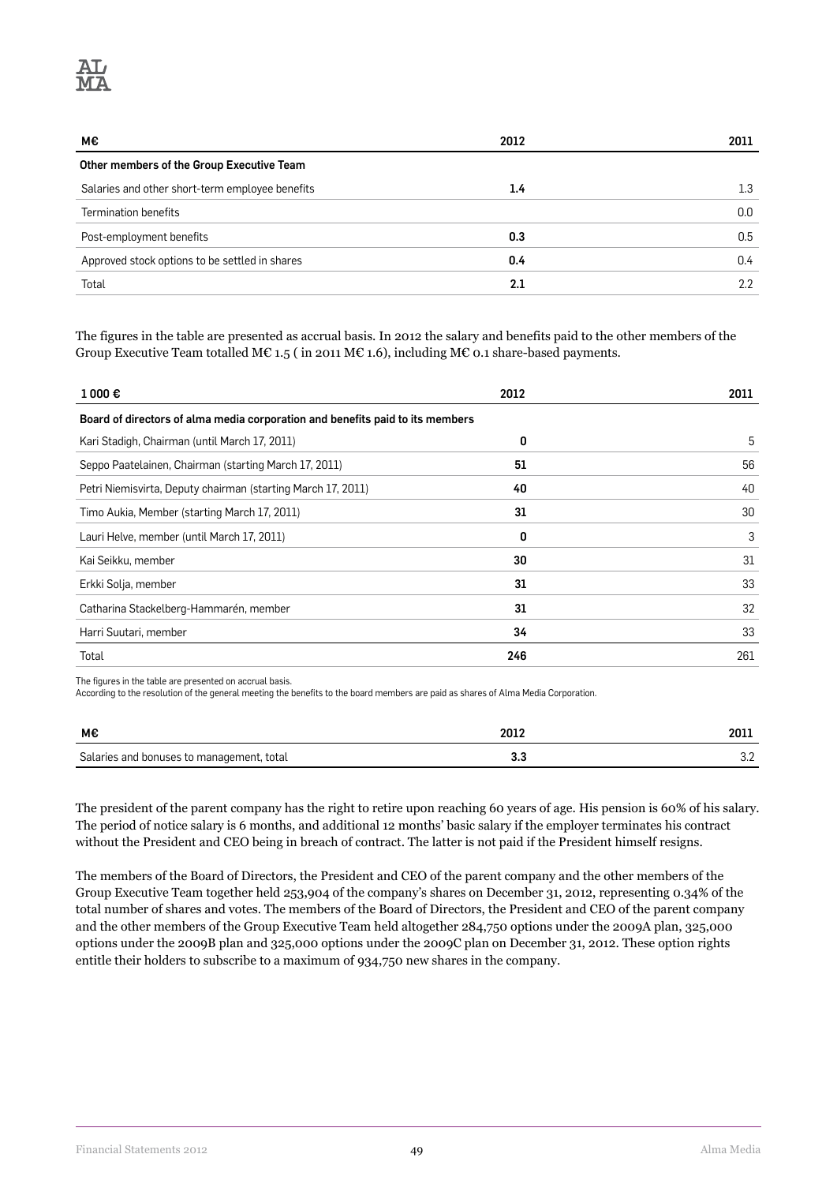| M€ | 2012 | 2011 |
|---|---|---|
| **Other members of the Group Executive Team** | | |
| Salaries and other short-term employee benefits | **1.4** | 1.3 |
| Termination benefits | | 0.0 |
| Post-employment benefits | **0.3** | 0.5 |
| Approved stock options to be settled in shares | **0.4** | 0.4 |
| Total | **2.1** | 2.2 |

The figures in the table are presented as accrual basis. In 2012 the salary and benefits paid to the other members of the Group Executive Team totalled M€ 1.5 ( in 2011 M€ 1.6), including M€ 0.1 share-based payments.

| 1 000 € | 2012 | 2011 |
|---|---|---|
| **Board of directors of alma media corporation and benefits paid to its members** | | |
| Kari Stadigh, Chairman (until March 17, 2011) | **0** | 5 |
| Seppo Paatelainen, Chairman (starting March 17, 2011) | **51** | 56 |
| Petri Niemisvirta, Deputy chairman (starting March 17, 2011) | **40** | 40 |
| Timo Aukia, Member (starting March 17, 2011) | **31** | 30 |
| Lauri Helve, member (until March 17, 2011) | **0** | 3 |
| Kai Seikku, member | **30** | 31 |
| Erkki Solja, member | **31** | 33 |
| Catharina Stackelberg-Hammarén, member | **31** | 32 |
| Harri Suutari, member | **34** | 33 |
| Total | **246** | 261 |

The figures in the table are presented on accrual basis.
According to the resolution of the general meeting the benefits to the board members are paid as shares of Alma Media Corporation.

| M€ | 2012 | 2011 |
|---|---|---|
| Salaries and bonuses to management, total | **3.3** | 3.2 |

The president of the parent company has the right to retire upon reaching 60 years of age. His pension is 60% of his salary. The period of notice salary is 6 months, and additional 12 months' basic salary if the employer terminates his contract without the President and CEO being in breach of contract. The latter is not paid if the President himself resigns.

The members of the Board of Directors, the President and CEO of the parent company and the other members of the Group Executive Team together held 253,904 of the company's shares on December 31, 2012, representing 0.34% of the total number of shares and votes. The members of the Board of Directors, the President and CEO of the parent company and the other members of the Group Executive Team held altogether 284,750 options under the 2009A plan, 325,000 options under the 2009B plan and 325,000 options under the 2009C plan on December 31, 2012. These option rights entitle their holders to subscribe to a maximum of 934,750 new shares in the company.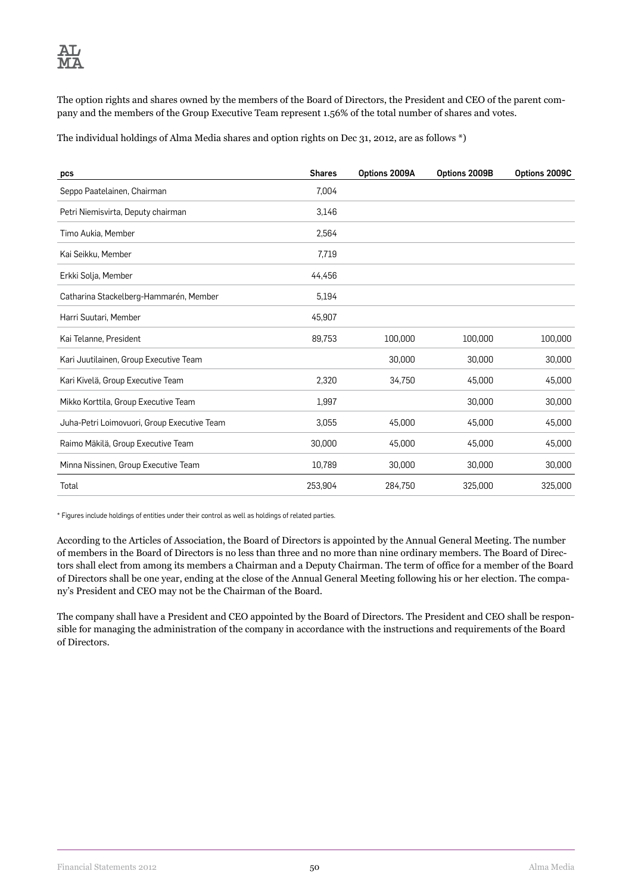The option rights and shares owned by the members of the Board of Directors, the President and CEO of the parent company and the members of the Group Executive Team represent 1.56% of the total number of shares and votes.

The individual holdings of Alma Media shares and option rights on Dec 31, 2012, are as follows *)

| pcs | Shares | Options 2009A | Options 2009B | Options 2009C |
|---|---|---|---|---|
| Seppo Paatelainen, Chairman | 7,004 | | | |
| Petri Niemisvirta, Deputy chairman | 3,146 | | | |
| Timo Aukia, Member | 2,564 | | | |
| Kai Seikku, Member | 7,719 | | | |
| Erkki Solja, Member | 44,456 | | | |
| Catharina Stackelberg-Hammarén, Member | 5,194 | | | |
| Harri Suutari, Member | 45,907 | | | |
| Kai Telanne, President | 89,753 | 100,000 | 100,000 | 100,000 |
| Kari Juutilainen, Group Executive Team | | 30,000 | 30,000 | 30,000 |
| Kari Kivelä, Group Executive Team | 2,320 | 34,750 | 45,000 | 45,000 |
| Mikko Korttila, Group Executive Team | 1,997 | | 30,000 | 30,000 |
| Juha-Petri Loimovuori, Group Executive Team | 3,055 | 45,000 | 45,000 | 45,000 |
| Raimo Mäkilä, Group Executive Team | 30,000 | 45,000 | 45,000 | 45,000 |
| Minna Nissinen, Group Executive Team | 10,789 | 30,000 | 30,000 | 30,000 |
| Total | 253,904 | 284,750 | 325,000 | 325,000 |

* Figures include holdings of entities under their control as well as holdings of related parties.

According to the Articles of Association, the Board of Directors is appointed by the Annual General Meeting. The number of members in the Board of Directors is no less than three and no more than nine ordinary members. The Board of Directors shall elect from among its members a Chairman and a Deputy Chairman. The term of office for a member of the Board of Directors shall be one year, ending at the close of the Annual General Meeting following his or her election. The company's President and CEO may not be the Chairman of the Board.

The company shall have a President and CEO appointed by the Board of Directors. The President and CEO shall be responsible for managing the administration of the company in accordance with the instructions and requirements of the Board of Directors.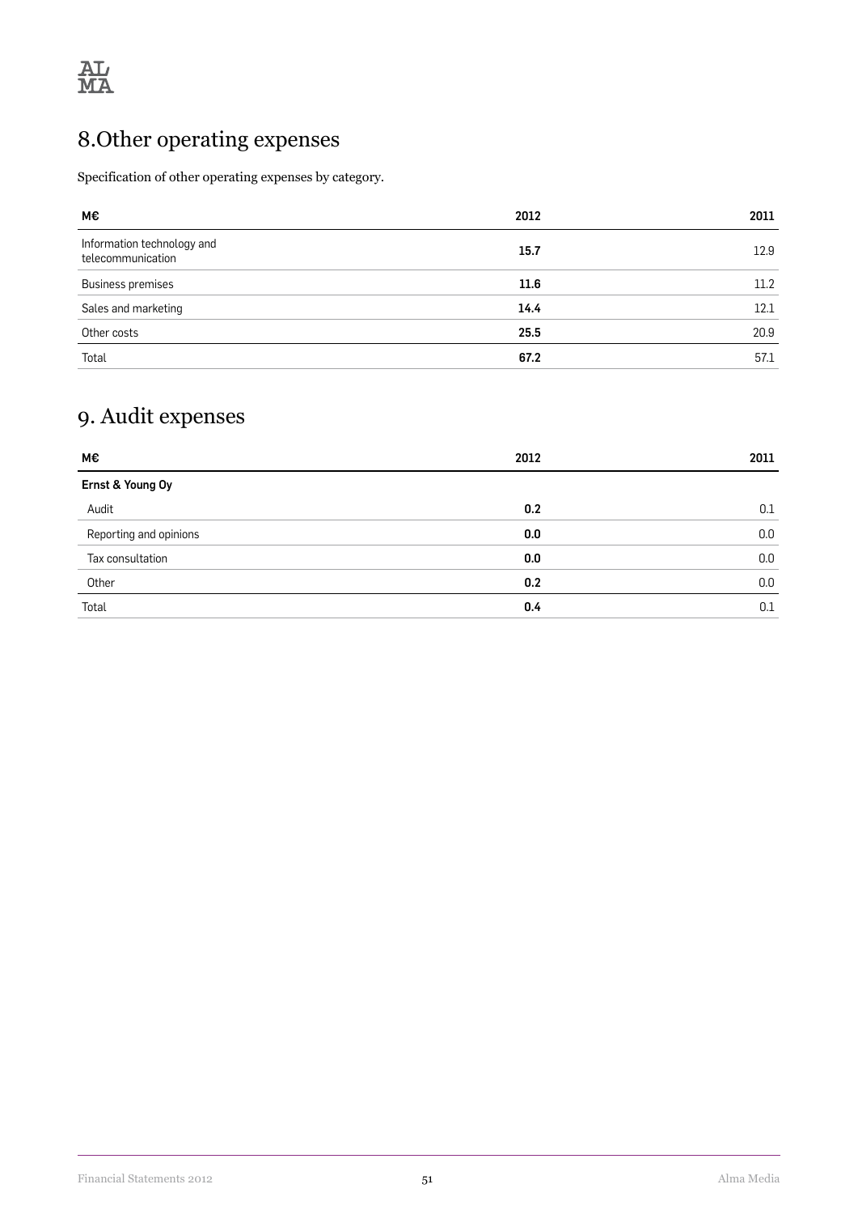## 8.Other operating expenses

Specification of other operating expenses by category.

| M€ | 2012 | 2011 |
|---|---|---|
| Information technology and telecommunication | **15.7** | 12.9 |
| Business premises | **11.6** | 11.2 |
| Sales and marketing | **14.4** | 12.1 |
| Other costs | **25.5** | 20.9 |
| Total | **67.2** | 57.1 |

## 9. Audit expenses

| M€ | 2012 | 2011 |
|---|---|---|
| **Ernst & Young Oy** | | |
| Audit | **0.2** | 0.1 |
| Reporting and opinions | **0.0** | 0.0 |
| Tax consultation | **0.0** | 0.0 |
| Other | **0.2** | 0.0 |
| Total | **0.4** | 0.1 |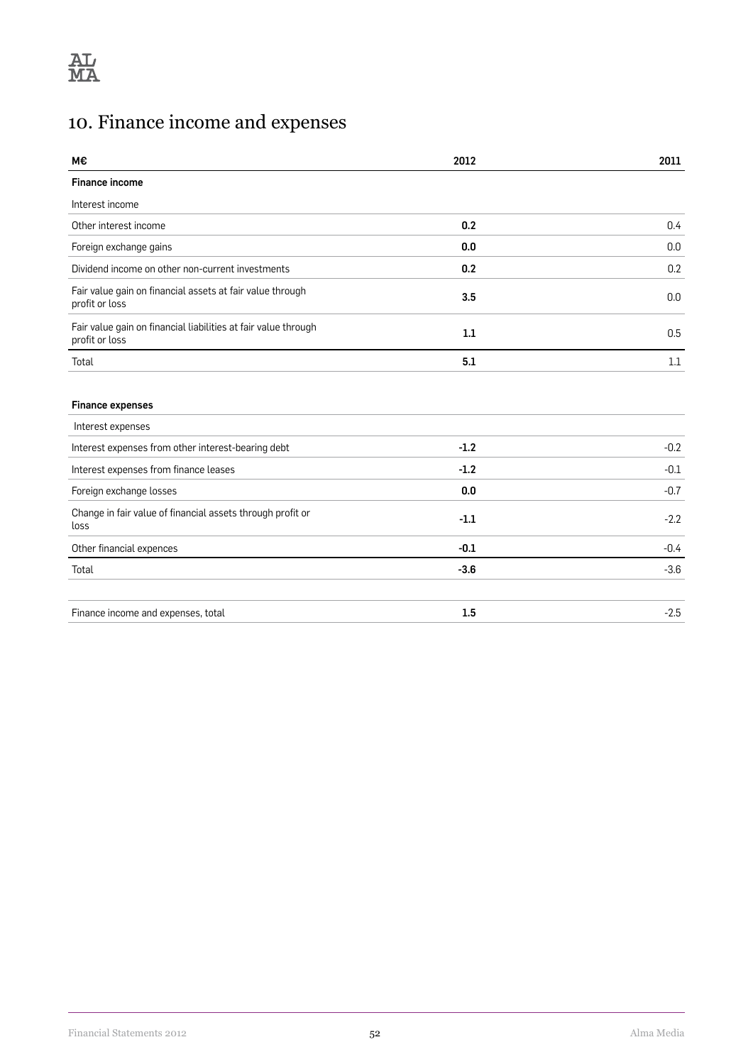# 10. Finance income and expenses

| M€ | 2012 | 2011 |
|---|---|---|
| **Finance income** | | |
| Interest income | | |
| Other interest income | **0.2** | 0.4 |
| Foreign exchange gains | **0.0** | 0.0 |
| Dividend income on other non-current investments | **0.2** | 0.2 |
| Fair value gain on financial assets at fair value through profit or loss | **3.5** | 0.0 |
| Fair value gain on financial liabilities at fair value through profit or loss | **1.1** | 0.5 |
| Total | **5.1** | 1.1 |
| | | |
| **Finance expenses** | | |
| Interest expenses | | |
| Interest expenses from other interest-bearing debt | **-1.2** | -0.2 |
| Interest expenses from finance leases | **-1.2** | -0.1 |
| Foreign exchange losses | **0.0** | -0.7 |
| Change in fair value of financial assets through profit or loss | **-1.1** | -2.2 |
| Other financial expences | **-0.1** | -0.4 |
| Total | **-3.6** | -3.6 |
| | | |
| Finance income and expenses, total | **1.5** | -2.5 |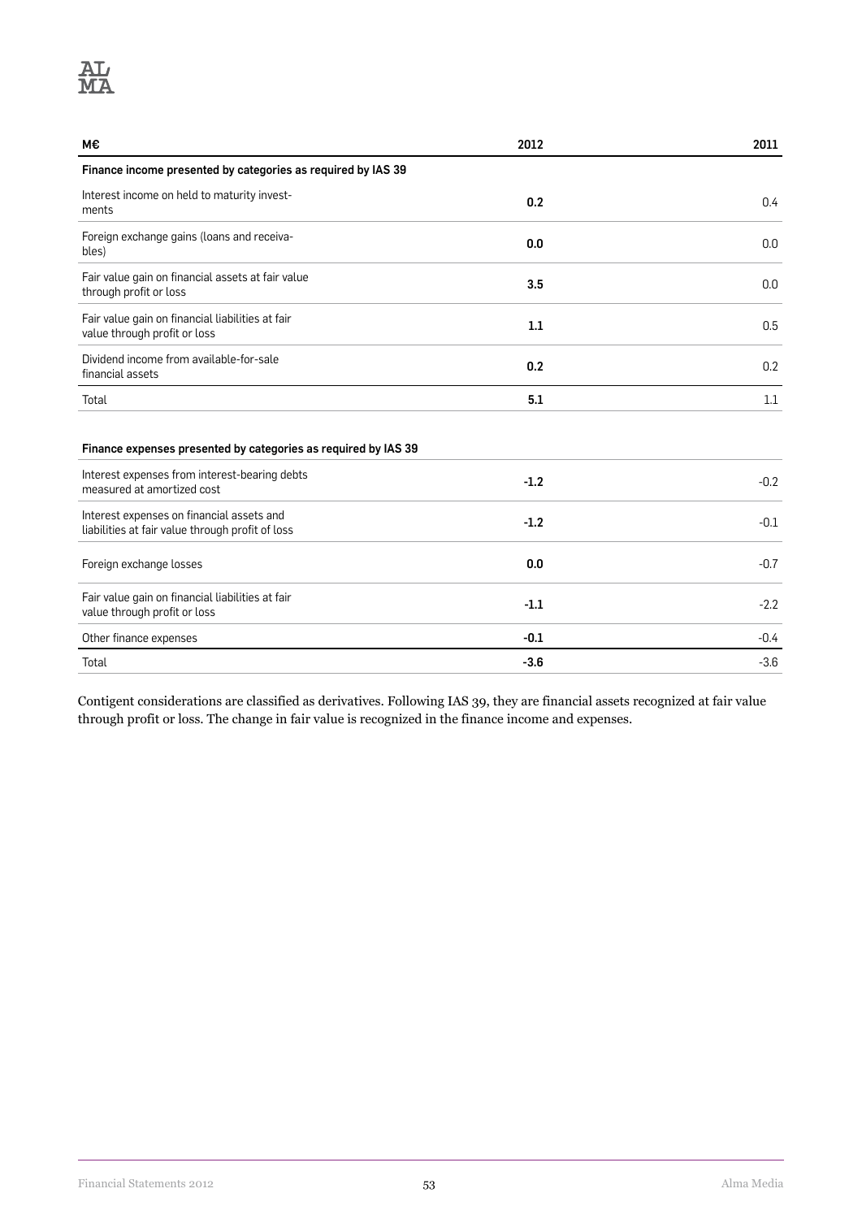| M€ | 2012 | 2011 |
|---|---|---|
| **Finance income presented by categories as required by IAS 39** | | |
| Interest income on held to maturity investments | **0.2** | 0.4 |
| Foreign exchange gains (loans and receivables) | **0.0** | 0.0 |
| Fair value gain on financial assets at fair value through profit or loss | **3.5** | 0.0 |
| Fair value gain on financial liabilities at fair value through profit or loss | **1.1** | 0.5 |
| Dividend income from available-for-sale financial assets | **0.2** | 0.2 |
| Total | **5.1** | 1.1 |
| | | |
| **Finance expenses presented by categories as required by IAS 39** | | |
| Interest expenses from interest-bearing debts measured at amortized cost | **-1.2** | -0.2 |
| Interest expenses on financial assets and liabilities at fair value through profit of loss | **-1.2** | -0.1 |
| Foreign exchange losses | **0.0** | -0.7 |
| Fair value gain on financial liabilities at fair value through profit or loss | **-1.1** | -2.2 |
| Other finance expenses | **-0.1** | -0.4 |
| Total | **-3.6** | -3.6 |

Contigent considerations are classified as derivatives. Following IAS 39, they are financial assets recognized at fair value through profit or loss. The change in fair value is recognized in the finance income and expenses.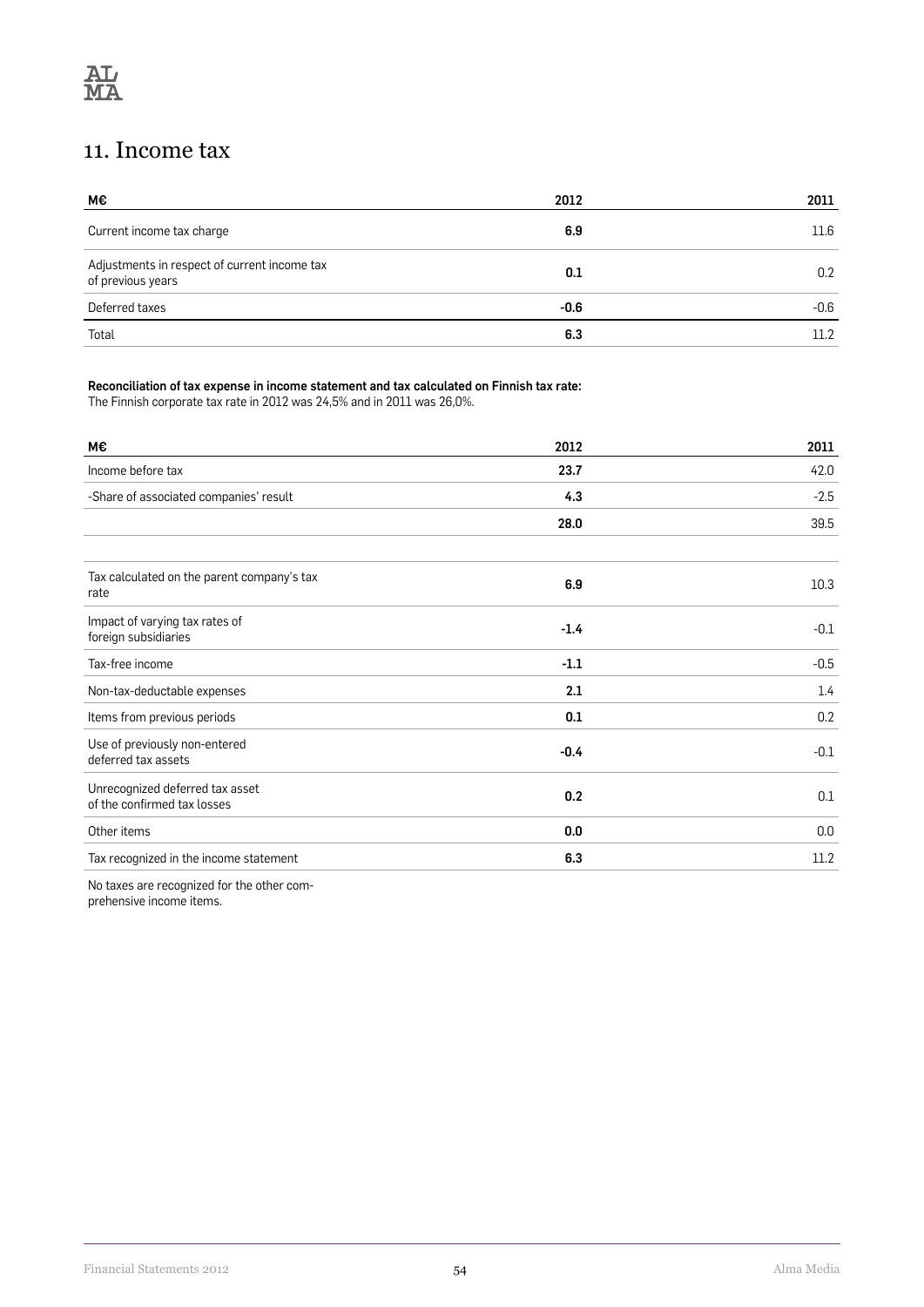# 11. Income tax

| M€ | 2012 | 2011 |
|---|---|---|
| Current income tax charge | **6.9** | 11.6 |
| Adjustments in respect of current income tax of previous years | **0.1** | 0.2 |
| Deferred taxes | **-0.6** | -0.6 |
| Total | **6.3** | 11.2 |

**Reconciliation of tax expense in income statement and tax calculated on Finnish tax rate:**
The Finnish corporate tax rate in 2012 was 24,5% and in 2011 was 26,0%.

| M€ | 2012 | 2011 |
|---|---|---|
| Income before tax | **23.7** | 42.0 |
| -Share of associated companies' result | **4.3** | -2.5 |
| | **28.0** | 39.5 |
| | | |
| Tax calculated on the parent company's tax rate | **6.9** | 10.3 |
| Impact of varying tax rates of foreign subsidiaries | **-1.4** | -0.1 |
| Tax-free income | **-1.1** | -0.5 |
| Non-tax-deductable expenses | **2.1** | 1.4 |
| Items from previous periods | **0.1** | 0.2 |
| Use of previously non-entered deferred tax assets | **-0.4** | -0.1 |
| Unrecognized deferred tax asset of the confirmed tax losses | **0.2** | 0.1 |
| Other items | **0.0** | 0.0 |
| Tax recognized in the income statement | **6.3** | 11.2 |

No taxes are recognized for the other comprehensive income items.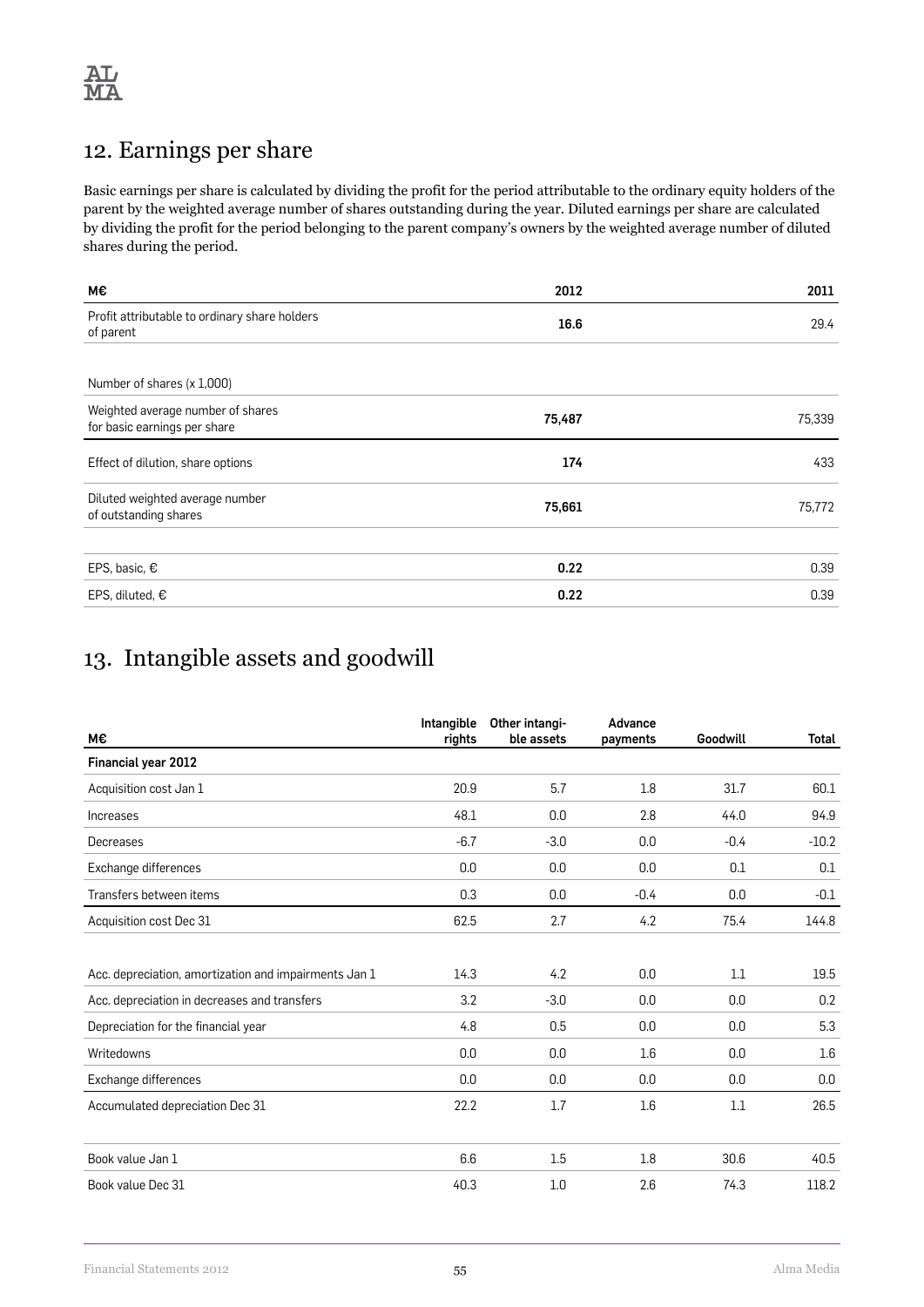## 12. Earnings per share

Basic earnings per share is calculated by dividing the profit for the period attributable to the ordinary equity holders of the parent by the weighted average number of shares outstanding during the year. Diluted earnings per share are calculated by dividing the profit for the period belonging to the parent company's owners by the weighted average number of diluted shares during the period.

| M€ | 2012 | 2011 |
|---|---|---|
| Profit attributable to ordinary share holders of parent | **16.6** | 29.4 |
| Number of shares (x 1,000) | | |
| Weighted average number of shares for basic earnings per share | **75,487** | 75,339 |
| Effect of dilution, share options | **174** | 433 |
| Diluted weighted average number of outstanding shares | **75,661** | 75,772 |
| EPS, basic, € | **0.22** | 0.39 |
| EPS, diluted, € | **0.22** | 0.39 |

## 13. Intangible assets and goodwill

| M€ | Intangible rights | Other intangible assets | Advance payments | Goodwill | Total |
|---|---|---|---|---|---|
| **Financial year 2012** | | | | | |
| Acquisition cost Jan 1 | 20.9 | 5.7 | 1.8 | 31.7 | 60.1 |
| Increases | 48.1 | 0.0 | 2.8 | 44.0 | 94.9 |
| Decreases | -6.7 | -3.0 | 0.0 | -0.4 | -10.2 |
| Exchange differences | 0.0 | 0.0 | 0.0 | 0.1 | 0.1 |
| Transfers between items | 0.3 | 0.0 | -0.4 | 0.0 | -0.1 |
| Acquisition cost Dec 31 | 62.5 | 2.7 | 4.2 | 75.4 | 144.8 |
| | | | | | |
| Acc. depreciation, amortization and impairments Jan 1 | 14.3 | 4.2 | 0.0 | 1.1 | 19.5 |
| Acc. depreciation in decreases and transfers | 3.2 | -3.0 | 0.0 | 0.0 | 0.2 |
| Depreciation for the financial year | 4.8 | 0.5 | 0.0 | 0.0 | 5.3 |
| Writedowns | 0.0 | 0.0 | 1.6 | 0.0 | 1.6 |
| Exchange differences | 0.0 | 0.0 | 0.0 | 0.0 | 0.0 |
| Accumulated depreciation Dec 31 | 22.2 | 1.7 | 1.6 | 1.1 | 26.5 |
| | | | | | |
| Book value Jan 1 | 6.6 | 1.5 | 1.8 | 30.6 | 40.5 |
| Book value Dec 31 | 40.3 | 1.0 | 2.6 | 74.3 | 118.2 |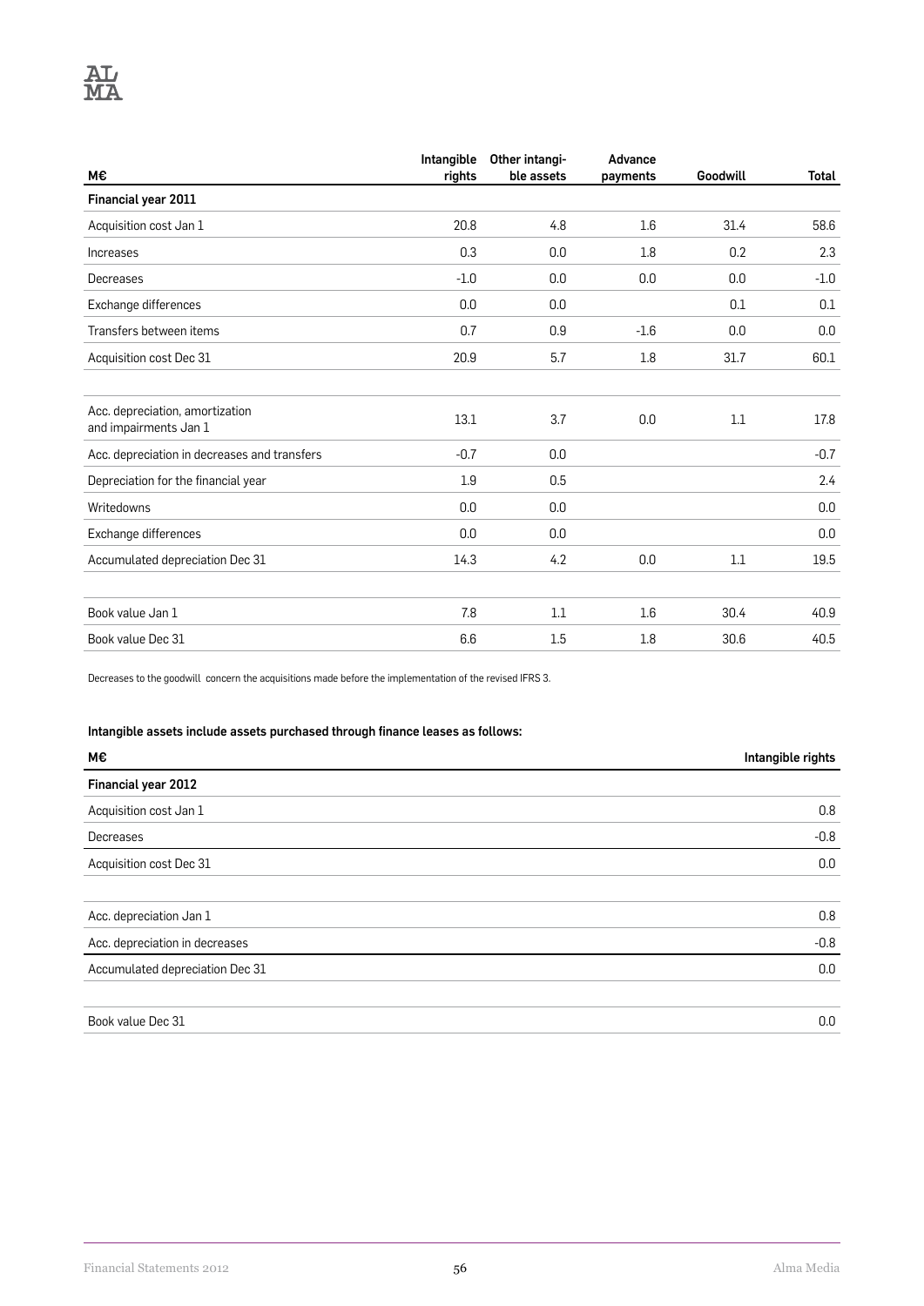| M€ | Intangible rights | Other intangible assets | Advance payments | Goodwill | Total |
|---|---|---|---|---|---|
| **Financial year 2011** | | | | | |
| Acquisition cost Jan 1 | 20.8 | 4.8 | 1.6 | 31.4 | 58.6 |
| Increases | 0.3 | 0.0 | 1.8 | 0.2 | 2.3 |
| Decreases | -1.0 | 0.0 | 0.0 | 0.0 | -1.0 |
| Exchange differences | 0.0 | 0.0 | | 0.1 | 0.1 |
| Transfers between items | 0.7 | 0.9 | -1.6 | 0.0 | 0.0 |
| Acquisition cost Dec 31 | 20.9 | 5.7 | 1.8 | 31.7 | 60.1 |
| | | | | | |
| Acc. depreciation, amortization and impairments Jan 1 | 13.1 | 3.7 | 0.0 | 1.1 | 17.8 |
| Acc. depreciation in decreases and transfers | -0.7 | 0.0 | | | -0.7 |
| Depreciation for the financial year | 1.9 | 0.5 | | | 2.4 |
| Writedowns | 0.0 | 0.0 | | | 0.0 |
| Exchange differences | 0.0 | 0.0 | | | 0.0 |
| Accumulated depreciation Dec 31 | 14.3 | 4.2 | 0.0 | 1.1 | 19.5 |
| | | | | | |
| Book value Jan 1 | 7.8 | 1.1 | 1.6 | 30.4 | 40.9 |
| Book value Dec 31 | 6.6 | 1.5 | 1.8 | 30.6 | 40.5 |

Decreases to the goodwill concern the acquisitions made before the implementation of the revised IFRS 3.

**Intangible assets include assets purchased through finance leases as follows:**

| M€ | Intangible rights |
|---|---|
| **Financial year 2012** | |
| Acquisition cost Jan 1 | 0.8 |
| Decreases | -0.8 |
| Acquisition cost Dec 31 | 0.0 |
| | |
| Acc. depreciation Jan 1 | 0.8 |
| Acc. depreciation in decreases | -0.8 |
| Accumulated depreciation Dec 31 | 0.0 |
| | |
| Book value Dec 31 | 0.0 |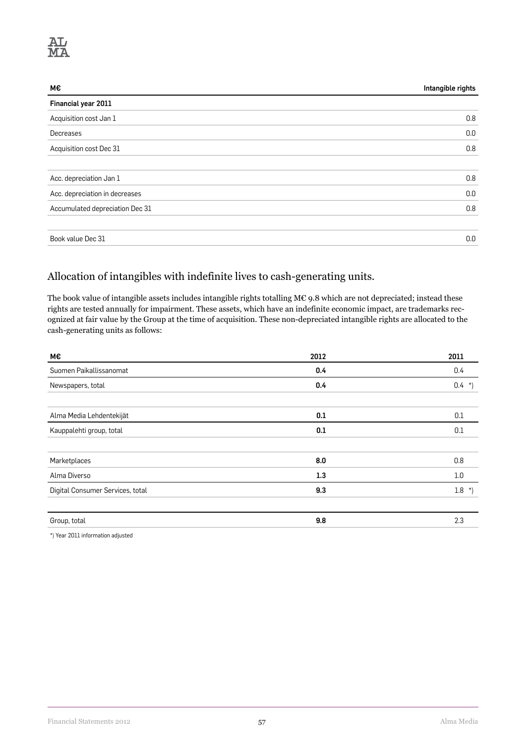| M€ | Intangible rights |
|---|---|
| **Financial year 2011** | |
| Acquisition cost Jan 1 | 0.8 |
| Decreases | 0.0 |
| Acquisition cost Dec 31 | 0.8 |
| | |
| Acc. depreciation Jan 1 | 0.8 |
| Acc. depreciation in decreases | 0.0 |
| Accumulated depreciation Dec 31 | 0.8 |
| | |
| Book value Dec 31 | 0.0 |

## Allocation of intangibles with indefinite lives to cash-generating units.

The book value of intangible assets includes intangible rights totalling M€ 9.8 which are not depreciated; instead these rights are tested annually for impairment. These assets, which have an indefinite economic impact, are trademarks recognized at fair value by the Group at the time of acquisition. These non-depreciated intangible rights are allocated to the cash-generating units as follows:

| M€ | 2012 | 2011 |
|---|---|---|
| Suomen Paikallissanomat | **0.4** | 0.4 |
| Newspapers, total | **0.4** | 0.4 *) |
| | | |
| Alma Media Lehdentekijät | **0.1** | 0.1 |
| Kauppalehti group, total | **0.1** | 0.1 |
| | | |
| Marketplaces | **8.0** | 0.8 |
| Alma Diverso | **1.3** | 1.0 |
| Digital Consumer Services, total | **9.3** | 1.8 *) |
| | | |
| Group, total | **9.8** | 2.3 |

*) Year 2011 information adjusted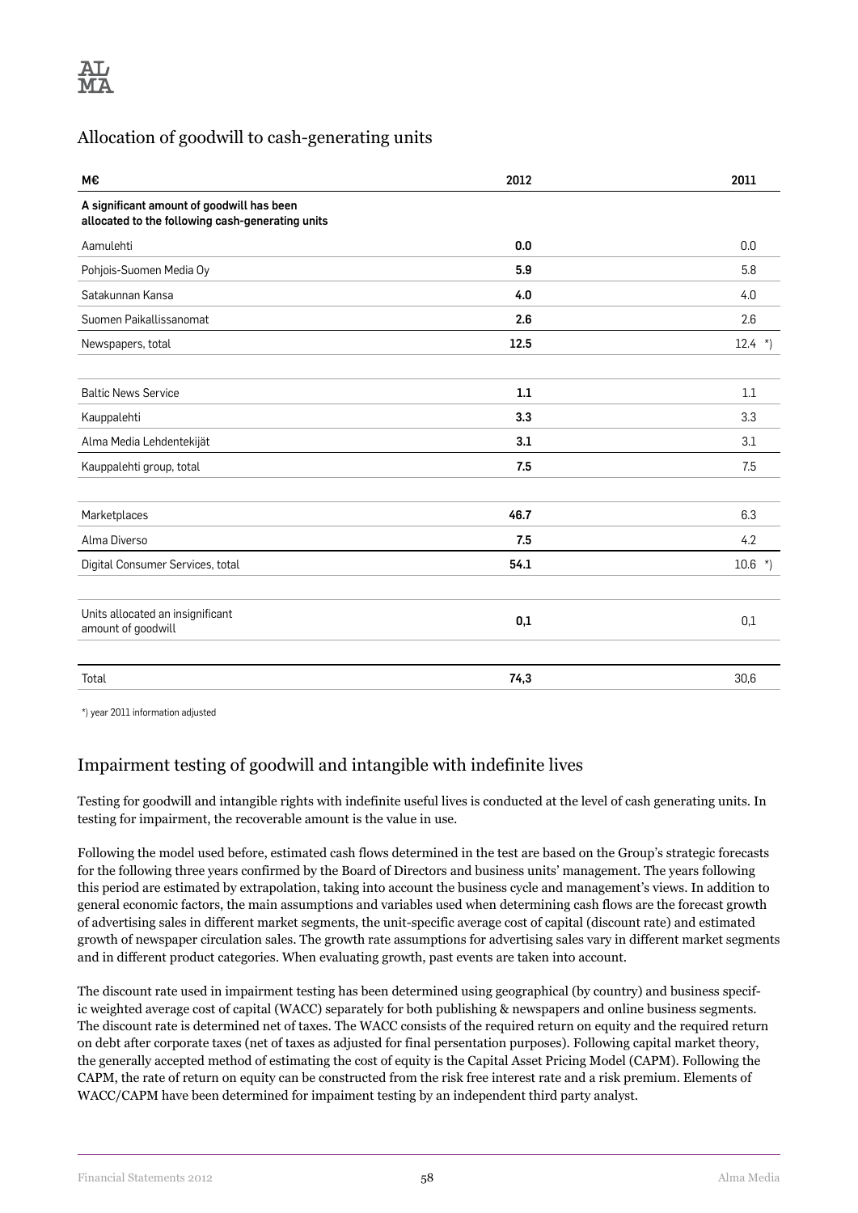## Allocation of goodwill to cash-generating units

| M€ | 2012 | 2011 |
|---|---|---|
| **A significant amount of goodwill has been allocated to the following cash-generating units** | | |
| Aamulehti | **0.0** | 0.0 |
| Pohjois-Suomen Media Oy | **5.9** | 5.8 |
| Satakunnan Kansa | **4.0** | 4.0 |
| Suomen Paikallissanomat | **2.6** | 2.6 |
| Newspapers, total | **12.5** | 12.4 *) |
| | | |
| Baltic News Service | **1.1** | 1.1 |
| Kauppalehti | **3.3** | 3.3 |
| Alma Media Lehdentekijät | **3.1** | 3.1 |
| Kauppalehti group, total | **7.5** | 7.5 |
| | | |
| Marketplaces | **46.7** | 6.3 |
| Alma Diverso | **7.5** | 4.2 |
| Digital Consumer Services, total | **54.1** | 10.6 *) |
| | | |
| Units allocated an insignificant amount of goodwill | **0,1** | 0,1 |
| | | |
| Total | **74,3** | 30,6 |

*) year 2011 information adjusted

## Impairment testing of goodwill and intangible with indefinite lives

Testing for goodwill and intangible rights with indefinite useful lives is conducted at the level of cash generating units. In testing for impairment, the recoverable amount is the value in use.

Following the model used before, estimated cash flows determined in the test are based on the Group's strategic forecasts for the following three years confirmed by the Board of Directors and business units' management. The years following this period are estimated by extrapolation, taking into account the business cycle and management's views. In addition to general economic factors, the main assumptions and variables used when determining cash flows are the forecast growth of advertising sales in different market segments, the unit-specific average cost of capital (discount rate) and estimated growth of newspaper circulation sales. The growth rate assumptions for advertising sales vary in different market segments and in different product categories. When evaluating growth, past events are taken into account.

The discount rate used in impairment testing has been determined using geographical (by country) and business specific weighted average cost of capital (WACC) separately for both publishing & newspapers and online business segments. The discount rate is determined net of taxes. The WACC consists of the required return on equity and the required return on debt after corporate taxes (net of taxes as adjusted for final persentation purposes). Following capital market theory, the generally accepted method of estimating the cost of equity is the Capital Asset Pricing Model (CAPM). Following the CAPM, the rate of return on equity can be constructed from the risk free interest rate and a risk premium. Elements of WACC/CAPM have been determined for impaiment testing by an independent third party analyst.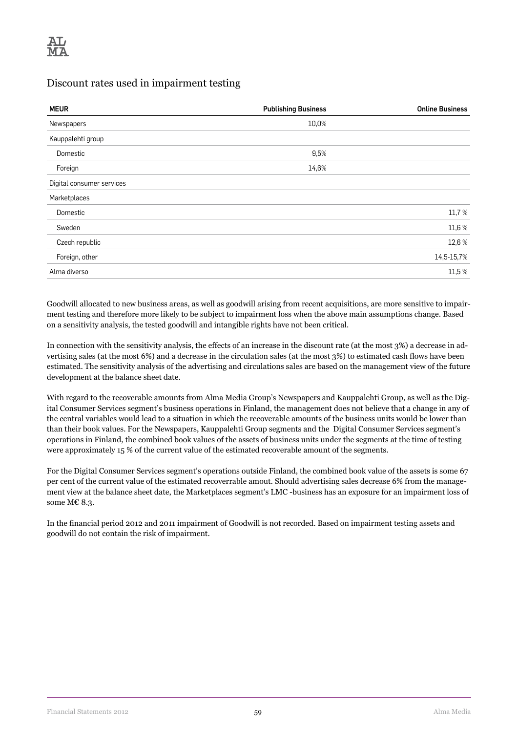## Discount rates used in impairment testing

| MEUR | Publishing Business | Online Business |
|---|---|---|
| Newspapers | 10,0% | |
| Kauppalehti group | | |
| Domestic | 9,5% | |
| Foreign | 14,6% | |
| Digital consumer services | | |
| Marketplaces | | |
| Domestic | | 11,7 % |
| Sweden | | 11,6 % |
| Czech republic | | 12,6 % |
| Foreign, other | | 14,5-15,7% |
| Alma diverso | | 11,5 % |

Goodwill allocated to new business areas, as well as goodwill arising from recent acquisitions, are more sensitive to impairment testing and therefore more likely to be subject to impairment loss when the above main assumptions change. Based on a sensitivity analysis, the tested goodwill and intangible rights have not been critical.

In connection with the sensitivity analysis, the effects of an increase in the discount rate (at the most 3%) a decrease in advertising sales (at the most 6%) and a decrease in the circulation sales (at the most 3%) to estimated cash flows have been estimated. The sensitivity analysis of the advertising and circulations sales are based on the management view of the future development at the balance sheet date.

With regard to the recoverable amounts from Alma Media Group's Newspapers and Kauppalehti Group, as well as the Digital Consumer Services segment's business operations in Finland, the management does not believe that a change in any of the central variables would lead to a situation in which the recoverable amounts of the business units would be lower than than their book values. For the Newspapers, Kauppalehti Group segments and the Digital Consumer Services segment's operations in Finland, the combined book values of the assets of business units under the segments at the time of testing were approximately 15 % of the current value of the estimated recoverable amount of the segments.

For the Digital Consumer Services segment's operations outside Finland, the combined book value of the assets is some 67 per cent of the current value of the estimated recoverrable amout. Should advertising sales decrease 6% from the management view at the balance sheet date, the Marketplaces segment's LMC -business has an exposure for an impairment loss of some M€ 8.3.

In the financial period 2012 and 2011 impairment of Goodwill is not recorded. Based on impairment testing assets and goodwill do not contain the risk of impairment.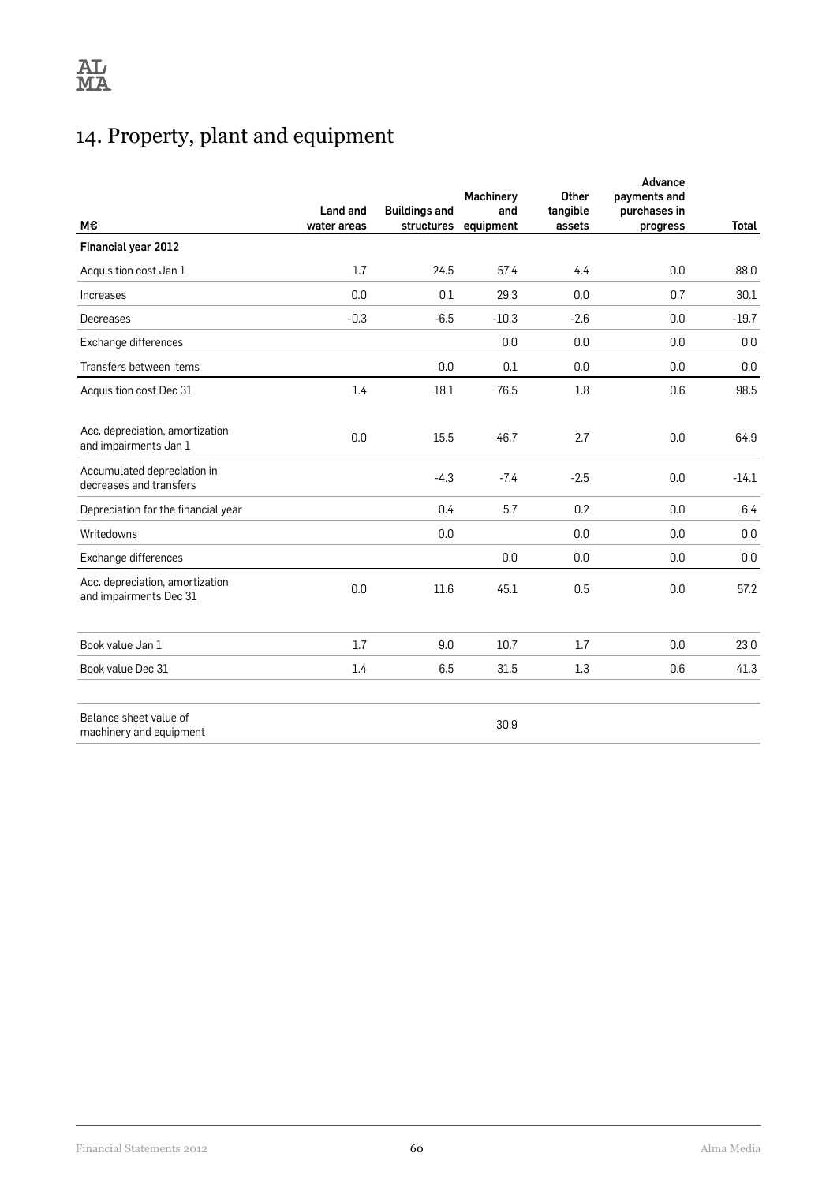# 14. Property, plant and equipment

| M€ | Land and water areas | Buildings and structures | Machinery and equipment | Other tangible assets | Advance payments and purchases in progress | Total |
|---|---|---|---|---|---|---|
| **Financial year 2012** | | | | | | |
| Acquisition cost Jan 1 | 1.7 | 24.5 | 57.4 | 4.4 | 0.0 | 88.0 |
| Increases | 0.0 | 0.1 | 29.3 | 0.0 | 0.7 | 30.1 |
| Decreases | -0.3 | -6.5 | -10.3 | -2.6 | 0.0 | -19.7 |
| Exchange differences | | | 0.0 | 0.0 | 0.0 | 0.0 |
| Transfers between items | | 0.0 | 0.1 | 0.0 | 0.0 | 0.0 |
| Acquisition cost Dec 31 | 1.4 | 18.1 | 76.5 | 1.8 | 0.6 | 98.5 |
| Acc. depreciation, amortization and impairments Jan 1 | 0.0 | 15.5 | 46.7 | 2.7 | 0.0 | 64.9 |
| Accumulated depreciation in decreases and transfers | | -4.3 | -7.4 | -2.5 | 0.0 | -14.1 |
| Depreciation for the financial year | | 0.4 | 5.7 | 0.2 | 0.0 | 6.4 |
| Writedowns | | 0.0 | | 0.0 | 0.0 | 0.0 |
| Exchange differences | | | 0.0 | 0.0 | 0.0 | 0.0 |
| Acc. depreciation, amortization and impairments Dec 31 | 0.0 | 11.6 | 45.1 | 0.5 | 0.0 | 57.2 |
| Book value Jan 1 | 1.7 | 9.0 | 10.7 | 1.7 | 0.0 | 23.0 |
| Book value Dec 31 | 1.4 | 6.5 | 31.5 | 1.3 | 0.6 | 41.3 |
| Balance sheet value of machinery and equipment | | | 30.9 | | | |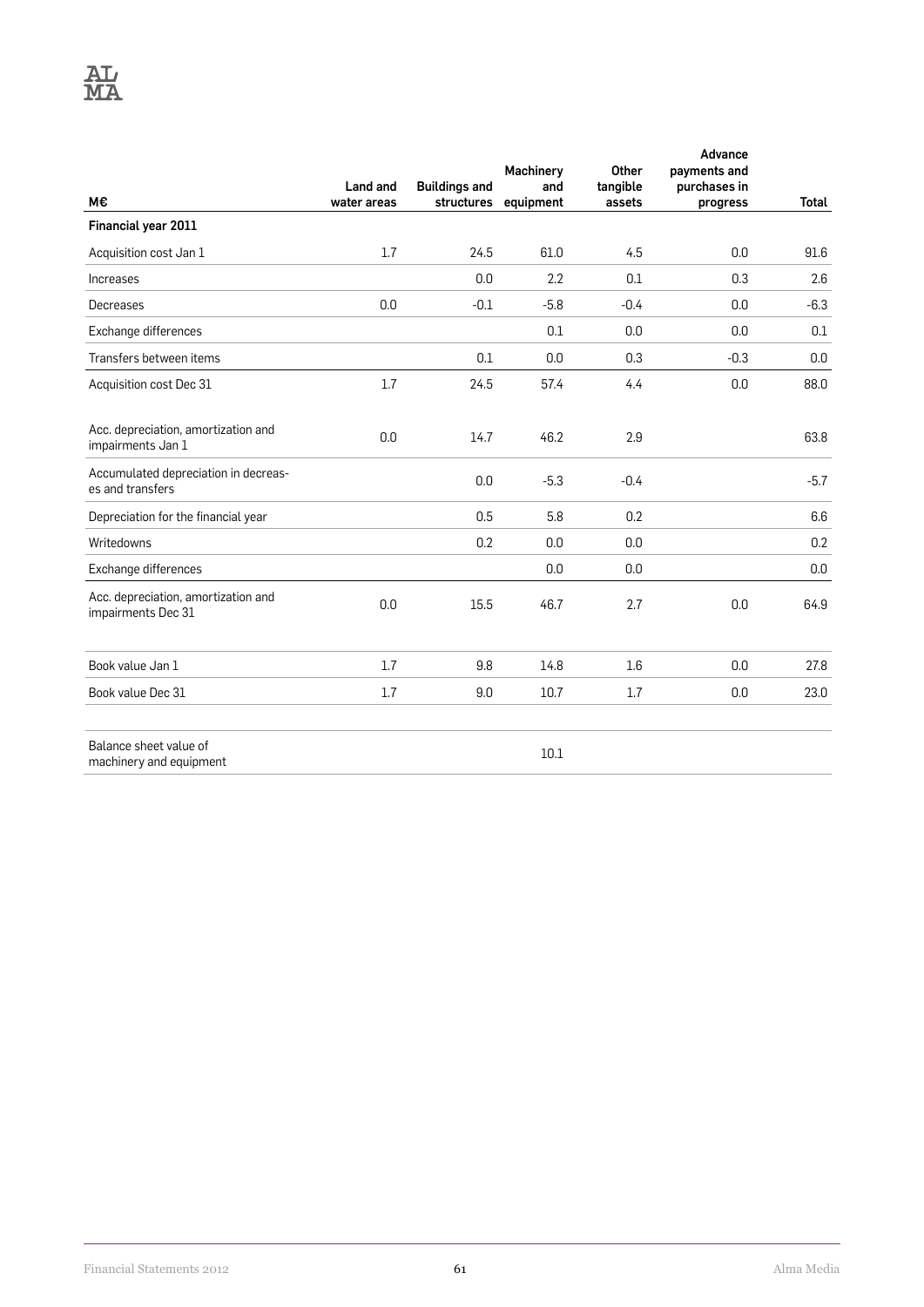| M€ | Land and water areas | Buildings and structures | Machinery and equipment | Other tangible assets | Advance payments and purchases in progress | Total |
|---|---|---|---|---|---|---|
| **Financial year 2011** | | | | | | |
| Acquisition cost Jan 1 | 1.7 | 24.5 | 61.0 | 4.5 | 0.0 | 91.6 |
| Increases | | 0.0 | 2.2 | 0.1 | 0.3 | 2.6 |
| Decreases | 0.0 | -0.1 | -5.8 | -0.4 | 0.0 | -6.3 |
| Exchange differences | | | 0.1 | 0.0 | 0.0 | 0.1 |
| Transfers between items | | 0.1 | 0.0 | 0.3 | -0.3 | 0.0 |
| Acquisition cost Dec 31 | 1.7 | 24.5 | 57.4 | 4.4 | 0.0 | 88.0 |
| Acc. depreciation, amortization and impairments Jan 1 | 0.0 | 14.7 | 46.2 | 2.9 | | 63.8 |
| Accumulated depreciation in decreases and transfers | | 0.0 | -5.3 | -0.4 | | -5.7 |
| Depreciation for the financial year | | 0.5 | 5.8 | 0.2 | | 6.6 |
| Writedowns | | 0.2 | 0.0 | 0.0 | | 0.2 |
| Exchange differences | | | 0.0 | 0.0 | | 0.0 |
| Acc. depreciation, amortization and impairments Dec 31 | 0.0 | 15.5 | 46.7 | 2.7 | 0.0 | 64.9 |
| Book value Jan 1 | 1.7 | 9.8 | 14.8 | 1.6 | 0.0 | 27.8 |
| Book value Dec 31 | 1.7 | 9.0 | 10.7 | 1.7 | 0.0 | 23.0 |
| Balance sheet value of machinery and equipment | | | 10.1 | | | |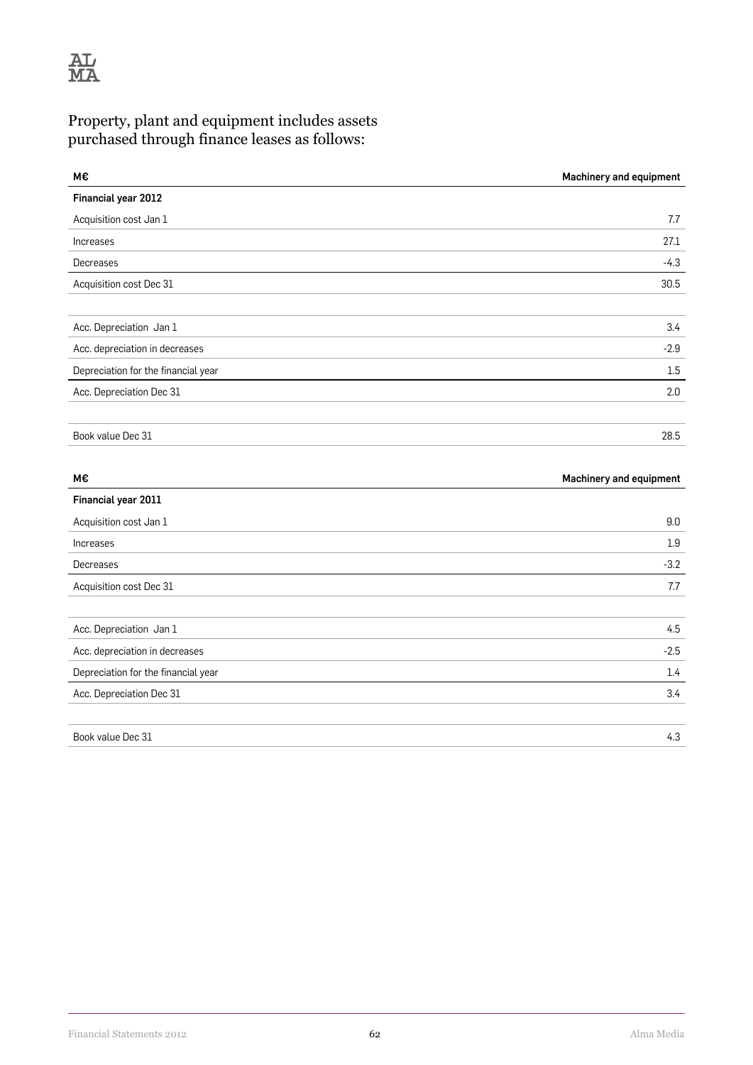## Property, plant and equipment includes assets purchased through finance leases as follows:

| M€ | Machinery and equipment |
| --- | --- |
| **Financial year 2012** | |
| Acquisition cost Jan 1 | 7.7 |
| Increases | 27.1 |
| Decreases | -4.3 |
| Acquisition cost Dec 31 | 30.5 |
| | |
| Acc. Depreciation Jan 1 | 3.4 |
| Acc. depreciation in decreases | -2.9 |
| Depreciation for the financial year | 1.5 |
| Acc. Depreciation Dec 31 | 2.0 |
| | |
| Book value Dec 31 | 28.5 |

| M€ | Machinery and equipment |
| --- | --- |
| **Financial year 2011** | |
| Acquisition cost Jan 1 | 9.0 |
| Increases | 1.9 |
| Decreases | -3.2 |
| Acquisition cost Dec 31 | 7.7 |
| | |
| Acc. Depreciation Jan 1 | 4.5 |
| Acc. depreciation in decreases | -2.5 |
| Depreciation for the financial year | 1.4 |
| Acc. Depreciation Dec 31 | 3.4 |
| | |
| Book value Dec 31 | 4.3 |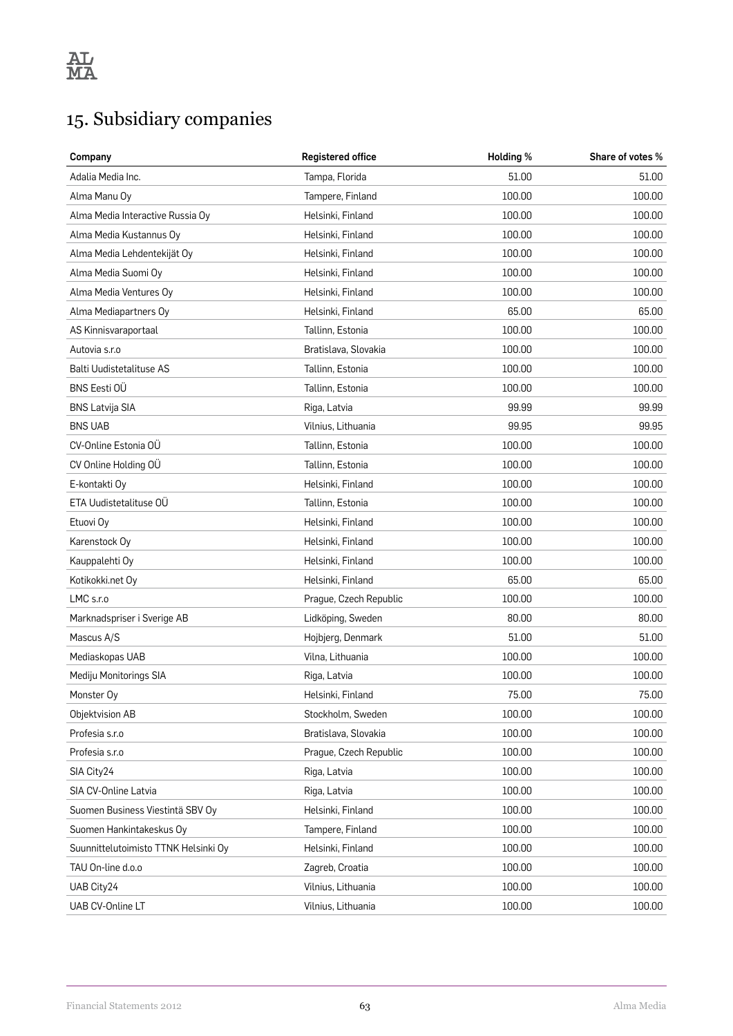# 15. Subsidiary companies

| Company | Registered office | Holding % | Share of votes % |
|---|---|---|---|
| Adalia Media Inc. | Tampa, Florida | 51.00 | 51.00 |
| Alma Manu Oy | Tampere, Finland | 100.00 | 100.00 |
| Alma Media Interactive Russia Oy | Helsinki, Finland | 100.00 | 100.00 |
| Alma Media Kustannus Oy | Helsinki, Finland | 100.00 | 100.00 |
| Alma Media Lehdentekijät Oy | Helsinki, Finland | 100.00 | 100.00 |
| Alma Media Suomi Oy | Helsinki, Finland | 100.00 | 100.00 |
| Alma Media Ventures Oy | Helsinki, Finland | 100.00 | 100.00 |
| Alma Mediapartners Oy | Helsinki, Finland | 65.00 | 65.00 |
| AS Kinnisvaraportaal | Tallinn, Estonia | 100.00 | 100.00 |
| Autovia s.r.o | Bratislava, Slovakia | 100.00 | 100.00 |
| Balti Uudistetalituse AS | Tallinn, Estonia | 100.00 | 100.00 |
| BNS Eesti OÜ | Tallinn, Estonia | 100.00 | 100.00 |
| BNS Latvija SIA | Riga, Latvia | 99.99 | 99.99 |
| BNS UAB | Vilnius, Lithuania | 99.95 | 99.95 |
| CV-Online Estonia OÜ | Tallinn, Estonia | 100.00 | 100.00 |
| CV Online Holding OÜ | Tallinn, Estonia | 100.00 | 100.00 |
| E-kontakti Oy | Helsinki, Finland | 100.00 | 100.00 |
| ETA Uudistetalituse OÜ | Tallinn, Estonia | 100.00 | 100.00 |
| Etuovi Oy | Helsinki, Finland | 100.00 | 100.00 |
| Karenstock Oy | Helsinki, Finland | 100.00 | 100.00 |
| Kauppalehti Oy | Helsinki, Finland | 100.00 | 100.00 |
| Kotikokki.net Oy | Helsinki, Finland | 65.00 | 65.00 |
| LMC s.r.o | Prague, Czech Republic | 100.00 | 100.00 |
| Marknadspriser i Sverige AB | Lidköping, Sweden | 80.00 | 80.00 |
| Mascus A/S | Hojbjerg, Denmark | 51.00 | 51.00 |
| Mediaskopas UAB | Vilna, Lithuania | 100.00 | 100.00 |
| Mediju Monitorings SIA | Riga, Latvia | 100.00 | 100.00 |
| Monster Oy | Helsinki, Finland | 75.00 | 75.00 |
| Objektvision AB | Stockholm, Sweden | 100.00 | 100.00 |
| Profesia s.r.o | Bratislava, Slovakia | 100.00 | 100.00 |
| Profesia s.r.o | Prague, Czech Republic | 100.00 | 100.00 |
| SIA City24 | Riga, Latvia | 100.00 | 100.00 |
| SIA CV-Online Latvia | Riga, Latvia | 100.00 | 100.00 |
| Suomen Business Viestintä SBV Oy | Helsinki, Finland | 100.00 | 100.00 |
| Suomen Hankintakeskus Oy | Tampere, Finland | 100.00 | 100.00 |
| Suunnittelutoimisto TTNK Helsinki Oy | Helsinki, Finland | 100.00 | 100.00 |
| TAU On-line d.o.o | Zagreb, Croatia | 100.00 | 100.00 |
| UAB City24 | Vilnius, Lithuania | 100.00 | 100.00 |
| UAB CV-Online LT | Vilnius, Lithuania | 100.00 | 100.00 |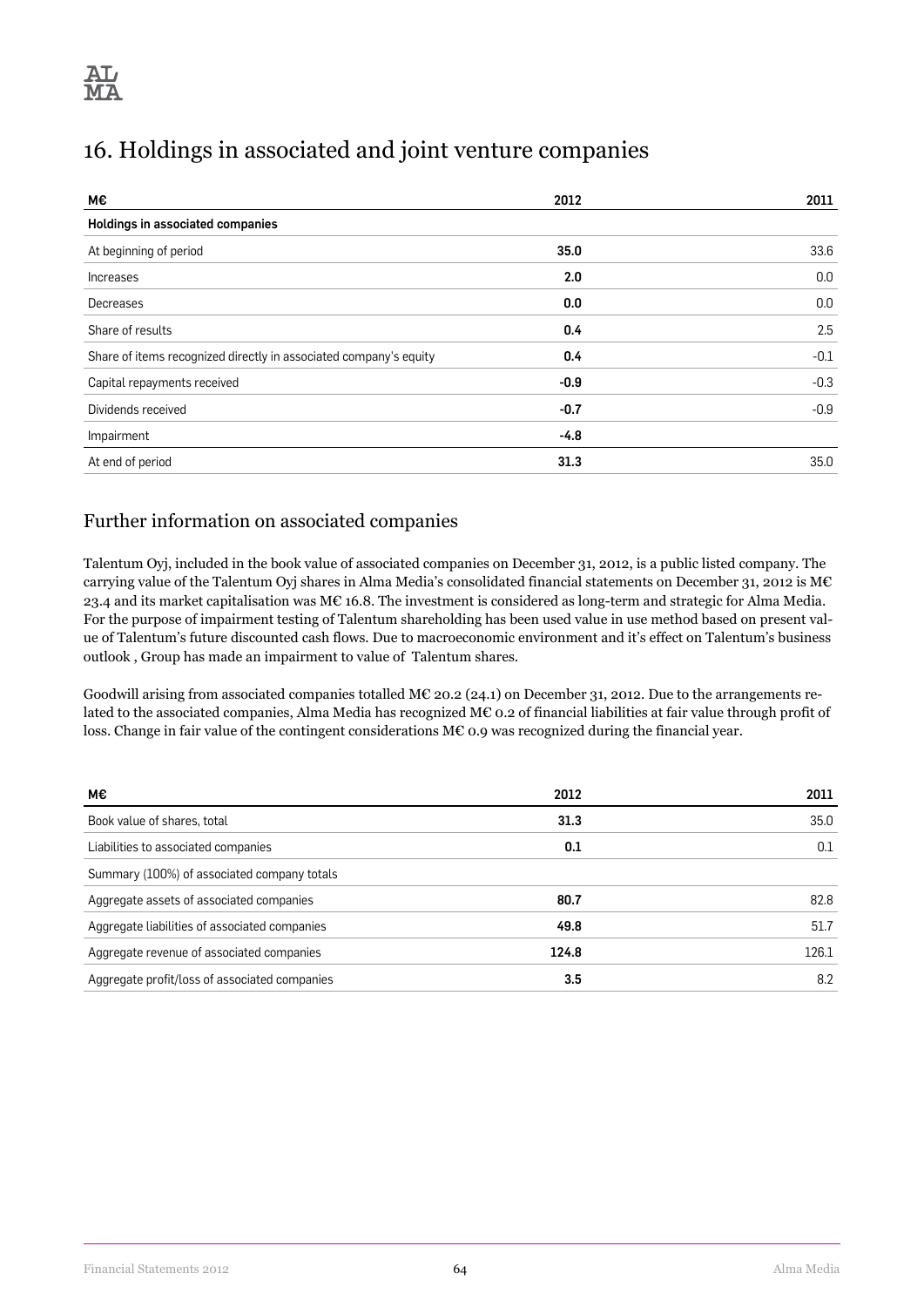# 16. Holdings in associated and joint venture companies

| M€ | 2012 | 2011 |
|---|---|---|
| **Holdings in associated companies** | | |
| At beginning of period | **35.0** | 33.6 |
| Increases | **2.0** | 0.0 |
| Decreases | **0.0** | 0.0 |
| Share of results | **0.4** | 2.5 |
| Share of items recognized directly in associated company's equity | **0.4** | -0.1 |
| Capital repayments received | **-0.9** | -0.3 |
| Dividends received | **-0.7** | -0.9 |
| Impairment | **-4.8** | |
| At end of period | **31.3** | 35.0 |

## Further information on associated companies

Talentum Oyj, included in the book value of associated companies on December 31, 2012, is a public listed company. The carrying value of the Talentum Oyj shares in Alma Media's consolidated financial statements on December 31, 2012 is M€ 23.4 and its market capitalisation was M€ 16.8. The investment is considered as long-term and strategic for Alma Media. For the purpose of impairment testing of Talentum shareholding has been used value in use method based on present value of Talentum's future discounted cash flows. Due to macroeconomic environment and it's effect on Talentum's business outlook , Group has made an impairment to value of Talentum shares.

Goodwill arising from associated companies totalled M€ 20.2 (24.1) on December 31, 2012. Due to the arrangements related to the associated companies, Alma Media has recognized M€ 0.2 of financial liabilities at fair value through profit of loss. Change in fair value of the contingent considerations M€ 0.9 was recognized during the financial year.

| M€ | 2012 | 2011 |
|---|---|---|
| Book value of shares, total | **31.3** | 35.0 |
| Liabilities to associated companies | **0.1** | 0.1 |
| Summary (100%) of associated company totals | | |
| Aggregate assets of associated companies | **80.7** | 82.8 |
| Aggregate liabilities of associated companies | **49.8** | 51.7 |
| Aggregate revenue of associated companies | **124.8** | 126.1 |
| Aggregate profit/loss of associated companies | **3.5** | 8.2 |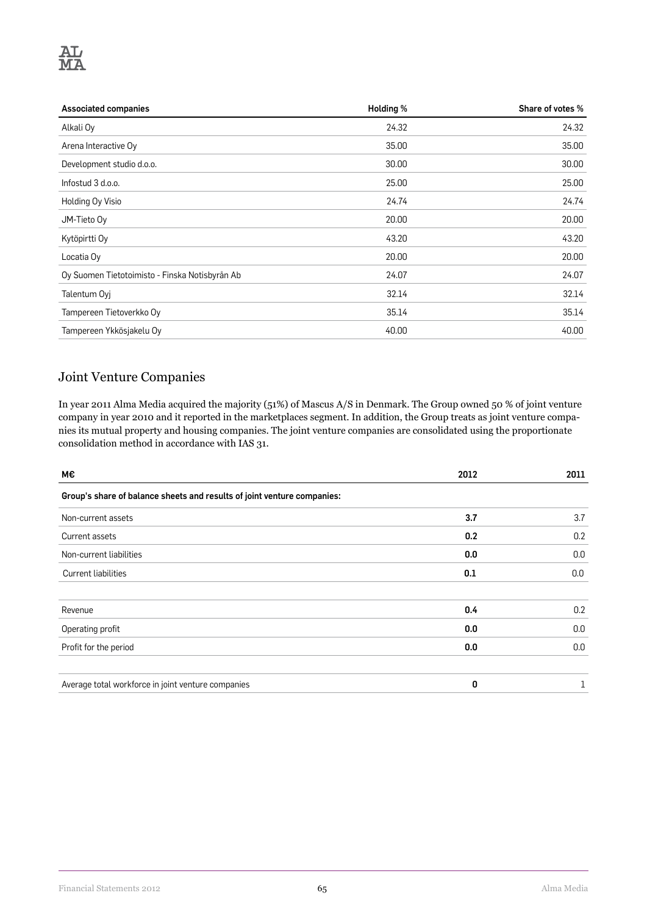| Associated companies | Holding % | Share of votes % |
| --- | --- | --- |
| Alkali Oy | 24.32 | 24.32 |
| Arena Interactive Oy | 35.00 | 35.00 |
| Development studio d.o.o. | 30.00 | 30.00 |
| Infostud 3 d.o.o. | 25.00 | 25.00 |
| Holding Oy Visio | 24.74 | 24.74 |
| JM-Tieto Oy | 20.00 | 20.00 |
| Kytöpirtti Oy | 43.20 | 43.20 |
| Locatia Oy | 20.00 | 20.00 |
| Oy Suomen Tietotoimisto - Finska Notisbyrån Ab | 24.07 | 24.07 |
| Talentum Oyj | 32.14 | 32.14 |
| Tampereen Tietoverkko Oy | 35.14 | 35.14 |
| Tampereen Ykkösjakelu Oy | 40.00 | 40.00 |

## Joint Venture Companies

In year 2011 Alma Media acquired the majority (51%) of Mascus A/S in Denmark. The Group owned 50 % of joint venture company in year 2010 and it reported in the marketplaces segment. In addition, the Group treats as joint venture companies its mutual property and housing companies. The joint venture companies are consolidated using the proportionate consolidation method in accordance with IAS 31.

| M€ | 2012 | 2011 |
| --- | --- | --- |
| **Group's share of balance sheets and results of joint venture companies:** | | |
| Non-current assets | **3.7** | 3.7 |
| Current assets | **0.2** | 0.2 |
| Non-current liabilities | **0.0** | 0.0 |
| Current liabilities | **0.1** | 0.0 |
| | | |
| Revenue | **0.4** | 0.2 |
| Operating profit | **0.0** | 0.0 |
| Profit for the period | **0.0** | 0.0 |
| | | |
| Average total workforce in joint venture companies | **0** | 1 |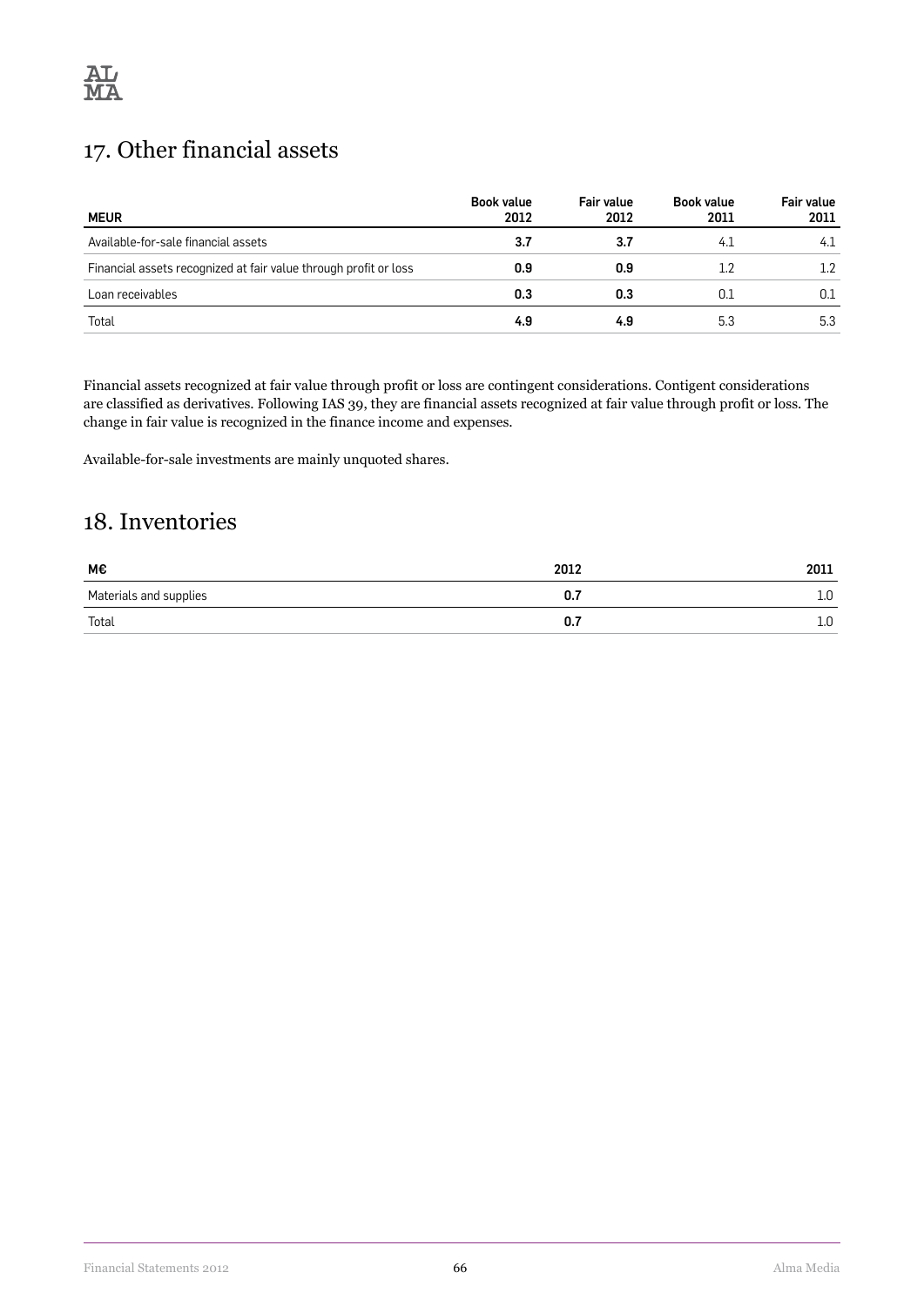## 17. Other financial assets

| MEUR | Book value 2012 | Fair value 2012 | Book value 2011 | Fair value 2011 |
|---|---|---|---|---|
| Available-for-sale financial assets | **3.7** | **3.7** | 4.1 | 4.1 |
| Financial assets recognized at fair value through profit or loss | **0.9** | **0.9** | 1.2 | 1.2 |
| Loan receivables | **0.3** | **0.3** | 0.1 | 0.1 |
| Total | **4.9** | **4.9** | 5.3 | 5.3 |

Financial assets recognized at fair value through profit or loss are contingent considerations. Contigent considerations are classified as derivatives. Following IAS 39, they are financial assets recognized at fair value through profit or loss. The change in fair value is recognized in the finance income and expenses.

Available-for-sale investments are mainly unquoted shares.

## 18. Inventories

| M€ | 2012 | 2011 |
|---|---|---|
| Materials and supplies | **0.7** | 1.0 |
| Total | **0.7** | 1.0 |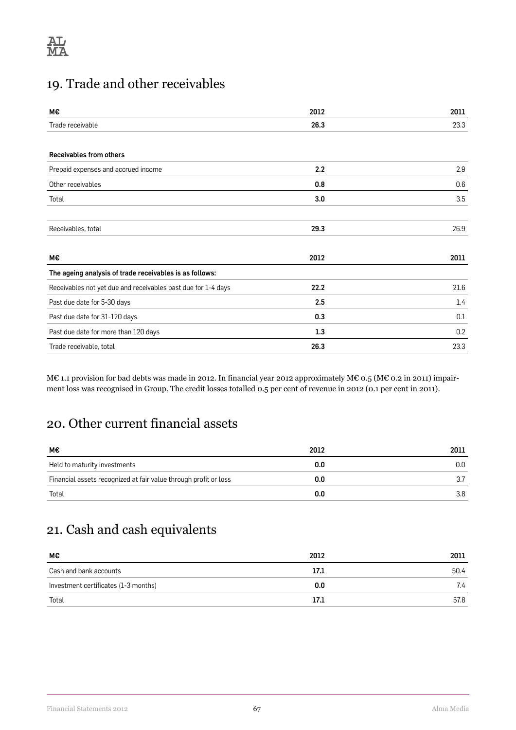## 19. Trade and other receivables

| M€ | 2012 | 2011 |
|---|---|---|
| Trade receivable | **26.3** | 23.3 |
| | | |
| **Receivables from others** | | |
| Prepaid expenses and accrued income | **2.2** | 2.9 |
| Other receivables | **0.8** | 0.6 |
| Total | **3.0** | 3.5 |
| | | |
| Receivables, total | **29.3** | 26.9 |

| M€ | 2012 | 2011 |
|---|---|---|
| **The ageing analysis of trade receivables is as follows:** | | |
| Receivables not yet due and receivables past due for 1-4 days | **22.2** | 21.6 |
| Past due date for 5-30 days | **2.5** | 1.4 |
| Past due date for 31-120 days | **0.3** | 0.1 |
| Past due date for more than 120 days | **1.3** | 0.2 |
| Trade receivable, total | **26.3** | 23.3 |

M€ 1.1 provision for bad debts was made in 2012. In financial year 2012 approximately M€ 0.5 (M€ 0.2 in 2011) impairment loss was recognised in Group. The credit losses totalled 0.5 per cent of revenue in 2012 (0.1 per cent in 2011).

## 20. Other current financial assets

| M€ | 2012 | 2011 |
|---|---|---|
| Held to maturity investments | **0.0** | 0.0 |
| Financial assets recognized at fair value through profit or loss | **0.0** | 3.7 |
| Total | **0.0** | 3.8 |

## 21. Cash and cash equivalents

| M€ | 2012 | 2011 |
|---|---|---|
| Cash and bank accounts | **17.1** | 50.4 |
| Investment certificates (1-3 months) | **0.0** | 7.4 |
| Total | **17.1** | 57.8 |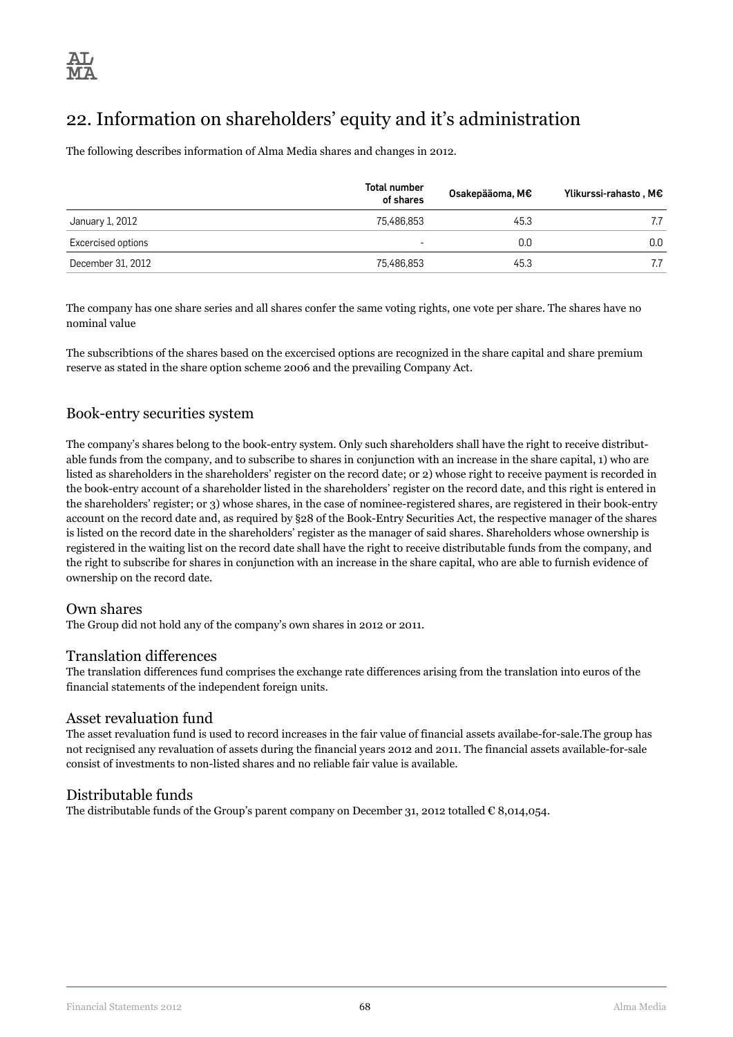# 22. Information on shareholders' equity and it's administration

The following describes information of Alma Media shares and changes in 2012.

| | Total number of shares | Osakepääoma, M€ | Ylikurssi-rahasto , M€ |
|---|---|---|---|
| January 1, 2012 | 75,486,853 | 45.3 | 7.7 |
| Excercised options | - | 0.0 | 0.0 |
| December 31, 2012 | 75,486,853 | 45.3 | 7.7 |

The company has one share series and all shares confer the same voting rights, one vote per share. The shares have no nominal value

The subscribtions of the shares based on the excercised options are recognized in the share capital and share premium reserve as stated in the share option scheme 2006 and the prevailing Company Act.

## Book-entry securities system

The company's shares belong to the book-entry system. Only such shareholders shall have the right to receive distributable funds from the company, and to subscribe to shares in conjunction with an increase in the share capital, 1) who are listed as shareholders in the shareholders' register on the record date; or 2) whose right to receive payment is recorded in the book-entry account of a shareholder listed in the shareholders' register on the record date, and this right is entered in the shareholders' register; or 3) whose shares, in the case of nominee-registered shares, are registered in their book-entry account on the record date and, as required by §28 of the Book-Entry Securities Act, the respective manager of the shares is listed on the record date in the shareholders' register as the manager of said shares. Shareholders whose ownership is registered in the waiting list on the record date shall have the right to receive distributable funds from the company, and the right to subscribe for shares in conjunction with an increase in the share capital, who are able to furnish evidence of ownership on the record date.

## Own shares

The Group did not hold any of the company's own shares in 2012 or 2011.

## Translation differences

The translation differences fund comprises the exchange rate differences arising from the translation into euros of the financial statements of the independent foreign units.

## Asset revaluation fund

The asset revaluation fund is used to record increases in the fair value of financial assets availabe-for-sale.The group has not recignised any revaluation of assets during the financial years 2012 and 2011. The financial assets available-for-sale consist of investments to non-listed shares and no reliable fair value is available.

## Distributable funds

The distributable funds of the Group's parent company on December 31, 2012 totalled € 8,014,054.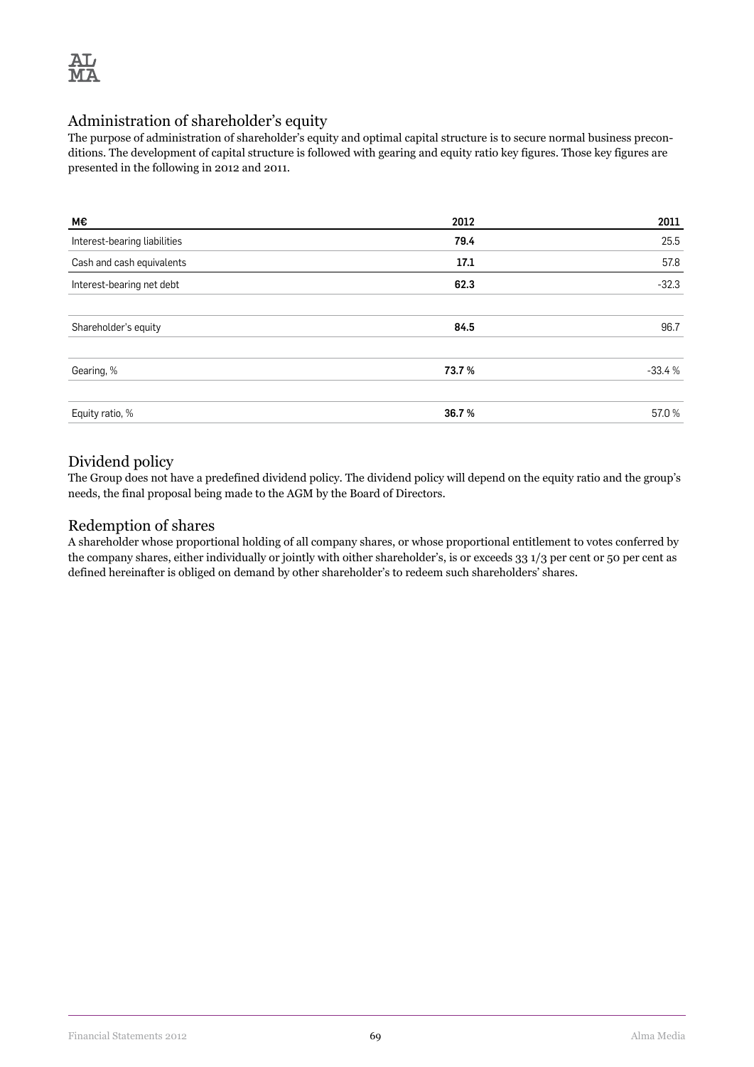## Administration of shareholder's equity

The purpose of administration of shareholder's equity and optimal capital structure is to secure normal business preconditions. The development of capital structure is followed with gearing and equity ratio key figures. Those key figures are presented in the following in 2012 and 2011.

| M€ | 2012 | 2011 |
|---|---|---|
| Interest-bearing liabilities | **79.4** | 25.5 |
| Cash and cash equivalents | **17.1** | 57.8 |
| Interest-bearing net debt | **62.3** | -32.3 |
| | | |
| Shareholder's equity | **84.5** | 96.7 |
| | | |
| Gearing, % | **73.7 %** | -33.4 % |
| | | |
| Equity ratio, % | **36.7 %** | 57.0 % |

## Dividend policy

The Group does not have a predefined dividend policy. The dividend policy will depend on the equity ratio and the group's needs, the final proposal being made to the AGM by the Board of Directors.

## Redemption of shares

A shareholder whose proportional holding of all company shares, or whose proportional entitlement to votes conferred by the company shares, either individually or jointly with oither shareholder's, is or exceeds 33 1/3 per cent or 50 per cent as defined hereinafter is obliged on demand by other shareholder's to redeem such shareholders' shares.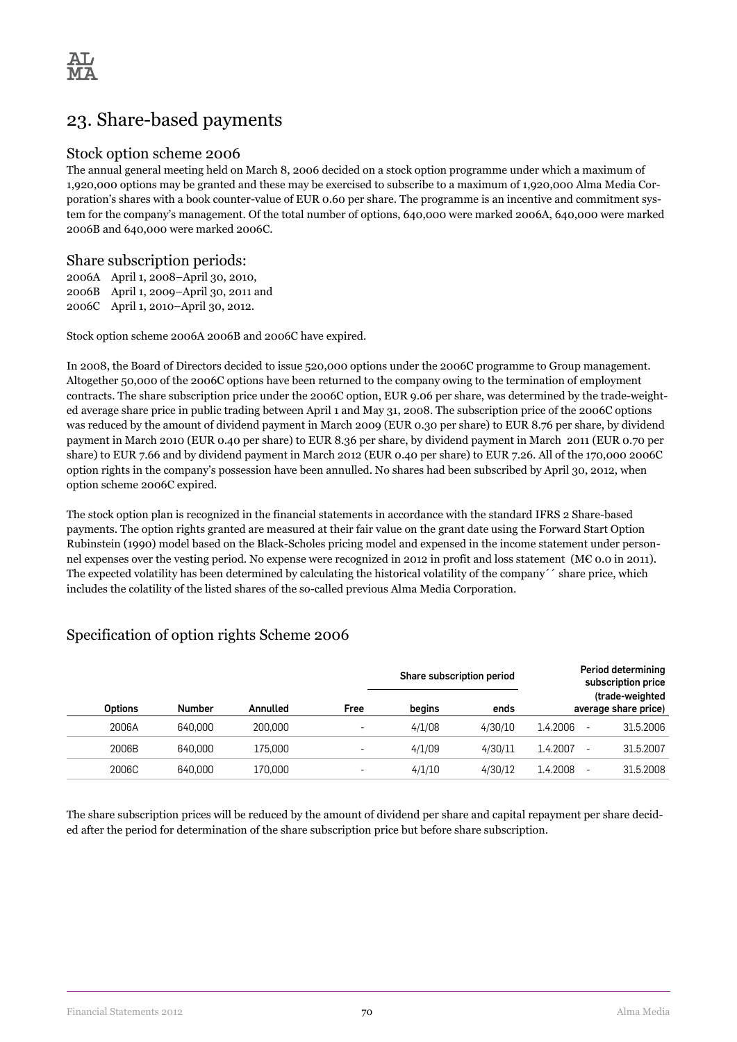# 23. Share-based payments

## Stock option scheme 2006

The annual general meeting held on March 8, 2006 decided on a stock option programme under which a maximum of 1,920,000 options may be granted and these may be exercised to subscribe to a maximum of 1,920,000 Alma Media Corporation's shares with a book counter-value of EUR 0.60 per share. The programme is an incentive and commitment system for the company's management. Of the total number of options, 640,000 were marked 2006A, 640,000 were marked 2006B and 640,000 were marked 2006C.

## Share subscription periods:

2006A April 1, 2008–April 30, 2010,
2006B April 1, 2009–April 30, 2011 and
2006C April 1, 2010–April 30, 2012.

Stock option scheme 2006A 2006B and 2006C have expired.

In 2008, the Board of Directors decided to issue 520,000 options under the 2006C programme to Group management. Altogether 50,000 of the 2006C options have been returned to the company owing to the termination of employment contracts. The share subscription price under the 2006C option, EUR 9.06 per share, was determined by the trade-weighted average share price in public trading between April 1 and May 31, 2008. The subscription price of the 2006C options was reduced by the amount of dividend payment in March 2009 (EUR 0.30 per share) to EUR 8.76 per share, by dividend payment in March 2010 (EUR 0.40 per share) to EUR 8.36 per share, by dividend payment in March 2011 (EUR 0.70 per share) to EUR 7.66 and by dividend payment in March 2012 (EUR 0.40 per share) to EUR 7.26. All of the 170,000 2006C option rights in the company's possession have been annulled. No shares had been subscribed by April 30, 2012, when option scheme 2006C expired.

The stock option plan is recognized in the financial statements in accordance with the standard IFRS 2 Share-based payments. The option rights granted are measured at their fair value on the grant date using the Forward Start Option Rubinstein (1990) model based on the Black-Scholes pricing model and expensed in the income statement under personnel expenses over the vesting period. No expense were recognized in 2012 in profit and loss statement (M€ 0.0 in 2011). The expected volatility has been determined by calculating the historical volatility of the company´´ share price, which includes the colatility of the listed shares of the so-called previous Alma Media Corporation.

## Specification of option rights Scheme 2006

| | | | | Share subscription period | | Period determining subscription price (trade-weighted average share price) | |
|---|---|---|---|---|---|---|---|
| **Options** | **Number** | **Annulled** | **Free** | **begins** | **ends** | | |
| 2006A | 640,000 | 200,000 | - | 4/1/08 | 4/30/10 | 1.4.2006 - | 31.5.2006 |
| 2006B | 640,000 | 175,000 | - | 4/1/09 | 4/30/11 | 1.4.2007 - | 31.5.2007 |
| 2006C | 640,000 | 170,000 | - | 4/1/10 | 4/30/12 | 1.4.2008 - | 31.5.2008 |

The share subscription prices will be reduced by the amount of dividend per share and capital repayment per share decided after the period for determination of the share subscription price but before share subscription.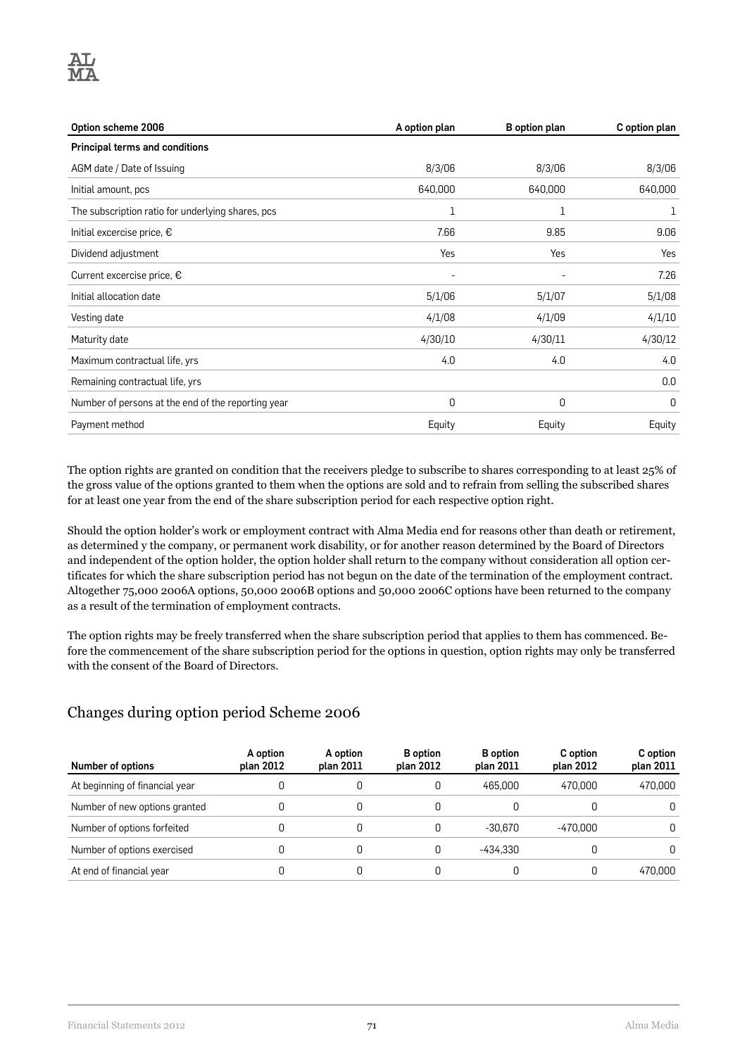| Option scheme 2006 | A option plan | B option plan | C option plan |
| --- | --- | --- | --- |
| **Principal terms and conditions** | | | |
| AGM date / Date of Issuing | 8/3/06 | 8/3/06 | 8/3/06 |
| Initial amount, pcs | 640,000 | 640,000 | 640,000 |
| The subscription ratio for underlying shares, pcs | 1 | 1 | 1 |
| Initial excercise price, € | 7.66 | 9.85 | 9.06 |
| Dividend adjustment | Yes | Yes | Yes |
| Current excercise price, € | - | - | 7.26 |
| Initial allocation date | 5/1/06 | 5/1/07 | 5/1/08 |
| Vesting date | 4/1/08 | 4/1/09 | 4/1/10 |
| Maturity date | 4/30/10 | 4/30/11 | 4/30/12 |
| Maximum contractual life, yrs | 4.0 | 4.0 | 4.0 |
| Remaining contractual life, yrs | | | 0.0 |
| Number of persons at the end of the reporting year | 0 | 0 | 0 |
| Payment method | Equity | Equity | Equity |

The option rights are granted on condition that the receivers pledge to subscribe to shares corresponding to at least 25% of the gross value of the options granted to them when the options are sold and to refrain from selling the subscribed shares for at least one year from the end of the share subscription period for each respective option right.

Should the option holder's work or employment contract with Alma Media end for reasons other than death or retirement, as determined y the company, or permanent work disability, or for another reason determined by the Board of Directors and independent of the option holder, the option holder shall return to the company without consideration all option certificates for which the share subscription period has not begun on the date of the termination of the employment contract. Altogether 75,000 2006A options, 50,000 2006B options and 50,000 2006C options have been returned to the company as a result of the termination of employment contracts.

The option rights may be freely transferred when the share subscription period that applies to them has commenced. Before the commencement of the share subscription period for the options in question, option rights may only be transferred with the consent of the Board of Directors.

## Changes during option period Scheme 2006

| Number of options | A option plan 2012 | A option plan 2011 | B option plan 2012 | B option plan 2011 | C option plan 2012 | C option plan 2011 |
| --- | --- | --- | --- | --- | --- | --- |
| At beginning of financial year | 0 | 0 | 0 | 465,000 | 470,000 | 470,000 |
| Number of new options granted | 0 | 0 | 0 | 0 | 0 | 0 |
| Number of options forfeited | 0 | 0 | 0 | -30,670 | -470,000 | 0 |
| Number of options exercised | 0 | 0 | 0 | -434,330 | 0 | 0 |
| At end of financial year | 0 | 0 | 0 | 0 | 0 | 470,000 |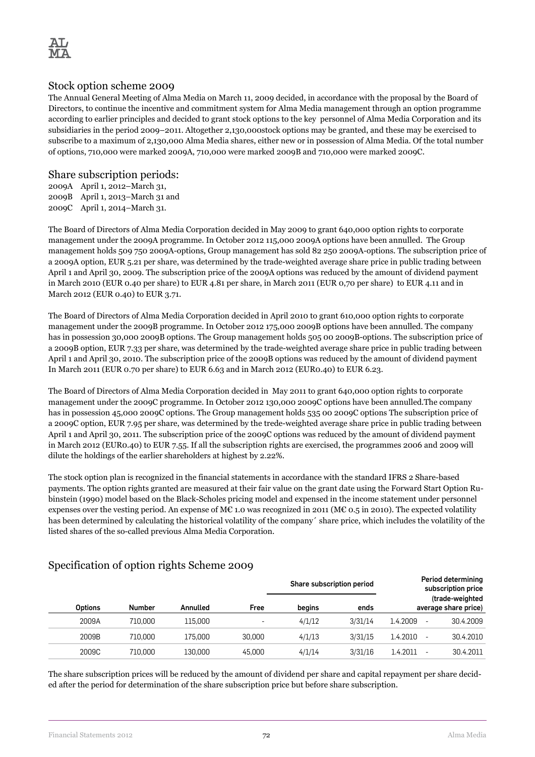## Stock option scheme 2009

The Annual General Meeting of Alma Media on March 11, 2009 decided, in accordance with the proposal by the Board of Directors, to continue the incentive and commitment system for Alma Media management through an option programme according to earlier principles and decided to grant stock options to the key personnel of Alma Media Corporation and its subsidiaries in the period 2009–2011. Altogether 2,130,000stock options may be granted, and these may be exercised to subscribe to a maximum of 2,130,000 Alma Media shares, either new or in possession of Alma Media. Of the total number of options, 710,000 were marked 2009A, 710,000 were marked 2009B and 710,000 were marked 2009C.

## Share subscription periods:

2009A April 1, 2012–March 31,
2009B April 1, 2013–March 31 and
2009C April 1, 2014–March 31.

The Board of Directors of Alma Media Corporation decided in May 2009 to grant 640,000 option rights to corporate management under the 2009A programme. In October 2012 115,000 2009A options have been annulled. The Group management holds 509 750 2009A-options, Group management has sold 82 250 2009A-options. The subscription price of a 2009A option, EUR 5.21 per share, was determined by the trade-weighted average share price in public trading between April 1 and April 30, 2009. The subscription price of the 2009A options was reduced by the amount of dividend payment in March 2010 (EUR 0.40 per share) to EUR 4.81 per share, in March 2011 (EUR 0,70 per share) to EUR 4.11 and in March 2012 (EUR 0.40) to EUR 3.71.

The Board of Directors of Alma Media Corporation decided in April 2010 to grant 610,000 option rights to corporate management under the 2009B programme. In October 2012 175,000 2009B options have been annulled. The company has in possession 30,000 2009B options. The Group management holds 505 00 2009B-options. The subscription price of a 2009B option, EUR 7.33 per share, was determined by the trade-weighted average share price in public trading between April 1 and April 30, 2010. The subscription price of the 2009B options was reduced by the amount of dividend payment In March 2011 (EUR 0.70 per share) to EUR 6.63 and in March 2012 (EUR0.40) to EUR 6.23.

The Board of Directors of Alma Media Corporation decided in May 2011 to grant 640,000 option rights to corporate management under the 2009C programme. In October 2012 130,000 2009C options have been annulled.The company has in possession 45,000 2009C options. The Group management holds 535 00 2009C options The subscription price of a 2009C option, EUR 7.95 per share, was determined by the trede-weighted average share price in public trading between April 1 and April 30, 2011. The subscription price of the 2009C options was reduced by the amount of dividend payment in March 2012 (EUR0.40) to EUR 7.55. If all the subscription rights are exercised, the programmes 2006 and 2009 will dilute the holdings of the earlier shareholders at highest by 2.22%.

The stock option plan is recognized in the financial statements in accordance with the standard IFRS 2 Share-based payments. The option rights granted are measured at their fair value on the grant date using the Forward Start Option Rubinstein (1990) model based on the Black-Scholes pricing model and expensed in the income statement under personnel expenses over the vesting period. An expense of M€ 1.0 was recognized in 2011 (M€ 0.5 in 2010). The expected volatility has been determined by calculating the historical volatility of the company´ share price, which includes the volatility of the listed shares of the so-called previous Alma Media Corporation.

## Specification of option rights Scheme 2009

| Options | Number | Annulled | Free | Share subscription period | | Period determining subscription price (trade-weighted average share price) | | |
|---|---|---|---|---|---|---|---|---|
| | | | | begins | ends | | | |
| 2009A | 710,000 | 115,000 | - | 4/1/12 | 3/31/14 | 1.4.2009 | - | 30.4.2009 |
| 2009B | 710,000 | 175,000 | 30,000 | 4/1/13 | 3/31/15 | 1.4.2010 | - | 30.4.2010 |
| 2009C | 710,000 | 130,000 | 45,000 | 4/1/14 | 3/31/16 | 1.4.2011 | - | 30.4.2011 |

The share subscription prices will be reduced by the amount of dividend per share and capital repayment per share decided after the period for determination of the share subscription price but before share subscription.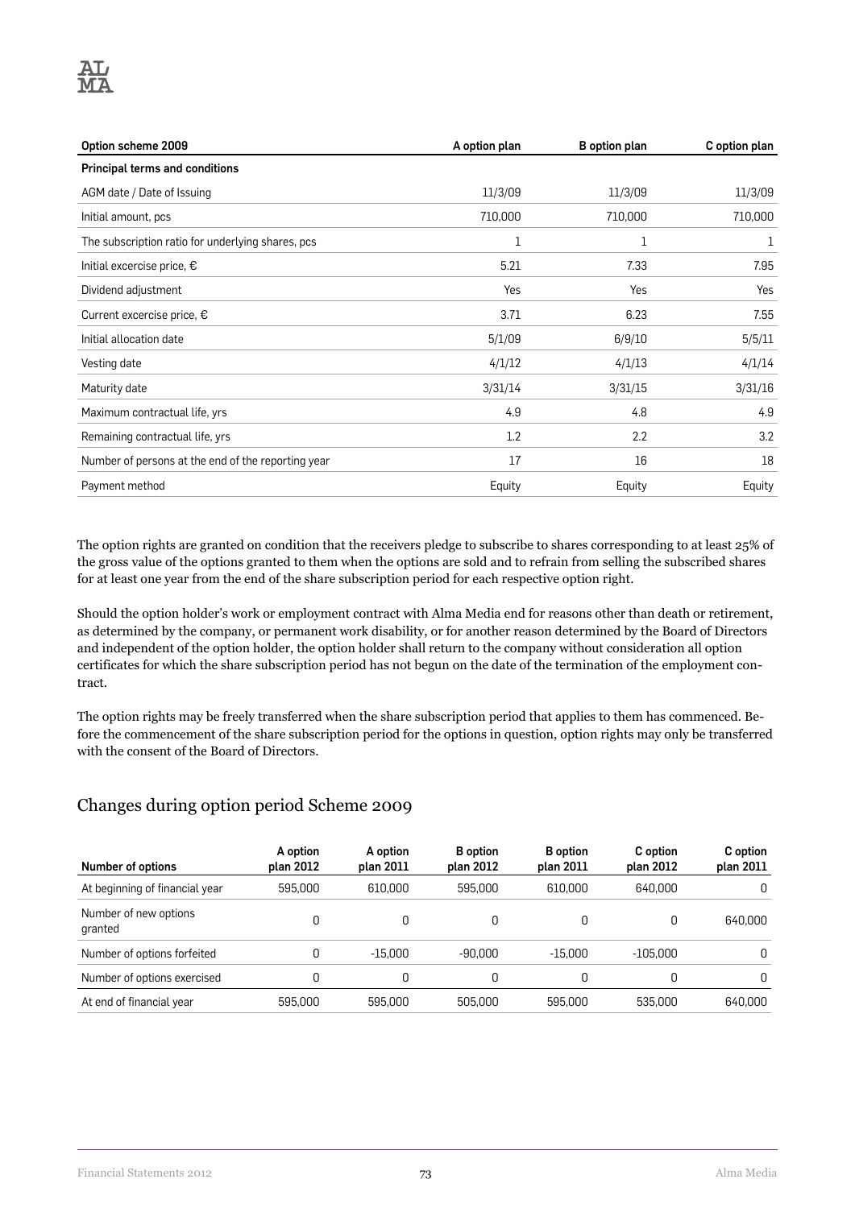| Option scheme 2009 | A option plan | B option plan | C option plan |
|---|---|---|---|
| **Principal terms and conditions** | | | |
| AGM date / Date of Issuing | 11/3/09 | 11/3/09 | 11/3/09 |
| Initial amount, pcs | 710,000 | 710,000 | 710,000 |
| The subscription ratio for underlying shares, pcs | 1 | 1 | 1 |
| Initial excercise price, € | 5.21 | 7.33 | 7.95 |
| Dividend adjustment | Yes | Yes | Yes |
| Current excercise price, € | 3.71 | 6.23 | 7.55 |
| Initial allocation date | 5/1/09 | 6/9/10 | 5/5/11 |
| Vesting date | 4/1/12 | 4/1/13 | 4/1/14 |
| Maturity date | 3/31/14 | 3/31/15 | 3/31/16 |
| Maximum contractual life, yrs | 4.9 | 4.8 | 4.9 |
| Remaining contractual life, yrs | 1.2 | 2.2 | 3.2 |
| Number of persons at the end of the reporting year | 17 | 16 | 18 |
| Payment method | Equity | Equity | Equity |

The option rights are granted on condition that the receivers pledge to subscribe to shares corresponding to at least 25% of the gross value of the options granted to them when the options are sold and to refrain from selling the subscribed shares for at least one year from the end of the share subscription period for each respective option right.

Should the option holder's work or employment contract with Alma Media end for reasons other than death or retirement, as determined by the company, or permanent work disability, or for another reason determined by the Board of Directors and independent of the option holder, the option holder shall return to the company without consideration all option certificates for which the share subscription period has not begun on the date of the termination of the employment contract.

The option rights may be freely transferred when the share subscription period that applies to them has commenced. Before the commencement of the share subscription period for the options in question, option rights may only be transferred with the consent of the Board of Directors.

## Changes during option period Scheme 2009

| Number of options | A option plan 2012 | A option plan 2011 | B option plan 2012 | B option plan 2011 | C option plan 2012 | C option plan 2011 |
|---|---|---|---|---|---|---|
| At beginning of financial year | 595,000 | 610,000 | 595,000 | 610,000 | 640,000 | 0 |
| Number of new options granted | 0 | 0 | 0 | 0 | 0 | 640,000 |
| Number of options forfeited | 0 | -15,000 | -90,000 | -15,000 | -105,000 | 0 |
| Number of options exercised | 0 | 0 | 0 | 0 | 0 | 0 |
| At end of financial year | 595,000 | 595,000 | 505,000 | 595,000 | 535,000 | 640,000 |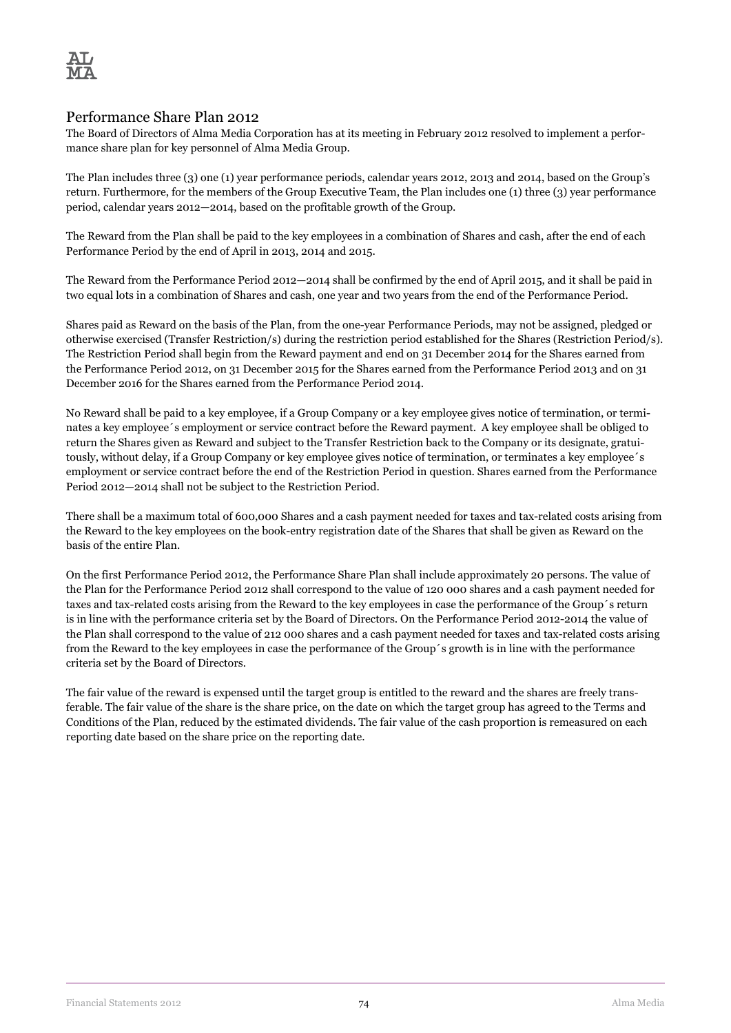## Performance Share Plan 2012

The Board of Directors of Alma Media Corporation has at its meeting in February 2012 resolved to implement a performance share plan for key personnel of Alma Media Group.

The Plan includes three (3) one (1) year performance periods, calendar years 2012, 2013 and 2014, based on the Group's return. Furthermore, for the members of the Group Executive Team, the Plan includes one (1) three (3) year performance period, calendar years 2012—2014, based on the profitable growth of the Group.

The Reward from the Plan shall be paid to the key employees in a combination of Shares and cash, after the end of each Performance Period by the end of April in 2013, 2014 and 2015.

The Reward from the Performance Period 2012—2014 shall be confirmed by the end of April 2015, and it shall be paid in two equal lots in a combination of Shares and cash, one year and two years from the end of the Performance Period.

Shares paid as Reward on the basis of the Plan, from the one-year Performance Periods, may not be assigned, pledged or otherwise exercised (Transfer Restriction/s) during the restriction period established for the Shares (Restriction Period/s). The Restriction Period shall begin from the Reward payment and end on 31 December 2014 for the Shares earned from the Performance Period 2012, on 31 December 2015 for the Shares earned from the Performance Period 2013 and on 31 December 2016 for the Shares earned from the Performance Period 2014.

No Reward shall be paid to a key employee, if a Group Company or a key employee gives notice of termination, or terminates a key employee´s employment or service contract before the Reward payment. A key employee shall be obliged to return the Shares given as Reward and subject to the Transfer Restriction back to the Company or its designate, gratuitously, without delay, if a Group Company or key employee gives notice of termination, or terminates a key employee´s employment or service contract before the end of the Restriction Period in question. Shares earned from the Performance Period 2012—2014 shall not be subject to the Restriction Period.

There shall be a maximum total of 600,000 Shares and a cash payment needed for taxes and tax-related costs arising from the Reward to the key employees on the book-entry registration date of the Shares that shall be given as Reward on the basis of the entire Plan.

On the first Performance Period 2012, the Performance Share Plan shall include approximately 20 persons. The value of the Plan for the Performance Period 2012 shall correspond to the value of 120 000 shares and a cash payment needed for taxes and tax-related costs arising from the Reward to the key employees in case the performance of the Group´s return is in line with the performance criteria set by the Board of Directors. On the Performance Period 2012-2014 the value of the Plan shall correspond to the value of 212 000 shares and a cash payment needed for taxes and tax-related costs arising from the Reward to the key employees in case the performance of the Group´s growth is in line with the performance criteria set by the Board of Directors.

The fair value of the reward is expensed until the target group is entitled to the reward and the shares are freely transferable. The fair value of the share is the share price, on the date on which the target group has agreed to the Terms and Conditions of the Plan, reduced by the estimated dividends. The fair value of the cash proportion is remeasured on each reporting date based on the share price on the reporting date.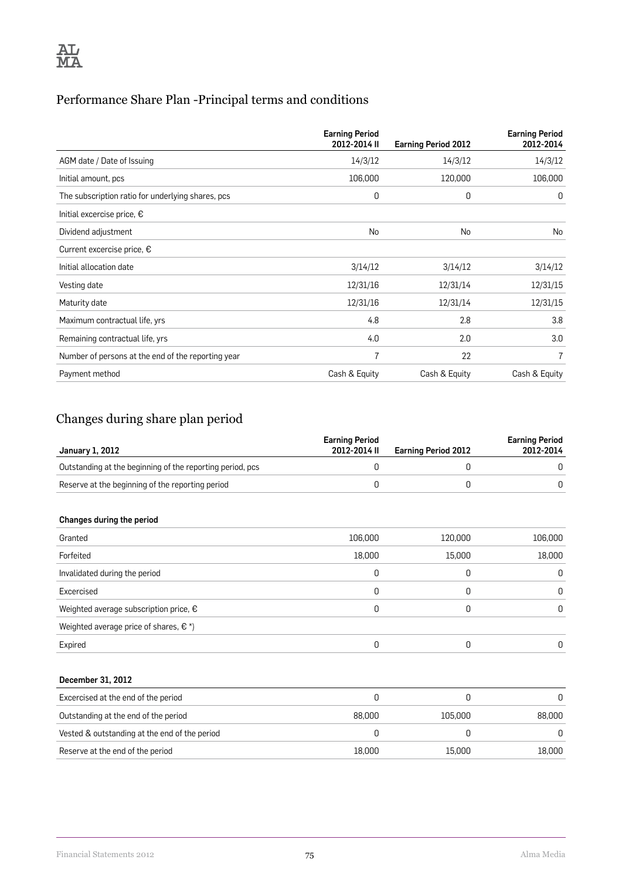## Performance Share Plan -Principal terms and conditions

| | Earning Period 2012-2014 II | Earning Period 2012 | Earning Period 2012-2014 |
|---|---|---|---|
| AGM date / Date of Issuing | 14/3/12 | 14/3/12 | 14/3/12 |
| Initial amount, pcs | 106,000 | 120,000 | 106,000 |
| The subscription ratio for underlying shares, pcs | 0 | 0 | 0 |
| Initial excercise price, € | | | |
| Dividend adjustment | No | No | No |
| Current excercise price, € | | | |
| Initial allocation date | 3/14/12 | 3/14/12 | 3/14/12 |
| Vesting date | 12/31/16 | 12/31/14 | 12/31/15 |
| Maturity date | 12/31/16 | 12/31/14 | 12/31/15 |
| Maximum contractual life, yrs | 4.8 | 2.8 | 3.8 |
| Remaining contractual life, yrs | 4.0 | 2.0 | 3.0 |
| Number of persons at the end of the reporting year | 7 | 22 | 7 |
| Payment method | Cash & Equity | Cash & Equity | Cash & Equity |

## Changes during share plan period

| January 1, 2012 | Earning Period 2012-2014 II | Earning Period 2012 | Earning Period 2012-2014 |
|---|---|---|---|
| Outstanding at the beginning of the reporting period, pcs | 0 | 0 | 0 |
| Reserve at the beginning of the reporting period | 0 | 0 | 0 |
| **Changes during the period** | | | |
| Granted | 106,000 | 120,000 | 106,000 |
| Forfeited | 18,000 | 15,000 | 18,000 |
| Invalidated during the period | 0 | 0 | 0 |
| Excercised | 0 | 0 | 0 |
| Weighted average subscription price, € | 0 | 0 | 0 |
| Weighted average price of shares, € *) | | | |
| Expired | 0 | 0 | 0 |
| **December 31, 2012** | | | |
| Excercised at the end of the period | 0 | 0 | 0 |
| Outstanding at the end of the period | 88,000 | 105,000 | 88,000 |
| Vested & outstanding at the end of the period | 0 | 0 | 0 |
| Reserve at the end of the period | 18,000 | 15,000 | 18,000 |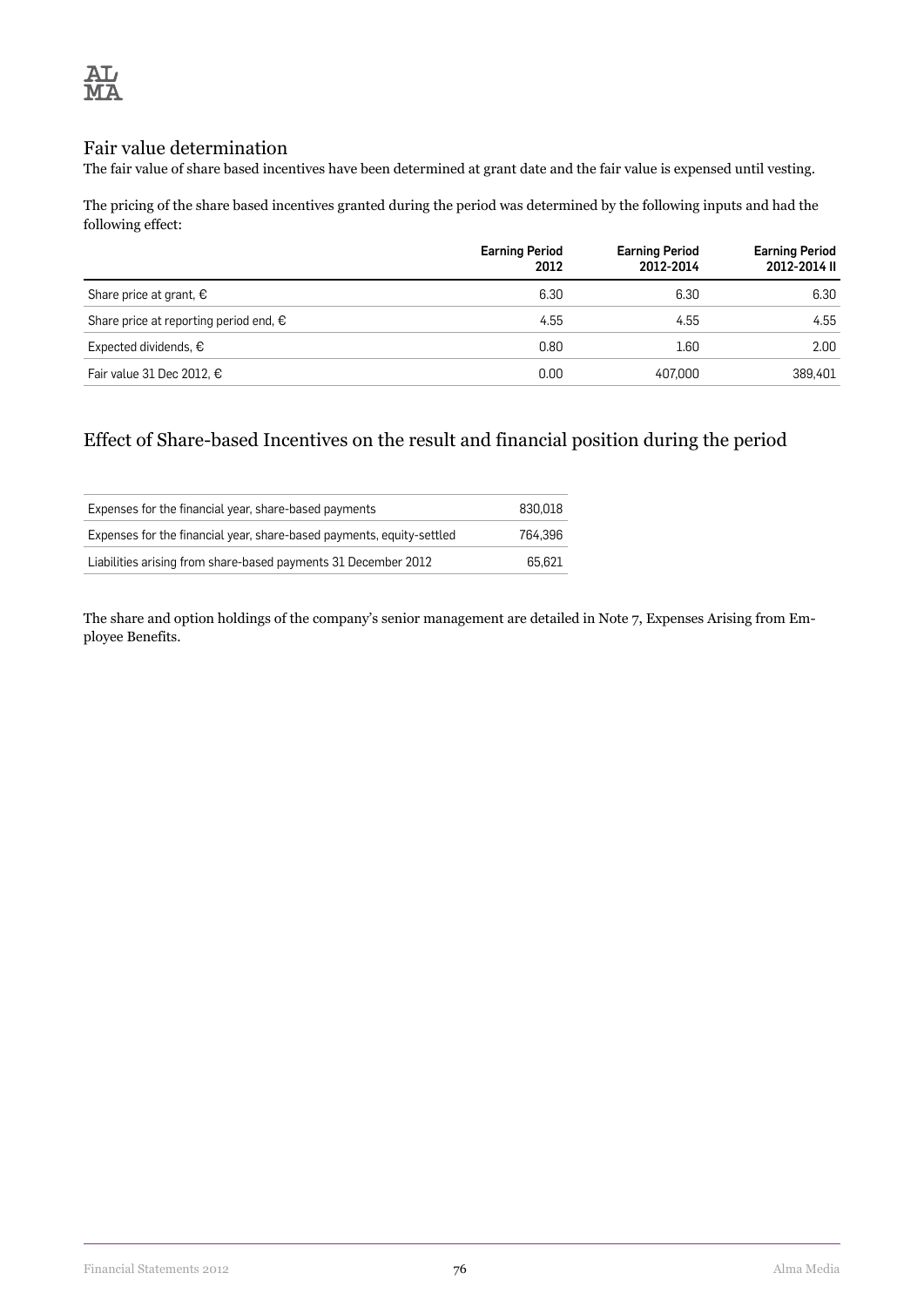## Fair value determination

The fair value of share based incentives have been determined at grant date and the fair value is expensed until vesting.

The pricing of the share based incentives granted during the period was determined by the following inputs and had the following effect:

| | Earning Period 2012 | Earning Period 2012-2014 | Earning Period 2012-2014 II |
|---|---|---|---|
| Share price at grant, € | 6.30 | 6.30 | 6.30 |
| Share price at reporting period end, € | 4.55 | 4.55 | 4.55 |
| Expected dividends, € | 0.80 | 1.60 | 2.00 |
| Fair value 31 Dec 2012, € | 0.00 | 407,000 | 389,401 |

## Effect of Share-based Incentives on the result and financial position during the period

| | |
|---|---|
| Expenses for the financial year, share-based payments | 830,018 |
| Expenses for the financial year, share-based payments, equity-settled | 764,396 |
| Liabilities arising from share-based payments 31 December 2012 | 65,621 |

The share and option holdings of the company's senior management are detailed in Note 7, Expenses Arising from Employee Benefits.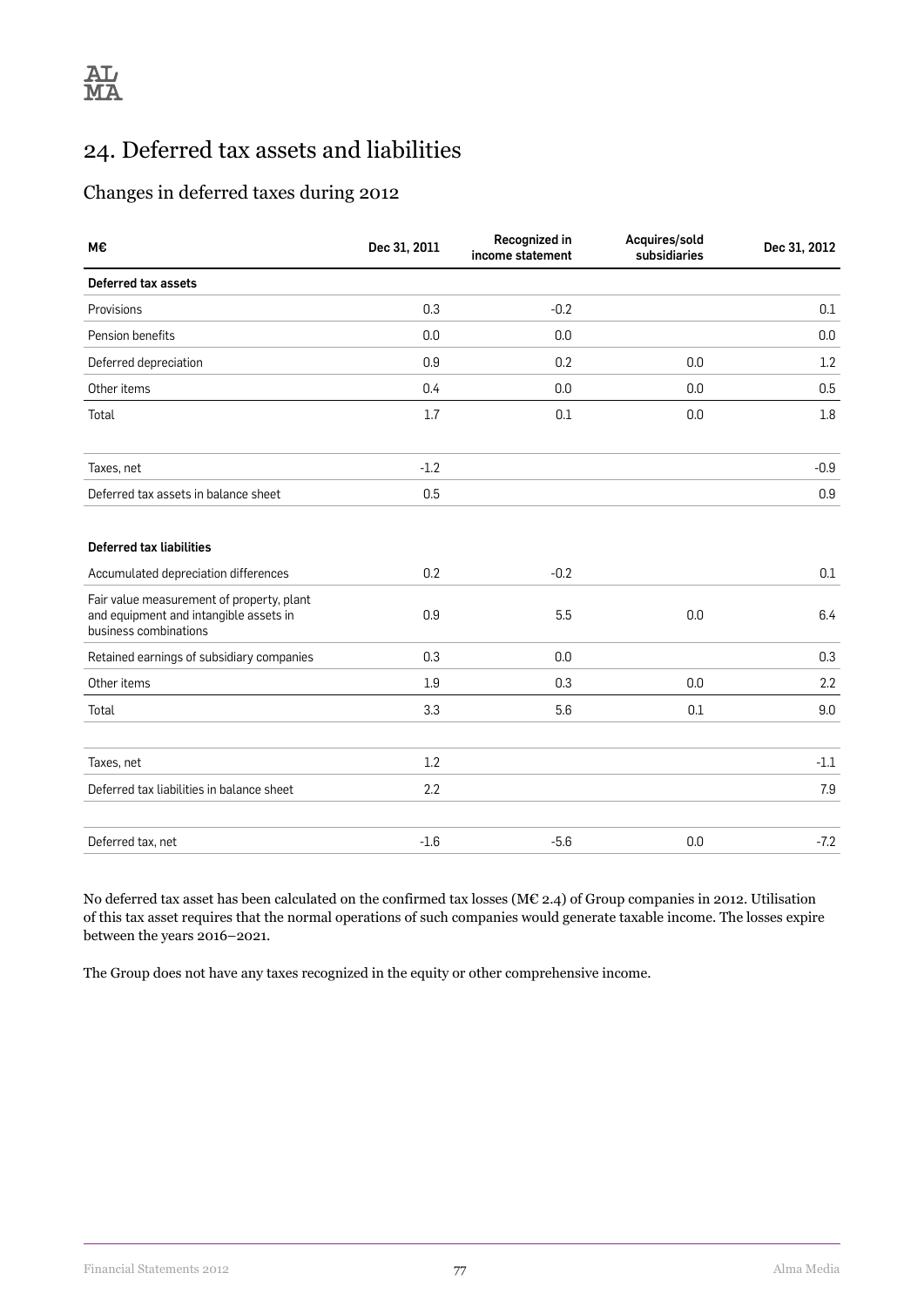# 24. Deferred tax assets and liabilities

## Changes in deferred taxes during 2012

| M€ | Dec 31, 2011 | Recognized in income statement | Acquires/sold subsidiaries | Dec 31, 2012 |
|---|---|---|---|---|
| **Deferred tax assets** | | | | |
| Provisions | 0.3 | -0.2 | | 0.1 |
| Pension benefits | 0.0 | 0.0 | | 0.0 |
| Deferred depreciation | 0.9 | 0.2 | 0.0 | 1.2 |
| Other items | 0.4 | 0.0 | 0.0 | 0.5 |
| Total | 1.7 | 0.1 | 0.0 | 1.8 |
| | | | | |
| Taxes, net | -1.2 | | | -0.9 |
| Deferred tax assets in balance sheet | 0.5 | | | 0.9 |
| | | | | |
| **Deferred tax liabilities** | | | | |
| Accumulated depreciation differences | 0.2 | -0.2 | | 0.1 |
| Fair value measurement of property, plant and equipment and intangible assets in business combinations | 0.9 | 5.5 | 0.0 | 6.4 |
| Retained earnings of subsidiary companies | 0.3 | 0.0 | | 0.3 |
| Other items | 1.9 | 0.3 | 0.0 | 2.2 |
| Total | 3.3 | 5.6 | 0.1 | 9.0 |
| | | | | |
| Taxes, net | 1.2 | | | -1.1 |
| Deferred tax liabilities in balance sheet | 2.2 | | | 7.9 |
| | | | | |
| Deferred tax, net | -1.6 | -5.6 | 0.0 | -7.2 |

No deferred tax asset has been calculated on the confirmed tax losses (M€ 2.4) of Group companies in 2012. Utilisation of this tax asset requires that the normal operations of such companies would generate taxable income. The losses expire between the years 2016–2021.

The Group does not have any taxes recognized in the equity or other comprehensive income.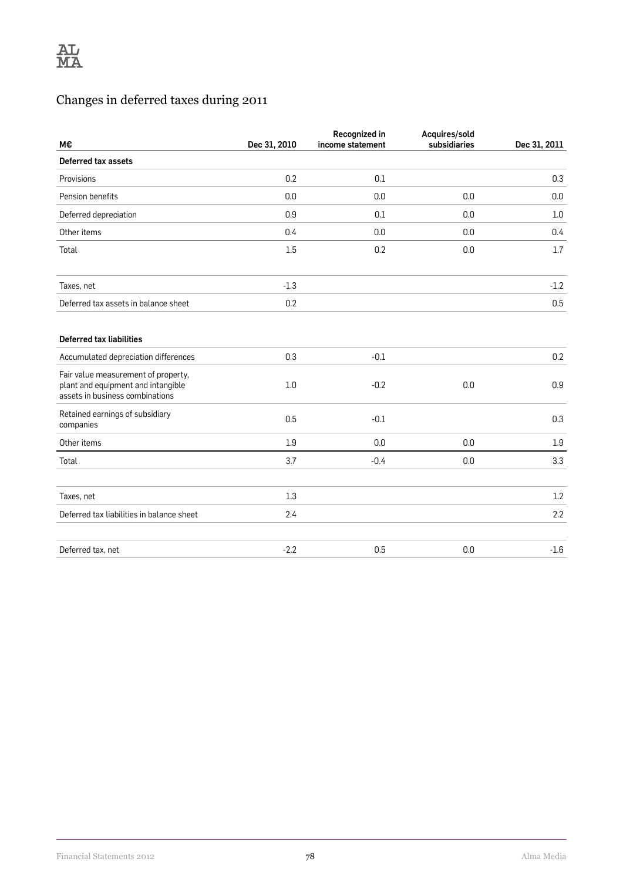## Changes in deferred taxes during 2011

| M€ | Dec 31, 2010 | Recognized in income statement | Acquires/sold subsidiaries | Dec 31, 2011 |
|---|---|---|---|---|
| **Deferred tax assets** | | | | |
| Provisions | 0.2 | 0.1 | | 0.3 |
| Pension benefits | 0.0 | 0.0 | 0.0 | 0.0 |
| Deferred depreciation | 0.9 | 0.1 | 0.0 | 1.0 |
| Other items | 0.4 | 0.0 | 0.0 | 0.4 |
| Total | 1.5 | 0.2 | 0.0 | 1.7 |
| | | | | |
| Taxes, net | -1.3 | | | -1.2 |
| Deferred tax assets in balance sheet | 0.2 | | | 0.5 |
| | | | | |
| **Deferred tax liabilities** | | | | |
| Accumulated depreciation differences | 0.3 | -0.1 | | 0.2 |
| Fair value measurement of property, plant and equipment and intangible assets in business combinations | 1.0 | -0.2 | 0.0 | 0.9 |
| Retained earnings of subsidiary companies | 0.5 | -0.1 | | 0.3 |
| Other items | 1.9 | 0.0 | 0.0 | 1.9 |
| Total | 3.7 | -0.4 | 0.0 | 3.3 |
| | | | | |
| Taxes, net | 1.3 | | | 1.2 |
| Deferred tax liabilities in balance sheet | 2.4 | | | 2.2 |
| | | | | |
| Deferred tax, net | -2.2 | 0.5 | 0.0 | -1.6 |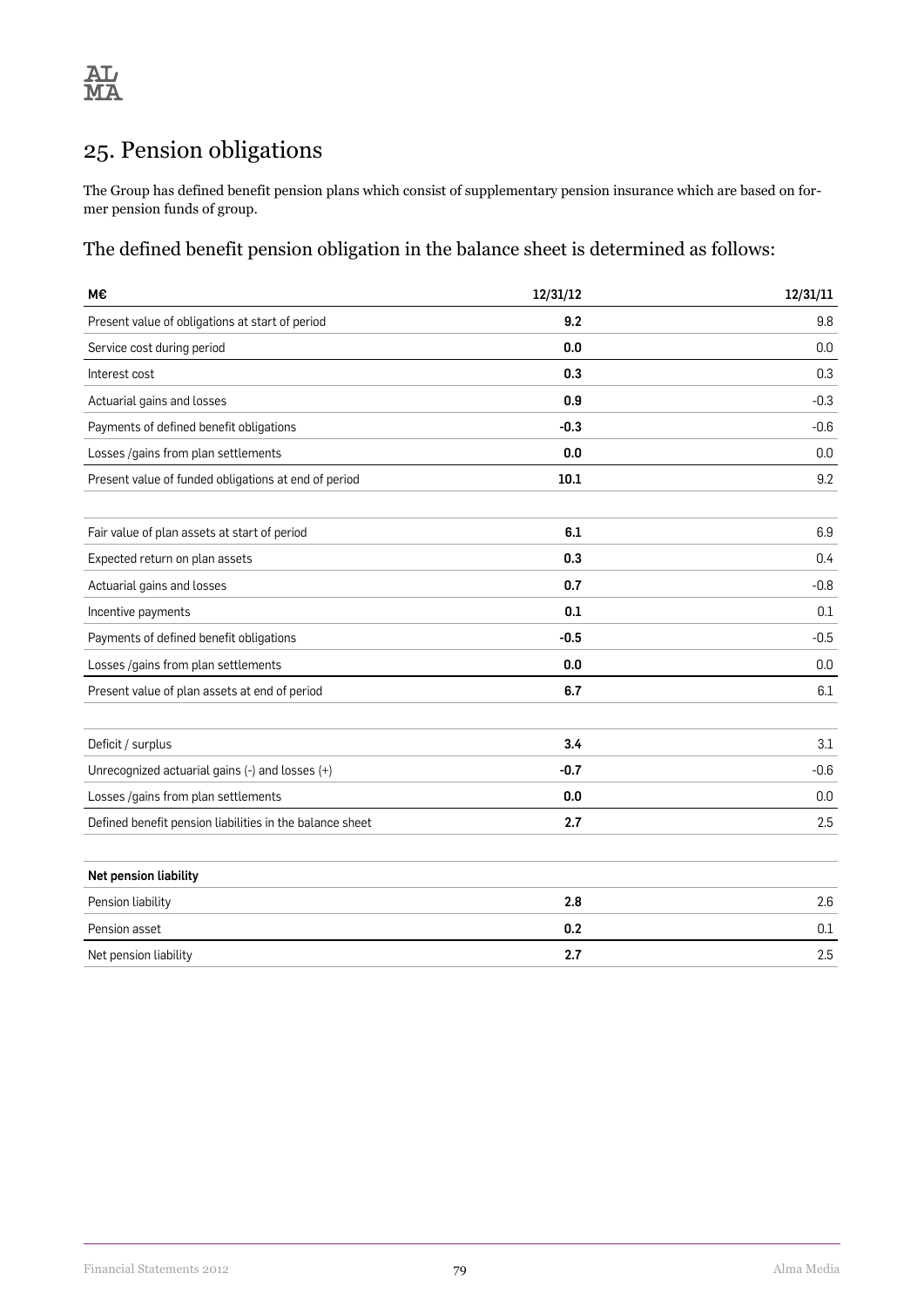# 25. Pension obligations

The Group has defined benefit pension plans which consist of supplementary pension insurance which are based on former pension funds of group.

## The defined benefit pension obligation in the balance sheet is determined as follows:

| M€ | 12/31/12 | 12/31/11 |
|---|---|---|
| Present value of obligations at start of period | **9.2** | 9.8 |
| Service cost during period | **0.0** | 0.0 |
| Interest cost | **0.3** | 0.3 |
| Actuarial gains and losses | **0.9** | -0.3 |
| Payments of defined benefit obligations | **-0.3** | -0.6 |
| Losses /gains from plan settlements | **0.0** | 0.0 |
| Present value of funded obligations at end of period | **10.1** | 9.2 |
| | | |
| Fair value of plan assets at start of period | **6.1** | 6.9 |
| Expected return on plan assets | **0.3** | 0.4 |
| Actuarial gains and losses | **0.7** | -0.8 |
| Incentive payments | **0.1** | 0.1 |
| Payments of defined benefit obligations | **-0.5** | -0.5 |
| Losses /gains from plan settlements | **0.0** | 0.0 |
| Present value of plan assets at end of period | **6.7** | 6.1 |
| | | |
| Deficit / surplus | **3.4** | 3.1 |
| Unrecognized actuarial gains (-) and losses (+) | **-0.7** | -0.6 |
| Losses /gains from plan settlements | **0.0** | 0.0 |
| Defined benefit pension liabilities in the balance sheet | **2.7** | 2.5 |
| | | |
| **Net pension liability** | | |
| Pension liability | **2.8** | 2.6 |
| Pension asset | **0.2** | 0.1 |
| Net pension liability | **2.7** | 2.5 |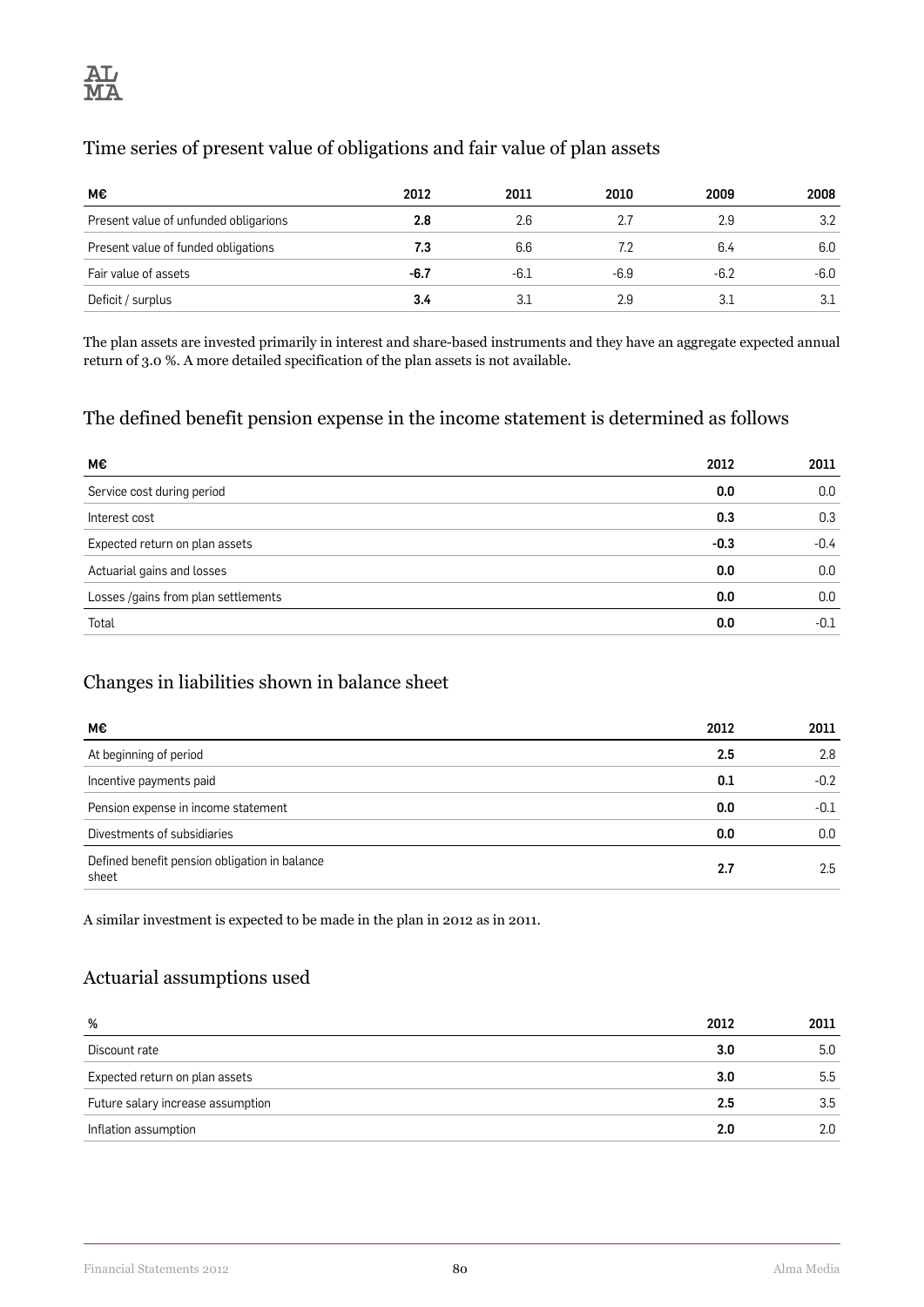## Time series of present value of obligations and fair value of plan assets

| M€ | 2012 | 2011 | 2010 | 2009 | 2008 |
|---|---|---|---|---|---|
| Present value of unfunded obligarions | **2.8** | 2.6 | 2.7 | 2.9 | 3.2 |
| Present value of funded obligations | **7.3** | 6.6 | 7.2 | 6.4 | 6.0 |
| Fair value of assets | **-6.7** | -6.1 | -6.9 | -6.2 | -6.0 |
| Deficit / surplus | **3.4** | 3.1 | 2.9 | 3.1 | 3.1 |

The plan assets are invested primarily in interest and share-based instruments and they have an aggregate expected annual return of 3.0 %. A more detailed specification of the plan assets is not available.

## The defined benefit pension expense in the income statement is determined as follows

| M€ | 2012 | 2011 |
|---|---|---|
| Service cost during period | **0.0** | 0.0 |
| Interest cost | **0.3** | 0.3 |
| Expected return on plan assets | **-0.3** | -0.4 |
| Actuarial gains and losses | **0.0** | 0.0 |
| Losses /gains from plan settlements | **0.0** | 0.0 |
| Total | **0.0** | -0.1 |

## Changes in liabilities shown in balance sheet

| M€ | 2012 | 2011 |
|---|---|---|
| At beginning of period | **2.5** | 2.8 |
| Incentive payments paid | **0.1** | -0.2 |
| Pension expense in income statement | **0.0** | -0.1 |
| Divestments of subsidiaries | **0.0** | 0.0 |
| Defined benefit pension obligation in balance sheet | **2.7** | 2.5 |

A similar investment is expected to be made in the plan in 2012 as in 2011.

## Actuarial assumptions used

| % | 2012 | 2011 |
|---|---|---|
| Discount rate | **3.0** | 5.0 |
| Expected return on plan assets | **3.0** | 5.5 |
| Future salary increase assumption | **2.5** | 3.5 |
| Inflation assumption | **2.0** | 2.0 |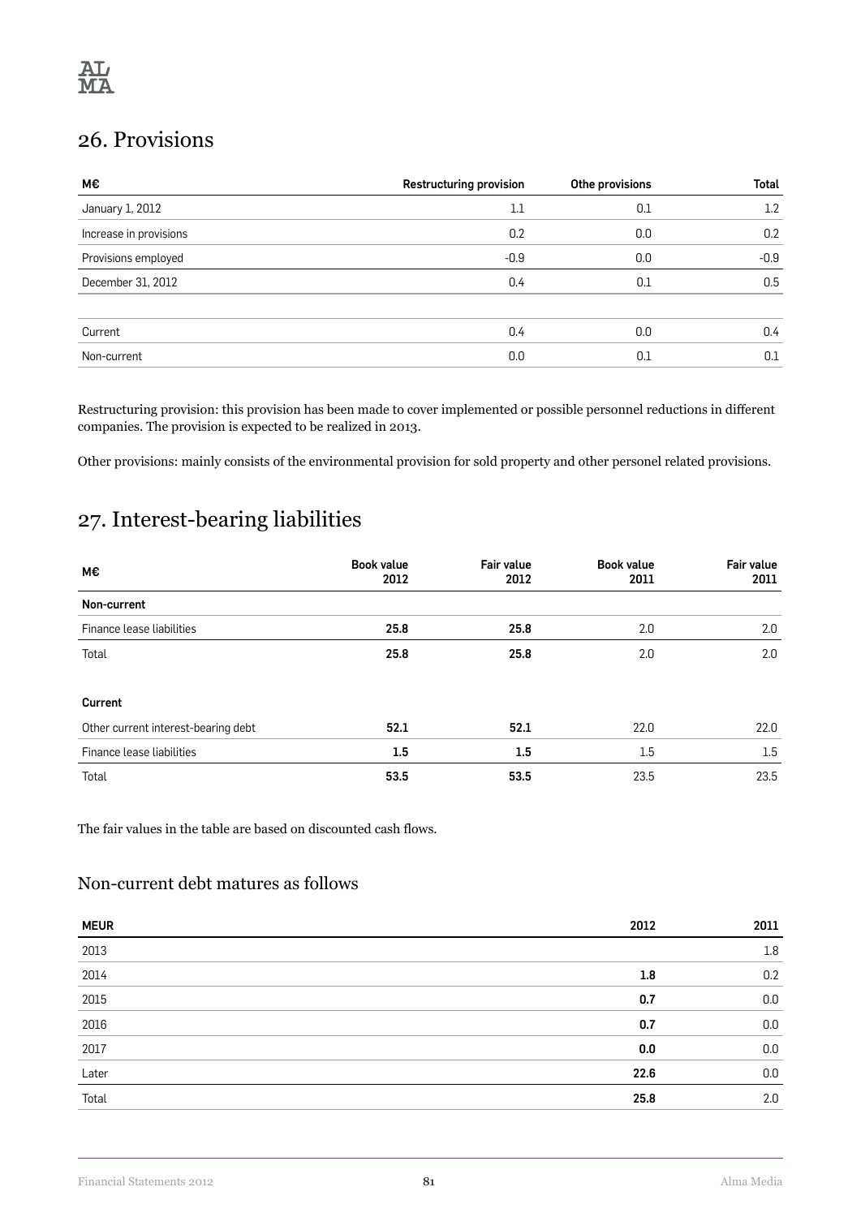## 26. Provisions

| M€ | Restructuring provision | Othe provisions | Total |
|---|---|---|---|
| January 1, 2012 | 1.1 | 0.1 | 1.2 |
| Increase in provisions | 0.2 | 0.0 | 0.2 |
| Provisions employed | -0.9 | 0.0 | -0.9 |
| December 31, 2012 | 0.4 | 0.1 | 0.5 |
| | | | |
| Current | 0.4 | 0.0 | 0.4 |
| Non-current | 0.0 | 0.1 | 0.1 |

Restructuring provision: this provision has been made to cover implemented or possible personnel reductions in different companies. The provision is expected to be realized in 2013.

Other provisions: mainly consists of the environmental provision for sold property and other personel related provisions.

## 27. Interest-bearing liabilities

| M€ | Book value 2012 | Fair value 2012 | Book value 2011 | Fair value 2011 |
|---|---|---|---|---|
| **Non-current** | | | | |
| Finance lease liabilities | **25.8** | **25.8** | 2.0 | 2.0 |
| Total | **25.8** | **25.8** | 2.0 | 2.0 |
| | | | | |
| **Current** | | | | |
| Other current interest-bearing debt | **52.1** | **52.1** | 22.0 | 22.0 |
| Finance lease liabilities | **1.5** | **1.5** | 1.5 | 1.5 |
| Total | **53.5** | **53.5** | 23.5 | 23.5 |

The fair values in the table are based on discounted cash flows.

### Non-current debt matures as follows

| MEUR | 2012 | 2011 |
|---|---|---|
| 2013 | | 1.8 |
| 2014 | **1.8** | 0.2 |
| 2015 | **0.7** | 0.0 |
| 2016 | **0.7** | 0.0 |
| 2017 | **0.0** | 0.0 |
| Later | **22.6** | 0.0 |
| Total | **25.8** | 2.0 |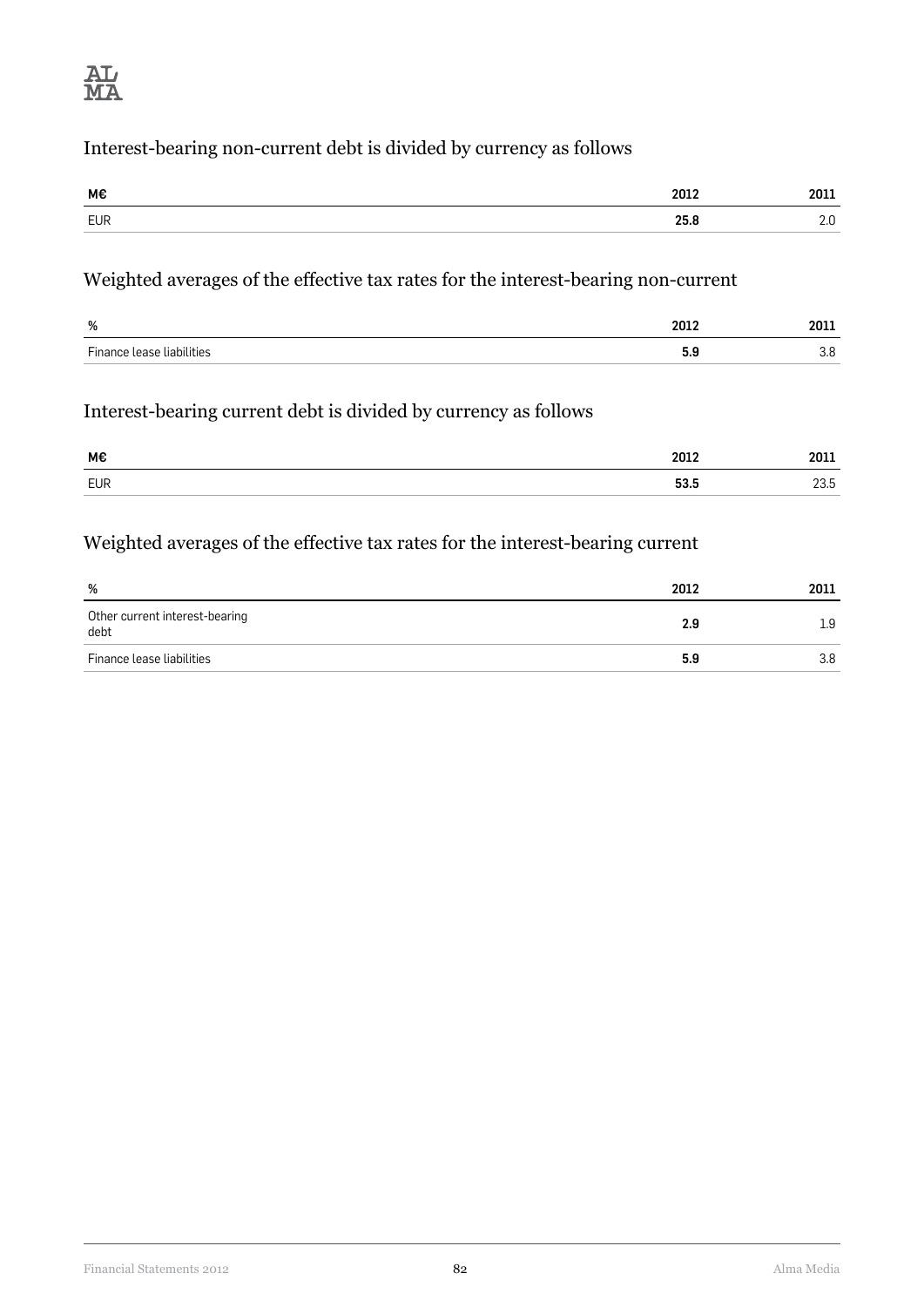## Interest-bearing non-current debt is divided by currency as follows

| M€ | 2012 | 2011 |
|---|---|---|
| EUR | **25.8** | 2.0 |

## Weighted averages of the effective tax rates for the interest-bearing non-current

| % | 2012 | 2011 |
|---|---|---|
| Finance lease liabilities | **5.9** | 3.8 |

## Interest-bearing current debt is divided by currency as follows

| M€ | 2012 | 2011 |
|---|---|---|
| EUR | **53.5** | 23.5 |

## Weighted averages of the effective tax rates for the interest-bearing current

| % | 2012 | 2011 |
|---|---|---|
| Other current interest-bearing debt | **2.9** | 1.9 |
| Finance lease liabilities | **5.9** | 3.8 |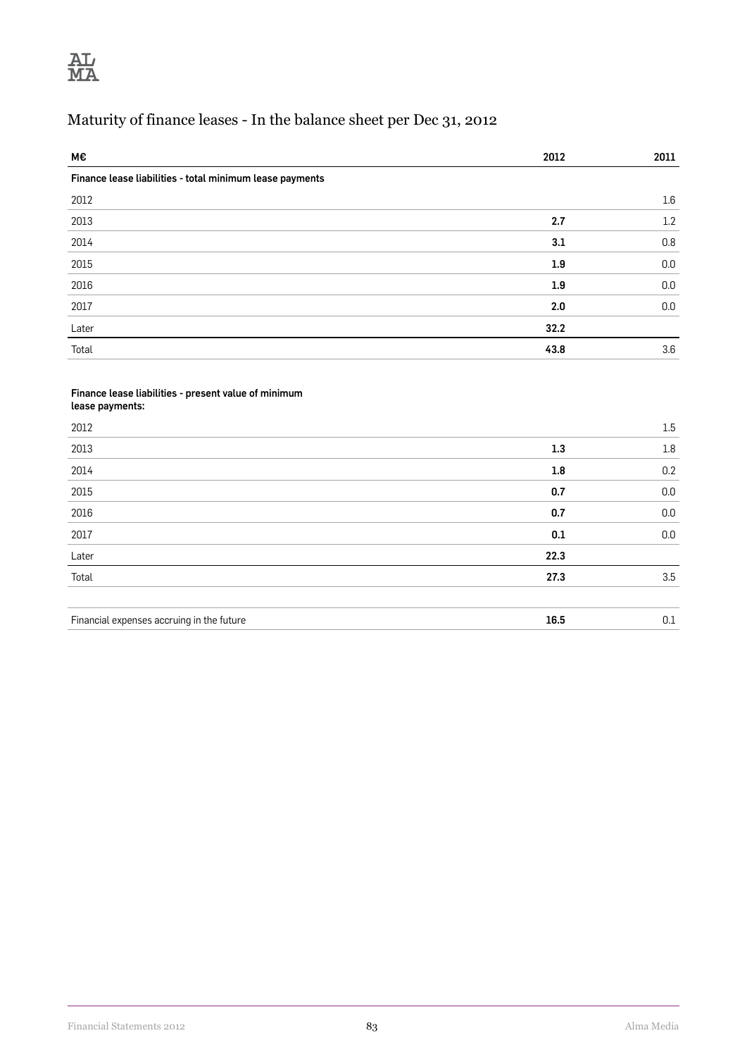## Maturity of finance leases - In the balance sheet per Dec 31, 2012

| M€ | 2012 | 2011 |
|---|---|---|
| **Finance lease liabilities - total minimum lease payments** | | |
| 2012 | | 1.6 |
| 2013 | **2.7** | 1.2 |
| 2014 | **3.1** | 0.8 |
| 2015 | **1.9** | 0.0 |
| 2016 | **1.9** | 0.0 |
| 2017 | **2.0** | 0.0 |
| Later | **32.2** | |
| Total | **43.8** | 3.6 |
| | | |
| **Finance lease liabilities - present value of minimum lease payments:** | | |
| 2012 | | 1.5 |
| 2013 | **1.3** | 1.8 |
| 2014 | **1.8** | 0.2 |
| 2015 | **0.7** | 0.0 |
| 2016 | **0.7** | 0.0 |
| 2017 | **0.1** | 0.0 |
| Later | **22.3** | |
| Total | **27.3** | 3.5 |
| | | |
| Financial expenses accruing in the future | **16.5** | 0.1 |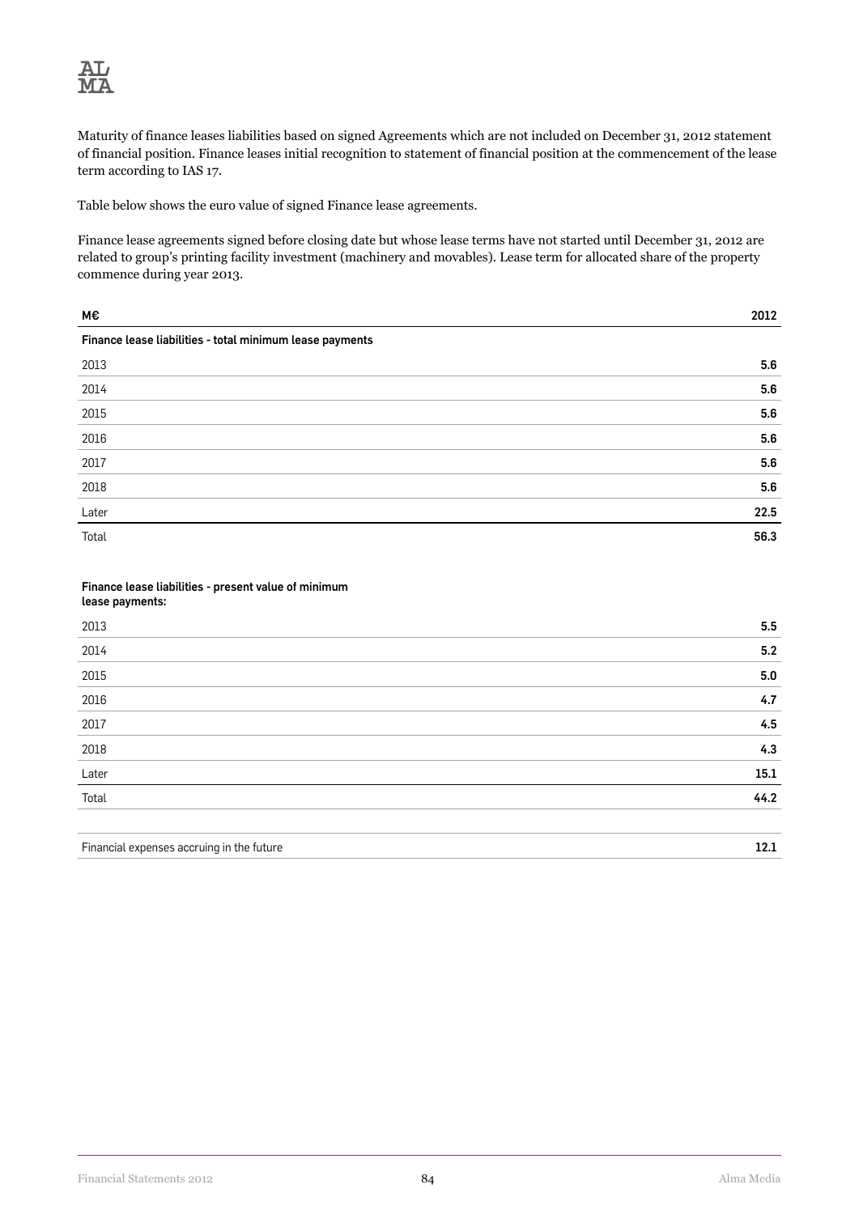Maturity of finance leases liabilities based on signed Agreements which are not included on December 31, 2012 statement of financial position. Finance leases initial recognition to statement of financial position at the commencement of the lease term according to IAS 17.

Table below shows the euro value of signed Finance lease agreements.

Finance lease agreements signed before closing date but whose lease terms have not started until December 31, 2012 are related to group's printing facility investment (machinery and movables). Lease term for allocated share of the property commence during year 2013.

| M€ | 2012 |
|---|---|
| **Finance lease liabilities - total minimum lease payments** | |
| 2013 | **5.6** |
| 2014 | **5.6** |
| 2015 | **5.6** |
| 2016 | **5.6** |
| 2017 | **5.6** |
| 2018 | **5.6** |
| Later | **22.5** |
| Total | **56.3** |
| | |
| **Finance lease liabilities - present value of minimum lease payments:** | |
| 2013 | **5.5** |
| 2014 | **5.2** |
| 2015 | **5.0** |
| 2016 | **4.7** |
| 2017 | **4.5** |
| 2018 | **4.3** |
| Later | **15.1** |
| Total | **44.2** |
| | |
| Financial expenses accruing in the future | **12.1** |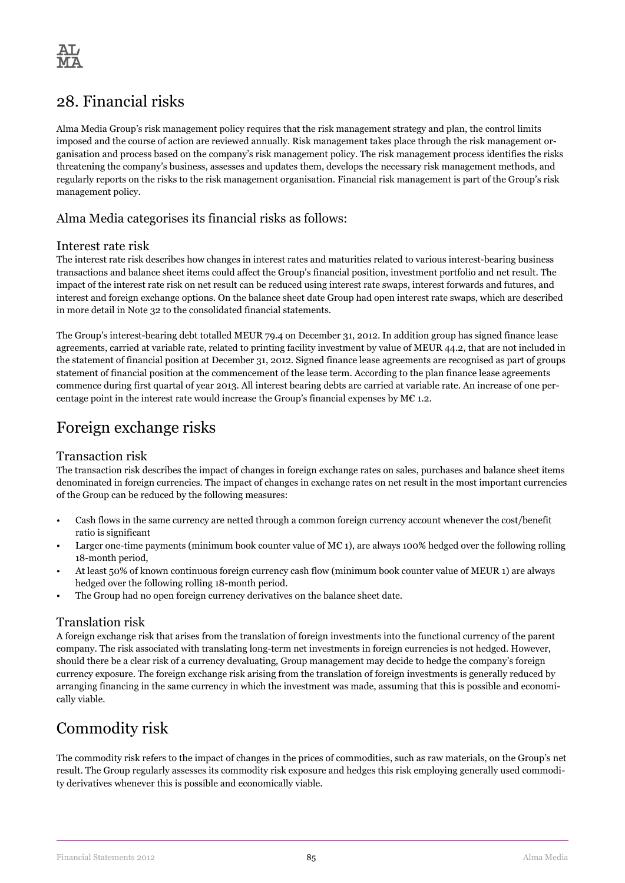# 28. Financial risks

Alma Media Group's risk management policy requires that the risk management strategy and plan, the control limits imposed and the course of action are reviewed annually. Risk management takes place through the risk management organisation and process based on the company's risk management policy. The risk management process identifies the risks threatening the company's business, assesses and updates them, develops the necessary risk management methods, and regularly reports on the risks to the risk management organisation. Financial risk management is part of the Group's risk management policy.

### Alma Media categorises its financial risks as follows:

### Interest rate risk

The interest rate risk describes how changes in interest rates and maturities related to various interest-bearing business transactions and balance sheet items could affect the Group's financial position, investment portfolio and net result. The impact of the interest rate risk on net result can be reduced using interest rate swaps, interest forwards and futures, and interest and foreign exchange options. On the balance sheet date Group had open interest rate swaps, which are described in more detail in Note 32 to the consolidated financial statements.

The Group's interest-bearing debt totalled MEUR 79.4 on December 31, 2012. In addition group has signed finance lease agreements, carried at variable rate, related to printing facility investment by value of MEUR 44.2, that are not included in the statement of financial position at December 31, 2012. Signed finance lease agreements are recognised as part of groups statement of financial position at the commencement of the lease term. According to the plan finance lease agreements commence during first quartal of year 2013. All interest bearing debts are carried at variable rate. An increase of one percentage point in the interest rate would increase the Group's financial expenses by M€ 1.2.

## Foreign exchange risks

### Transaction risk

The transaction risk describes the impact of changes in foreign exchange rates on sales, purchases and balance sheet items denominated in foreign currencies. The impact of changes in exchange rates on net result in the most important currencies of the Group can be reduced by the following measures:

- Cash flows in the same currency are netted through a common foreign currency account whenever the cost/benefit ratio is significant
- Larger one-time payments (minimum book counter value of M€ 1), are always 100% hedged over the following rolling 18-month period,
- At least 50% of known continuous foreign currency cash flow (minimum book counter value of MEUR 1) are always hedged over the following rolling 18-month period.
- The Group had no open foreign currency derivatives on the balance sheet date.

### Translation risk

A foreign exchange risk that arises from the translation of foreign investments into the functional currency of the parent company. The risk associated with translating long-term net investments in foreign currencies is not hedged. However, should there be a clear risk of a currency devaluating, Group management may decide to hedge the company's foreign currency exposure. The foreign exchange risk arising from the translation of foreign investments is generally reduced by arranging financing in the same currency in which the investment was made, assuming that this is possible and economically viable.

## Commodity risk

The commodity risk refers to the impact of changes in the prices of commodities, such as raw materials, on the Group's net result. The Group regularly assesses its commodity risk exposure and hedges this risk employing generally used commodity derivatives whenever this is possible and economically viable.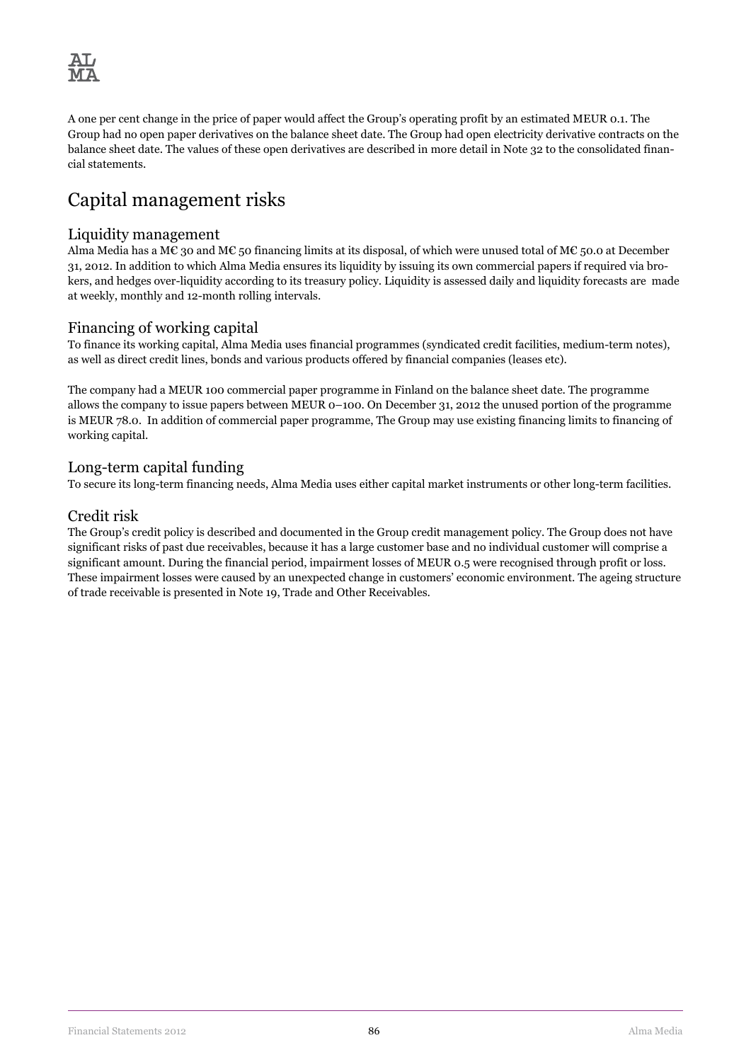A one per cent change in the price of paper would affect the Group's operating profit by an estimated MEUR 0.1. The Group had no open paper derivatives on the balance sheet date. The Group had open electricity derivative contracts on the balance sheet date. The values of these open derivatives are described in more detail in Note 32 to the consolidated financial statements.

# Capital management risks

## Liquidity management

Alma Media has a M€ 30 and M€ 50 financing limits at its disposal, of which were unused total of M€ 50.0 at December 31, 2012. In addition to which Alma Media ensures its liquidity by issuing its own commercial papers if required via brokers, and hedges over-liquidity according to its treasury policy. Liquidity is assessed daily and liquidity forecasts are made at weekly, monthly and 12-month rolling intervals.

## Financing of working capital

To finance its working capital, Alma Media uses financial programmes (syndicated credit facilities, medium-term notes), as well as direct credit lines, bonds and various products offered by financial companies (leases etc).

The company had a MEUR 100 commercial paper programme in Finland on the balance sheet date. The programme allows the company to issue papers between MEUR 0–100. On December 31, 2012 the unused portion of the programme is MEUR 78.0. In addition of commercial paper programme, The Group may use existing financing limits to financing of working capital.

## Long-term capital funding

To secure its long-term financing needs, Alma Media uses either capital market instruments or other long-term facilities.

## Credit risk

The Group's credit policy is described and documented in the Group credit management policy. The Group does not have significant risks of past due receivables, because it has a large customer base and no individual customer will comprise a significant amount. During the financial period, impairment losses of MEUR 0.5 were recognised through profit or loss. These impairment losses were caused by an unexpected change in customers' economic environment. The ageing structure of trade receivable is presented in Note 19, Trade and Other Receivables.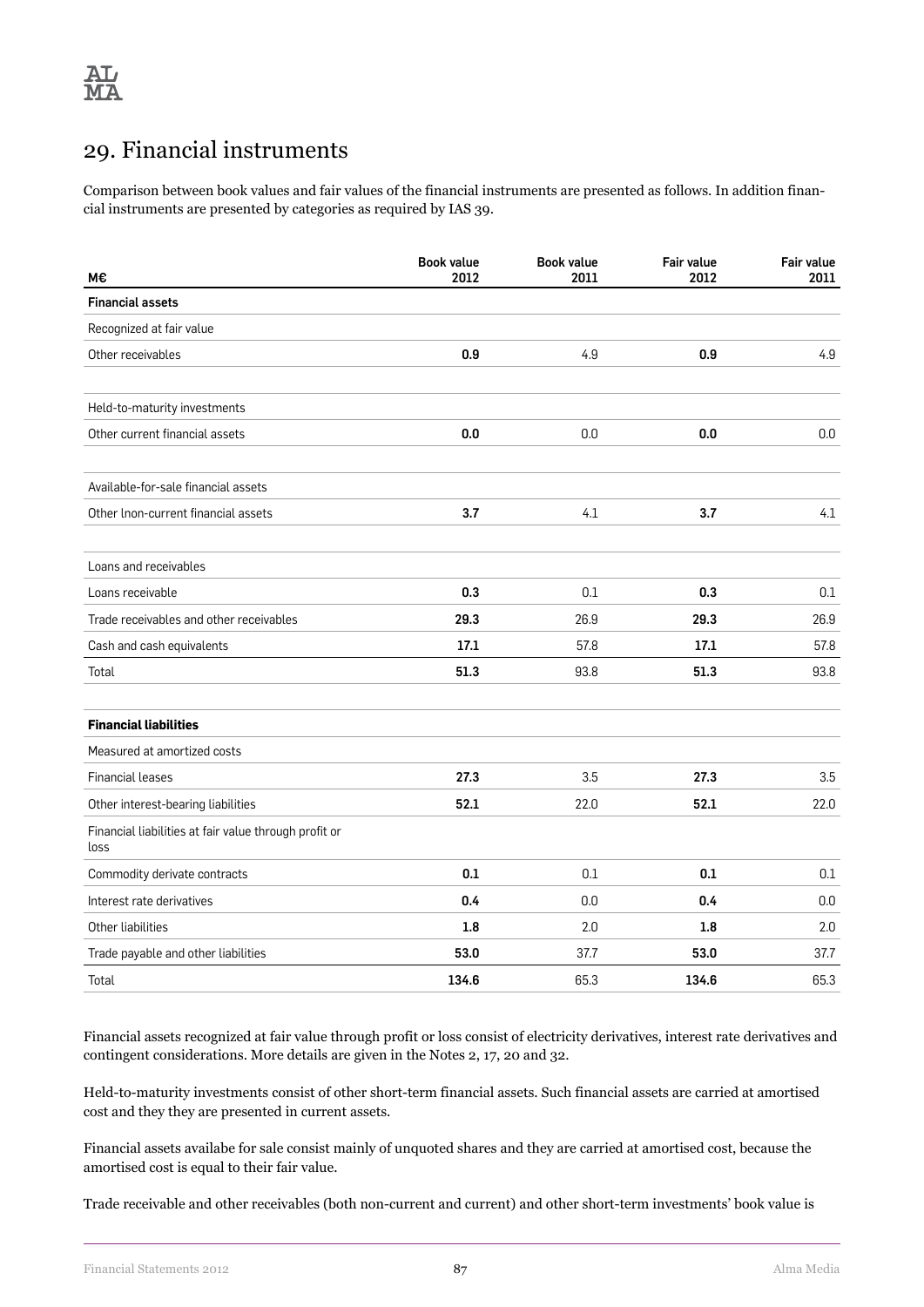## 29. Financial instruments

Comparison between book values and fair values of the financial instruments are presented as follows. In addition financial instruments are presented by categories as required by IAS 39.

| M€ | Book value 2012 | Book value 2011 | Fair value 2012 | Fair value 2011 |
|---|---|---|---|---|
| **Financial assets** | | | | |
| Recognized at fair value | | | | |
| Other receivables | **0.9** | 4.9 | **0.9** | 4.9 |
| | | | | |
| Held-to-maturity investments | | | | |
| Other current financial assets | **0.0** | 0.0 | **0.0** | 0.0 |
| | | | | |
| Available-for-sale financial assets | | | | |
| Other lnon-current financial assets | **3.7** | 4.1 | **3.7** | 4.1 |
| | | | | |
| Loans and receivables | | | | |
| Loans receivable | **0.3** | 0.1 | **0.3** | 0.1 |
| Trade receivables and other receivables | **29.3** | 26.9 | **29.3** | 26.9 |
| Cash and cash equivalents | **17.1** | 57.8 | **17.1** | 57.8 |
| Total | **51.3** | 93.8 | **51.3** | 93.8 |
| | | | | |
| **Financial liabilities** | | | | |
| Measured at amortized costs | | | | |
| Financial leases | **27.3** | 3.5 | **27.3** | 3.5 |
| Other interest-bearing liabilities | **52.1** | 22.0 | **52.1** | 22.0 |
| Financial liabilities at fair value through profit or loss | | | | |
| Commodity derivate contracts | **0.1** | 0.1 | **0.1** | 0.1 |
| Interest rate derivatives | **0.4** | 0.0 | **0.4** | 0.0 |
| Other liabilities | **1.8** | 2.0 | **1.8** | 2.0 |
| Trade payable and other liabilities | **53.0** | 37.7 | **53.0** | 37.7 |
| Total | **134.6** | 65.3 | **134.6** | 65.3 |

Financial assets recognized at fair value through profit or loss consist of electricity derivatives, interest rate derivatives and contingent considerations. More details are given in the Notes 2, 17, 20 and 32.

Held-to-maturity investments consist of other short-term financial assets. Such financial assets are carried at amortised cost and they they are presented in current assets.

Financial assets availabe for sale consist mainly of unquoted shares and they are carried at amortised cost, because the amortised cost is equal to their fair value.

Trade receivable and other receivables (both non-current and current) and other short-term investments' book value is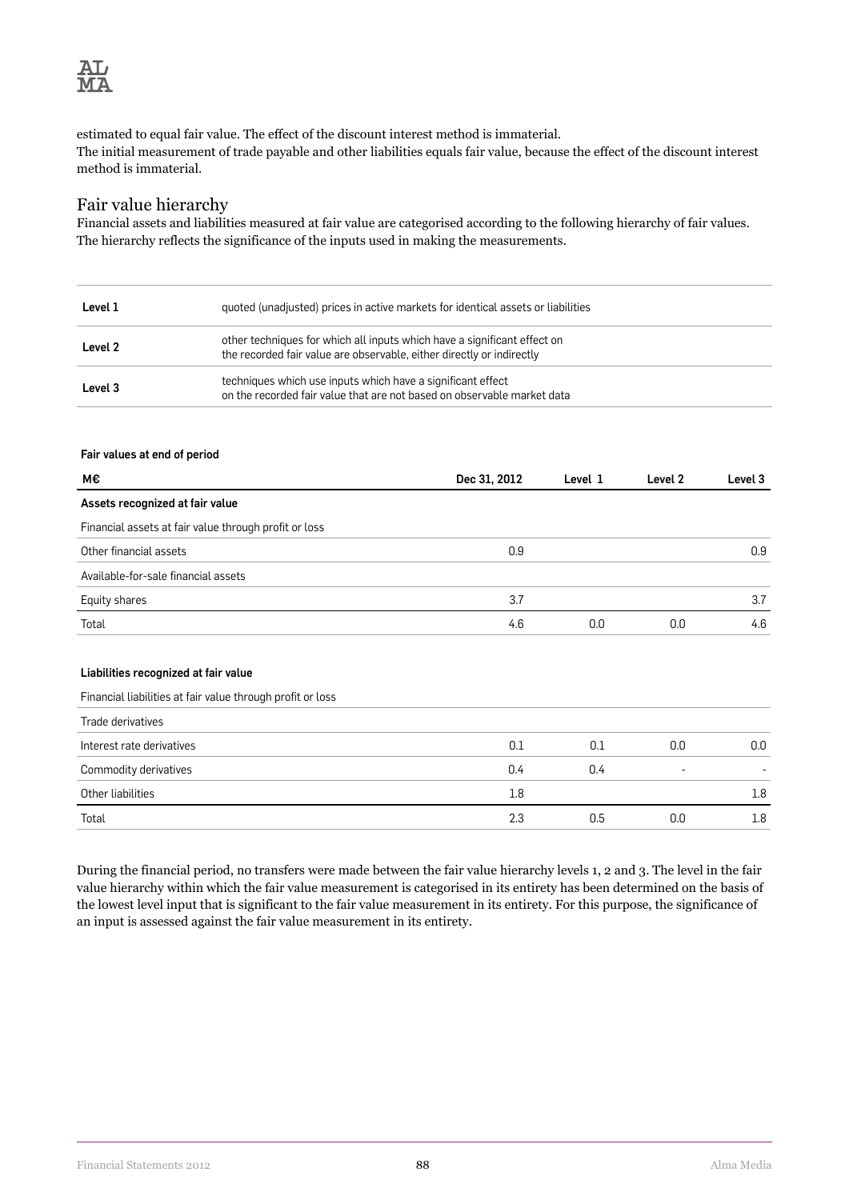estimated to equal fair value. The effect of the discount interest method is immaterial.
The initial measurement of trade payable and other liabilities equals fair value, because the effect of the discount interest method is immaterial.

## Fair value hierarchy

Financial assets and liabilities measured at fair value are categorised according to the following hierarchy of fair values. The hierarchy reflects the significance of the inputs used in making the measurements.

| | |
|---|---|
| **Level 1** | quoted (unadjusted) prices in active markets for identical assets or liabilities |
| **Level 2** | other techniques for which all inputs which have a significant effect on the recorded fair value are observable, either directly or indirectly |
| **Level 3** | techniques which use inputs which have a significant effect on the recorded fair value that are not based on observable market data |

**Fair values at end of period**

| M€ | Dec 31, 2012 | Level 1 | Level 2 | Level 3 |
|---|---|---|---|---|
| **Assets recognized at fair value** | | | | |
| Financial assets at fair value through profit or loss | | | | |
| Other financial assets | 0.9 | | | 0.9 |
| Available-for-sale financial assets | | | | |
| Equity shares | 3.7 | | | 3.7 |
| Total | 4.6 | 0.0 | 0.0 | 4.6 |

**Liabilities recognized at fair value**

| | | | | |
|---|---|---|---|---|
| Financial liabilities at fair value through profit or loss | | | | |
| Trade derivatives | | | | |
| Interest rate derivatives | 0.1 | 0.1 | 0.0 | 0.0 |
| Commodity derivatives | 0.4 | 0.4 | - | - |
| Other liabilities | 1.8 | | | 1.8 |
| Total | 2.3 | 0.5 | 0.0 | 1.8 |

During the financial period, no transfers were made between the fair value hierarchy levels 1, 2 and 3. The level in the fair value hierarchy within which the fair value measurement is categorised in its entirety has been determined on the basis of the lowest level input that is significant to the fair value measurement in its entirety. For this purpose, the significance of an input is assessed against the fair value measurement in its entirety.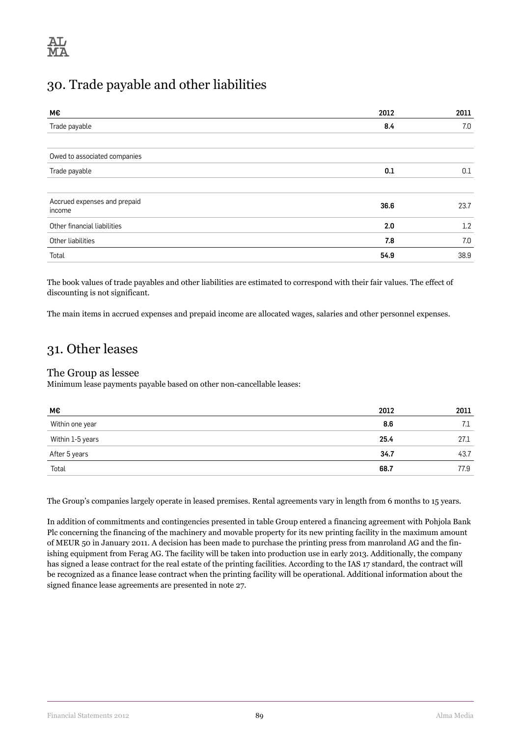## 30. Trade payable and other liabilities

| M€ | 2012 | 2011 |
|---|---|---|
| Trade payable | **8.4** | 7.0 |
| | | |
| Owed to associated companies | | |
| Trade payable | **0.1** | 0.1 |
| | | |
| Accrued expenses and prepaid income | **36.6** | 23.7 |
| Other financial liabilities | **2.0** | 1.2 |
| Other liabilities | **7.8** | 7.0 |
| Total | **54.9** | 38.9 |

The book values of trade payables and other liabilities are estimated to correspond with their fair values. The effect of discounting is not significant.

The main items in accrued expenses and prepaid income are allocated wages, salaries and other personnel expenses.

## 31. Other leases

### The Group as lessee

Minimum lease payments payable based on other non-cancellable leases:

| M€ | 2012 | 2011 |
|---|---|---|
| Within one year | **8.6** | 7.1 |
| Within 1-5 years | **25.4** | 27.1 |
| After 5 years | **34.7** | 43.7 |
| Total | **68.7** | 77.9 |

The Group's companies largely operate in leased premises. Rental agreements vary in length from 6 months to 15 years.

In addition of commitments and contingencies presented in table Group entered a financing agreement with Pohjola Bank Plc concerning the financing of the machinery and movable property for its new printing facility in the maximum amount of MEUR 50 in January 2011. A decision has been made to purchase the printing press from manroland AG and the finishing equipment from Ferag AG. The facility will be taken into production use in early 2013. Additionally, the company has signed a lease contract for the real estate of the printing facilities. According to the IAS 17 standard, the contract will be recognized as a finance lease contract when the printing facility will be operational. Additional information about the signed finance lease agreements are presented in note 27.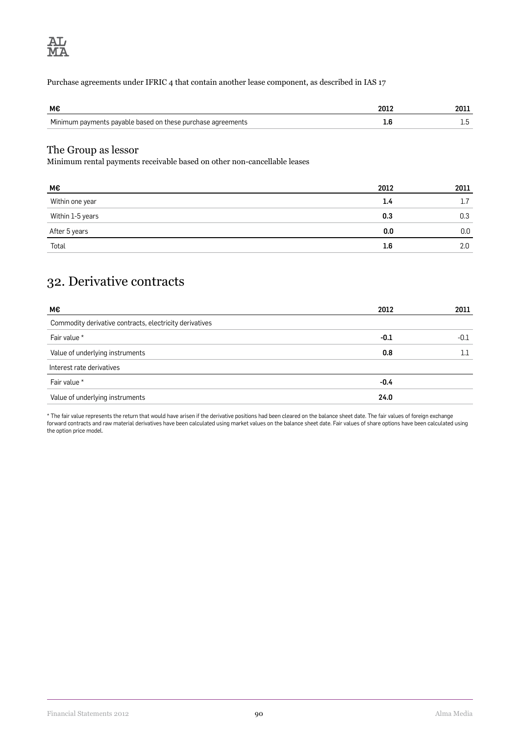Purchase agreements under IFRIC 4 that contain another lease component, as described in IAS 17

| M€ | 2012 | 2011 |
|---|---|---|
| Minimum payments payable based on these purchase agreements | **1.6** | 1.5 |

## The Group as lessor

Minimum rental payments receivable based on other non-cancellable leases

| M€ | 2012 | 2011 |
|---|---|---|
| Within one year | **1.4** | 1.7 |
| Within 1-5 years | **0.3** | 0.3 |
| After 5 years | **0.0** | 0.0 |
| Total | **1.6** | 2.0 |

# 32. Derivative contracts

| M€ | 2012 | 2011 |
|---|---|---|
| Commodity derivative contracts, electricity derivatives | | |
| Fair value * | **-0.1** | -0.1 |
| Value of underlying instruments | **0.8** | 1.1 |
| Interest rate derivatives | | |
| Fair value * | **-0.4** | |
| Value of underlying instruments | **24.0** | |

* The fair value represents the return that would have arisen if the derivative positions had been cleared on the balance sheet date. The fair values of foreign exchange forward contracts and raw material derivatives have been calculated using market values on the balance sheet date. Fair values of share options have been calculated using the option price model.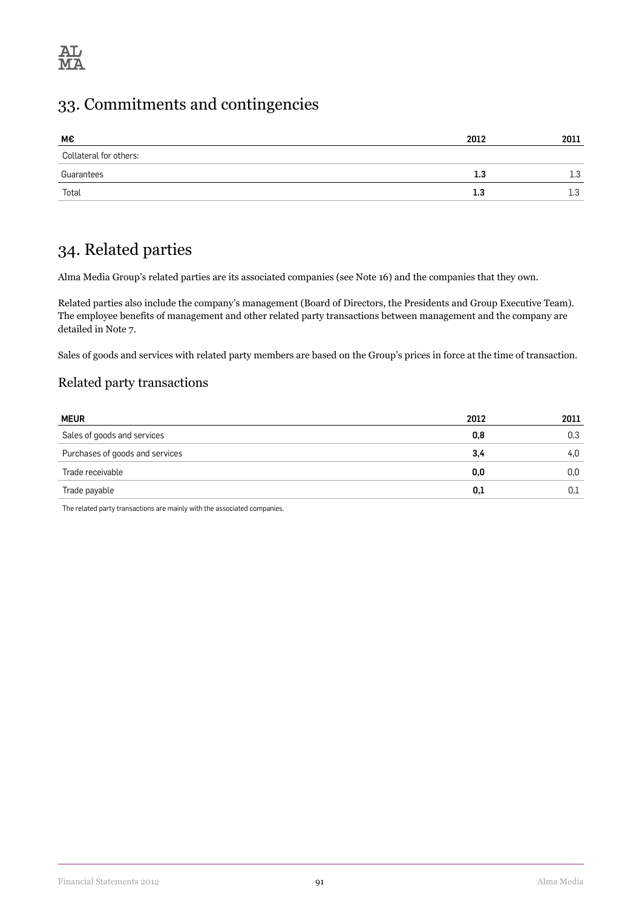# 33. Commitments and contingencies

| M€ | 2012 | 2011 |
|---|---|---|
| Collateral for others: | | |
| Guarantees | **1.3** | 1.3 |
| Total | **1.3** | 1.3 |

# 34. Related parties

Alma Media Group's related parties are its associated companies (see Note 16) and the companies that they own.

Related parties also include the company's management (Board of Directors, the Presidents and Group Executive Team). The employee benefits of management and other related party transactions between management and the company are detailed in Note 7.

Sales of goods and services with related party members are based on the Group's prices in force at the time of transaction.

## Related party transactions

| MEUR | 2012 | 2011 |
|---|---|---|
| Sales of goods and services | **0,8** | 0,3 |
| Purchases of goods and services | **3,4** | 4,0 |
| Trade receivable | **0,0** | 0,0 |
| Trade payable | **0,1** | 0,1 |

The related party transactions are mainly with the associated companies.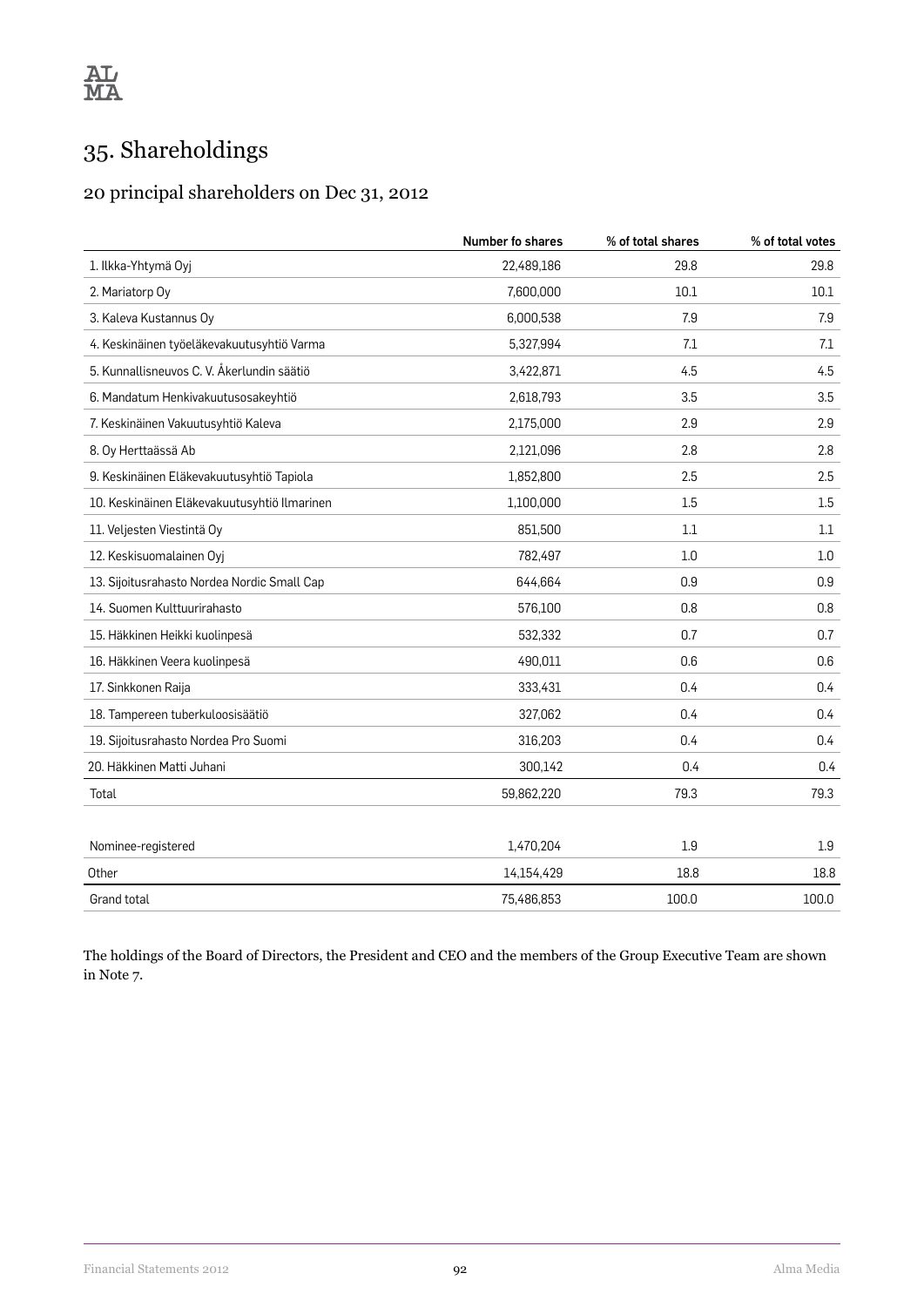# 35. Shareholdings

## 20 principal shareholders on Dec 31, 2012

| | Number fo shares | % of total shares | % of total votes |
|---|---|---|---|
| 1. Ilkka-Yhtymä Oyj | 22,489,186 | 29.8 | 29.8 |
| 2. Mariatorp Oy | 7,600,000 | 10.1 | 10.1 |
| 3. Kaleva Kustannus Oy | 6,000,538 | 7.9 | 7.9 |
| 4. Keskinäinen työeläkevakuutusyhtiö Varma | 5,327,994 | 7.1 | 7.1 |
| 5. Kunnallisneuvos C. V. Åkerlundin säätiö | 3,422,871 | 4.5 | 4.5 |
| 6. Mandatum Henkivakuutusosakeyhtiö | 2,618,793 | 3.5 | 3.5 |
| 7. Keskinäinen Vakuutusyhtiö Kaleva | 2,175,000 | 2.9 | 2.9 |
| 8. Oy Herttaässä Ab | 2,121,096 | 2.8 | 2.8 |
| 9. Keskinäinen Eläkevakuutusyhtiö Tapiola | 1,852,800 | 2.5 | 2.5 |
| 10. Keskinäinen Eläkevakuutusyhtiö Ilmarinen | 1,100,000 | 1.5 | 1.5 |
| 11. Veljesten Viestintä Oy | 851,500 | 1.1 | 1.1 |
| 12. Keskisuomalainen Oyj | 782,497 | 1.0 | 1.0 |
| 13. Sijoitusrahasto Nordea Nordic Small Cap | 644,664 | 0.9 | 0.9 |
| 14. Suomen Kulttuurirahasto | 576,100 | 0.8 | 0.8 |
| 15. Häkkinen Heikki kuolinpesä | 532,332 | 0.7 | 0.7 |
| 16. Häkkinen Veera kuolinpesä | 490,011 | 0.6 | 0.6 |
| 17. Sinkkonen Raija | 333,431 | 0.4 | 0.4 |
| 18. Tampereen tuberkuloosisäätiö | 327,062 | 0.4 | 0.4 |
| 19. Sijoitusrahasto Nordea Pro Suomi | 316,203 | 0.4 | 0.4 |
| 20. Häkkinen Matti Juhani | 300,142 | 0.4 | 0.4 |
| Total | 59,862,220 | 79.3 | 79.3 |
| | | | |
| Nominee-registered | 1,470,204 | 1.9 | 1.9 |
| Other | 14,154,429 | 18.8 | 18.8 |
| Grand total | 75,486,853 | 100.0 | 100.0 |

The holdings of the Board of Directors, the President and CEO and the members of the Group Executive Team are shown in Note 7.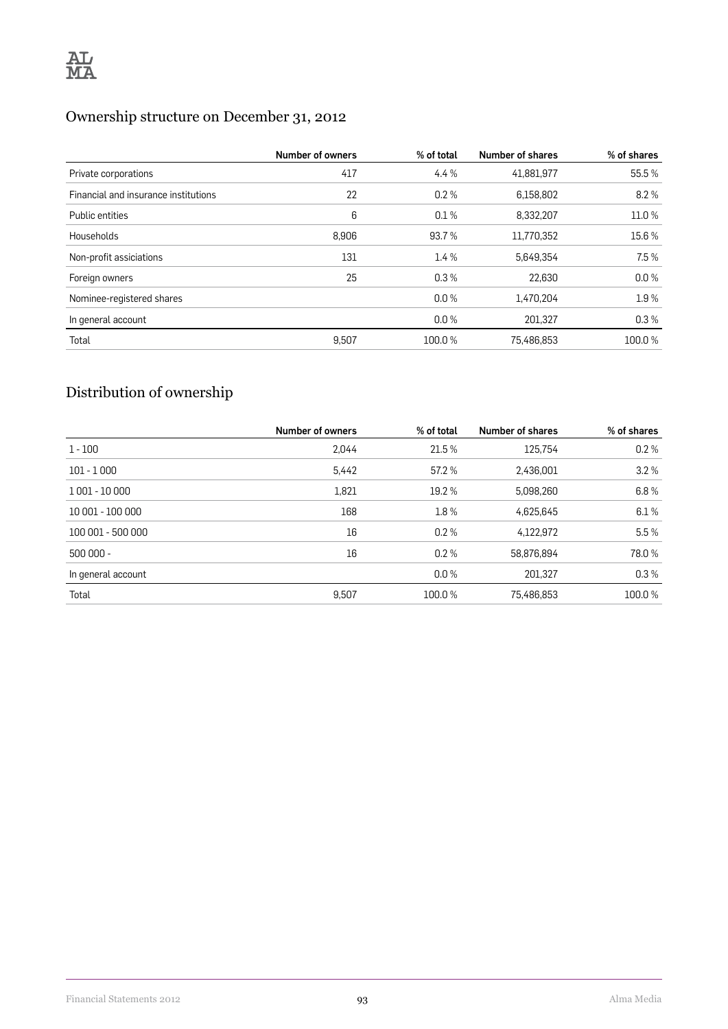## Ownership structure on December 31, 2012

| | Number of owners | % of total | Number of shares | % of shares |
|---|---|---|---|---|
| Private corporations | 417 | 4.4 % | 41,881,977 | 55.5 % |
| Financial and insurance institutions | 22 | 0.2 % | 6,158,802 | 8.2 % |
| Public entities | 6 | 0.1 % | 8,332,207 | 11.0 % |
| Households | 8,906 | 93.7 % | 11,770,352 | 15.6 % |
| Non-profit assiciations | 131 | 1.4 % | 5,649,354 | 7.5 % |
| Foreign owners | 25 | 0.3 % | 22,630 | 0.0 % |
| Nominee-registered shares | | 0.0 % | 1,470,204 | 1.9 % |
| In general account | | 0.0 % | 201,327 | 0.3 % |
| Total | 9,507 | 100.0 % | 75,486,853 | 100.0 % |

## Distribution of ownership

| | Number of owners | % of total | Number of shares | % of shares |
|---|---|---|---|---|
| 1 - 100 | 2,044 | 21.5 % | 125,754 | 0.2 % |
| 101 - 1 000 | 5,442 | 57.2 % | 2,436,001 | 3.2 % |
| 1 001 - 10 000 | 1,821 | 19.2 % | 5,098,260 | 6.8 % |
| 10 001 - 100 000 | 168 | 1.8 % | 4,625,645 | 6.1 % |
| 100 001 - 500 000 | 16 | 0.2 % | 4,122,972 | 5.5 % |
| 500 000 - | 16 | 0.2 % | 58,876,894 | 78.0 % |
| In general account | | 0.0 % | 201,327 | 0.3 % |
| Total | 9,507 | 100.0 % | 75,486,853 | 100.0 % |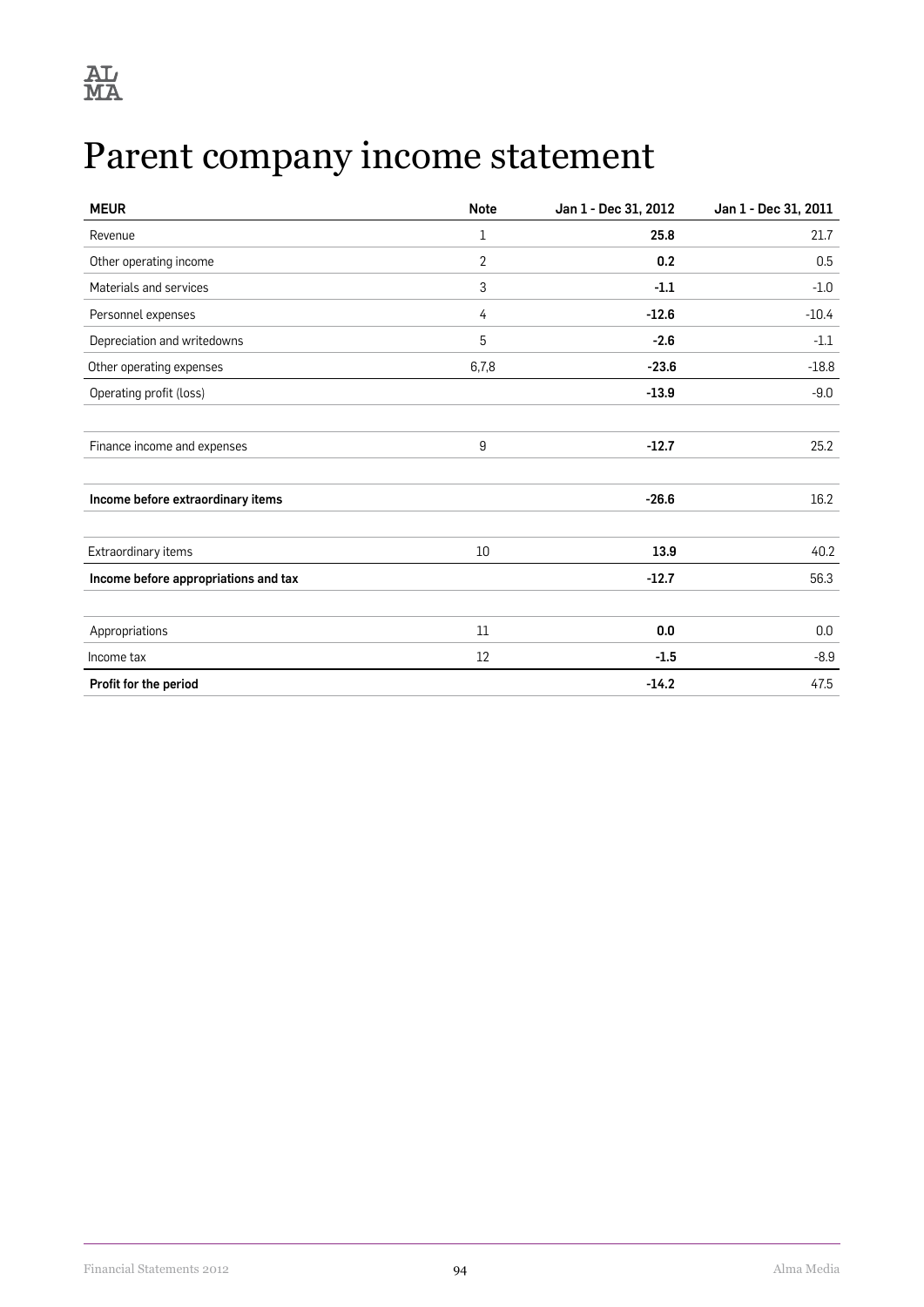# Parent company income statement

| MEUR | Note | Jan 1 - Dec 31, 2012 | Jan 1 - Dec 31, 2011 |
|---|---|---|---|
| Revenue | 1 | **25.8** | 21.7 |
| Other operating income | 2 | **0.2** | 0.5 |
| Materials and services | 3 | **-1.1** | -1.0 |
| Personnel expenses | 4 | **-12.6** | -10.4 |
| Depreciation and writedowns | 5 | **-2.6** | -1.1 |
| Other operating expenses | 6,7,8 | **-23.6** | -18.8 |
| Operating profit (loss) | | **-13.9** | -9.0 |
| | | | |
| Finance income and expenses | 9 | **-12.7** | 25.2 |
| | | | |
| **Income before extraordinary items** | | **-26.6** | 16.2 |
| | | | |
| Extraordinary items | 10 | **13.9** | 40.2 |
| **Income before appropriations and tax** | | **-12.7** | 56.3 |
| | | | |
| Appropriations | 11 | **0.0** | 0.0 |
| Income tax | 12 | **-1.5** | -8.9 |
| **Profit for the period** | | **-14.2** | 47.5 |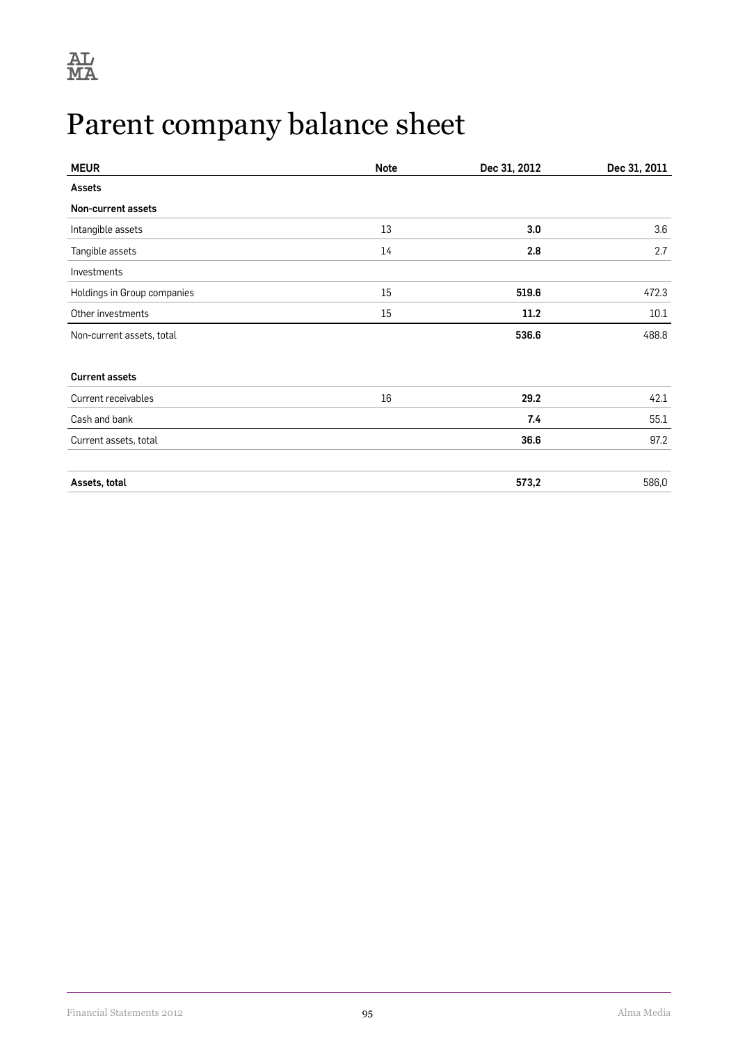# Parent company balance sheet

| MEUR | Note | Dec 31, 2012 | Dec 31, 2011 |
|---|---|---|---|
| **Assets** | | | |
| **Non-current assets** | | | |
| Intangible assets | 13 | **3.0** | 3.6 |
| Tangible assets | 14 | **2.8** | 2.7 |
| Investments | | | |
| Holdings in Group companies | 15 | **519.6** | 472.3 |
| Other investments | 15 | **11.2** | 10.1 |
| Non-current assets, total | | **536.6** | 488.8 |
| | | | |
| **Current assets** | | | |
| Current receivables | 16 | **29.2** | 42.1 |
| Cash and bank | | **7.4** | 55.1 |
| Current assets, total | | **36.6** | 97.2 |
| | | | |
| **Assets, total** | | **573,2** | 586,0 |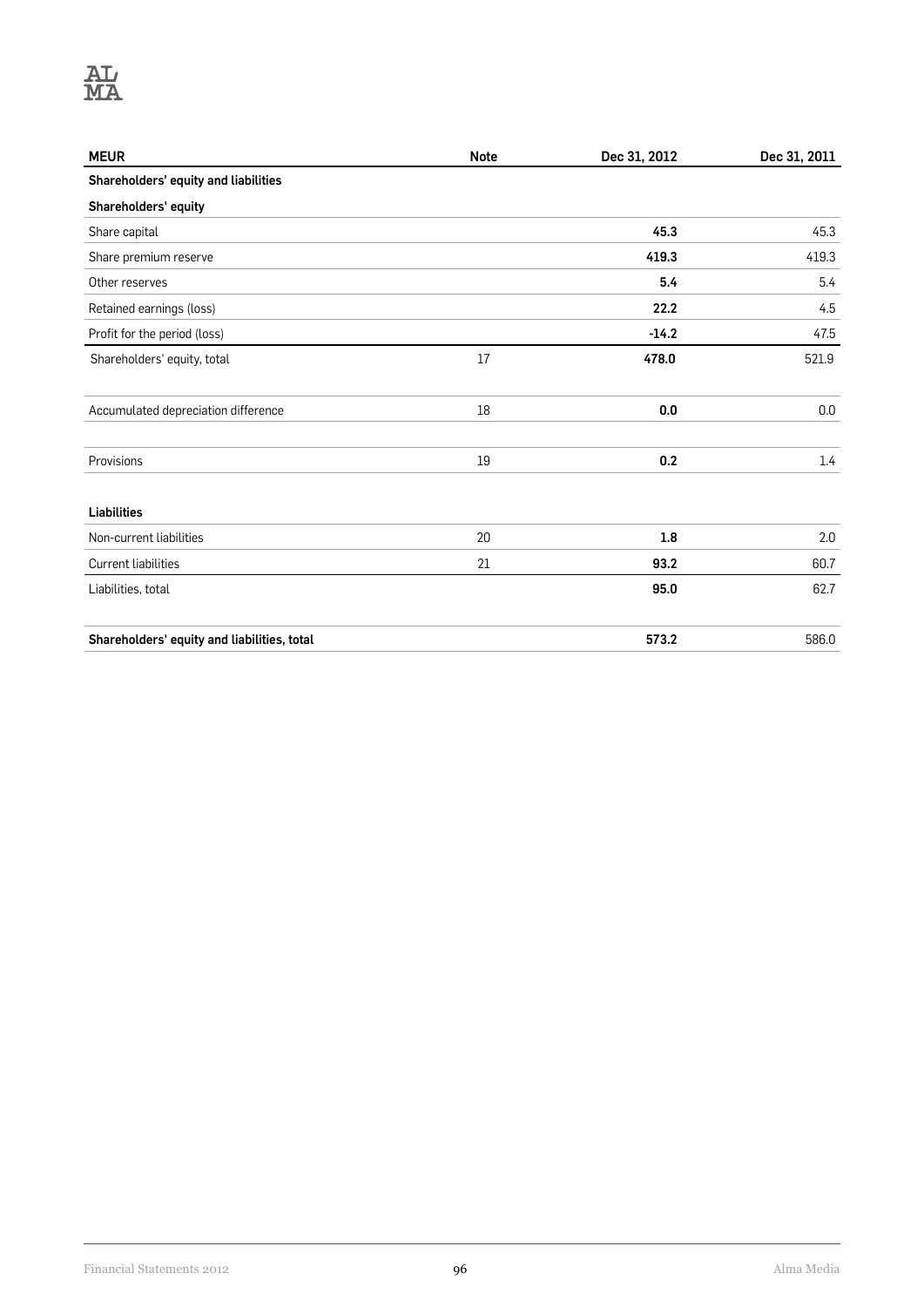| MEUR | Note | Dec 31, 2012 | Dec 31, 2011 |
|---|---|---|---|
| **Shareholders' equity and liabilities** | | | |
| **Shareholders' equity** | | | |
| Share capital | | **45.3** | 45.3 |
| Share premium reserve | | **419.3** | 419.3 |
| Other reserves | | **5.4** | 5.4 |
| Retained earnings (loss) | | **22.2** | 4.5 |
| Profit for the period (loss) | | **-14.2** | 47.5 |
| Shareholders' equity, total | 17 | **478.0** | 521.9 |
| | | | |
| Accumulated depreciation difference | 18 | **0.0** | 0.0 |
| | | | |
| Provisions | 19 | **0.2** | 1.4 |
| | | | |
| **Liabilities** | | | |
| Non-current liabilities | 20 | **1.8** | 2.0 |
| Current liabilities | 21 | **93.2** | 60.7 |
| Liabilities, total | | **95.0** | 62.7 |
| | | | |
| **Shareholders' equity and liabilities, total** | | **573.2** | 586.0 |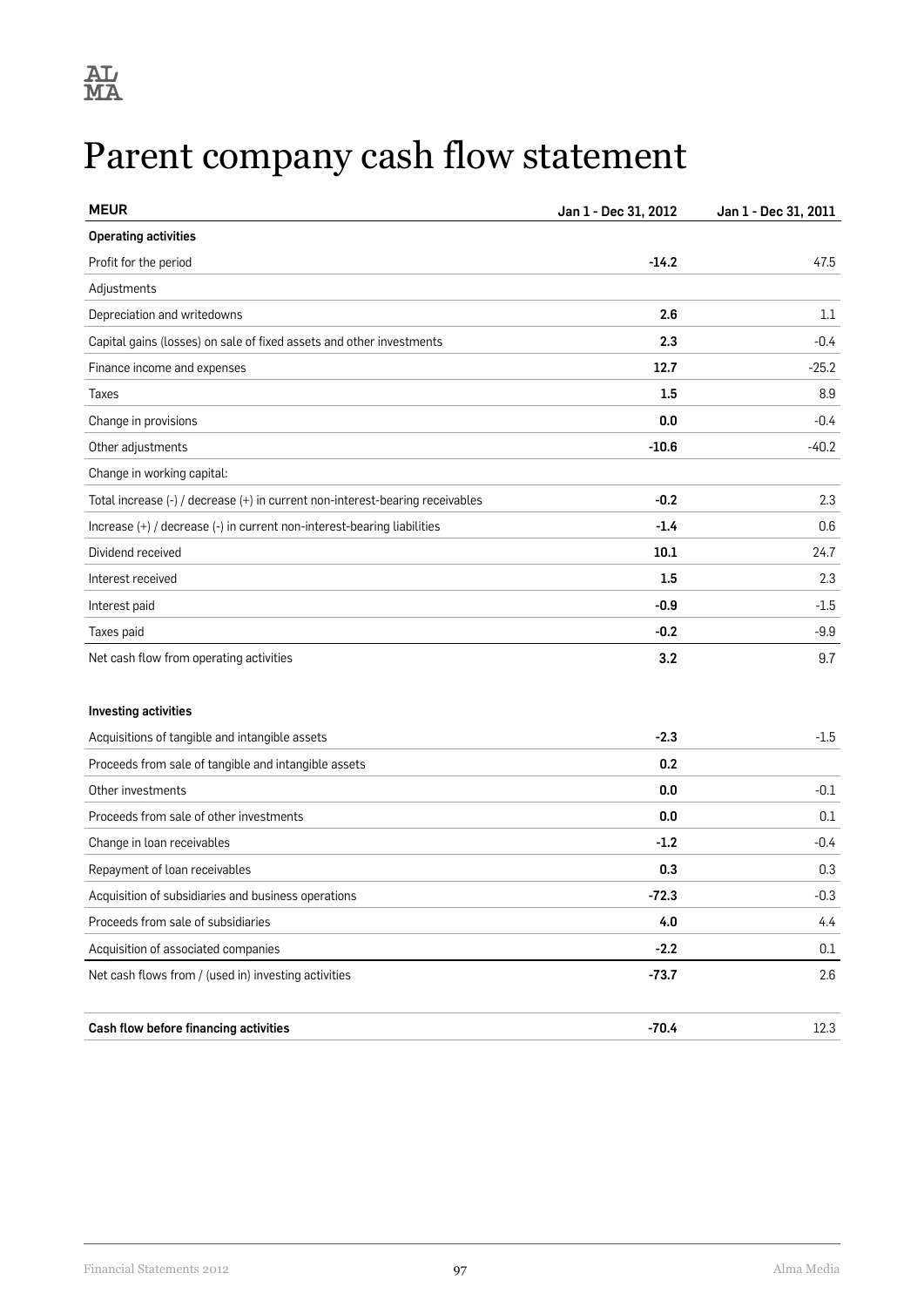# Parent company cash flow statement

| MEUR | Jan 1 - Dec 31, 2012 | Jan 1 - Dec 31, 2011 |
|---|---|---|
| **Operating activities** | | |
| Profit for the period | **-14.2** | 47.5 |
| Adjustments | | |
| Depreciation and writedowns | **2.6** | 1.1 |
| Capital gains (losses) on sale of fixed assets and other investments | **2.3** | -0.4 |
| Finance income and expenses | **12.7** | -25.2 |
| Taxes | **1.5** | 8.9 |
| Change in provisions | **0.0** | -0.4 |
| Other adjustments | **-10.6** | -40.2 |
| Change in working capital: | | |
| Total increase (-) / decrease (+) in current non-interest-bearing receivables | **-0.2** | 2.3 |
| Increase (+) / decrease (-) in current non-interest-bearing liabilities | **-1.4** | 0.6 |
| Dividend received | **10.1** | 24.7 |
| Interest received | **1.5** | 2.3 |
| Interest paid | **-0.9** | -1.5 |
| Taxes paid | **-0.2** | -9.9 |
| Net cash flow from operating activities | **3.2** | 9.7 |
| | | |
| **Investing activities** | | |
| Acquisitions of tangible and intangible assets | **-2.3** | -1.5 |
| Proceeds from sale of tangible and intangible assets | **0.2** | |
| Other investments | **0.0** | -0.1 |
| Proceeds from sale of other investments | **0.0** | 0.1 |
| Change in loan receivables | **-1.2** | -0.4 |
| Repayment of loan receivables | **0.3** | 0.3 |
| Acquisition of subsidiaries and business operations | **-72.3** | -0.3 |
| Proceeds from sale of subsidiaries | **4.0** | 4.4 |
| Acquisition of associated companies | **-2.2** | 0.1 |
| Net cash flows from / (used in) investing activities | **-73.7** | 2.6 |
| | | |
| **Cash flow before financing activities** | **-70.4** | 12.3 |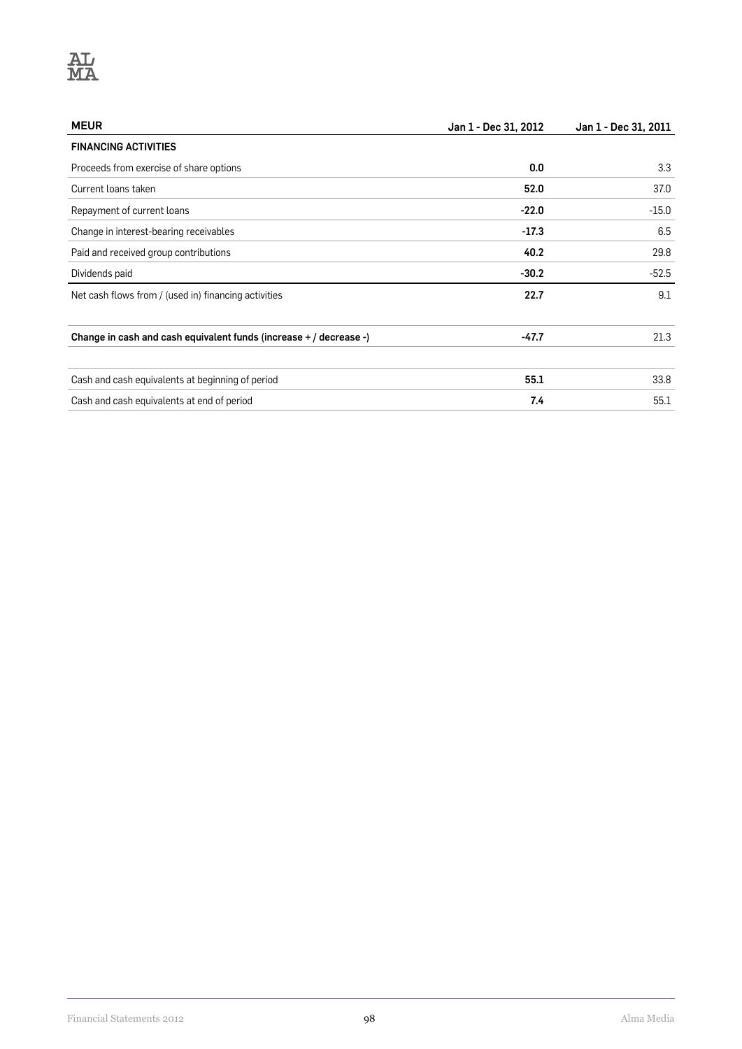| MEUR | Jan 1 - Dec 31, 2012 | Jan 1 - Dec 31, 2011 |
|---|---|---|
| **FINANCING ACTIVITIES** | | |
| Proceeds from exercise of share options | **0.0** | 3.3 |
| Current loans taken | **52.0** | 37.0 |
| Repayment of current loans | **-22.0** | -15.0 |
| Change in interest-bearing receivables | **-17.3** | 6.5 |
| Paid and received group contributions | **40.2** | 29.8 |
| Dividends paid | **-30.2** | -52.5 |
| Net cash flows from / (used in) financing activities | **22.7** | 9.1 |
| | | |
| **Change in cash and cash equivalent funds (increase + / decrease -)** | **-47.7** | 21.3 |
| | | |
| Cash and cash equivalents at beginning of period | **55.1** | 33.8 |
| Cash and cash equivalents at end of period | **7.4** | 55.1 |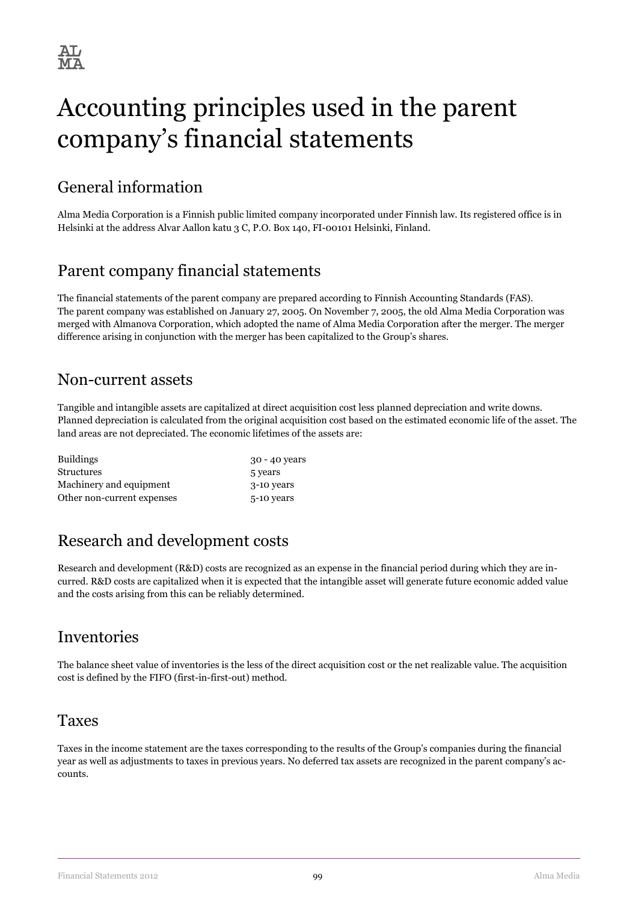# Accounting principles used in the parent company's financial statements

## General information

Alma Media Corporation is a Finnish public limited company incorporated under Finnish law. Its registered office is in Helsinki at the address Alvar Aallon katu 3 C, P.O. Box 140, FI-00101 Helsinki, Finland.

## Parent company financial statements

The financial statements of the parent company are prepared according to Finnish Accounting Standards (FAS). The parent company was established on January 27, 2005. On November 7, 2005, the old Alma Media Corporation was merged with Almanova Corporation, which adopted the name of Alma Media Corporation after the merger. The merger difference arising in conjunction with the merger has been capitalized to the Group's shares.

## Non-current assets

Tangible and intangible assets are capitalized at direct acquisition cost less planned depreciation and write downs. Planned depreciation is calculated from the original acquisition cost based on the estimated economic life of the asset. The land areas are not depreciated. The economic lifetimes of the assets are:

| | |
|---|---|
| Buildings | 30 - 40 years |
| Structures | 5 years |
| Machinery and equipment | 3-10 years |
| Other non-current expenses | 5-10 years |

## Research and development costs

Research and development (R&D) costs are recognized as an expense in the financial period during which they are incurred. R&D costs are capitalized when it is expected that the intangible asset will generate future economic added value and the costs arising from this can be reliably determined.

## Inventories

The balance sheet value of inventories is the less of the direct acquisition cost or the net realizable value. The acquisition cost is defined by the FIFO (first-in-first-out) method.

## Taxes

Taxes in the income statement are the taxes corresponding to the results of the Group's companies during the financial year as well as adjustments to taxes in previous years. No deferred tax assets are recognized in the parent company's accounts.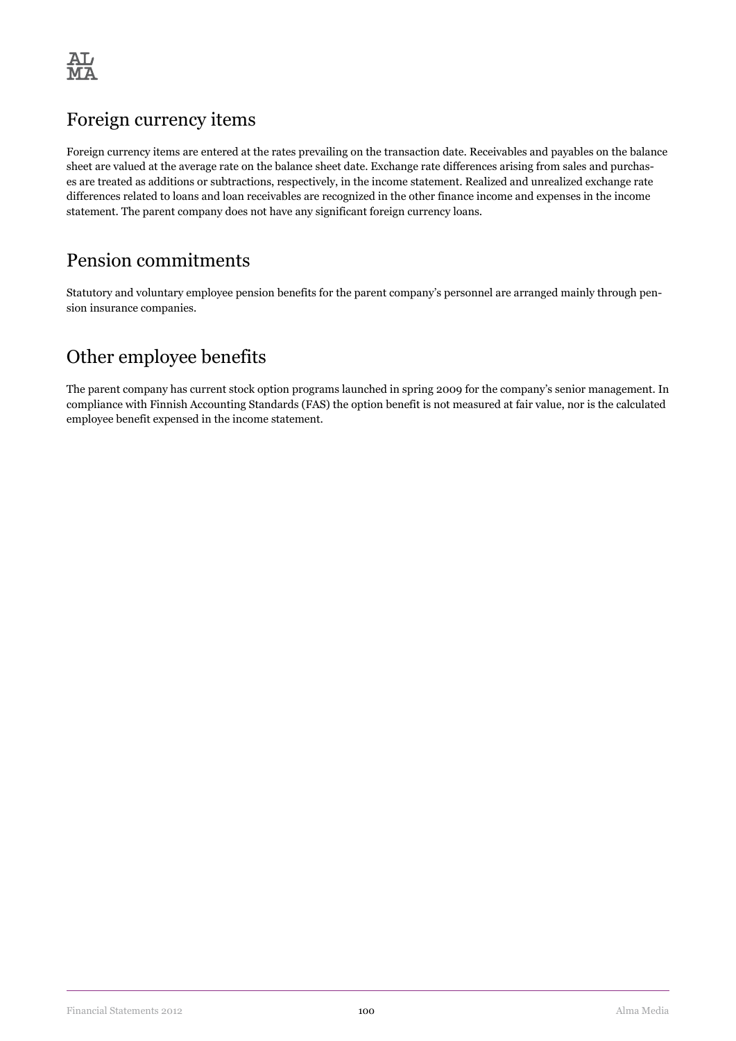## Foreign currency items

Foreign currency items are entered at the rates prevailing on the transaction date. Receivables and payables on the balance sheet are valued at the average rate on the balance sheet date. Exchange rate differences arising from sales and purchases are treated as additions or subtractions, respectively, in the income statement. Realized and unrealized exchange rate differences related to loans and loan receivables are recognized in the other finance income and expenses in the income statement. The parent company does not have any significant foreign currency loans.

## Pension commitments

Statutory and voluntary employee pension benefits for the parent company's personnel are arranged mainly through pension insurance companies.

## Other employee benefits

The parent company has current stock option programs launched in spring 2009 for the company's senior management. In compliance with Finnish Accounting Standards (FAS) the option benefit is not measured at fair value, nor is the calculated employee benefit expensed in the income statement.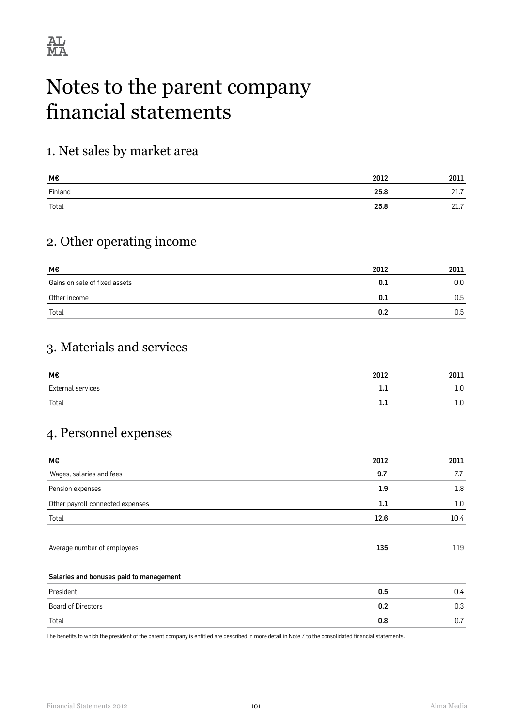# Notes to the parent company financial statements

## 1. Net sales by market area

| M€ | 2012 | 2011 |
|---|---|---|
| Finland | **25.8** | 21.7 |
| Total | **25.8** | 21.7 |

## 2. Other operating income

| M€ | 2012 | 2011 |
|---|---|---|
| Gains on sale of fixed assets | **0.1** | 0.0 |
| Other income | **0.1** | 0.5 |
| Total | **0.2** | 0.5 |

## 3. Materials and services

| M€ | 2012 | 2011 |
|---|---|---|
| External services | **1.1** | 1.0 |
| Total | **1.1** | 1.0 |

## 4. Personnel expenses

| M€ | 2012 | 2011 |
|---|---|---|
| Wages, salaries and fees | **9.7** | 7.7 |
| Pension expenses | **1.9** | 1.8 |
| Other payroll connected expenses | **1.1** | 1.0 |
| Total | **12.6** | 10.4 |
| | | |
| Average number of employees | **135** | 119 |

| Salaries and bonuses paid to management | | |
|---|---|---|
| President | **0.5** | 0.4 |
| Board of Directors | **0.2** | 0.3 |
| Total | **0.8** | 0.7 |

The benefits to which the president of the parent company is entitled are described in more detail in Note 7 to the consolidated financial statements.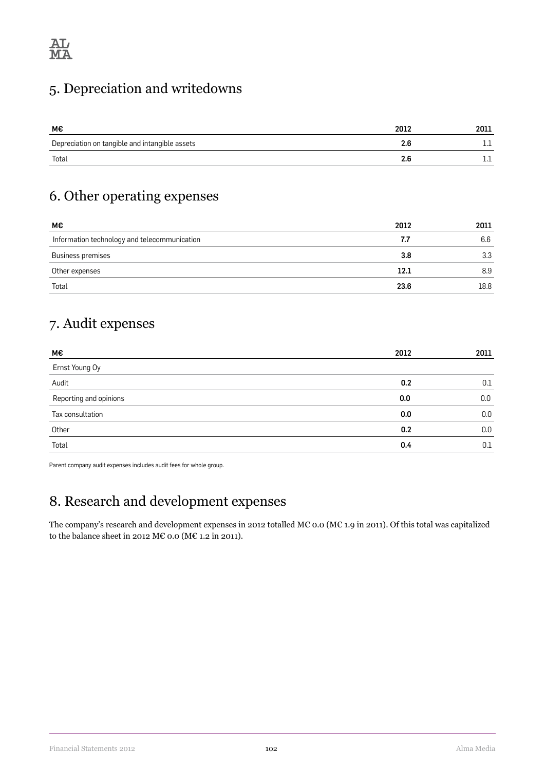## 5. Depreciation and writedowns

| M€ | 2012 | 2011 |
|---|---|---|
| Depreciation on tangible and intangible assets | **2.6** | 1.1 |
| Total | **2.6** | 1.1 |

## 6. Other operating expenses

| M€ | 2012 | 2011 |
|---|---|---|
| Information technology and telecommunication | **7.7** | 6.6 |
| Business premises | **3.8** | 3.3 |
| Other expenses | **12.1** | 8.9 |
| Total | **23.6** | 18.8 |

## 7. Audit expenses

| M€ | 2012 | 2011 |
|---|---|---|
| Ernst Young Oy | | |
| Audit | **0.2** | 0.1 |
| Reporting and opinions | **0.0** | 0.0 |
| Tax consultation | **0.0** | 0.0 |
| Other | **0.2** | 0.0 |
| Total | **0.4** | 0.1 |

Parent company audit expenses includes audit fees for whole group.

## 8. Research and development expenses

The company's research and development expenses in 2012 totalled M€ 0.0 (M€ 1.9 in 2011). Of this total was capitalized to the balance sheet in 2012 M€ 0.0 (M€ 1.2 in 2011).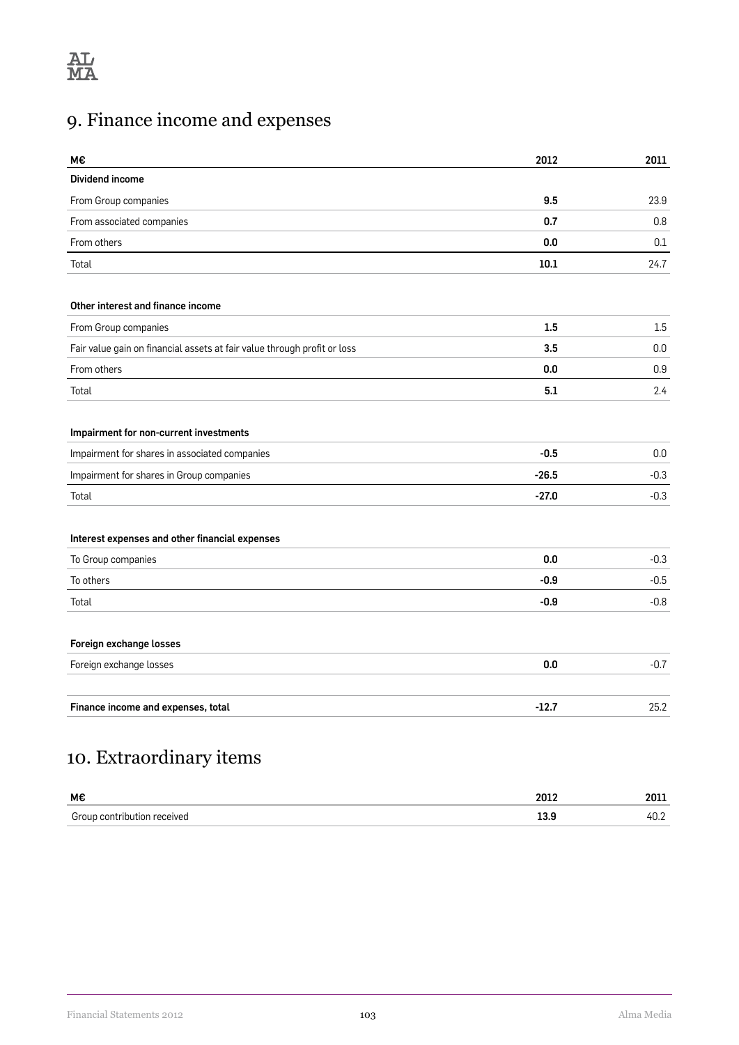# 9. Finance income and expenses

| M€ | 2012 | 2011 |
|---|---|---|
| **Dividend income** | | |
| From Group companies | **9.5** | 23.9 |
| From associated companies | **0.7** | 0.8 |
| From others | **0.0** | 0.1 |
| Total | **10.1** | 24.7 |
| | | |
| **Other interest and finance income** | | |
| From Group companies | **1.5** | 1.5 |
| Fair value gain on financial assets at fair value through profit or loss | **3.5** | 0.0 |
| From others | **0.0** | 0.9 |
| Total | **5.1** | 2.4 |
| | | |
| **Impairment for non-current investments** | | |
| Impairment for shares in associated companies | **-0.5** | 0.0 |
| Impairment for shares in Group companies | **-26.5** | -0.3 |
| Total | **-27.0** | -0.3 |
| | | |
| **Interest expenses and other financial expenses** | | |
| To Group companies | **0.0** | -0.3 |
| To others | **-0.9** | -0.5 |
| Total | **-0.9** | -0.8 |
| | | |
| **Foreign exchange losses** | | |
| Foreign exchange losses | **0.0** | -0.7 |
| | | |
| **Finance income and expenses, total** | **-12.7** | 25.2 |

# 10. Extraordinary items

| M€ | 2012 | 2011 |
|---|---|---|
| Group contribution received | **13.9** | 40.2 |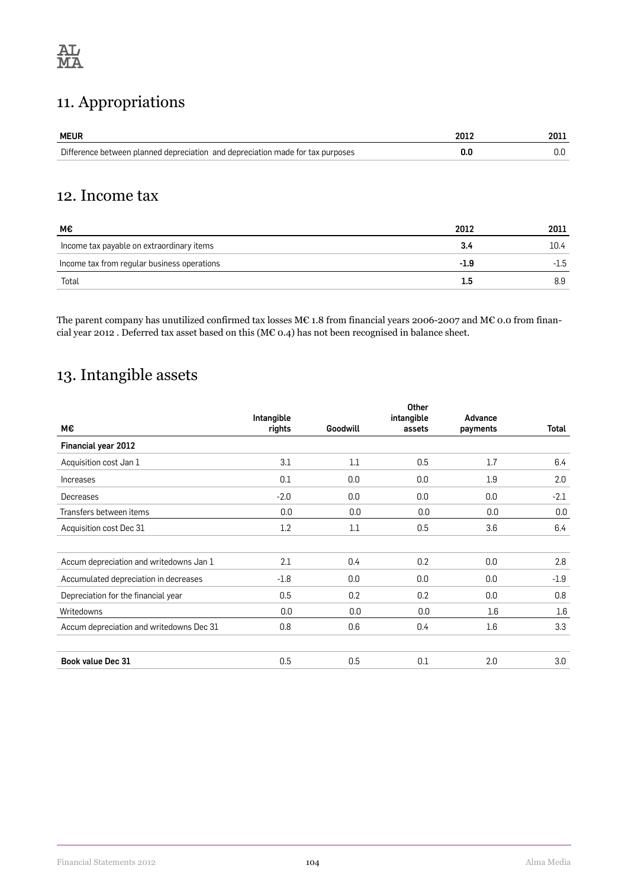## 11. Appropriations

| MEUR | 2012 | 2011 |
|---|---|---|
| Difference between planned depreciation and depreciation made for tax purposes | **0.0** | 0.0 |

## 12. Income tax

| M€ | 2012 | 2011 |
|---|---|---|
| Income tax payable on extraordinary items | **3.4** | 10.4 |
| Income tax from regular business operations | **-1.9** | -1.5 |
| Total | **1.5** | 8.9 |

The parent company has unutilized confirmed tax losses M€ 1.8 from financial years 2006-2007 and M€ 0.0 from financial year 2012 . Deferred tax asset based on this (M€ 0.4) has not been recognised in balance sheet.

## 13. Intangible assets

| M€ | Intangible rights | Goodwill | Other intangible assets | Advance payments | Total |
|---|---|---|---|---|---|
| **Financial year 2012** | | | | | |
| Acquisition cost Jan 1 | 3.1 | 1.1 | 0.5 | 1.7 | 6.4 |
| Increases | 0.1 | 0.0 | 0.0 | 1.9 | 2.0 |
| Decreases | -2.0 | 0.0 | 0.0 | 0.0 | -2.1 |
| Transfers between items | 0.0 | 0.0 | 0.0 | 0.0 | 0.0 |
| Acquisition cost Dec 31 | 1.2 | 1.1 | 0.5 | 3.6 | 6.4 |
| | | | | | |
| Accum depreciation and writedowns Jan 1 | 2.1 | 0.4 | 0.2 | 0.0 | 2.8 |
| Accumulated depreciation in decreases | -1.8 | 0.0 | 0.0 | 0.0 | -1.9 |
| Depreciation for the financial year | 0.5 | 0.2 | 0.2 | 0.0 | 0.8 |
| Writedowns | 0.0 | 0.0 | 0.0 | 1.6 | 1.6 |
| Accum depreciation and writedowns Dec 31 | 0.8 | 0.6 | 0.4 | 1.6 | 3.3 |
| | | | | | |
| **Book value Dec 31** | 0.5 | 0.5 | 0.1 | 2.0 | 3.0 |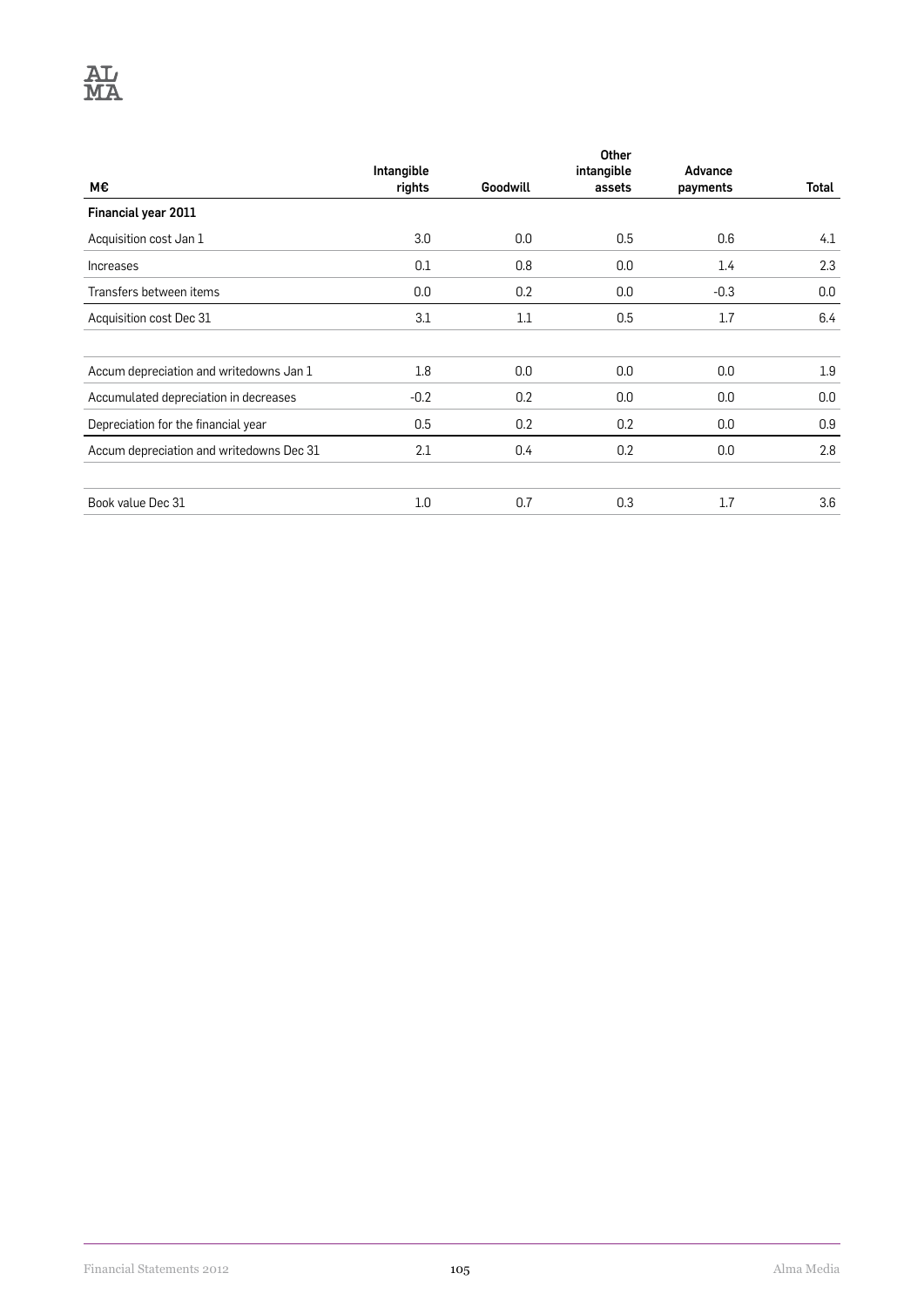| M€ | Intangible rights | Goodwill | Other intangible assets | Advance payments | Total |
|---|---|---|---|---|---|
| **Financial year 2011** | | | | | |
| Acquisition cost Jan 1 | 3.0 | 0.0 | 0.5 | 0.6 | 4.1 |
| Increases | 0.1 | 0.8 | 0.0 | 1.4 | 2.3 |
| Transfers between items | 0.0 | 0.2 | 0.0 | -0.3 | 0.0 |
| Acquisition cost Dec 31 | 3.1 | 1.1 | 0.5 | 1.7 | 6.4 |
| | | | | | |
| Accum depreciation and writedowns Jan 1 | 1.8 | 0.0 | 0.0 | 0.0 | 1.9 |
| Accumulated depreciation in decreases | -0.2 | 0.2 | 0.0 | 0.0 | 0.0 |
| Depreciation for the financial year | 0.5 | 0.2 | 0.2 | 0.0 | 0.9 |
| Accum depreciation and writedowns Dec 31 | 2.1 | 0.4 | 0.2 | 0.0 | 2.8 |
| | | | | | |
| Book value Dec 31 | 1.0 | 0.7 | 0.3 | 1.7 | 3.6 |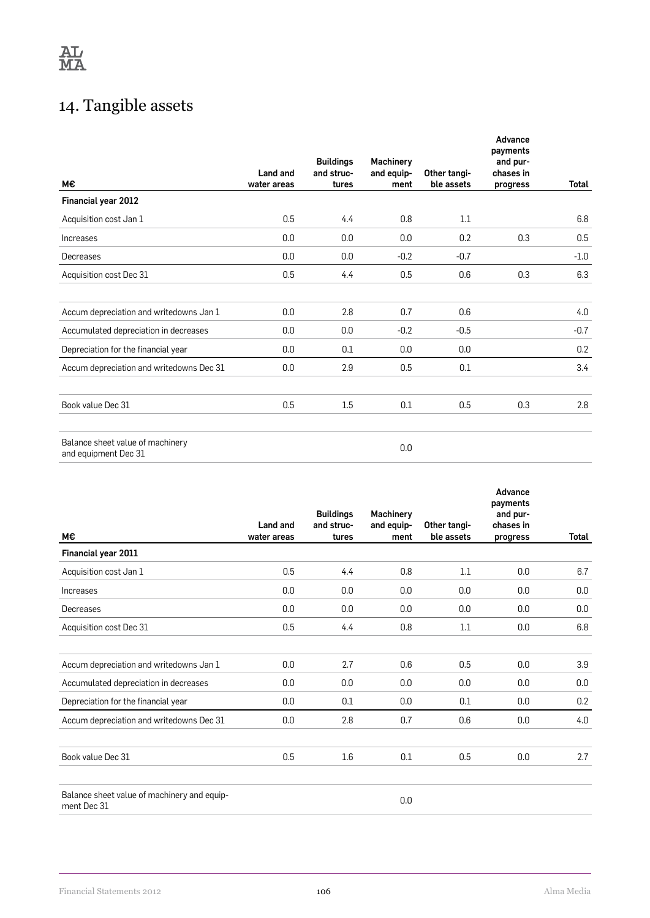# 14. Tangible assets

| M€ | Land and water areas | Buildings and structures | Machinery and equipment | Other tangible assets | Advance payments and purchases in progress | Total |
|---|---|---|---|---|---|---|
| **Financial year 2012** | | | | | | |
| Acquisition cost Jan 1 | 0.5 | 4.4 | 0.8 | 1.1 | | 6.8 |
| Increases | 0.0 | 0.0 | 0.0 | 0.2 | 0.3 | 0.5 |
| Decreases | 0.0 | 0.0 | -0.2 | -0.7 | | -1.0 |
| Acquisition cost Dec 31 | 0.5 | 4.4 | 0.5 | 0.6 | 0.3 | 6.3 |
| | | | | | | |
| Accum depreciation and writedowns Jan 1 | 0.0 | 2.8 | 0.7 | 0.6 | | 4.0 |
| Accumulated depreciation in decreases | 0.0 | 0.0 | -0.2 | -0.5 | | -0.7 |
| Depreciation for the financial year | 0.0 | 0.1 | 0.0 | 0.0 | | 0.2 |
| Accum depreciation and writedowns Dec 31 | 0.0 | 2.9 | 0.5 | 0.1 | | 3.4 |
| | | | | | | |
| Book value Dec 31 | 0.5 | 1.5 | 0.1 | 0.5 | 0.3 | 2.8 |
| | | | | | | |
| Balance sheet value of machinery and equipment Dec 31 | | | 0.0 | | | |

| M€ | Land and water areas | Buildings and structures | Machinery and equipment | Other tangible assets | Advance payments and purchases in progress | Total |
|---|---|---|---|---|---|---|
| **Financial year 2011** | | | | | | |
| Acquisition cost Jan 1 | 0.5 | 4.4 | 0.8 | 1.1 | 0.0 | 6.7 |
| Increases | 0.0 | 0.0 | 0.0 | 0.0 | 0.0 | 0.0 |
| Decreases | 0.0 | 0.0 | 0.0 | 0.0 | 0.0 | 0.0 |
| Acquisition cost Dec 31 | 0.5 | 4.4 | 0.8 | 1.1 | 0.0 | 6.8 |
| | | | | | | |
| Accum depreciation and writedowns Jan 1 | 0.0 | 2.7 | 0.6 | 0.5 | 0.0 | 3.9 |
| Accumulated depreciation in decreases | 0.0 | 0.0 | 0.0 | 0.0 | 0.0 | 0.0 |
| Depreciation for the financial year | 0.0 | 0.1 | 0.0 | 0.1 | 0.0 | 0.2 |
| Accum depreciation and writedowns Dec 31 | 0.0 | 2.8 | 0.7 | 0.6 | 0.0 | 4.0 |
| | | | | | | |
| Book value Dec 31 | 0.5 | 1.6 | 0.1 | 0.5 | 0.0 | 2.7 |
| | | | | | | |
| Balance sheet value of machinery and equipment Dec 31 | | | 0.0 | | | |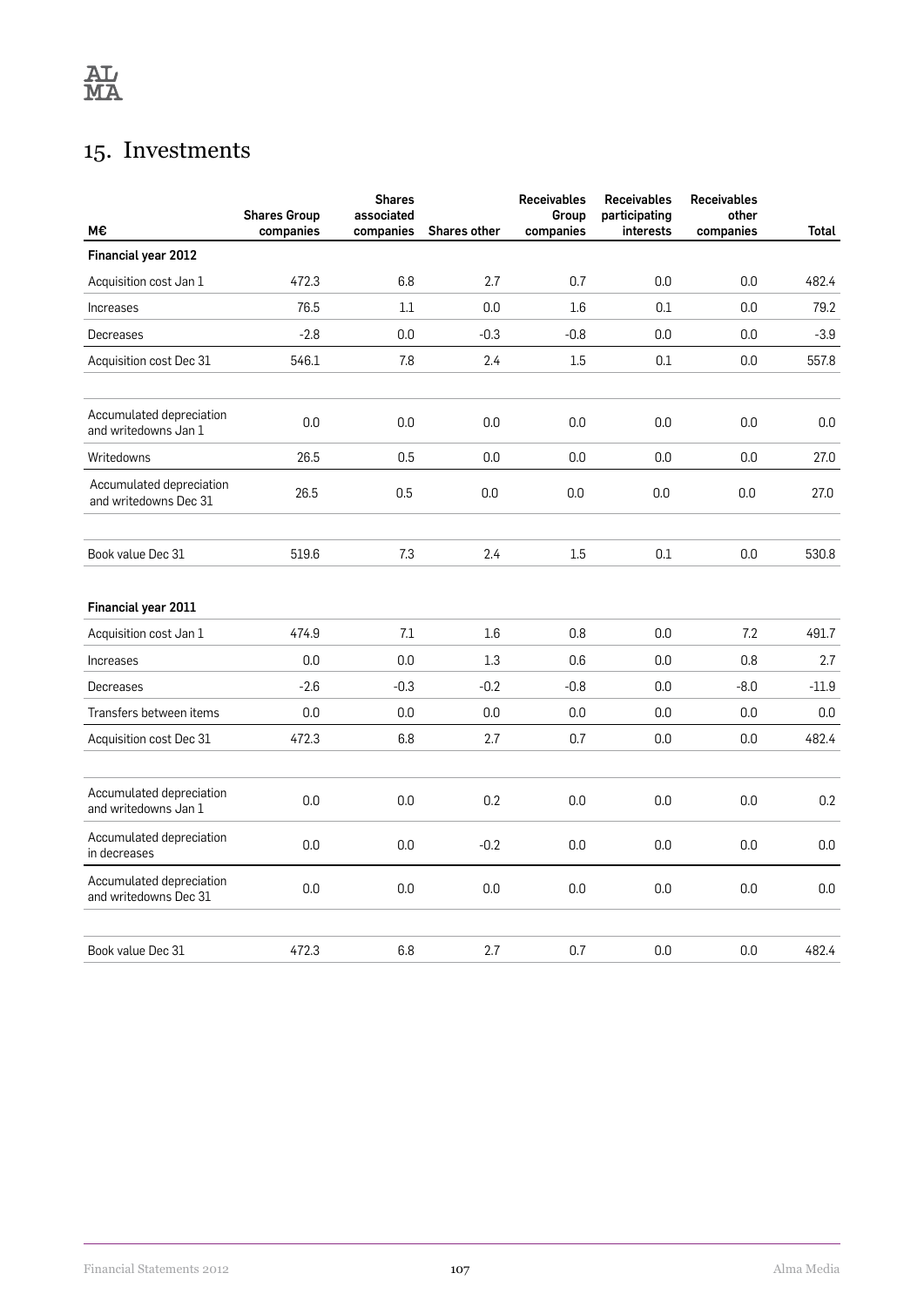## 15. Investments

| M€ | Shares Group companies | Shares associated companies | Shares other | Receivables Group companies | Receivables participating interests | Receivables other companies | Total |
|---|---|---|---|---|---|---|---|
| **Financial year 2012** | | | | | | | |
| Acquisition cost Jan 1 | 472.3 | 6.8 | 2.7 | 0.7 | 0.0 | 0.0 | 482.4 |
| Increases | 76.5 | 1.1 | 0.0 | 1.6 | 0.1 | 0.0 | 79.2 |
| Decreases | -2.8 | 0.0 | -0.3 | -0.8 | 0.0 | 0.0 | -3.9 |
| Acquisition cost Dec 31 | 546.1 | 7.8 | 2.4 | 1.5 | 0.1 | 0.0 | 557.8 |
| | | | | | | | |
| Accumulated depreciation and writedowns Jan 1 | 0.0 | 0.0 | 0.0 | 0.0 | 0.0 | 0.0 | 0.0 |
| Writedowns | 26.5 | 0.5 | 0.0 | 0.0 | 0.0 | 0.0 | 27.0 |
| Accumulated depreciation and writedowns Dec 31 | 26.5 | 0.5 | 0.0 | 0.0 | 0.0 | 0.0 | 27.0 |
| | | | | | | | |
| Book value Dec 31 | 519.6 | 7.3 | 2.4 | 1.5 | 0.1 | 0.0 | 530.8 |
| | | | | | | | |
| **Financial year 2011** | | | | | | | |
| Acquisition cost Jan 1 | 474.9 | 7.1 | 1.6 | 0.8 | 0.0 | 7.2 | 491.7 |
| Increases | 0.0 | 0.0 | 1.3 | 0.6 | 0.0 | 0.8 | 2.7 |
| Decreases | -2.6 | -0.3 | -0.2 | -0.8 | 0.0 | -8.0 | -11.9 |
| Transfers between items | 0.0 | 0.0 | 0.0 | 0.0 | 0.0 | 0.0 | 0.0 |
| Acquisition cost Dec 31 | 472.3 | 6.8 | 2.7 | 0.7 | 0.0 | 0.0 | 482.4 |
| | | | | | | | |
| Accumulated depreciation and writedowns Jan 1 | 0.0 | 0.0 | 0.2 | 0.0 | 0.0 | 0.0 | 0.2 |
| Accumulated depreciation in decreases | 0.0 | 0.0 | -0.2 | 0.0 | 0.0 | 0.0 | 0.0 |
| Accumulated depreciation and writedowns Dec 31 | 0.0 | 0.0 | 0.0 | 0.0 | 0.0 | 0.0 | 0.0 |
| | | | | | | | |
| Book value Dec 31 | 472.3 | 6.8 | 2.7 | 0.7 | 0.0 | 0.0 | 482.4 |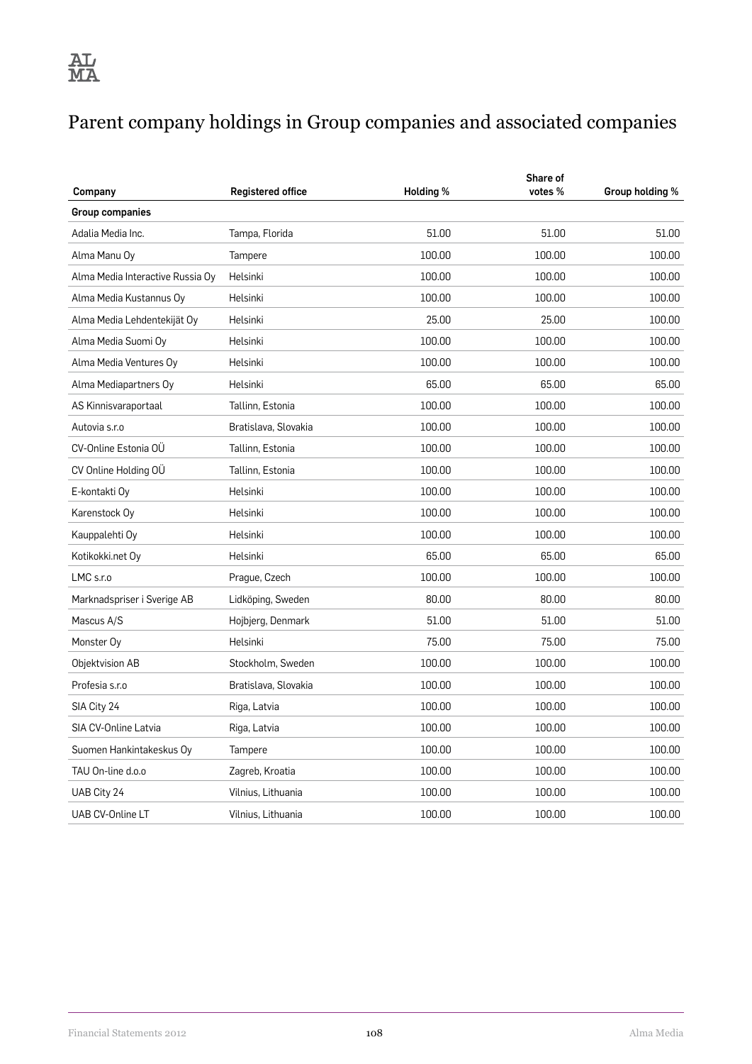# Parent company holdings in Group companies and associated companies

| Company | Registered office | Holding % | Share of votes % | Group holding % |
|---|---|---|---|---|
| **Group companies** | | | | |
| Adalia Media Inc. | Tampa, Florida | 51.00 | 51.00 | 51.00 |
| Alma Manu Oy | Tampere | 100.00 | 100.00 | 100.00 |
| Alma Media Interactive Russia Oy | Helsinki | 100.00 | 100.00 | 100.00 |
| Alma Media Kustannus Oy | Helsinki | 100.00 | 100.00 | 100.00 |
| Alma Media Lehdentekijät Oy | Helsinki | 25.00 | 25.00 | 100.00 |
| Alma Media Suomi Oy | Helsinki | 100.00 | 100.00 | 100.00 |
| Alma Media Ventures Oy | Helsinki | 100.00 | 100.00 | 100.00 |
| Alma Mediapartners Oy | Helsinki | 65.00 | 65.00 | 65.00 |
| AS Kinnisvaraportaal | Tallinn, Estonia | 100.00 | 100.00 | 100.00 |
| Autovia s.r.o | Bratislava, Slovakia | 100.00 | 100.00 | 100.00 |
| CV-Online Estonia OÜ | Tallinn, Estonia | 100.00 | 100.00 | 100.00 |
| CV Online Holding OÜ | Tallinn, Estonia | 100.00 | 100.00 | 100.00 |
| E-kontakti Oy | Helsinki | 100.00 | 100.00 | 100.00 |
| Karenstock Oy | Helsinki | 100.00 | 100.00 | 100.00 |
| Kauppalehti Oy | Helsinki | 100.00 | 100.00 | 100.00 |
| Kotikokki.net Oy | Helsinki | 65.00 | 65.00 | 65.00 |
| LMC s.r.o | Prague, Czech | 100.00 | 100.00 | 100.00 |
| Marknadspriser i Sverige AB | Lidköping, Sweden | 80.00 | 80.00 | 80.00 |
| Mascus A/S | Hojbjerg, Denmark | 51.00 | 51.00 | 51.00 |
| Monster Oy | Helsinki | 75.00 | 75.00 | 75.00 |
| Objektvision AB | Stockholm, Sweden | 100.00 | 100.00 | 100.00 |
| Profesia s.r.o | Bratislava, Slovakia | 100.00 | 100.00 | 100.00 |
| SIA City 24 | Riga, Latvia | 100.00 | 100.00 | 100.00 |
| SIA CV-Online Latvia | Riga, Latvia | 100.00 | 100.00 | 100.00 |
| Suomen Hankintakeskus Oy | Tampere | 100.00 | 100.00 | 100.00 |
| TAU On-line d.o.o | Zagreb, Kroatia | 100.00 | 100.00 | 100.00 |
| UAB City 24 | Vilnius, Lithuania | 100.00 | 100.00 | 100.00 |
| UAB CV-Online LT | Vilnius, Lithuania | 100.00 | 100.00 | 100.00 |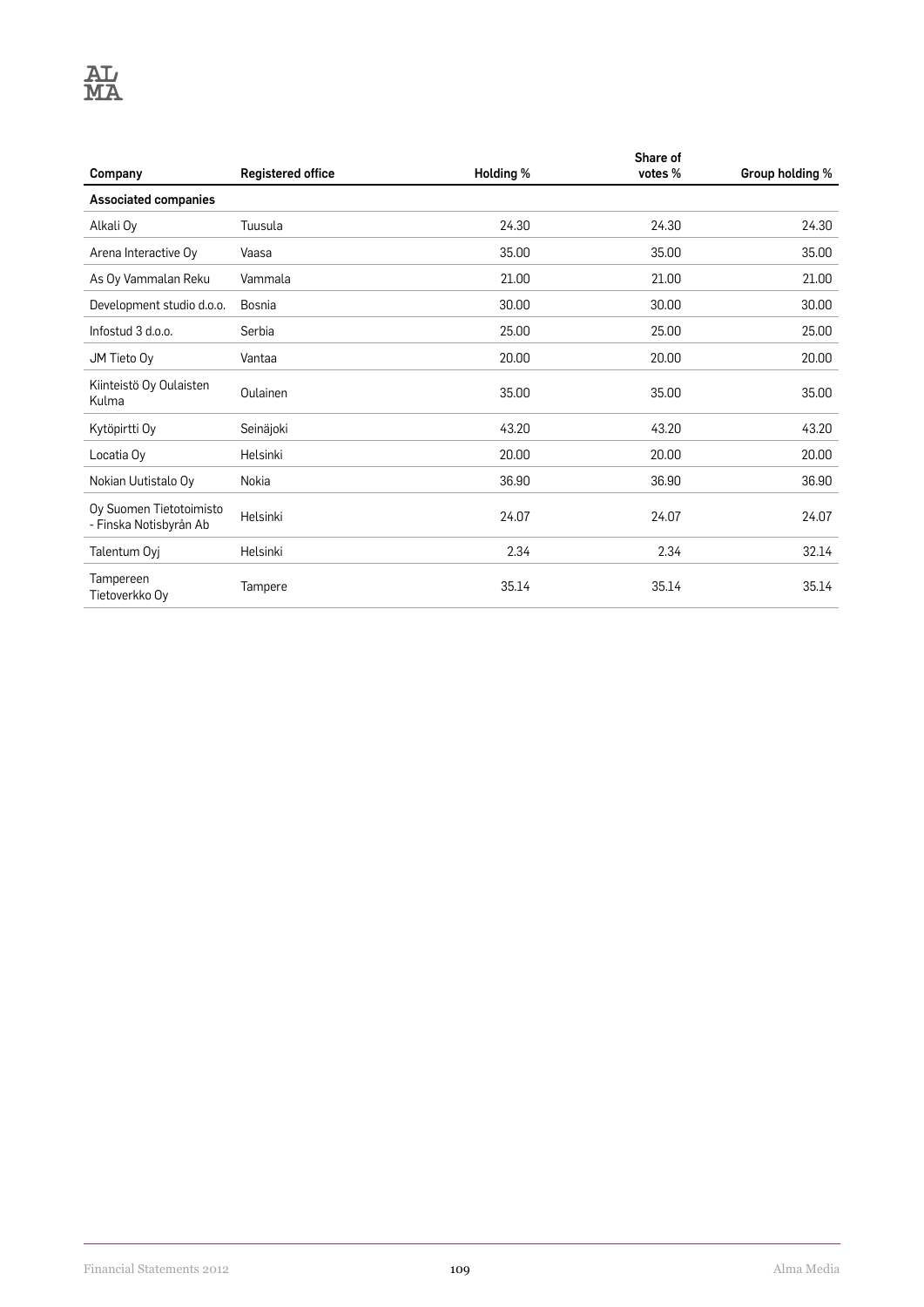| Company | Registered office | Holding % | Share of votes % | Group holding % |
|---|---|---|---|---|
| **Associated companies** | | | | |
| Alkali Oy | Tuusula | 24.30 | 24.30 | 24.30 |
| Arena Interactive Oy | Vaasa | 35.00 | 35.00 | 35.00 |
| As Oy Vammalan Reku | Vammala | 21.00 | 21.00 | 21.00 |
| Development studio d.o.o. | Bosnia | 30.00 | 30.00 | 30.00 |
| Infostud 3 d.o.o. | Serbia | 25.00 | 25.00 | 25.00 |
| JM Tieto Oy | Vantaa | 20.00 | 20.00 | 20.00 |
| Kiinteistö Oy Oulaisten Kulma | Oulainen | 35.00 | 35.00 | 35.00 |
| Kytöpirtti Oy | Seinäjoki | 43.20 | 43.20 | 43.20 |
| Locatia Oy | Helsinki | 20.00 | 20.00 | 20.00 |
| Nokian Uutistalo Oy | Nokia | 36.90 | 36.90 | 36.90 |
| Oy Suomen Tietotoimisto - Finska Notisbyrån Ab | Helsinki | 24.07 | 24.07 | 24.07 |
| Talentum Oyj | Helsinki | 2.34 | 2.34 | 32.14 |
| Tampereen Tietoverkko Oy | Tampere | 35.14 | 35.14 | 35.14 |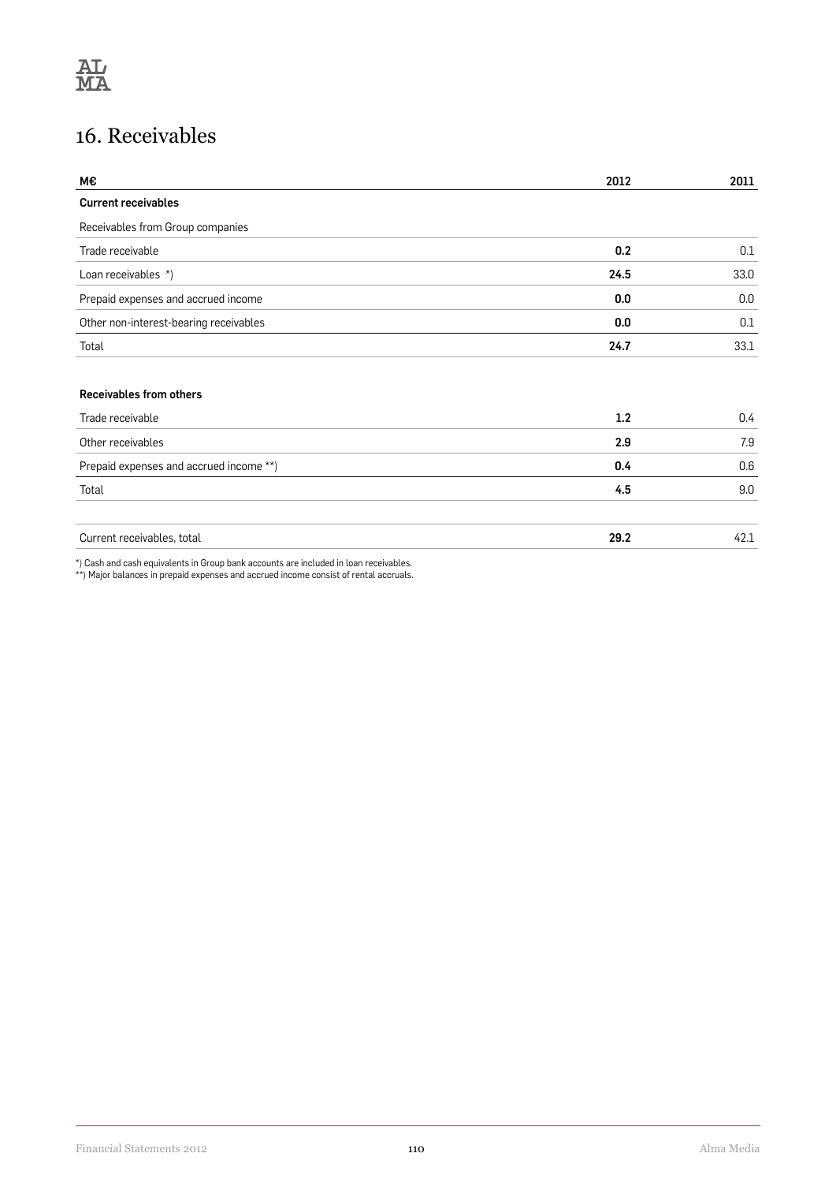# 16. Receivables

| M€ | 2012 | 2011 |
|---|---|---|
| **Current receivables** | | |
| Receivables from Group companies | | |
| Trade receivable | **0.2** | 0.1 |
| Loan receivables *) | **24.5** | 33.0 |
| Prepaid expenses and accrued income | **0.0** | 0.0 |
| Other non-interest-bearing receivables | **0.0** | 0.1 |
| Total | **24.7** | 33.1 |
| | | |
| **Receivables from others** | | |
| Trade receivable | **1.2** | 0.4 |
| Other receivables | **2.9** | 7.9 |
| Prepaid expenses and accrued income **) | **0.4** | 0.6 |
| Total | **4.5** | 9.0 |
| | | |
| Current receivables, total | **29.2** | 42.1 |

*) Cash and cash equivalents in Group bank accounts are included in loan receivables.

**) Major balances in prepaid expenses and accrued income consist of rental accruals.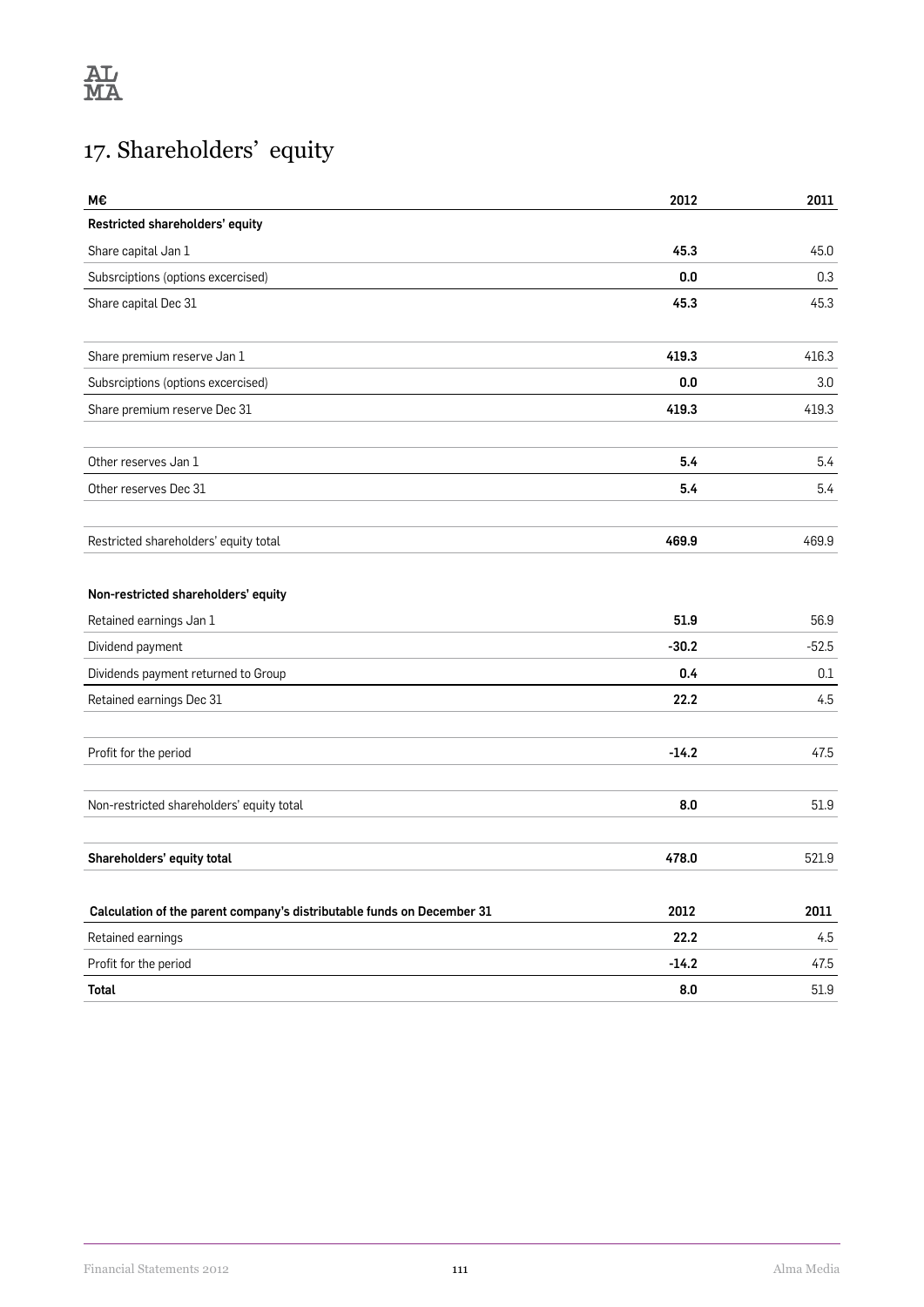# 17. Shareholders' equity

| M€ | 2012 | 2011 |
|---|---|---|
| **Restricted shareholders' equity** | | |
| Share capital Jan 1 | **45.3** | 45.0 |
| Subsrciptions (options excercised) | **0.0** | 0.3 |
| Share capital Dec 31 | **45.3** | 45.3 |
| | | |
| Share premium reserve Jan 1 | **419.3** | 416.3 |
| Subsrciptions (options excercised) | **0.0** | 3.0 |
| Share premium reserve Dec 31 | **419.3** | 419.3 |
| | | |
| Other reserves Jan 1 | **5.4** | 5.4 |
| Other reserves Dec 31 | **5.4** | 5.4 |
| | | |
| Restricted shareholders' equity total | **469.9** | 469.9 |
| | | |
| **Non-restricted shareholders' equity** | | |
| Retained earnings Jan 1 | **51.9** | 56.9 |
| Dividend payment | **-30.2** | -52.5 |
| Dividends payment returned to Group | **0.4** | 0.1 |
| Retained earnings Dec 31 | **22.2** | 4.5 |
| | | |
| Profit for the period | **-14.2** | 47.5 |
| | | |
| Non-restricted shareholders' equity total | **8.0** | 51.9 |
| | | |
| **Shareholders' equity total** | **478.0** | 521.9 |

| Calculation of the parent company's distributable funds on December 31 | 2012 | 2011 |
|---|---|---|
| Retained earnings | **22.2** | 4.5 |
| Profit for the period | **-14.2** | 47.5 |
| **Total** | **8.0** | 51.9 |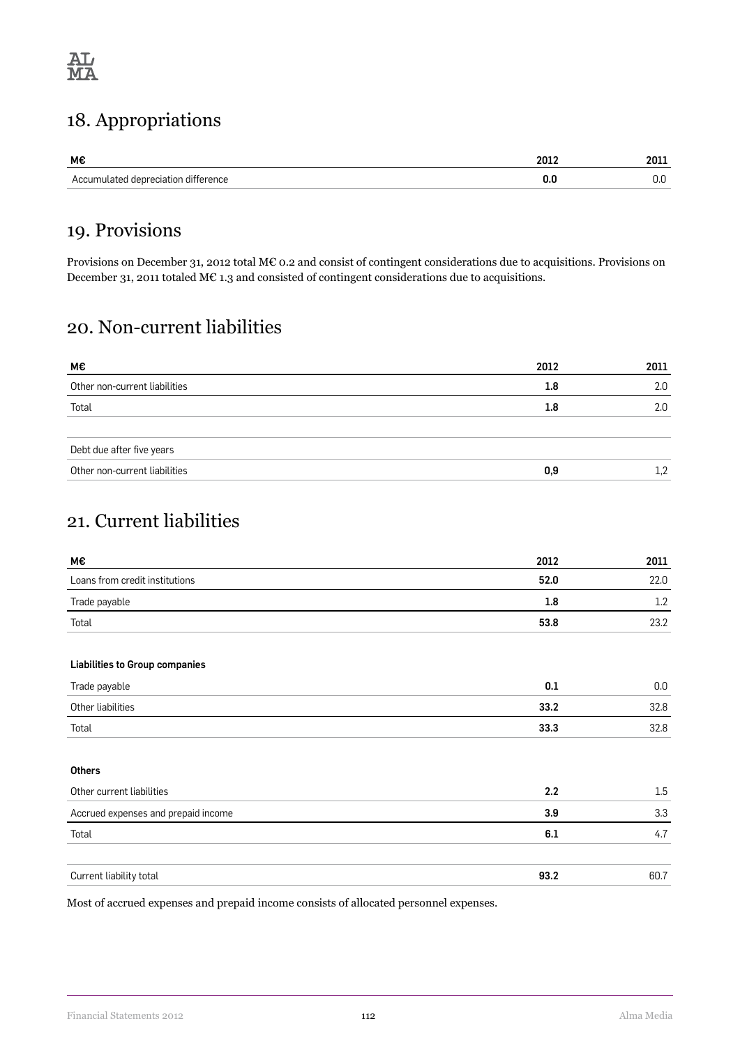## 18. Appropriations

| M€ | 2012 | 2011 |
|---|---|---|
| Accumulated depreciation difference | **0.0** | 0.0 |

## 19. Provisions

Provisions on December 31, 2012 total M€ 0.2 and consist of contingent considerations due to acquisitions. Provisions on December 31, 2011 totaled M€ 1.3 and consisted of contingent considerations due to acquisitions.

## 20. Non-current liabilities

| M€ | 2012 | 2011 |
|---|---|---|
| Other non-current liabilities | **1.8** | 2.0 |
| Total | **1.8** | 2.0 |
| | | |
| Debt due after five years | | |
| Other non-current liabilities | **0,9** | 1,2 |

## 21. Current liabilities

| M€ | 2012 | 2011 |
|---|---|---|
| Loans from credit institutions | **52.0** | 22.0 |
| Trade payable | **1.8** | 1.2 |
| Total | **53.8** | 23.2 |
| | | |
| **Liabilities to Group companies** | | |
| Trade payable | **0.1** | 0.0 |
| Other liabilities | **33.2** | 32.8 |
| Total | **33.3** | 32.8 |
| | | |
| **Others** | | |
| Other current liabilities | **2.2** | 1.5 |
| Accrued expenses and prepaid income | **3.9** | 3.3 |
| Total | **6.1** | 4.7 |
| | | |
| Current liability total | **93.2** | 60.7 |

Most of accrued expenses and prepaid income consists of allocated personnel expenses.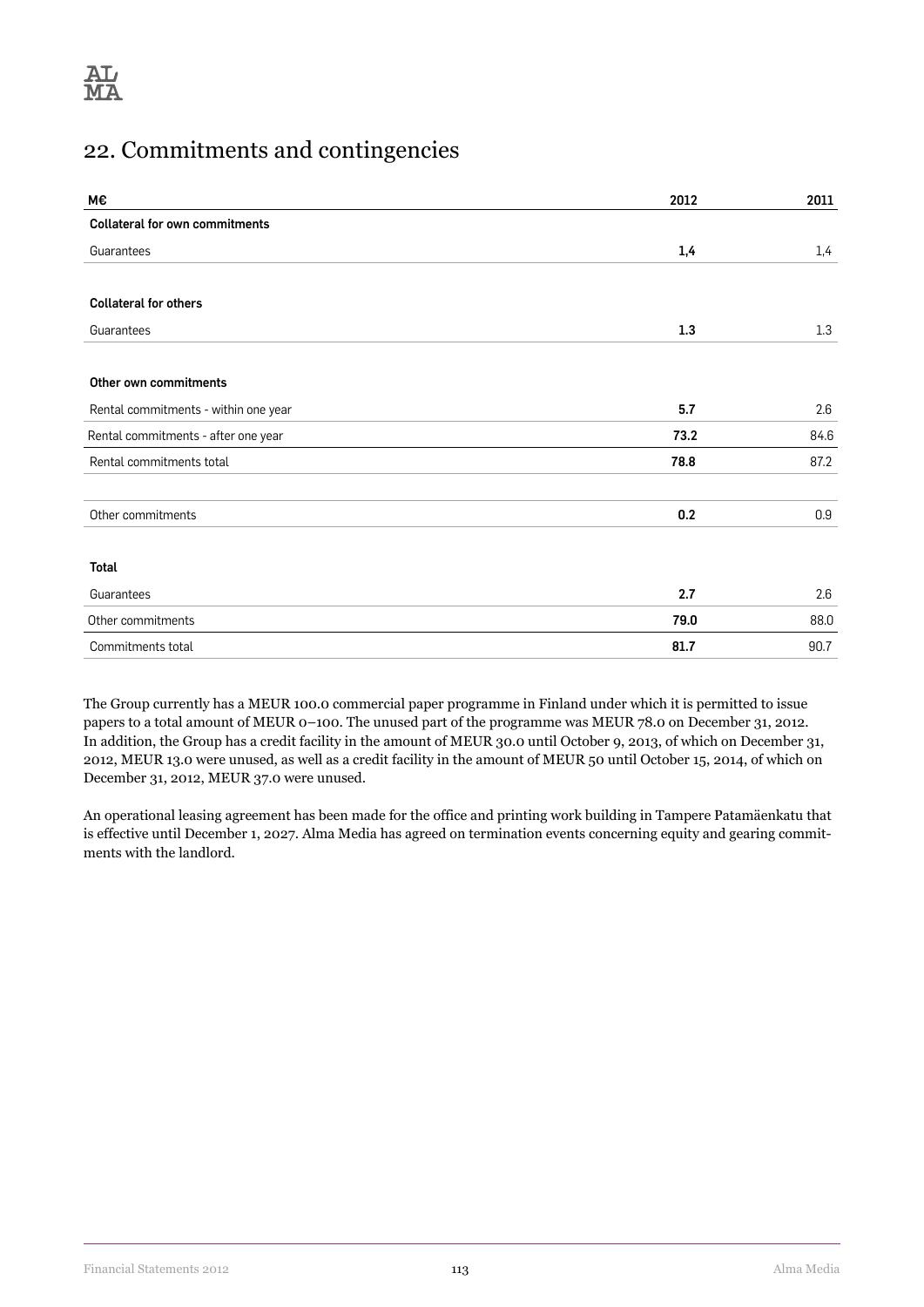# 22. Commitments and contingencies

| M€ | 2012 | 2011 |
|---|---|---|
| **Collateral for own commitments** | | |
| Guarantees | **1,4** | 1,4 |
| | | |
| **Collateral for others** | | |
| Guarantees | **1.3** | 1.3 |
| | | |
| **Other own commitments** | | |
| Rental commitments - within one year | **5.7** | 2.6 |
| Rental commitments - after one year | **73.2** | 84.6 |
| Rental commitments total | **78.8** | 87.2 |
| | | |
| Other commitments | **0.2** | 0.9 |
| | | |
| **Total** | | |
| Guarantees | **2.7** | 2.6 |
| Other commitments | **79.0** | 88.0 |
| Commitments total | **81.7** | 90.7 |

The Group currently has a MEUR 100.0 commercial paper programme in Finland under which it is permitted to issue papers to a total amount of MEUR 0–100. The unused part of the programme was MEUR 78.0 on December 31, 2012. In addition, the Group has a credit facility in the amount of MEUR 30.0 until October 9, 2013, of which on December 31, 2012, MEUR 13.0 were unused, as well as a credit facility in the amount of MEUR 50 until October 15, 2014, of which on December 31, 2012, MEUR 37.0 were unused.

An operational leasing agreement has been made for the office and printing work building in Tampere Patamäenkatu that is effective until December 1, 2027. Alma Media has agreed on termination events concerning equity and gearing commitments with the landlord.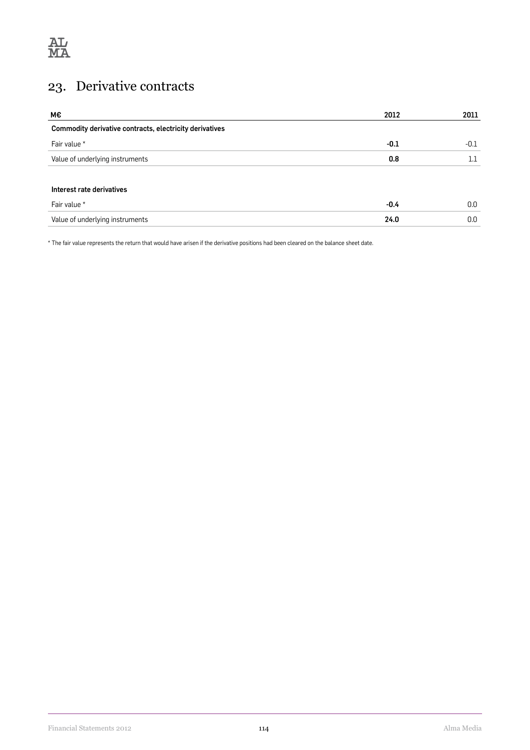# 23. Derivative contracts

| M€ | 2012 | 2011 |
|---|---|---|
| **Commodity derivative contracts, electricity derivatives** | | |
| Fair value * | **-0.1** | -0.1 |
| Value of underlying instruments | **0.8** | 1.1 |
| | | |
| **Interest rate derivatives** | | |
| Fair value * | **-0.4** | 0.0 |
| Value of underlying instruments | **24.0** | 0.0 |

* The fair value represents the return that would have arisen if the derivative positions had been cleared on the balance sheet date.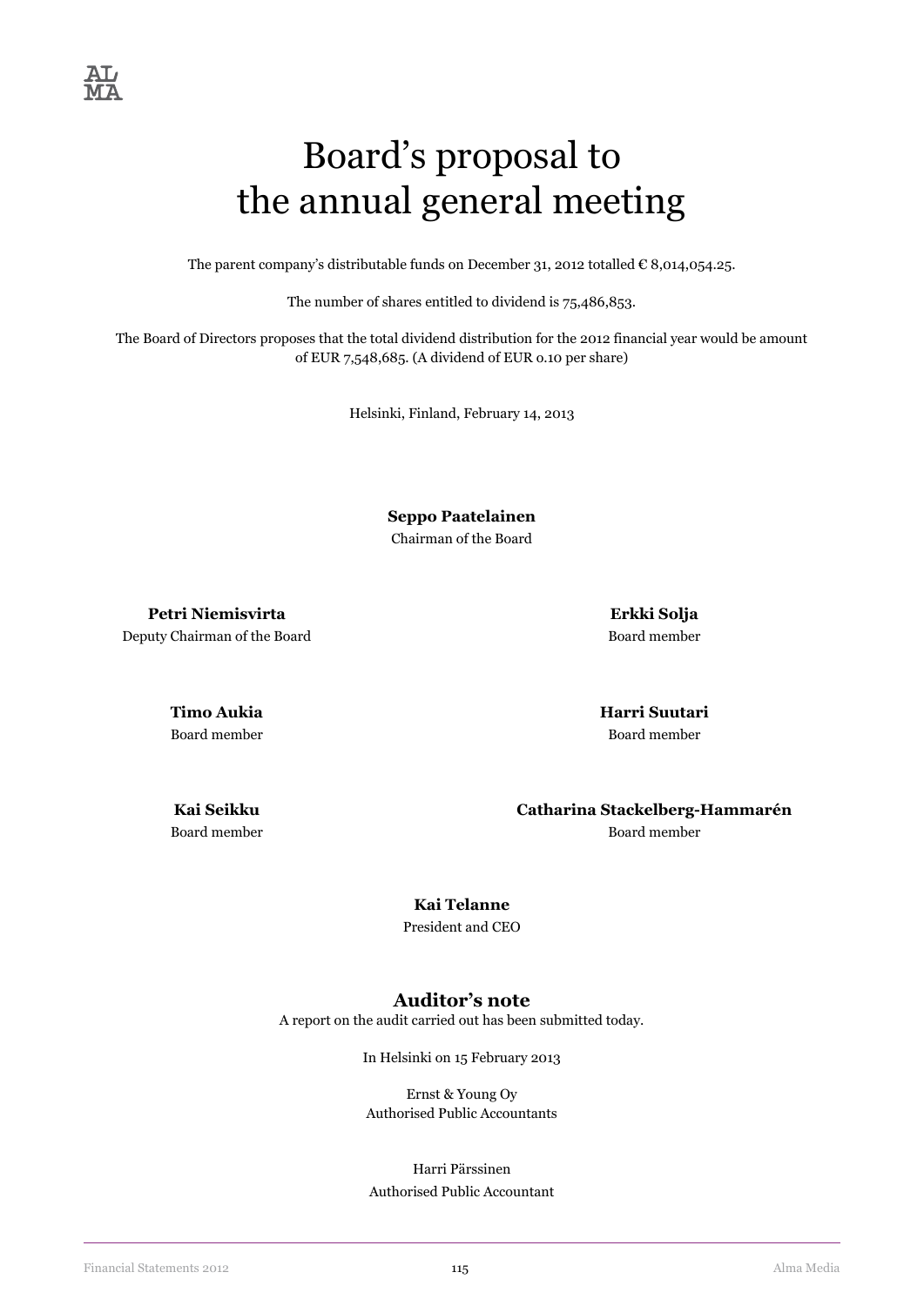# Board's proposal to the annual general meeting

The parent company's distributable funds on December 31, 2012 totalled € 8,014,054.25.

The number of shares entitled to dividend is 75,486,853.

The Board of Directors proposes that the total dividend distribution for the 2012 financial year would be amount of EUR 7,548,685. (A dividend of EUR 0.10 per share)

Helsinki, Finland, February 14, 2013

**Seppo Paatelainen**
Chairman of the Board

**Petri Niemisvirta**
Deputy Chairman of the Board

**Erkki Solja**
Board member

**Timo Aukia**
Board member

**Harri Suutari**
Board member

**Kai Seikku**
Board member

**Catharina Stackelberg-Hammarén**
Board member

**Kai Telanne**
President and CEO

## Auditor's note

A report on the audit carried out has been submitted today.

In Helsinki on 15 February 2013

Ernst & Young Oy
Authorised Public Accountants

Harri Pärssinen
Authorised Public Accountant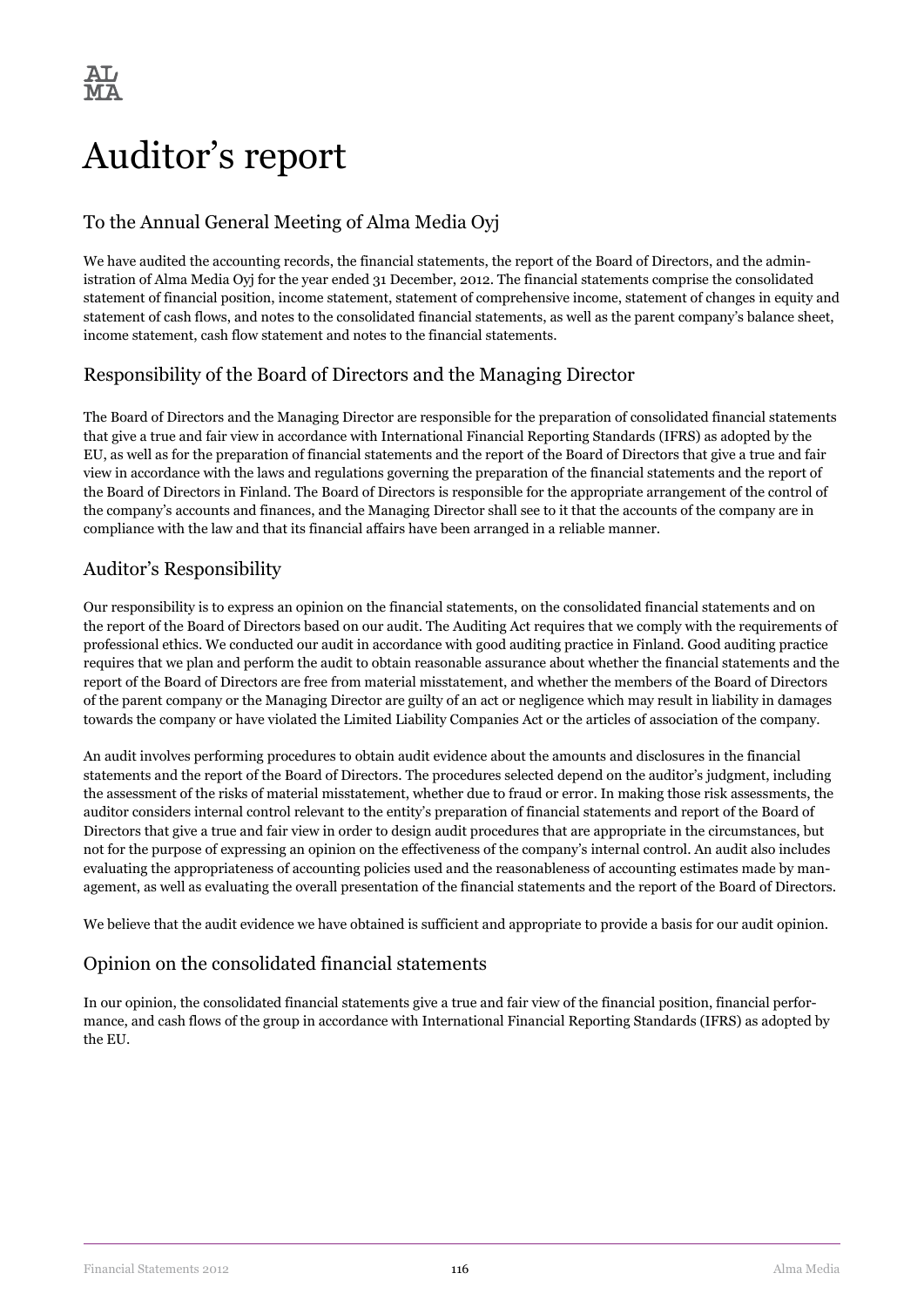# Auditor's report

## To the Annual General Meeting of Alma Media Oyj

We have audited the accounting records, the financial statements, the report of the Board of Directors, and the administration of Alma Media Oyj for the year ended 31 December, 2012. The financial statements comprise the consolidated statement of financial position, income statement, statement of comprehensive income, statement of changes in equity and statement of cash flows, and notes to the consolidated financial statements, as well as the parent company's balance sheet, income statement, cash flow statement and notes to the financial statements.

## Responsibility of the Board of Directors and the Managing Director

The Board of Directors and the Managing Director are responsible for the preparation of consolidated financial statements that give a true and fair view in accordance with International Financial Reporting Standards (IFRS) as adopted by the EU, as well as for the preparation of financial statements and the report of the Board of Directors that give a true and fair view in accordance with the laws and regulations governing the preparation of the financial statements and the report of the Board of Directors in Finland. The Board of Directors is responsible for the appropriate arrangement of the control of the company's accounts and finances, and the Managing Director shall see to it that the accounts of the company are in compliance with the law and that its financial affairs have been arranged in a reliable manner.

## Auditor's Responsibility

Our responsibility is to express an opinion on the financial statements, on the consolidated financial statements and on the report of the Board of Directors based on our audit. The Auditing Act requires that we comply with the requirements of professional ethics. We conducted our audit in accordance with good auditing practice in Finland. Good auditing practice requires that we plan and perform the audit to obtain reasonable assurance about whether the financial statements and the report of the Board of Directors are free from material misstatement, and whether the members of the Board of Directors of the parent company or the Managing Director are guilty of an act or negligence which may result in liability in damages towards the company or have violated the Limited Liability Companies Act or the articles of association of the company.

An audit involves performing procedures to obtain audit evidence about the amounts and disclosures in the financial statements and the report of the Board of Directors. The procedures selected depend on the auditor's judgment, including the assessment of the risks of material misstatement, whether due to fraud or error. In making those risk assessments, the auditor considers internal control relevant to the entity's preparation of financial statements and report of the Board of Directors that give a true and fair view in order to design audit procedures that are appropriate in the circumstances, but not for the purpose of expressing an opinion on the effectiveness of the company's internal control. An audit also includes evaluating the appropriateness of accounting policies used and the reasonableness of accounting estimates made by management, as well as evaluating the overall presentation of the financial statements and the report of the Board of Directors.

We believe that the audit evidence we have obtained is sufficient and appropriate to provide a basis for our audit opinion.

## Opinion on the consolidated financial statements

In our opinion, the consolidated financial statements give a true and fair view of the financial position, financial performance, and cash flows of the group in accordance with International Financial Reporting Standards (IFRS) as adopted by the EU.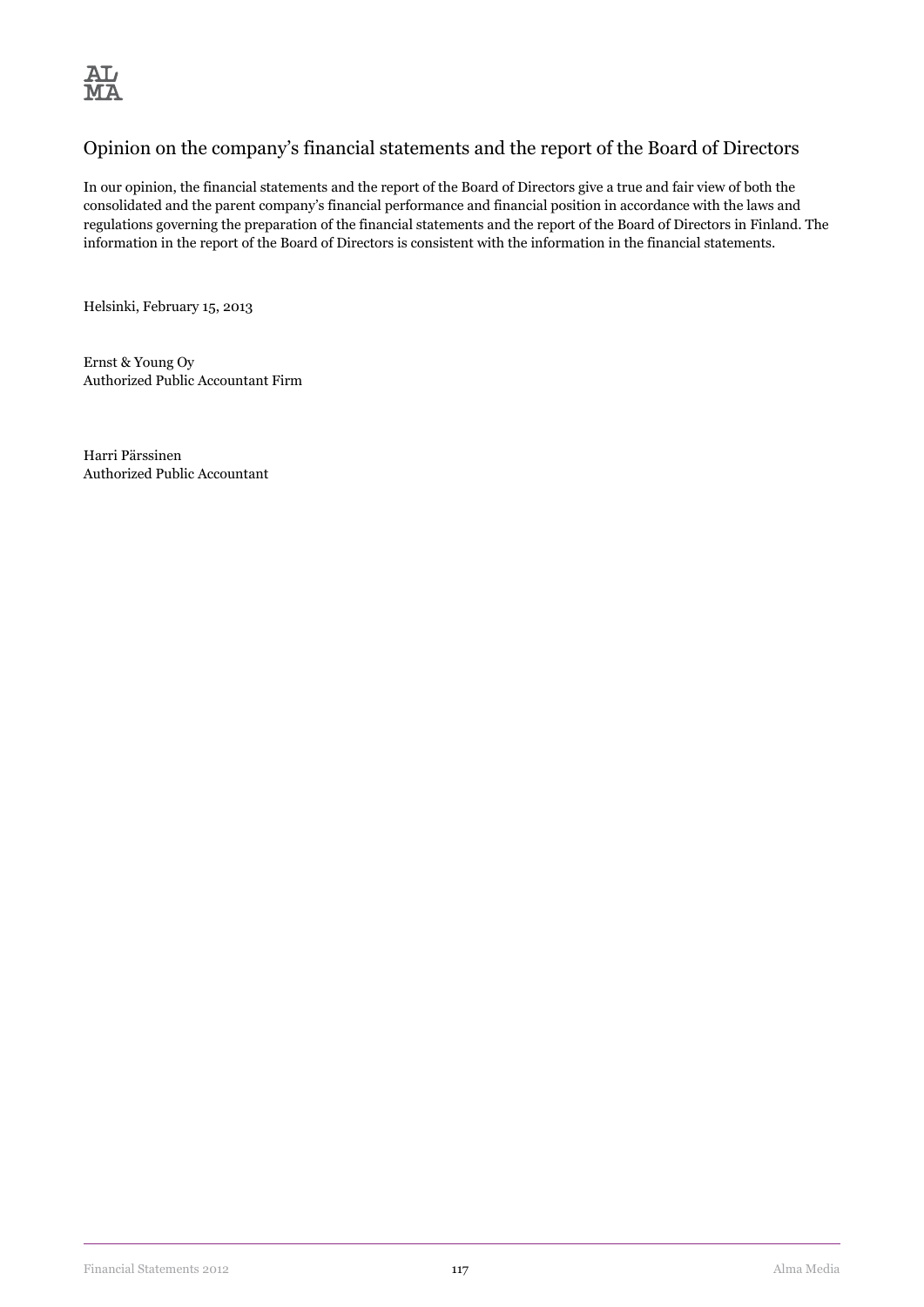## Opinion on the company's financial statements and the report of the Board of Directors

In our opinion, the financial statements and the report of the Board of Directors give a true and fair view of both the consolidated and the parent company's financial performance and financial position in accordance with the laws and regulations governing the preparation of the financial statements and the report of the Board of Directors in Finland. The information in the report of the Board of Directors is consistent with the information in the financial statements.

Helsinki, February 15, 2013

Ernst & Young Oy
Authorized Public Accountant Firm

Harri Pärssinen
Authorized Public Accountant